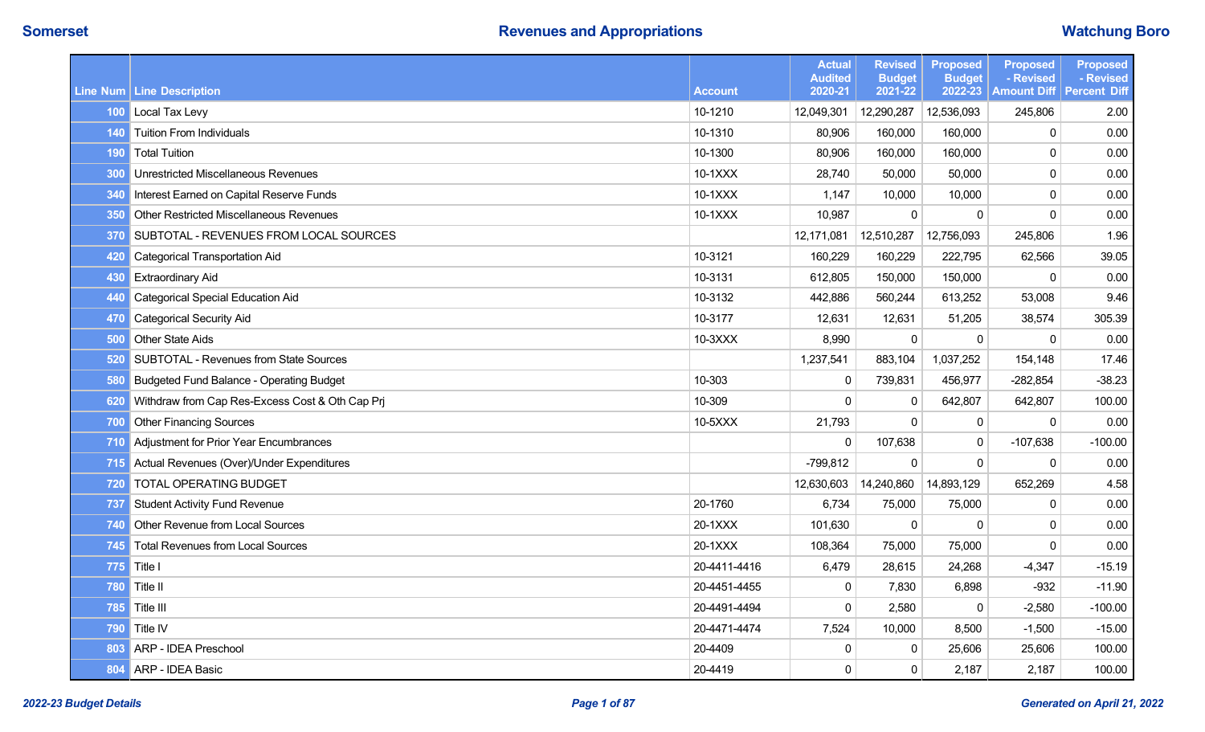# Revenues and Appropriations

| Line Num | Line Description | Account | Actual Audited 2020-21 | Revised Budget 2021-22 | Proposed Budget 2022-23 | Proposed - Revised Amount Diff | Proposed - Revised Percent Diff |
|---|---|---|---|---|---|---|---|
| 100 | Local Tax Levy | 10-1210 | 12,049,301 | 12,290,287 | 12,536,093 | 245,806 | 2.00 |
| 140 | Tuition From Individuals | 10-1310 | 80,906 | 160,000 | 160,000 | 0 | 0.00 |
| 190 | Total Tuition | 10-1300 | 80,906 | 160,000 | 160,000 | 0 | 0.00 |
| 300 | Unrestricted Miscellaneous Revenues | 10-1XXX | 28,740 | 50,000 | 50,000 | 0 | 0.00 |
| 340 | Interest Earned on Capital Reserve Funds | 10-1XXX | 1,147 | 10,000 | 10,000 | 0 | 0.00 |
| 350 | Other Restricted Miscellaneous Revenues | 10-1XXX | 10,987 | 0 | 0 | 0 | 0.00 |
| 370 | SUBTOTAL - REVENUES FROM LOCAL SOURCES | | 12,171,081 | 12,510,287 | 12,756,093 | 245,806 | 1.96 |
| 420 | Categorical Transportation Aid | 10-3121 | 160,229 | 160,229 | 222,795 | 62,566 | 39.05 |
| 430 | Extraordinary Aid | 10-3131 | 612,805 | 150,000 | 150,000 | 0 | 0.00 |
| 440 | Categorical Special Education Aid | 10-3132 | 442,886 | 560,244 | 613,252 | 53,008 | 9.46 |
| 470 | Categorical Security Aid | 10-3177 | 12,631 | 12,631 | 51,205 | 38,574 | 305.39 |
| 500 | Other State Aids | 10-3XXX | 8,990 | 0 | 0 | 0 | 0.00 |
| 520 | SUBTOTAL - Revenues from State Sources | | 1,237,541 | 883,104 | 1,037,252 | 154,148 | 17.46 |
| 580 | Budgeted Fund Balance - Operating Budget | 10-303 | 0 | 739,831 | 456,977 | -282,854 | -38.23 |
| 620 | Withdraw from Cap Res-Excess Cost & Oth Cap Prj | 10-309 | 0 | 0 | 642,807 | 642,807 | 100.00 |
| 700 | Other Financing Sources | 10-5XXX | 21,793 | 0 | 0 | 0 | 0.00 |
| 710 | Adjustment for Prior Year Encumbrances | | 0 | 107,638 | 0 | -107,638 | -100.00 |
| 715 | Actual Revenues (Over)/Under Expenditures | | -799,812 | 0 | 0 | 0 | 0.00 |
| 720 | TOTAL OPERATING BUDGET | | 12,630,603 | 14,240,860 | 14,893,129 | 652,269 | 4.58 |
| 737 | Student Activity Fund Revenue | 20-1760 | 6,734 | 75,000 | 75,000 | 0 | 0.00 |
| 740 | Other Revenue from Local Sources | 20-1XXX | 101,630 | 0 | 0 | 0 | 0.00 |
| 745 | Total Revenues from Local Sources | 20-1XXX | 108,364 | 75,000 | 75,000 | 0 | 0.00 |
| 775 | Title I | 20-4411-4416 | 6,479 | 28,615 | 24,268 | -4,347 | -15.19 |
| 780 | Title II | 20-4451-4455 | 0 | 7,830 | 6,898 | -932 | -11.90 |
| 785 | Title III | 20-4491-4494 | 0 | 2,580 | 0 | -2,580 | -100.00 |
| 790 | Title IV | 20-4471-4474 | 7,524 | 10,000 | 8,500 | -1,500 | -15.00 |
| 803 | ARP - IDEA Preschool | 20-4409 | 0 | 0 | 25,606 | 25,606 | 100.00 |
| 804 | ARP - IDEA Basic | 20-4419 | 0 | 0 | 2,187 | 2,187 | 100.00 |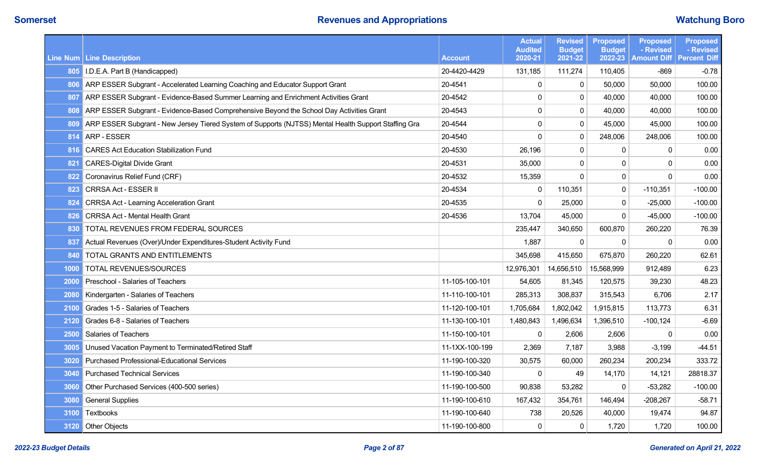| Line Num | Line Description | Account | Actual Audited 2020-21 | Revised Budget 2021-22 | Proposed Budget 2022-23 | Proposed - Revised Amount Diff | Proposed - Revised Percent Diff |
|---|---|---|---|---|---|---|---|
| 805 | I.D.E.A. Part B (Handicapped) | 20-4420-4429 | 131,185 | 111,274 | 110,405 | -869 | -0.78 |
| 806 | ARP ESSER Subgrant - Accelerated Learning Coaching and Educator Support Grant | 20-4541 | 0 | 0 | 50,000 | 50,000 | 100.00 |
| 807 | ARP ESSER Subgrant - Evidence-Based Summer Learning and Enrichment Activities Grant | 20-4542 | 0 | 0 | 40,000 | 40,000 | 100.00 |
| 808 | ARP ESSER Subgrant - Evidence-Based Comprehensive Beyond the School Day Activities Grant | 20-4543 | 0 | 0 | 40,000 | 40,000 | 100.00 |
| 809 | ARP ESSER Subgrant - New Jersey Tiered System of Supports (NJTSS) Mental Health Support Staffing Gra | 20-4544 | 0 | 0 | 45,000 | 45,000 | 100.00 |
| 814 | ARP - ESSER | 20-4540 | 0 | 0 | 248,006 | 248,006 | 100.00 |
| 816 | CARES Act Education Stabilization Fund | 20-4530 | 26,196 | 0 | 0 | 0 | 0.00 |
| 821 | CARES-Digital Divide Grant | 20-4531 | 35,000 | 0 | 0 | 0 | 0.00 |
| 822 | Coronavirus Relief Fund (CRF) | 20-4532 | 15,359 | 0 | 0 | 0 | 0.00 |
| 823 | CRRSA Act - ESSER II | 20-4534 | 0 | 110,351 | 0 | -110,351 | -100.00 |
| 824 | CRRSA Act - Learning Acceleration Grant | 20-4535 | 0 | 25,000 | 0 | -25,000 | -100.00 |
| 826 | CRRSA Act - Mental Health Grant | 20-4536 | 13,704 | 45,000 | 0 | -45,000 | -100.00 |
| 830 | TOTAL REVENUES FROM FEDERAL SOURCES | | 235,447 | 340,650 | 600,870 | 260,220 | 76.39 |
| 837 | Actual Revenues (Over)/Under Expenditures-Student Activity Fund | | 1,887 | 0 | 0 | 0 | 0.00 |
| 840 | TOTAL GRANTS AND ENTITLEMENTS | | 345,698 | 415,650 | 675,870 | 260,220 | 62.61 |
| 1000 | TOTAL REVENUES/SOURCES | | 12,976,301 | 14,656,510 | 15,568,999 | 912,489 | 6.23 |
| 2000 | Preschool - Salaries of Teachers | 11-105-100-101 | 54,605 | 81,345 | 120,575 | 39,230 | 48.23 |
| 2080 | Kindergarten - Salaries of Teachers | 11-110-100-101 | 285,313 | 308,837 | 315,543 | 6,706 | 2.17 |
| 2100 | Grades 1-5 - Salaries of Teachers | 11-120-100-101 | 1,705,684 | 1,802,042 | 1,915,815 | 113,773 | 6.31 |
| 2120 | Grades 6-8 - Salaries of Teachers | 11-130-100-101 | 1,480,843 | 1,496,634 | 1,396,510 | -100,124 | -6.69 |
| 2500 | Salaries of Teachers | 11-150-100-101 | 0 | 2,606 | 2,606 | 0 | 0.00 |
| 3005 | Unused Vacation Payment to Terminated/Retired Staff | 11-1XX-100-199 | 2,369 | 7,187 | 3,988 | -3,199 | -44.51 |
| 3020 | Purchased Professional-Educational Services | 11-190-100-320 | 30,575 | 60,000 | 260,234 | 200,234 | 333.72 |
| 3040 | Purchased Technical Services | 11-190-100-340 | 0 | 49 | 14,170 | 14,121 | 28818.37 |
| 3060 | Other Purchased Services (400-500 series) | 11-190-100-500 | 90,838 | 53,282 | 0 | -53,282 | -100.00 |
| 3080 | General Supplies | 11-190-100-610 | 167,432 | 354,761 | 146,494 | -208,267 | -58.71 |
| 3100 | Textbooks | 11-190-100-640 | 738 | 20,526 | 40,000 | 19,474 | 94.87 |
| 3120 | Other Objects | 11-190-100-800 | 0 | 0 | 1,720 | 1,720 | 100.00 |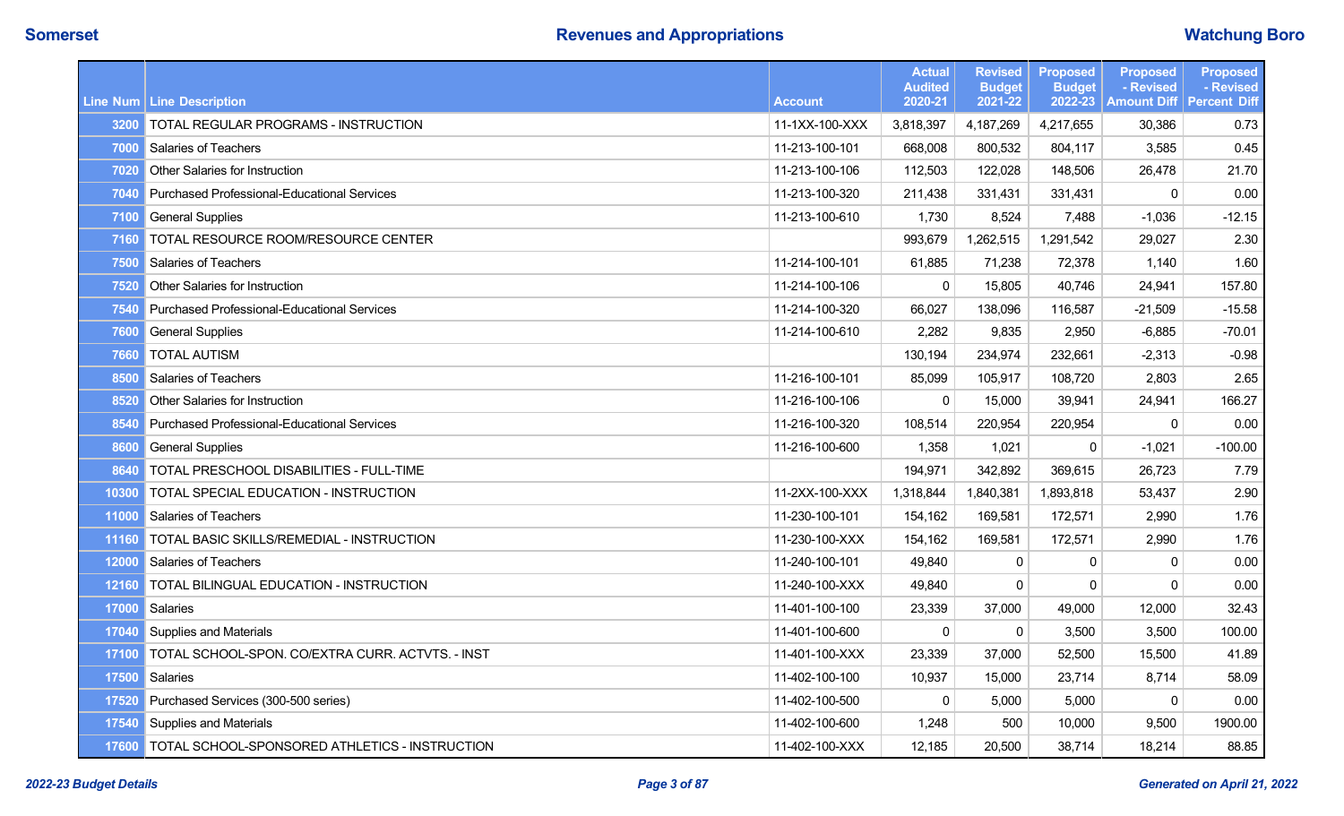| Line Num | Line Description | Account | Actual Audited 2020-21 | Revised Budget 2021-22 | Proposed Budget 2022-23 | Proposed - Revised Amount Diff | Proposed - Revised Percent Diff |
|---|---|---|---|---|---|---|---|
| 3200 | TOTAL REGULAR PROGRAMS - INSTRUCTION | 11-1XX-100-XXX | 3,818,397 | 4,187,269 | 4,217,655 | 30,386 | 0.73 |
| 7000 | Salaries of Teachers | 11-213-100-101 | 668,008 | 800,532 | 804,117 | 3,585 | 0.45 |
| 7020 | Other Salaries for Instruction | 11-213-100-106 | 112,503 | 122,028 | 148,506 | 26,478 | 21.70 |
| 7040 | Purchased Professional-Educational Services | 11-213-100-320 | 211,438 | 331,431 | 331,431 | 0 | 0.00 |
| 7100 | General Supplies | 11-213-100-610 | 1,730 | 8,524 | 7,488 | -1,036 | -12.15 |
| 7160 | TOTAL RESOURCE ROOM/RESOURCE CENTER | | 993,679 | 1,262,515 | 1,291,542 | 29,027 | 2.30 |
| 7500 | Salaries of Teachers | 11-214-100-101 | 61,885 | 71,238 | 72,378 | 1,140 | 1.60 |
| 7520 | Other Salaries for Instruction | 11-214-100-106 | 0 | 15,805 | 40,746 | 24,941 | 157.80 |
| 7540 | Purchased Professional-Educational Services | 11-214-100-320 | 66,027 | 138,096 | 116,587 | -21,509 | -15.58 |
| 7600 | General Supplies | 11-214-100-610 | 2,282 | 9,835 | 2,950 | -6,885 | -70.01 |
| 7660 | TOTAL AUTISM | | 130,194 | 234,974 | 232,661 | -2,313 | -0.98 |
| 8500 | Salaries of Teachers | 11-216-100-101 | 85,099 | 105,917 | 108,720 | 2,803 | 2.65 |
| 8520 | Other Salaries for Instruction | 11-216-100-106 | 0 | 15,000 | 39,941 | 24,941 | 166.27 |
| 8540 | Purchased Professional-Educational Services | 11-216-100-320 | 108,514 | 220,954 | 220,954 | 0 | 0.00 |
| 8600 | General Supplies | 11-216-100-600 | 1,358 | 1,021 | 0 | -1,021 | -100.00 |
| 8640 | TOTAL PRESCHOOL DISABILITIES - FULL-TIME | | 194,971 | 342,892 | 369,615 | 26,723 | 7.79 |
| 10300 | TOTAL SPECIAL EDUCATION - INSTRUCTION | 11-2XX-100-XXX | 1,318,844 | 1,840,381 | 1,893,818 | 53,437 | 2.90 |
| 11000 | Salaries of Teachers | 11-230-100-101 | 154,162 | 169,581 | 172,571 | 2,990 | 1.76 |
| 11160 | TOTAL BASIC SKILLS/REMEDIAL - INSTRUCTION | 11-230-100-XXX | 154,162 | 169,581 | 172,571 | 2,990 | 1.76 |
| 12000 | Salaries of Teachers | 11-240-100-101 | 49,840 | 0 | 0 | 0 | 0.00 |
| 12160 | TOTAL BILINGUAL EDUCATION - INSTRUCTION | 11-240-100-XXX | 49,840 | 0 | 0 | 0 | 0.00 |
| 17000 | Salaries | 11-401-100-100 | 23,339 | 37,000 | 49,000 | 12,000 | 32.43 |
| 17040 | Supplies and Materials | 11-401-100-600 | 0 | 0 | 3,500 | 3,500 | 100.00 |
| 17100 | TOTAL SCHOOL-SPON. CO/EXTRA CURR. ACTVTS. - INST | 11-401-100-XXX | 23,339 | 37,000 | 52,500 | 15,500 | 41.89 |
| 17500 | Salaries | 11-402-100-100 | 10,937 | 15,000 | 23,714 | 8,714 | 58.09 |
| 17520 | Purchased Services (300-500 series) | 11-402-100-500 | 0 | 5,000 | 5,000 | 0 | 0.00 |
| 17540 | Supplies and Materials | 11-402-100-600 | 1,248 | 500 | 10,000 | 9,500 | 1900.00 |
| 17600 | TOTAL SCHOOL-SPONSORED ATHLETICS - INSTRUCTION | 11-402-100-XXX | 12,185 | 20,500 | 38,714 | 18,214 | 88.85 |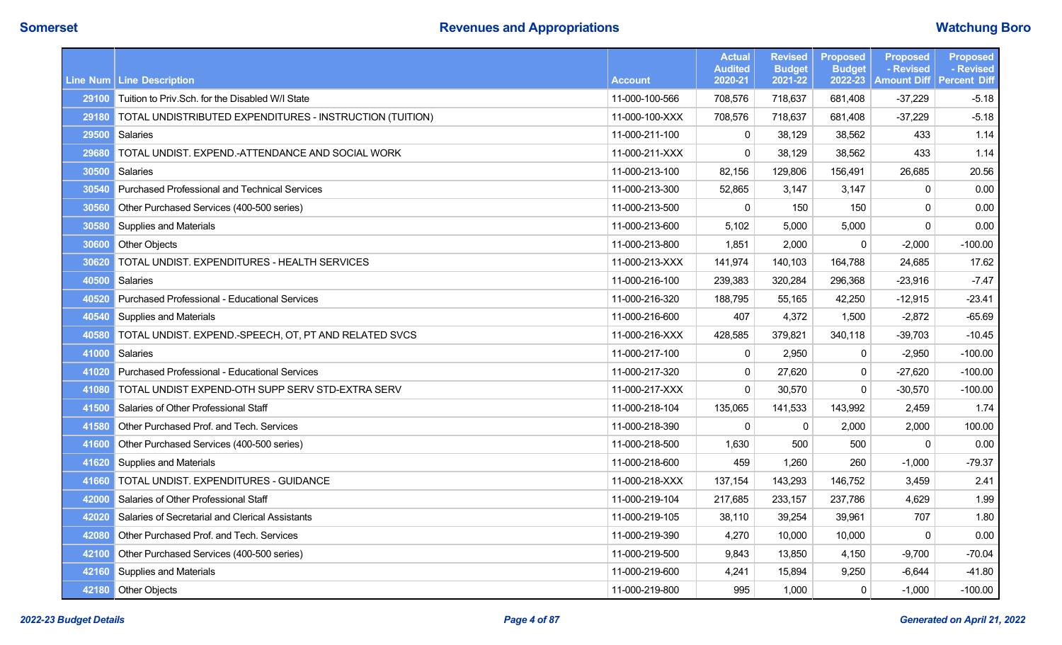| Line Num | Line Description | Account | Actual Audited 2020-21 | Revised Budget 2021-22 | Proposed Budget 2022-23 | Proposed - Revised Amount Diff | Proposed - Revised Percent Diff |
|---|---|---|---|---|---|---|---|
| 29100 | Tuition to Priv.Sch. for the Disabled W/I State | 11-000-100-566 | 708,576 | 718,637 | 681,408 | -37,229 | -5.18 |
| 29180 | TOTAL UNDISTRIBUTED EXPENDITURES - INSTRUCTION (TUITION) | 11-000-100-XXX | 708,576 | 718,637 | 681,408 | -37,229 | -5.18 |
| 29500 | Salaries | 11-000-211-100 | 0 | 38,129 | 38,562 | 433 | 1.14 |
| 29680 | TOTAL UNDIST. EXPEND.-ATTENDANCE AND SOCIAL WORK | 11-000-211-XXX | 0 | 38,129 | 38,562 | 433 | 1.14 |
| 30500 | Salaries | 11-000-213-100 | 82,156 | 129,806 | 156,491 | 26,685 | 20.56 |
| 30540 | Purchased Professional and Technical Services | 11-000-213-300 | 52,865 | 3,147 | 3,147 | 0 | 0.00 |
| 30560 | Other Purchased Services (400-500 series) | 11-000-213-500 | 0 | 150 | 150 | 0 | 0.00 |
| 30580 | Supplies and Materials | 11-000-213-600 | 5,102 | 5,000 | 5,000 | 0 | 0.00 |
| 30600 | Other Objects | 11-000-213-800 | 1,851 | 2,000 | 0 | -2,000 | -100.00 |
| 30620 | TOTAL UNDIST. EXPENDITURES - HEALTH SERVICES | 11-000-213-XXX | 141,974 | 140,103 | 164,788 | 24,685 | 17.62 |
| 40500 | Salaries | 11-000-216-100 | 239,383 | 320,284 | 296,368 | -23,916 | -7.47 |
| 40520 | Purchased Professional - Educational Services | 11-000-216-320 | 188,795 | 55,165 | 42,250 | -12,915 | -23.41 |
| 40540 | Supplies and Materials | 11-000-216-600 | 407 | 4,372 | 1,500 | -2,872 | -65.69 |
| 40580 | TOTAL UNDIST. EXPEND.-SPEECH, OT, PT AND RELATED SVCS | 11-000-216-XXX | 428,585 | 379,821 | 340,118 | -39,703 | -10.45 |
| 41000 | Salaries | 11-000-217-100 | 0 | 2,950 | 0 | -2,950 | -100.00 |
| 41020 | Purchased Professional - Educational Services | 11-000-217-320 | 0 | 27,620 | 0 | -27,620 | -100.00 |
| 41080 | TOTAL UNDIST EXPEND-OTH SUPP SERV STD-EXTRA SERV | 11-000-217-XXX | 0 | 30,570 | 0 | -30,570 | -100.00 |
| 41500 | Salaries of Other Professional Staff | 11-000-218-104 | 135,065 | 141,533 | 143,992 | 2,459 | 1.74 |
| 41580 | Other Purchased Prof. and Tech. Services | 11-000-218-390 | 0 | 0 | 2,000 | 2,000 | 100.00 |
| 41600 | Other Purchased Services (400-500 series) | 11-000-218-500 | 1,630 | 500 | 500 | 0 | 0.00 |
| 41620 | Supplies and Materials | 11-000-218-600 | 459 | 1,260 | 260 | -1,000 | -79.37 |
| 41660 | TOTAL UNDIST. EXPENDITURES - GUIDANCE | 11-000-218-XXX | 137,154 | 143,293 | 146,752 | 3,459 | 2.41 |
| 42000 | Salaries of Other Professional Staff | 11-000-219-104 | 217,685 | 233,157 | 237,786 | 4,629 | 1.99 |
| 42020 | Salaries of Secretarial and Clerical Assistants | 11-000-219-105 | 38,110 | 39,254 | 39,961 | 707 | 1.80 |
| 42080 | Other Purchased Prof. and Tech. Services | 11-000-219-390 | 4,270 | 10,000 | 10,000 | 0 | 0.00 |
| 42100 | Other Purchased Services (400-500 series) | 11-000-219-500 | 9,843 | 13,850 | 4,150 | -9,700 | -70.04 |
| 42160 | Supplies and Materials | 11-000-219-600 | 4,241 | 15,894 | 9,250 | -6,644 | -41.80 |
| 42180 | Other Objects | 11-000-219-800 | 995 | 1,000 | 0 | -1,000 | -100.00 |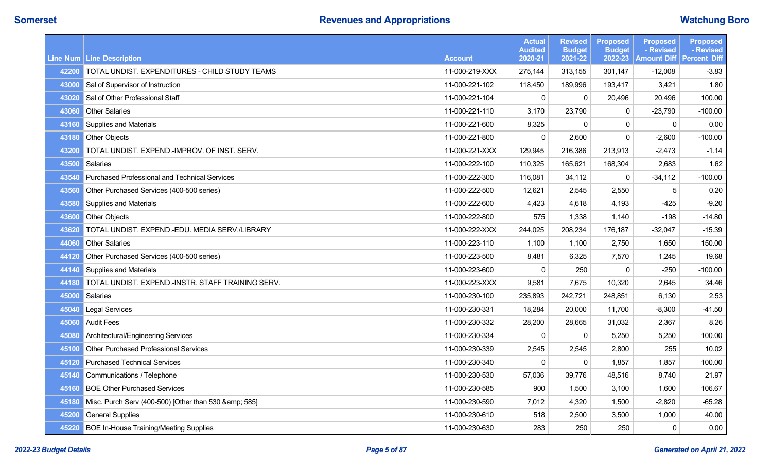| Line Num | Line Description | Account | Actual Audited 2020-21 | Revised Budget 2021-22 | Proposed Budget 2022-23 | Proposed - Revised Amount Diff | Proposed - Revised Percent Diff |
|---|---|---|---|---|---|---|---|
| 42200 | TOTAL UNDIST. EXPENDITURES - CHILD STUDY TEAMS | 11-000-219-XXX | 275,144 | 313,155 | 301,147 | -12,008 | -3.83 |
| 43000 | Sal of Supervisor of Instruction | 11-000-221-102 | 118,450 | 189,996 | 193,417 | 3,421 | 1.80 |
| 43020 | Sal of Other Professional Staff | 11-000-221-104 | 0 | 0 | 20,496 | 20,496 | 100.00 |
| 43060 | Other Salaries | 11-000-221-110 | 3,170 | 23,790 | 0 | -23,790 | -100.00 |
| 43160 | Supplies and Materials | 11-000-221-600 | 8,325 | 0 | 0 | 0 | 0.00 |
| 43180 | Other Objects | 11-000-221-800 | 0 | 2,600 | 0 | -2,600 | -100.00 |
| 43200 | TOTAL UNDIST. EXPEND.-IMPROV. OF INST. SERV. | 11-000-221-XXX | 129,945 | 216,386 | 213,913 | -2,473 | -1.14 |
| 43500 | Salaries | 11-000-222-100 | 110,325 | 165,621 | 168,304 | 2,683 | 1.62 |
| 43540 | Purchased Professional and Technical Services | 11-000-222-300 | 116,081 | 34,112 | 0 | -34,112 | -100.00 |
| 43560 | Other Purchased Services (400-500 series) | 11-000-222-500 | 12,621 | 2,545 | 2,550 | 5 | 0.20 |
| 43580 | Supplies and Materials | 11-000-222-600 | 4,423 | 4,618 | 4,193 | -425 | -9.20 |
| 43600 | Other Objects | 11-000-222-800 | 575 | 1,338 | 1,140 | -198 | -14.80 |
| 43620 | TOTAL UNDIST. EXPEND.-EDU. MEDIA SERV./LIBRARY | 11-000-222-XXX | 244,025 | 208,234 | 176,187 | -32,047 | -15.39 |
| 44060 | Other Salaries | 11-000-223-110 | 1,100 | 1,100 | 2,750 | 1,650 | 150.00 |
| 44120 | Other Purchased Services (400-500 series) | 11-000-223-500 | 8,481 | 6,325 | 7,570 | 1,245 | 19.68 |
| 44140 | Supplies and Materials | 11-000-223-600 | 0 | 250 | 0 | -250 | -100.00 |
| 44180 | TOTAL UNDIST. EXPEND.-INSTR. STAFF TRAINING SERV. | 11-000-223-XXX | 9,581 | 7,675 | 10,320 | 2,645 | 34.46 |
| 45000 | Salaries | 11-000-230-100 | 235,893 | 242,721 | 248,851 | 6,130 | 2.53 |
| 45040 | Legal Services | 11-000-230-331 | 18,284 | 20,000 | 11,700 | -8,300 | -41.50 |
| 45060 | Audit Fees | 11-000-230-332 | 28,200 | 28,665 | 31,032 | 2,367 | 8.26 |
| 45080 | Architectural/Engineering Services | 11-000-230-334 | 0 | 0 | 5,250 | 5,250 | 100.00 |
| 45100 | Other Purchased Professional Services | 11-000-230-339 | 2,545 | 2,545 | 2,800 | 255 | 10.02 |
| 45120 | Purchased Technical Services | 11-000-230-340 | 0 | 0 | 1,857 | 1,857 | 100.00 |
| 45140 | Communications / Telephone | 11-000-230-530 | 57,036 | 39,776 | 48,516 | 8,740 | 21.97 |
| 45160 | BOE Other Purchased Services | 11-000-230-585 | 900 | 1,500 | 3,100 | 1,600 | 106.67 |
| 45180 | Misc. Purch Serv (400-500) [Other than 530 &amp; 585] | 11-000-230-590 | 7,012 | 4,320 | 1,500 | -2,820 | -65.28 |
| 45200 | General Supplies | 11-000-230-610 | 518 | 2,500 | 3,500 | 1,000 | 40.00 |
| 45220 | BOE In-House Training/Meeting Supplies | 11-000-230-630 | 283 | 250 | 250 | 0 | 0.00 |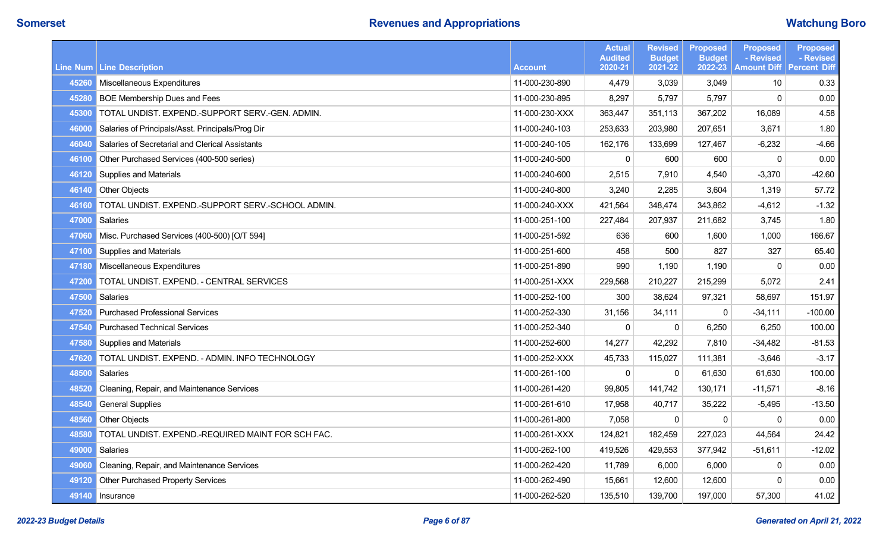| Line Num | Line Description | Account | Actual Audited 2020-21 | Revised Budget 2021-22 | Proposed Budget 2022-23 | Proposed - Revised Amount Diff | Proposed - Revised Percent Diff |
|---|---|---|---|---|---|---|---|
| 45260 | Miscellaneous Expenditures | 11-000-230-890 | 4,479 | 3,039 | 3,049 | 10 | 0.33 |
| 45280 | BOE Membership Dues and Fees | 11-000-230-895 | 8,297 | 5,797 | 5,797 | 0 | 0.00 |
| 45300 | TOTAL UNDIST. EXPEND.-SUPPORT SERV.-GEN. ADMIN. | 11-000-230-XXX | 363,447 | 351,113 | 367,202 | 16,089 | 4.58 |
| 46000 | Salaries of Principals/Asst. Principals/Prog Dir | 11-000-240-103 | 253,633 | 203,980 | 207,651 | 3,671 | 1.80 |
| 46040 | Salaries of Secretarial and Clerical Assistants | 11-000-240-105 | 162,176 | 133,699 | 127,467 | -6,232 | -4.66 |
| 46100 | Other Purchased Services (400-500 series) | 11-000-240-500 | 0 | 600 | 600 | 0 | 0.00 |
| 46120 | Supplies and Materials | 11-000-240-600 | 2,515 | 7,910 | 4,540 | -3,370 | -42.60 |
| 46140 | Other Objects | 11-000-240-800 | 3,240 | 2,285 | 3,604 | 1,319 | 57.72 |
| 46160 | TOTAL UNDIST. EXPEND.-SUPPORT SERV.-SCHOOL ADMIN. | 11-000-240-XXX | 421,564 | 348,474 | 343,862 | -4,612 | -1.32 |
| 47000 | Salaries | 11-000-251-100 | 227,484 | 207,937 | 211,682 | 3,745 | 1.80 |
| 47060 | Misc. Purchased Services (400-500) [O/T 594] | 11-000-251-592 | 636 | 600 | 1,600 | 1,000 | 166.67 |
| 47100 | Supplies and Materials | 11-000-251-600 | 458 | 500 | 827 | 327 | 65.40 |
| 47180 | Miscellaneous Expenditures | 11-000-251-890 | 990 | 1,190 | 1,190 | 0 | 0.00 |
| 47200 | TOTAL UNDIST. EXPEND. - CENTRAL SERVICES | 11-000-251-XXX | 229,568 | 210,227 | 215,299 | 5,072 | 2.41 |
| 47500 | Salaries | 11-000-252-100 | 300 | 38,624 | 97,321 | 58,697 | 151.97 |
| 47520 | Purchased Professional Services | 11-000-252-330 | 31,156 | 34,111 | 0 | -34,111 | -100.00 |
| 47540 | Purchased Technical Services | 11-000-252-340 | 0 | 0 | 6,250 | 6,250 | 100.00 |
| 47580 | Supplies and Materials | 11-000-252-600 | 14,277 | 42,292 | 7,810 | -34,482 | -81.53 |
| 47620 | TOTAL UNDIST. EXPEND. - ADMIN. INFO TECHNOLOGY | 11-000-252-XXX | 45,733 | 115,027 | 111,381 | -3,646 | -3.17 |
| 48500 | Salaries | 11-000-261-100 | 0 | 0 | 61,630 | 61,630 | 100.00 |
| 48520 | Cleaning, Repair, and Maintenance Services | 11-000-261-420 | 99,805 | 141,742 | 130,171 | -11,571 | -8.16 |
| 48540 | General Supplies | 11-000-261-610 | 17,958 | 40,717 | 35,222 | -5,495 | -13.50 |
| 48560 | Other Objects | 11-000-261-800 | 7,058 | 0 | 0 | 0 | 0.00 |
| 48580 | TOTAL UNDIST. EXPEND.-REQUIRED MAINT FOR SCH FAC. | 11-000-261-XXX | 124,821 | 182,459 | 227,023 | 44,564 | 24.42 |
| 49000 | Salaries | 11-000-262-100 | 419,526 | 429,553 | 377,942 | -51,611 | -12.02 |
| 49060 | Cleaning, Repair, and Maintenance Services | 11-000-262-420 | 11,789 | 6,000 | 6,000 | 0 | 0.00 |
| 49120 | Other Purchased Property Services | 11-000-262-490 | 15,661 | 12,600 | 12,600 | 0 | 0.00 |
| 49140 | Insurance | 11-000-262-520 | 135,510 | 139,700 | 197,000 | 57,300 | 41.02 |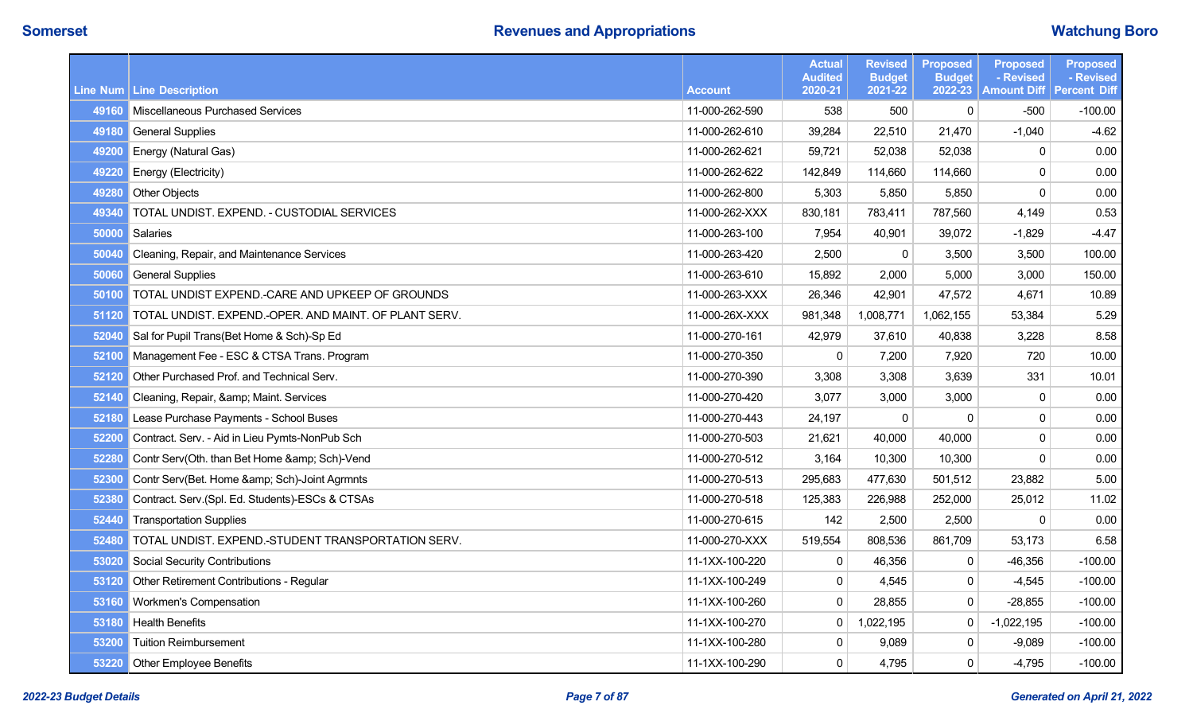| Line Num | Line Description | Account | Actual Audited 2020-21 | Revised Budget 2021-22 | Proposed Budget 2022-23 | Proposed - Revised Amount Diff | Proposed - Revised Percent Diff |
|---|---|---|---|---|---|---|---|
| 49160 | Miscellaneous Purchased Services | 11-000-262-590 | 538 | 500 | 0 | -500 | -100.00 |
| 49180 | General Supplies | 11-000-262-610 | 39,284 | 22,510 | 21,470 | -1,040 | -4.62 |
| 49200 | Energy (Natural Gas) | 11-000-262-621 | 59,721 | 52,038 | 52,038 | 0 | 0.00 |
| 49220 | Energy (Electricity) | 11-000-262-622 | 142,849 | 114,660 | 114,660 | 0 | 0.00 |
| 49280 | Other Objects | 11-000-262-800 | 5,303 | 5,850 | 5,850 | 0 | 0.00 |
| 49340 | TOTAL UNDIST. EXPEND. - CUSTODIAL SERVICES | 11-000-262-XXX | 830,181 | 783,411 | 787,560 | 4,149 | 0.53 |
| 50000 | Salaries | 11-000-263-100 | 7,954 | 40,901 | 39,072 | -1,829 | -4.47 |
| 50040 | Cleaning, Repair, and Maintenance Services | 11-000-263-420 | 2,500 | 0 | 3,500 | 3,500 | 100.00 |
| 50060 | General Supplies | 11-000-263-610 | 15,892 | 2,000 | 5,000 | 3,000 | 150.00 |
| 50100 | TOTAL UNDIST EXPEND.-CARE AND UPKEEP OF GROUNDS | 11-000-263-XXX | 26,346 | 42,901 | 47,572 | 4,671 | 10.89 |
| 51120 | TOTAL UNDIST. EXPEND.-OPER. AND MAINT. OF PLANT SERV. | 11-000-26X-XXX | 981,348 | 1,008,771 | 1,062,155 | 53,384 | 5.29 |
| 52040 | Sal for Pupil Trans(Bet Home & Sch)-Sp Ed | 11-000-270-161 | 42,979 | 37,610 | 40,838 | 3,228 | 8.58 |
| 52100 | Management Fee - ESC & CTSA Trans. Program | 11-000-270-350 | 0 | 7,200 | 7,920 | 720 | 10.00 |
| 52120 | Other Purchased Prof. and Technical Serv. | 11-000-270-390 | 3,308 | 3,308 | 3,639 | 331 | 10.01 |
| 52140 | Cleaning, Repair, &amp; Maint. Services | 11-000-270-420 | 3,077 | 3,000 | 3,000 | 0 | 0.00 |
| 52180 | Lease Purchase Payments - School Buses | 11-000-270-443 | 24,197 | 0 | 0 | 0 | 0.00 |
| 52200 | Contract. Serv. - Aid in Lieu Pymts-NonPub Sch | 11-000-270-503 | 21,621 | 40,000 | 40,000 | 0 | 0.00 |
| 52280 | Contr Serv(Oth. than Bet Home &amp; Sch)-Vend | 11-000-270-512 | 3,164 | 10,300 | 10,300 | 0 | 0.00 |
| 52300 | Contr Serv(Bet. Home &amp; Sch)-Joint Agrmnts | 11-000-270-513 | 295,683 | 477,630 | 501,512 | 23,882 | 5.00 |
| 52380 | Contract. Serv.(Spl. Ed. Students)-ESCs & CTSAs | 11-000-270-518 | 125,383 | 226,988 | 252,000 | 25,012 | 11.02 |
| 52440 | Transportation Supplies | 11-000-270-615 | 142 | 2,500 | 2,500 | 0 | 0.00 |
| 52480 | TOTAL UNDIST. EXPEND.-STUDENT TRANSPORTATION SERV. | 11-000-270-XXX | 519,554 | 808,536 | 861,709 | 53,173 | 6.58 |
| 53020 | Social Security Contributions | 11-1XX-100-220 | 0 | 46,356 | 0 | -46,356 | -100.00 |
| 53120 | Other Retirement Contributions - Regular | 11-1XX-100-249 | 0 | 4,545 | 0 | -4,545 | -100.00 |
| 53160 | Workmen's Compensation | 11-1XX-100-260 | 0 | 28,855 | 0 | -28,855 | -100.00 |
| 53180 | Health Benefits | 11-1XX-100-270 | 0 | 1,022,195 | 0 | -1,022,195 | -100.00 |
| 53200 | Tuition Reimbursement | 11-1XX-100-280 | 0 | 9,089 | 0 | -9,089 | -100.00 |
| 53220 | Other Employee Benefits | 11-1XX-100-290 | 0 | 4,795 | 0 | -4,795 | -100.00 |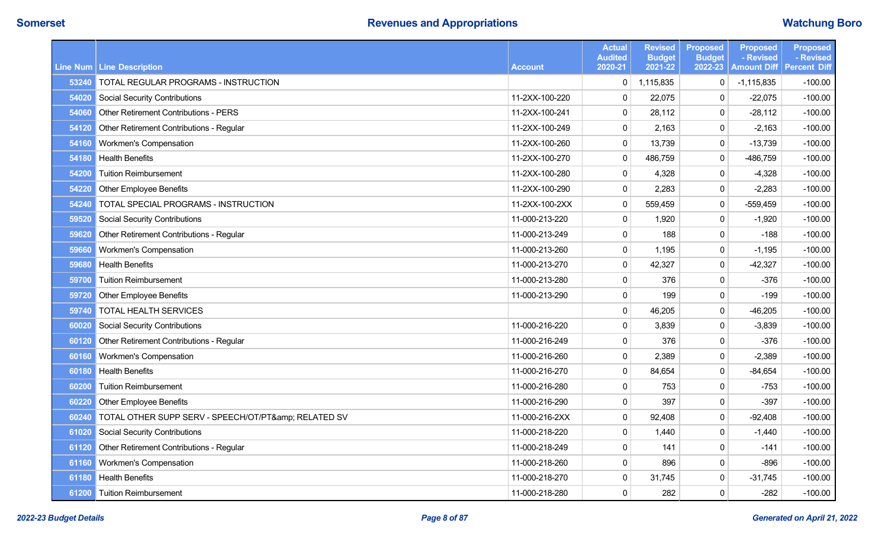| Line Num | Line Description | Account | Actual Audited 2020-21 | Revised Budget 2021-22 | Proposed Budget 2022-23 | Proposed - Revised Amount Diff | Proposed - Revised Percent Diff |
|---|---|---|---|---|---|---|---|
| 53240 | TOTAL REGULAR PROGRAMS - INSTRUCTION | | 0 | 1,115,835 | 0 | -1,115,835 | -100.00 |
| 54020 | Social Security Contributions | 11-2XX-100-220 | 0 | 22,075 | 0 | -22,075 | -100.00 |
| 54060 | Other Retirement Contributions - PERS | 11-2XX-100-241 | 0 | 28,112 | 0 | -28,112 | -100.00 |
| 54120 | Other Retirement Contributions - Regular | 11-2XX-100-249 | 0 | 2,163 | 0 | -2,163 | -100.00 |
| 54160 | Workmen's Compensation | 11-2XX-100-260 | 0 | 13,739 | 0 | -13,739 | -100.00 |
| 54180 | Health Benefits | 11-2XX-100-270 | 0 | 486,759 | 0 | -486,759 | -100.00 |
| 54200 | Tuition Reimbursement | 11-2XX-100-280 | 0 | 4,328 | 0 | -4,328 | -100.00 |
| 54220 | Other Employee Benefits | 11-2XX-100-290 | 0 | 2,283 | 0 | -2,283 | -100.00 |
| 54240 | TOTAL SPECIAL PROGRAMS - INSTRUCTION | 11-2XX-100-2XX | 0 | 559,459 | 0 | -559,459 | -100.00 |
| 59520 | Social Security Contributions | 11-000-213-220 | 0 | 1,920 | 0 | -1,920 | -100.00 |
| 59620 | Other Retirement Contributions - Regular | 11-000-213-249 | 0 | 188 | 0 | -188 | -100.00 |
| 59660 | Workmen's Compensation | 11-000-213-260 | 0 | 1,195 | 0 | -1,195 | -100.00 |
| 59680 | Health Benefits | 11-000-213-270 | 0 | 42,327 | 0 | -42,327 | -100.00 |
| 59700 | Tuition Reimbursement | 11-000-213-280 | 0 | 376 | 0 | -376 | -100.00 |
| 59720 | Other Employee Benefits | 11-000-213-290 | 0 | 199 | 0 | -199 | -100.00 |
| 59740 | TOTAL HEALTH SERVICES | | 0 | 46,205 | 0 | -46,205 | -100.00 |
| 60020 | Social Security Contributions | 11-000-216-220 | 0 | 3,839 | 0 | -3,839 | -100.00 |
| 60120 | Other Retirement Contributions - Regular | 11-000-216-249 | 0 | 376 | 0 | -376 | -100.00 |
| 60160 | Workmen's Compensation | 11-000-216-260 | 0 | 2,389 | 0 | -2,389 | -100.00 |
| 60180 | Health Benefits | 11-000-216-270 | 0 | 84,654 | 0 | -84,654 | -100.00 |
| 60200 | Tuition Reimbursement | 11-000-216-280 | 0 | 753 | 0 | -753 | -100.00 |
| 60220 | Other Employee Benefits | 11-000-216-290 | 0 | 397 | 0 | -397 | -100.00 |
| 60240 | TOTAL OTHER SUPP SERV - SPEECH/OT/PT&amp; RELATED SV | 11-000-216-2XX | 0 | 92,408 | 0 | -92,408 | -100.00 |
| 61020 | Social Security Contributions | 11-000-218-220 | 0 | 1,440 | 0 | -1,440 | -100.00 |
| 61120 | Other Retirement Contributions - Regular | 11-000-218-249 | 0 | 141 | 0 | -141 | -100.00 |
| 61160 | Workmen's Compensation | 11-000-218-260 | 0 | 896 | 0 | -896 | -100.00 |
| 61180 | Health Benefits | 11-000-218-270 | 0 | 31,745 | 0 | -31,745 | -100.00 |
| 61200 | Tuition Reimbursement | 11-000-218-280 | 0 | 282 | 0 | -282 | -100.00 |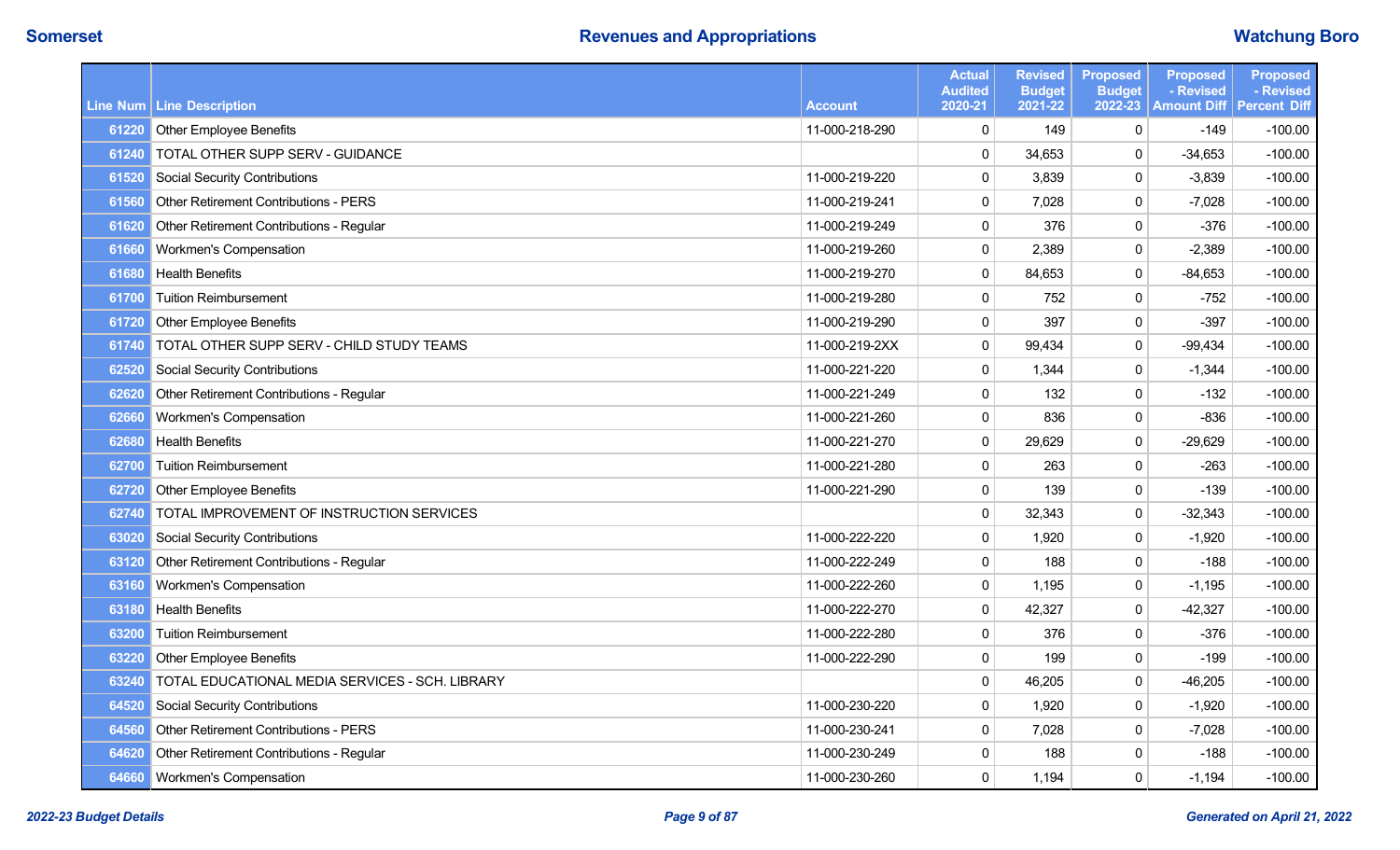| Line Num | Line Description | Account | Actual Audited 2020-21 | Revised Budget 2021-22 | Proposed Budget 2022-23 | Proposed - Revised Amount Diff | Proposed - Revised Percent Diff |
|---|---|---|---|---|---|---|---|
| 61220 | Other Employee Benefits | 11-000-218-290 | 0 | 149 | 0 | -149 | -100.00 |
| 61240 | TOTAL OTHER SUPP SERV - GUIDANCE | | 0 | 34,653 | 0 | -34,653 | -100.00 |
| 61520 | Social Security Contributions | 11-000-219-220 | 0 | 3,839 | 0 | -3,839 | -100.00 |
| 61560 | Other Retirement Contributions - PERS | 11-000-219-241 | 0 | 7,028 | 0 | -7,028 | -100.00 |
| 61620 | Other Retirement Contributions - Regular | 11-000-219-249 | 0 | 376 | 0 | -376 | -100.00 |
| 61660 | Workmen's Compensation | 11-000-219-260 | 0 | 2,389 | 0 | -2,389 | -100.00 |
| 61680 | Health Benefits | 11-000-219-270 | 0 | 84,653 | 0 | -84,653 | -100.00 |
| 61700 | Tuition Reimbursement | 11-000-219-280 | 0 | 752 | 0 | -752 | -100.00 |
| 61720 | Other Employee Benefits | 11-000-219-290 | 0 | 397 | 0 | -397 | -100.00 |
| 61740 | TOTAL OTHER SUPP SERV - CHILD STUDY TEAMS | 11-000-219-2XX | 0 | 99,434 | 0 | -99,434 | -100.00 |
| 62520 | Social Security Contributions | 11-000-221-220 | 0 | 1,344 | 0 | -1,344 | -100.00 |
| 62620 | Other Retirement Contributions - Regular | 11-000-221-249 | 0 | 132 | 0 | -132 | -100.00 |
| 62660 | Workmen's Compensation | 11-000-221-260 | 0 | 836 | 0 | -836 | -100.00 |
| 62680 | Health Benefits | 11-000-221-270 | 0 | 29,629 | 0 | -29,629 | -100.00 |
| 62700 | Tuition Reimbursement | 11-000-221-280 | 0 | 263 | 0 | -263 | -100.00 |
| 62720 | Other Employee Benefits | 11-000-221-290 | 0 | 139 | 0 | -139 | -100.00 |
| 62740 | TOTAL IMPROVEMENT OF INSTRUCTION SERVICES | | 0 | 32,343 | 0 | -32,343 | -100.00 |
| 63020 | Social Security Contributions | 11-000-222-220 | 0 | 1,920 | 0 | -1,920 | -100.00 |
| 63120 | Other Retirement Contributions - Regular | 11-000-222-249 | 0 | 188 | 0 | -188 | -100.00 |
| 63160 | Workmen's Compensation | 11-000-222-260 | 0 | 1,195 | 0 | -1,195 | -100.00 |
| 63180 | Health Benefits | 11-000-222-270 | 0 | 42,327 | 0 | -42,327 | -100.00 |
| 63200 | Tuition Reimbursement | 11-000-222-280 | 0 | 376 | 0 | -376 | -100.00 |
| 63220 | Other Employee Benefits | 11-000-222-290 | 0 | 199 | 0 | -199 | -100.00 |
| 63240 | TOTAL EDUCATIONAL MEDIA SERVICES - SCH. LIBRARY | | 0 | 46,205 | 0 | -46,205 | -100.00 |
| 64520 | Social Security Contributions | 11-000-230-220 | 0 | 1,920 | 0 | -1,920 | -100.00 |
| 64560 | Other Retirement Contributions - PERS | 11-000-230-241 | 0 | 7,028 | 0 | -7,028 | -100.00 |
| 64620 | Other Retirement Contributions - Regular | 11-000-230-249 | 0 | 188 | 0 | -188 | -100.00 |
| 64660 | Workmen's Compensation | 11-000-230-260 | 0 | 1,194 | 0 | -1,194 | -100.00 |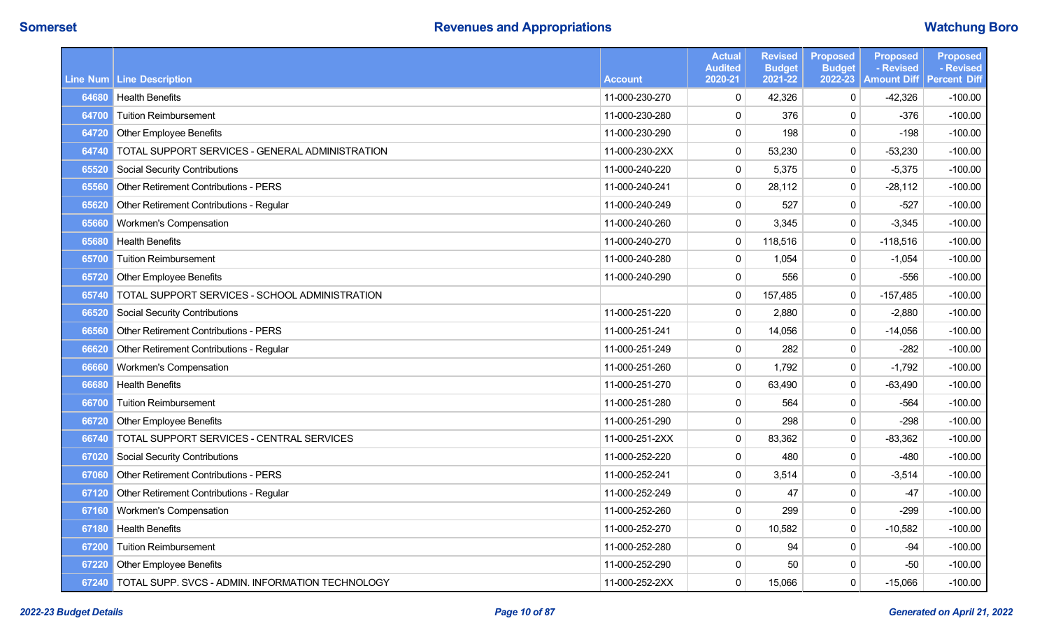| Line Num | Line Description | Account | Actual Audited 2020-21 | Revised Budget 2021-22 | Proposed Budget 2022-23 | Proposed - Revised Amount Diff | Proposed - Revised Percent Diff |
|---|---|---|---|---|---|---|---|
| 64680 | Health Benefits | 11-000-230-270 | 0 | 42,326 | 0 | -42,326 | -100.00 |
| 64700 | Tuition Reimbursement | 11-000-230-280 | 0 | 376 | 0 | -376 | -100.00 |
| 64720 | Other Employee Benefits | 11-000-230-290 | 0 | 198 | 0 | -198 | -100.00 |
| 64740 | TOTAL SUPPORT SERVICES - GENERAL ADMINISTRATION | 11-000-230-2XX | 0 | 53,230 | 0 | -53,230 | -100.00 |
| 65520 | Social Security Contributions | 11-000-240-220 | 0 | 5,375 | 0 | -5,375 | -100.00 |
| 65560 | Other Retirement Contributions - PERS | 11-000-240-241 | 0 | 28,112 | 0 | -28,112 | -100.00 |
| 65620 | Other Retirement Contributions - Regular | 11-000-240-249 | 0 | 527 | 0 | -527 | -100.00 |
| 65660 | Workmen's Compensation | 11-000-240-260 | 0 | 3,345 | 0 | -3,345 | -100.00 |
| 65680 | Health Benefits | 11-000-240-270 | 0 | 118,516 | 0 | -118,516 | -100.00 |
| 65700 | Tuition Reimbursement | 11-000-240-280 | 0 | 1,054 | 0 | -1,054 | -100.00 |
| 65720 | Other Employee Benefits | 11-000-240-290 | 0 | 556 | 0 | -556 | -100.00 |
| 65740 | TOTAL SUPPORT SERVICES - SCHOOL ADMINISTRATION | | 0 | 157,485 | 0 | -157,485 | -100.00 |
| 66520 | Social Security Contributions | 11-000-251-220 | 0 | 2,880 | 0 | -2,880 | -100.00 |
| 66560 | Other Retirement Contributions - PERS | 11-000-251-241 | 0 | 14,056 | 0 | -14,056 | -100.00 |
| 66620 | Other Retirement Contributions - Regular | 11-000-251-249 | 0 | 282 | 0 | -282 | -100.00 |
| 66660 | Workmen's Compensation | 11-000-251-260 | 0 | 1,792 | 0 | -1,792 | -100.00 |
| 66680 | Health Benefits | 11-000-251-270 | 0 | 63,490 | 0 | -63,490 | -100.00 |
| 66700 | Tuition Reimbursement | 11-000-251-280 | 0 | 564 | 0 | -564 | -100.00 |
| 66720 | Other Employee Benefits | 11-000-251-290 | 0 | 298 | 0 | -298 | -100.00 |
| 66740 | TOTAL SUPPORT SERVICES - CENTRAL SERVICES | 11-000-251-2XX | 0 | 83,362 | 0 | -83,362 | -100.00 |
| 67020 | Social Security Contributions | 11-000-252-220 | 0 | 480 | 0 | -480 | -100.00 |
| 67060 | Other Retirement Contributions - PERS | 11-000-252-241 | 0 | 3,514 | 0 | -3,514 | -100.00 |
| 67120 | Other Retirement Contributions - Regular | 11-000-252-249 | 0 | 47 | 0 | -47 | -100.00 |
| 67160 | Workmen's Compensation | 11-000-252-260 | 0 | 299 | 0 | -299 | -100.00 |
| 67180 | Health Benefits | 11-000-252-270 | 0 | 10,582 | 0 | -10,582 | -100.00 |
| 67200 | Tuition Reimbursement | 11-000-252-280 | 0 | 94 | 0 | -94 | -100.00 |
| 67220 | Other Employee Benefits | 11-000-252-290 | 0 | 50 | 0 | -50 | -100.00 |
| 67240 | TOTAL SUPP. SVCS - ADMIN. INFORMATION TECHNOLOGY | 11-000-252-2XX | 0 | 15,066 | 0 | -15,066 | -100.00 |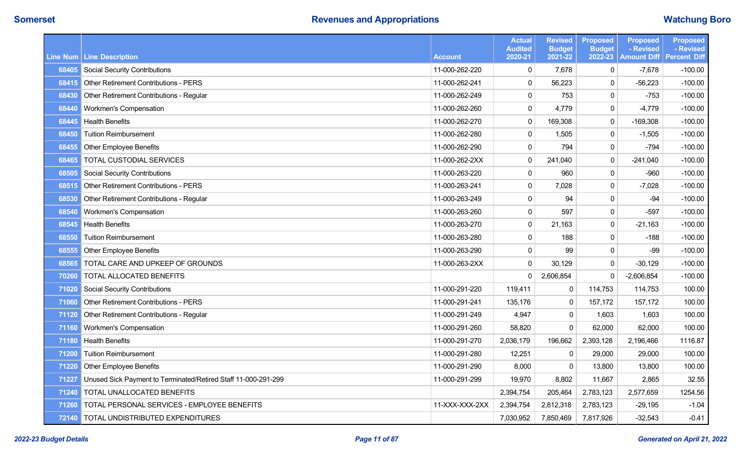| Line Num | Line Description | Account | Actual Audited 2020-21 | Revised Budget 2021-22 | Proposed Budget 2022-23 | Proposed - Revised Amount Diff | Proposed - Revised Percent Diff |
|---|---|---|---|---|---|---|---|
| 68405 | Social Security Contributions | 11-000-262-220 | 0 | 7,678 | 0 | -7,678 | -100.00 |
| 68415 | Other Retirement Contributions - PERS | 11-000-262-241 | 0 | 56,223 | 0 | -56,223 | -100.00 |
| 68430 | Other Retirement Contributions - Regular | 11-000-262-249 | 0 | 753 | 0 | -753 | -100.00 |
| 68440 | Workmen's Compensation | 11-000-262-260 | 0 | 4,779 | 0 | -4,779 | -100.00 |
| 68445 | Health Benefits | 11-000-262-270 | 0 | 169,308 | 0 | -169,308 | -100.00 |
| 68450 | Tuition Reimbursement | 11-000-262-280 | 0 | 1,505 | 0 | -1,505 | -100.00 |
| 68455 | Other Employee Benefits | 11-000-262-290 | 0 | 794 | 0 | -794 | -100.00 |
| 68465 | TOTAL CUSTODIAL SERVICES | 11-000-262-2XX | 0 | 241,040 | 0 | -241,040 | -100.00 |
| 68505 | Social Security Contributions | 11-000-263-220 | 0 | 960 | 0 | -960 | -100.00 |
| 68515 | Other Retirement Contributions - PERS | 11-000-263-241 | 0 | 7,028 | 0 | -7,028 | -100.00 |
| 68530 | Other Retirement Contributions - Regular | 11-000-263-249 | 0 | 94 | 0 | -94 | -100.00 |
| 68540 | Workmen's Compensation | 11-000-263-260 | 0 | 597 | 0 | -597 | -100.00 |
| 68545 | Health Benefits | 11-000-263-270 | 0 | 21,163 | 0 | -21,163 | -100.00 |
| 68550 | Tuition Reimbursement | 11-000-263-280 | 0 | 188 | 0 | -188 | -100.00 |
| 68555 | Other Employee Benefits | 11-000-263-290 | 0 | 99 | 0 | -99 | -100.00 |
| 68565 | TOTAL CARE AND UPKEEP OF GROUNDS | 11-000-263-2XX | 0 | 30,129 | 0 | -30,129 | -100.00 |
| 70260 | TOTAL ALLOCATED BENEFITS | | 0 | 2,606,854 | 0 | -2,606,854 | -100.00 |
| 71020 | Social Security Contributions | 11-000-291-220 | 119,411 | 0 | 114,753 | 114,753 | 100.00 |
| 71060 | Other Retirement Contributions - PERS | 11-000-291-241 | 135,176 | 0 | 157,172 | 157,172 | 100.00 |
| 71120 | Other Retirement Contributions - Regular | 11-000-291-249 | 4,947 | 0 | 1,603 | 1,603 | 100.00 |
| 71160 | Workmen's Compensation | 11-000-291-260 | 58,820 | 0 | 62,000 | 62,000 | 100.00 |
| 71180 | Health Benefits | 11-000-291-270 | 2,036,179 | 196,662 | 2,393,128 | 2,196,466 | 1116.87 |
| 71200 | Tuition Reimbursement | 11-000-291-280 | 12,251 | 0 | 29,000 | 29,000 | 100.00 |
| 71220 | Other Employee Benefits | 11-000-291-290 | 8,000 | 0 | 13,800 | 13,800 | 100.00 |
| 71227 | Unused Sick Payment to Terminated/Retired Staff 11-000-291-299 | 11-000-291-299 | 19,970 | 8,802 | 11,667 | 2,865 | 32.55 |
| 71240 | TOTAL UNALLOCATED BENEFITS | | 2,394,754 | 205,464 | 2,783,123 | 2,577,659 | 1254.56 |
| 71260 | TOTAL PERSONAL SERVICES - EMPLOYEE BENEFITS | 11-XXX-XXX-2XX | 2,394,754 | 2,812,318 | 2,783,123 | -29,195 | -1.04 |
| 72140 | TOTAL UNDISTRIBUTED EXPENDITURES | | 7,030,952 | 7,850,469 | 7,817,926 | -32,543 | -0.41 |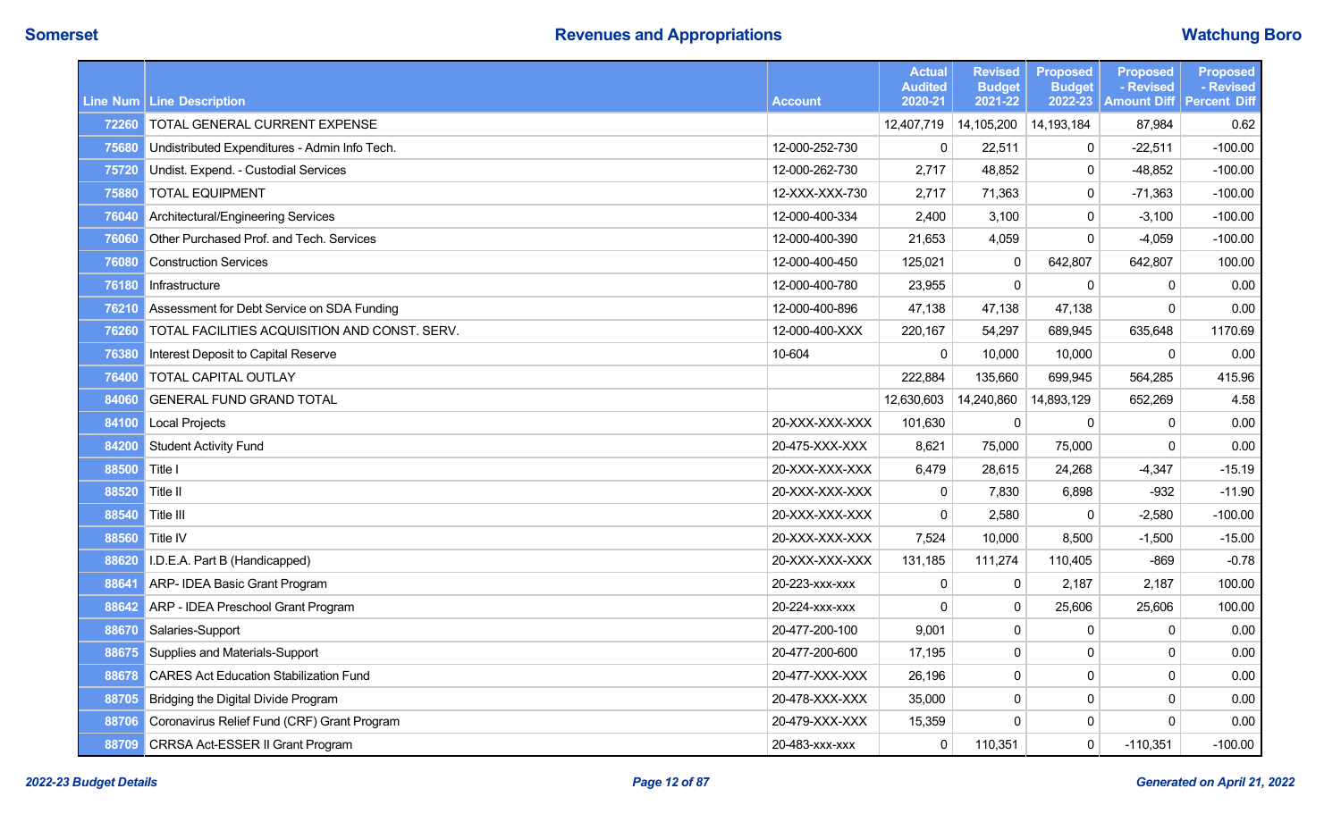| Line Num | Line Description | Account | Actual Audited 2020-21 | Revised Budget 2021-22 | Proposed Budget 2022-23 | Proposed - Revised Amount Diff | Proposed - Revised Percent Diff |
|---|---|---|---|---|---|---|---|
| 72260 | TOTAL GENERAL CURRENT EXPENSE | | 12,407,719 | 14,105,200 | 14,193,184 | 87,984 | 0.62 |
| 75680 | Undistributed Expenditures - Admin Info Tech. | 12-000-252-730 | 0 | 22,511 | 0 | -22,511 | -100.00 |
| 75720 | Undist. Expend. - Custodial Services | 12-000-262-730 | 2,717 | 48,852 | 0 | -48,852 | -100.00 |
| 75880 | TOTAL EQUIPMENT | 12-XXX-XXX-730 | 2,717 | 71,363 | 0 | -71,363 | -100.00 |
| 76040 | Architectural/Engineering Services | 12-000-400-334 | 2,400 | 3,100 | 0 | -3,100 | -100.00 |
| 76060 | Other Purchased Prof. and Tech. Services | 12-000-400-390 | 21,653 | 4,059 | 0 | -4,059 | -100.00 |
| 76080 | Construction Services | 12-000-400-450 | 125,021 | 0 | 642,807 | 642,807 | 100.00 |
| 76180 | Infrastructure | 12-000-400-780 | 23,955 | 0 | 0 | 0 | 0.00 |
| 76210 | Assessment for Debt Service on SDA Funding | 12-000-400-896 | 47,138 | 47,138 | 47,138 | 0 | 0.00 |
| 76260 | TOTAL FACILITIES ACQUISITION AND CONST. SERV. | 12-000-400-XXX | 220,167 | 54,297 | 689,945 | 635,648 | 1170.69 |
| 76380 | Interest Deposit to Capital Reserve | 10-604 | 0 | 10,000 | 10,000 | 0 | 0.00 |
| 76400 | TOTAL CAPITAL OUTLAY | | 222,884 | 135,660 | 699,945 | 564,285 | 415.96 |
| 84060 | GENERAL FUND GRAND TOTAL | | 12,630,603 | 14,240,860 | 14,893,129 | 652,269 | 4.58 |
| 84100 | Local Projects | 20-XXX-XXX-XXX | 101,630 | 0 | 0 | 0 | 0.00 |
| 84200 | Student Activity Fund | 20-475-XXX-XXX | 8,621 | 75,000 | 75,000 | 0 | 0.00 |
| 88500 | Title I | 20-XXX-XXX-XXX | 6,479 | 28,615 | 24,268 | -4,347 | -15.19 |
| 88520 | Title II | 20-XXX-XXX-XXX | 0 | 7,830 | 6,898 | -932 | -11.90 |
| 88540 | Title III | 20-XXX-XXX-XXX | 0 | 2,580 | 0 | -2,580 | -100.00 |
| 88560 | Title IV | 20-XXX-XXX-XXX | 7,524 | 10,000 | 8,500 | -1,500 | -15.00 |
| 88620 | I.D.E.A. Part B (Handicapped) | 20-XXX-XXX-XXX | 131,185 | 111,274 | 110,405 | -869 | -0.78 |
| 88641 | ARP- IDEA Basic Grant Program | 20-223-xxx-xxx | 0 | 0 | 2,187 | 2,187 | 100.00 |
| 88642 | ARP - IDEA Preschool Grant Program | 20-224-xxx-xxx | 0 | 0 | 25,606 | 25,606 | 100.00 |
| 88670 | Salaries-Support | 20-477-200-100 | 9,001 | 0 | 0 | 0 | 0.00 |
| 88675 | Supplies and Materials-Support | 20-477-200-600 | 17,195 | 0 | 0 | 0 | 0.00 |
| 88678 | CARES Act Education Stabilization Fund | 20-477-XXX-XXX | 26,196 | 0 | 0 | 0 | 0.00 |
| 88705 | Bridging the Digital Divide Program | 20-478-XXX-XXX | 35,000 | 0 | 0 | 0 | 0.00 |
| 88706 | Coronavirus Relief Fund (CRF) Grant Program | 20-479-XXX-XXX | 15,359 | 0 | 0 | 0 | 0.00 |
| 88709 | CRRSA Act-ESSER II Grant Program | 20-483-xxx-xxx | 0 | 110,351 | 0 | -110,351 | -100.00 |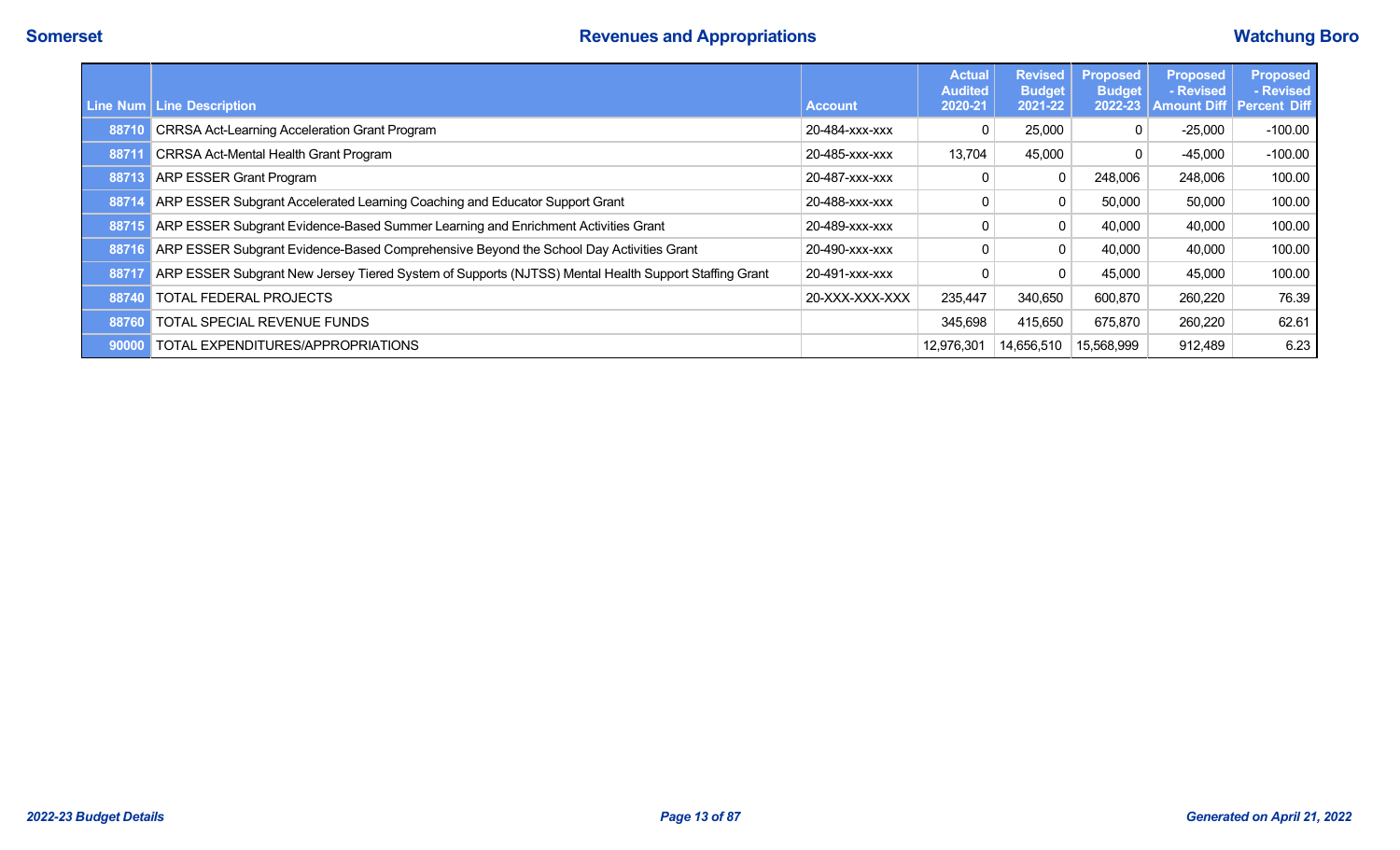| Line Num | Line Description | Account | Actual Audited 2020-21 | Revised Budget 2021-22 | Proposed Budget 2022-23 | Proposed - Revised Amount Diff | Proposed - Revised Percent Diff |
|---|---|---|---|---|---|---|---|
| 88710 | CRRSA Act-Learning Acceleration Grant Program | 20-484-xxx-xxx | 0 | 25,000 | 0 | -25,000 | -100.00 |
| 88711 | CRRSA Act-Mental Health Grant Program | 20-485-xxx-xxx | 13,704 | 45,000 | 0 | -45,000 | -100.00 |
| 88713 | ARP ESSER Grant Program | 20-487-xxx-xxx | 0 | 0 | 248,006 | 248,006 | 100.00 |
| 88714 | ARP ESSER Subgrant Accelerated Learning Coaching and Educator Support Grant | 20-488-xxx-xxx | 0 | 0 | 50,000 | 50,000 | 100.00 |
| 88715 | ARP ESSER Subgrant Evidence-Based Summer Learning and Enrichment Activities Grant | 20-489-xxx-xxx | 0 | 0 | 40,000 | 40,000 | 100.00 |
| 88716 | ARP ESSER Subgrant Evidence-Based Comprehensive Beyond the School Day Activities Grant | 20-490-xxx-xxx | 0 | 0 | 40,000 | 40,000 | 100.00 |
| 88717 | ARP ESSER Subgrant New Jersey Tiered System of Supports (NJTSS) Mental Health Support Staffing Grant | 20-491-xxx-xxx | 0 | 0 | 45,000 | 45,000 | 100.00 |
| 88740 | TOTAL FEDERAL PROJECTS | 20-XXX-XXX-XXX | 235,447 | 340,650 | 600,870 | 260,220 | 76.39 |
| 88760 | TOTAL SPECIAL REVENUE FUNDS | | 345,698 | 415,650 | 675,870 | 260,220 | 62.61 |
| 90000 | TOTAL EXPENDITURES/APPROPRIATIONS | | 12,976,301 | 14,656,510 | 15,568,999 | 912,489 | 6.23 |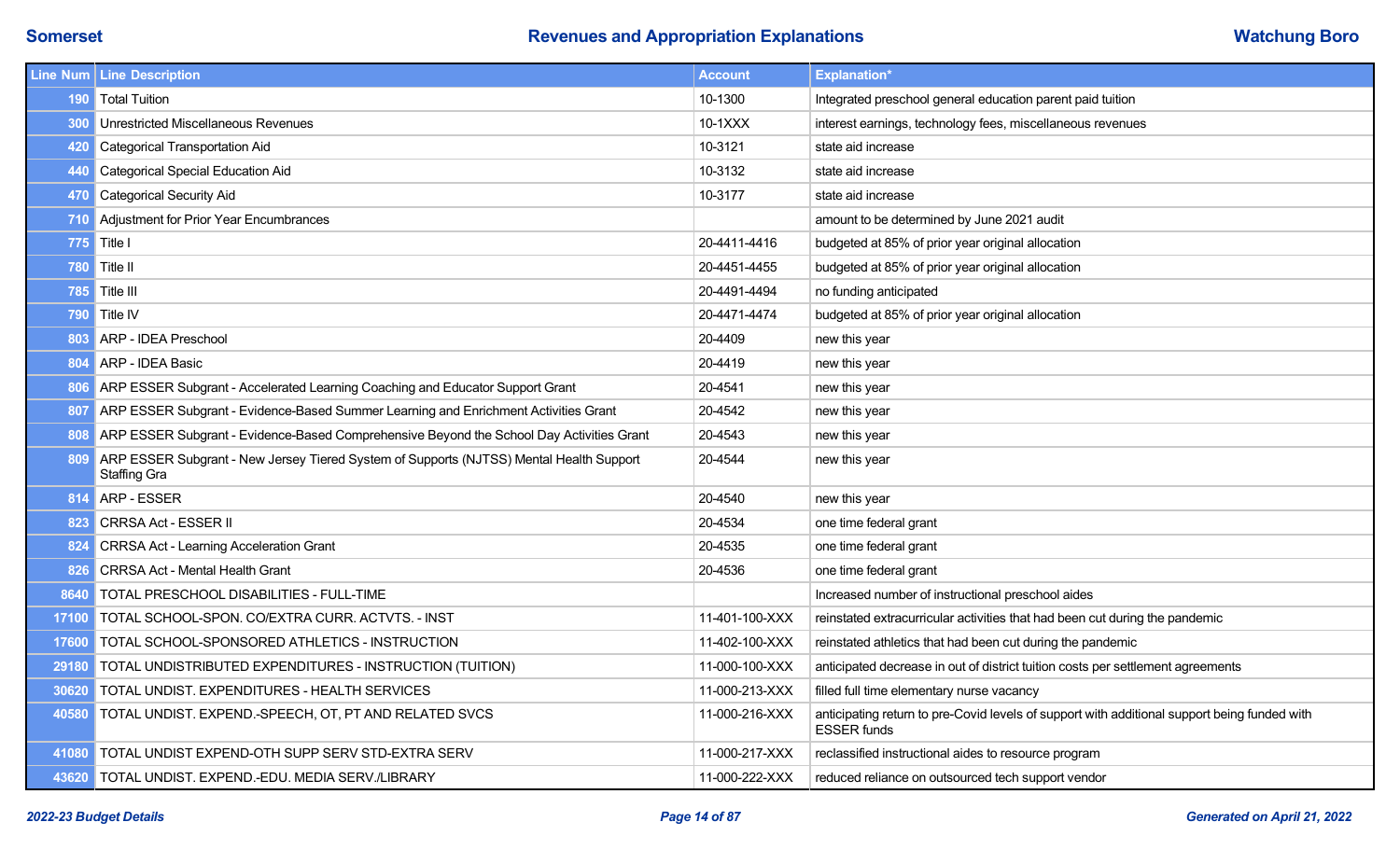# Revenues and Appropriation Explanations

| Line Num | Line Description | Account | Explanation* |
|---|---|---|---|
| 190 | Total Tuition | 10-1300 | Integrated preschool general education parent paid tuition |
| 300 | Unrestricted Miscellaneous Revenues | 10-1XXX | interest earnings, technology fees, miscellaneous revenues |
| 420 | Categorical Transportation Aid | 10-3121 | state aid increase |
| 440 | Categorical Special Education Aid | 10-3132 | state aid increase |
| 470 | Categorical Security Aid | 10-3177 | state aid increase |
| 710 | Adjustment for Prior Year Encumbrances | | amount to be determined by June 2021 audit |
| 775 | Title I | 20-4411-4416 | budgeted at 85% of prior year original allocation |
| 780 | Title II | 20-4451-4455 | budgeted at 85% of prior year original allocation |
| 785 | Title III | 20-4491-4494 | no funding anticipated |
| 790 | Title IV | 20-4471-4474 | budgeted at 85% of prior year original allocation |
| 803 | ARP - IDEA Preschool | 20-4409 | new this year |
| 804 | ARP - IDEA Basic | 20-4419 | new this year |
| 806 | ARP ESSER Subgrant - Accelerated Learning Coaching and Educator Support Grant | 20-4541 | new this year |
| 807 | ARP ESSER Subgrant - Evidence-Based Summer Learning and Enrichment Activities Grant | 20-4542 | new this year |
| 808 | ARP ESSER Subgrant - Evidence-Based Comprehensive Beyond the School Day Activities Grant | 20-4543 | new this year |
| 809 | ARP ESSER Subgrant - New Jersey Tiered System of Supports (NJTSS) Mental Health Support Staffing Gra | 20-4544 | new this year |
| 814 | ARP - ESSER | 20-4540 | new this year |
| 823 | CRRSA Act - ESSER II | 20-4534 | one time federal grant |
| 824 | CRRSA Act - Learning Acceleration Grant | 20-4535 | one time federal grant |
| 826 | CRRSA Act - Mental Health Grant | 20-4536 | one time federal grant |
| 8640 | TOTAL PRESCHOOL DISABILITIES - FULL-TIME | | Increased number of instructional preschool aides |
| 17100 | TOTAL SCHOOL-SPON. CO/EXTRA CURR. ACTVTS. - INST | 11-401-100-XXX | reinstated extracurricular activities that had been cut during the pandemic |
| 17600 | TOTAL SCHOOL-SPONSORED ATHLETICS - INSTRUCTION | 11-402-100-XXX | reinstated athletics that had been cut during the pandemic |
| 29180 | TOTAL UNDISTRIBUTED EXPENDITURES - INSTRUCTION (TUITION) | 11-000-100-XXX | anticipated decrease in out of district tuition costs per settlement agreements |
| 30620 | TOTAL UNDIST. EXPENDITURES - HEALTH SERVICES | 11-000-213-XXX | filled full time elementary nurse vacancy |
| 40580 | TOTAL UNDIST. EXPEND.-SPEECH, OT, PT AND RELATED SVCS | 11-000-216-XXX | anticipating return to pre-Covid levels of support with additional support being funded with ESSER funds |
| 41080 | TOTAL UNDIST EXPEND-OTH SUPP SERV STD-EXTRA SERV | 11-000-217-XXX | reclassified instructional aides to resource program |
| 43620 | TOTAL UNDIST. EXPEND.-EDU. MEDIA SERV./LIBRARY | 11-000-222-XXX | reduced reliance on outsourced tech support vendor |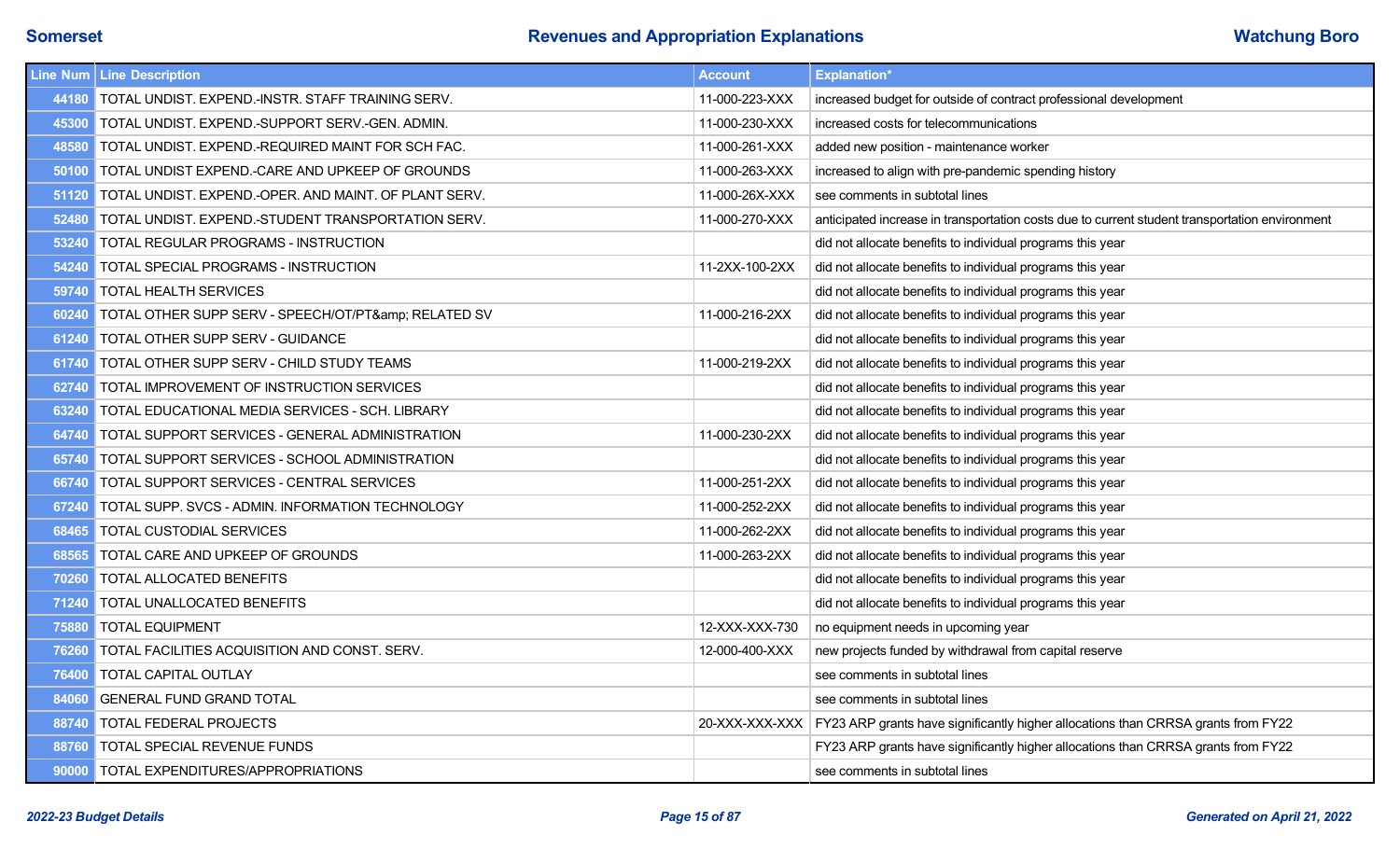| Line Num | Line Description | Account | Explanation* |
|---|---|---|---|
| 44180 | TOTAL UNDIST. EXPEND.-INSTR. STAFF TRAINING SERV. | 11-000-223-XXX | increased budget for outside of contract professional development |
| 45300 | TOTAL UNDIST. EXPEND.-SUPPORT SERV.-GEN. ADMIN. | 11-000-230-XXX | increased costs for telecommunications |
| 48580 | TOTAL UNDIST. EXPEND.-REQUIRED MAINT FOR SCH FAC. | 11-000-261-XXX | added new position - maintenance worker |
| 50100 | TOTAL UNDIST EXPEND.-CARE AND UPKEEP OF GROUNDS | 11-000-263-XXX | increased to align with pre-pandemic spending history |
| 51120 | TOTAL UNDIST. EXPEND.-OPER. AND MAINT. OF PLANT SERV. | 11-000-26X-XXX | see comments in subtotal lines |
| 52480 | TOTAL UNDIST. EXPEND.-STUDENT TRANSPORTATION SERV. | 11-000-270-XXX | anticipated increase in transportation costs due to current student transportation environment |
| 53240 | TOTAL REGULAR PROGRAMS - INSTRUCTION | | did not allocate benefits to individual programs this year |
| 54240 | TOTAL SPECIAL PROGRAMS - INSTRUCTION | 11-2XX-100-2XX | did not allocate benefits to individual programs this year |
| 59740 | TOTAL HEALTH SERVICES | | did not allocate benefits to individual programs this year |
| 60240 | TOTAL OTHER SUPP SERV - SPEECH/OT/PT&amp; RELATED SV | 11-000-216-2XX | did not allocate benefits to individual programs this year |
| 61240 | TOTAL OTHER SUPP SERV - GUIDANCE | | did not allocate benefits to individual programs this year |
| 61740 | TOTAL OTHER SUPP SERV - CHILD STUDY TEAMS | 11-000-219-2XX | did not allocate benefits to individual programs this year |
| 62740 | TOTAL IMPROVEMENT OF INSTRUCTION SERVICES | | did not allocate benefits to individual programs this year |
| 63240 | TOTAL EDUCATIONAL MEDIA SERVICES - SCH. LIBRARY | | did not allocate benefits to individual programs this year |
| 64740 | TOTAL SUPPORT SERVICES - GENERAL ADMINISTRATION | 11-000-230-2XX | did not allocate benefits to individual programs this year |
| 65740 | TOTAL SUPPORT SERVICES - SCHOOL ADMINISTRATION | | did not allocate benefits to individual programs this year |
| 66740 | TOTAL SUPPORT SERVICES - CENTRAL SERVICES | 11-000-251-2XX | did not allocate benefits to individual programs this year |
| 67240 | TOTAL SUPP. SVCS - ADMIN. INFORMATION TECHNOLOGY | 11-000-252-2XX | did not allocate benefits to individual programs this year |
| 68465 | TOTAL CUSTODIAL SERVICES | 11-000-262-2XX | did not allocate benefits to individual programs this year |
| 68565 | TOTAL CARE AND UPKEEP OF GROUNDS | 11-000-263-2XX | did not allocate benefits to individual programs this year |
| 70260 | TOTAL ALLOCATED BENEFITS | | did not allocate benefits to individual programs this year |
| 71240 | TOTAL UNALLOCATED BENEFITS | | did not allocate benefits to individual programs this year |
| 75880 | TOTAL EQUIPMENT | 12-XXX-XXX-730 | no equipment needs in upcoming year |
| 76260 | TOTAL FACILITIES ACQUISITION AND CONST. SERV. | 12-000-400-XXX | new projects funded by withdrawal from capital reserve |
| 76400 | TOTAL CAPITAL OUTLAY | | see comments in subtotal lines |
| 84060 | GENERAL FUND GRAND TOTAL | | see comments in subtotal lines |
| 88740 | TOTAL FEDERAL PROJECTS | 20-XXX-XXX-XXX | FY23 ARP grants have significantly higher allocations than CRRSA grants from FY22 |
| 88760 | TOTAL SPECIAL REVENUE FUNDS | | FY23 ARP grants have significantly higher allocations than CRRSA grants from FY22 |
| 90000 | TOTAL EXPENDITURES/APPROPRIATIONS | | see comments in subtotal lines |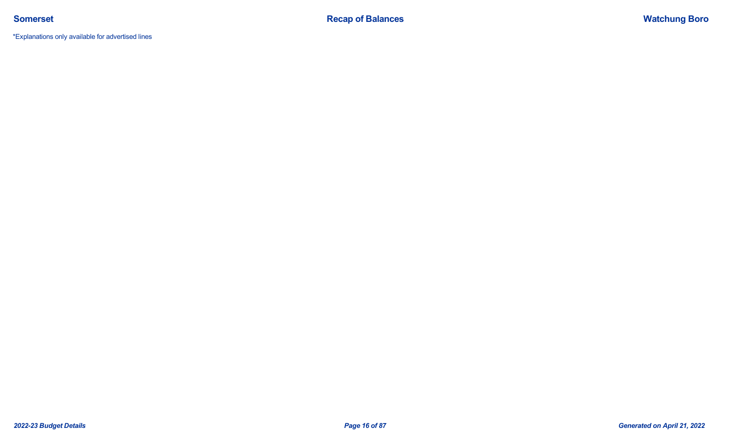*Explanations only available for advertised lines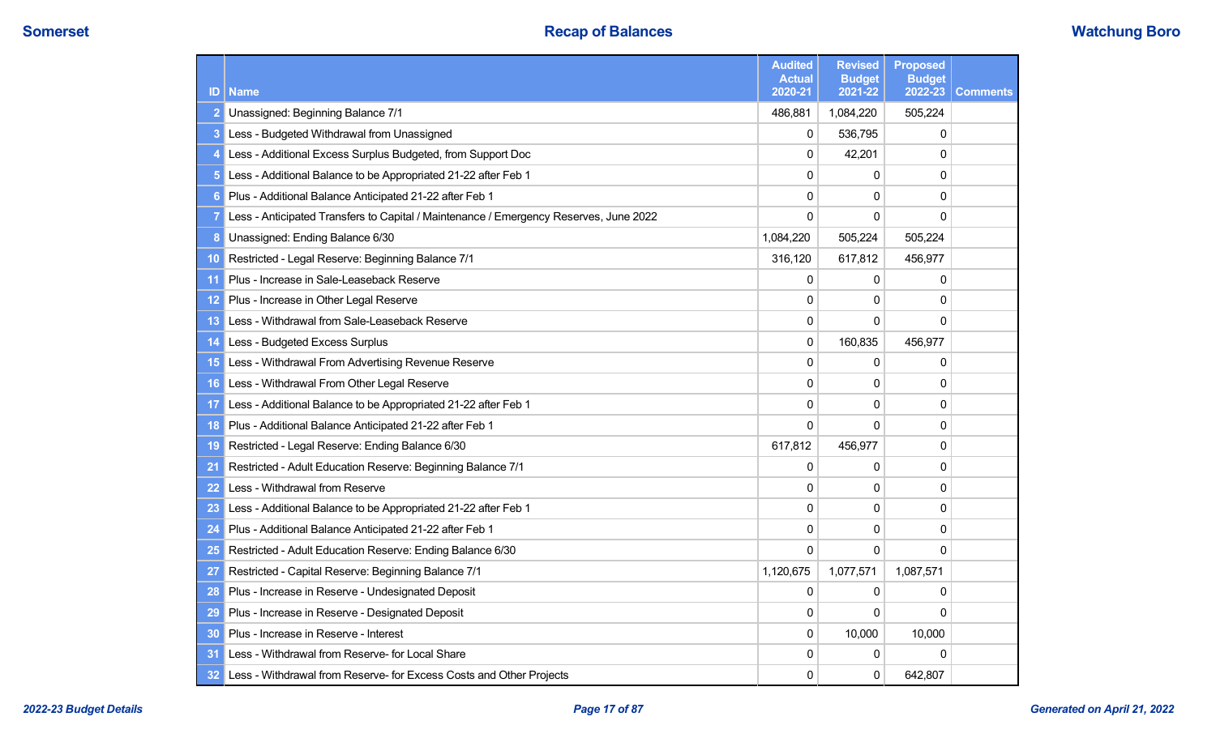# Recap of Balances

| ID | Name | Audited Actual 2020-21 | Revised Budget 2021-22 | Proposed Budget 2022-23 | Comments |
|---|---|---|---|---|---|
| 2 | Unassigned: Beginning Balance 7/1 | 486,881 | 1,084,220 | 505,224 | |
| 3 | Less - Budgeted Withdrawal from Unassigned | 0 | 536,795 | 0 | |
| 4 | Less - Additional Excess Surplus Budgeted, from Support Doc | 0 | 42,201 | 0 | |
| 5 | Less - Additional Balance to be Appropriated 21-22 after Feb 1 | 0 | 0 | 0 | |
| 6 | Plus - Additional Balance Anticipated 21-22 after Feb 1 | 0 | 0 | 0 | |
| 7 | Less - Anticipated Transfers to Capital / Maintenance / Emergency Reserves, June 2022 | 0 | 0 | 0 | |
| 8 | Unassigned: Ending Balance 6/30 | 1,084,220 | 505,224 | 505,224 | |
| 10 | Restricted - Legal Reserve: Beginning Balance 7/1 | 316,120 | 617,812 | 456,977 | |
| 11 | Plus - Increase in Sale-Leaseback Reserve | 0 | 0 | 0 | |
| 12 | Plus - Increase in Other Legal Reserve | 0 | 0 | 0 | |
| 13 | Less - Withdrawal from Sale-Leaseback Reserve | 0 | 0 | 0 | |
| 14 | Less - Budgeted Excess Surplus | 0 | 160,835 | 456,977 | |
| 15 | Less - Withdrawal From Advertising Revenue Reserve | 0 | 0 | 0 | |
| 16 | Less - Withdrawal From Other Legal Reserve | 0 | 0 | 0 | |
| 17 | Less - Additional Balance to be Appropriated 21-22 after Feb 1 | 0 | 0 | 0 | |
| 18 | Plus - Additional Balance Anticipated 21-22 after Feb 1 | 0 | 0 | 0 | |
| 19 | Restricted - Legal Reserve: Ending Balance 6/30 | 617,812 | 456,977 | 0 | |
| 21 | Restricted - Adult Education Reserve: Beginning Balance 7/1 | 0 | 0 | 0 | |
| 22 | Less - Withdrawal from Reserve | 0 | 0 | 0 | |
| 23 | Less - Additional Balance to be Appropriated 21-22 after Feb 1 | 0 | 0 | 0 | |
| 24 | Plus - Additional Balance Anticipated 21-22 after Feb 1 | 0 | 0 | 0 | |
| 25 | Restricted - Adult Education Reserve: Ending Balance 6/30 | 0 | 0 | 0 | |
| 27 | Restricted - Capital Reserve: Beginning Balance 7/1 | 1,120,675 | 1,077,571 | 1,087,571 | |
| 28 | Plus - Increase in Reserve - Undesignated Deposit | 0 | 0 | 0 | |
| 29 | Plus - Increase in Reserve - Designated Deposit | 0 | 0 | 0 | |
| 30 | Plus - Increase in Reserve - Interest | 0 | 10,000 | 10,000 | |
| 31 | Less - Withdrawal from Reserve- for Local Share | 0 | 0 | 0 | |
| 32 | Less - Withdrawal from Reserve- for Excess Costs and Other Projects | 0 | 0 | 642,807 | |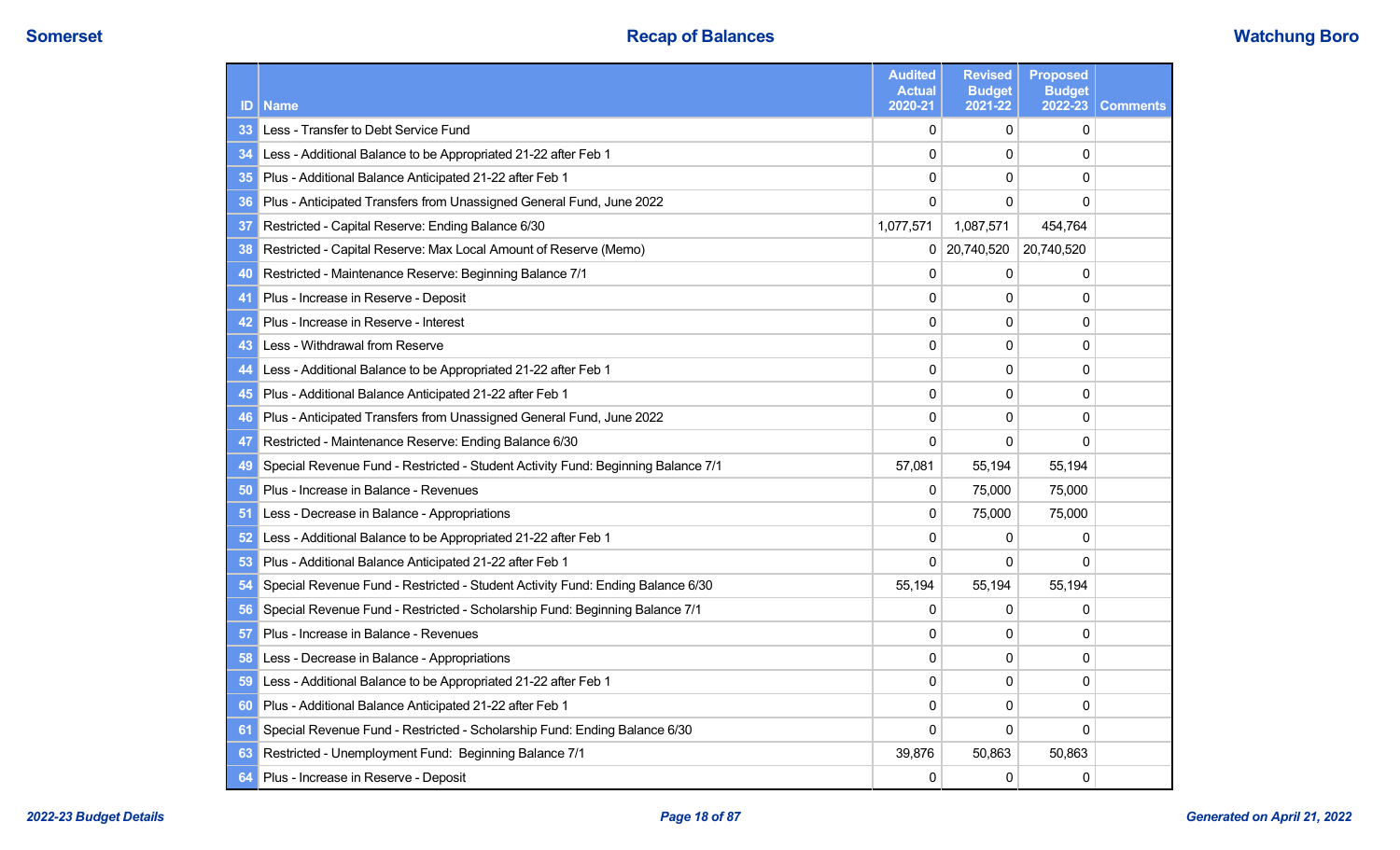## Recap of Balances

| ID | Name | Audited Actual 2020-21 | Revised Budget 2021-22 | Proposed Budget 2022-23 | Comments |
|---|---|---|---|---|---|
| 33 | Less - Transfer to Debt Service Fund | 0 | 0 | 0 | |
| 34 | Less - Additional Balance to be Appropriated 21-22 after Feb 1 | 0 | 0 | 0 | |
| 35 | Plus - Additional Balance Anticipated 21-22 after Feb 1 | 0 | 0 | 0 | |
| 36 | Plus - Anticipated Transfers from Unassigned General Fund, June 2022 | 0 | 0 | 0 | |
| 37 | Restricted - Capital Reserve: Ending Balance 6/30 | 1,077,571 | 1,087,571 | 454,764 | |
| 38 | Restricted - Capital Reserve: Max Local Amount of Reserve (Memo) | 0 | 20,740,520 | 20,740,520 | |
| 40 | Restricted - Maintenance Reserve: Beginning Balance 7/1 | 0 | 0 | 0 | |
| 41 | Plus - Increase in Reserve - Deposit | 0 | 0 | 0 | |
| 42 | Plus - Increase in Reserve - Interest | 0 | 0 | 0 | |
| 43 | Less - Withdrawal from Reserve | 0 | 0 | 0 | |
| 44 | Less - Additional Balance to be Appropriated 21-22 after Feb 1 | 0 | 0 | 0 | |
| 45 | Plus - Additional Balance Anticipated 21-22 after Feb 1 | 0 | 0 | 0 | |
| 46 | Plus - Anticipated Transfers from Unassigned General Fund, June 2022 | 0 | 0 | 0 | |
| 47 | Restricted - Maintenance Reserve: Ending Balance 6/30 | 0 | 0 | 0 | |
| 49 | Special Revenue Fund - Restricted - Student Activity Fund: Beginning Balance 7/1 | 57,081 | 55,194 | 55,194 | |
| 50 | Plus - Increase in Balance - Revenues | 0 | 75,000 | 75,000 | |
| 51 | Less - Decrease in Balance - Appropriations | 0 | 75,000 | 75,000 | |
| 52 | Less - Additional Balance to be Appropriated 21-22 after Feb 1 | 0 | 0 | 0 | |
| 53 | Plus - Additional Balance Anticipated 21-22 after Feb 1 | 0 | 0 | 0 | |
| 54 | Special Revenue Fund - Restricted - Student Activity Fund: Ending Balance 6/30 | 55,194 | 55,194 | 55,194 | |
| 56 | Special Revenue Fund - Restricted - Scholarship Fund: Beginning Balance 7/1 | 0 | 0 | 0 | |
| 57 | Plus - Increase in Balance - Revenues | 0 | 0 | 0 | |
| 58 | Less - Decrease in Balance - Appropriations | 0 | 0 | 0 | |
| 59 | Less - Additional Balance to be Appropriated 21-22 after Feb 1 | 0 | 0 | 0 | |
| 60 | Plus - Additional Balance Anticipated 21-22 after Feb 1 | 0 | 0 | 0 | |
| 61 | Special Revenue Fund - Restricted - Scholarship Fund: Ending Balance 6/30 | 0 | 0 | 0 | |
| 63 | Restricted - Unemployment Fund: Beginning Balance 7/1 | 39,876 | 50,863 | 50,863 | |
| 64 | Plus - Increase in Reserve - Deposit | 0 | 0 | 0 | |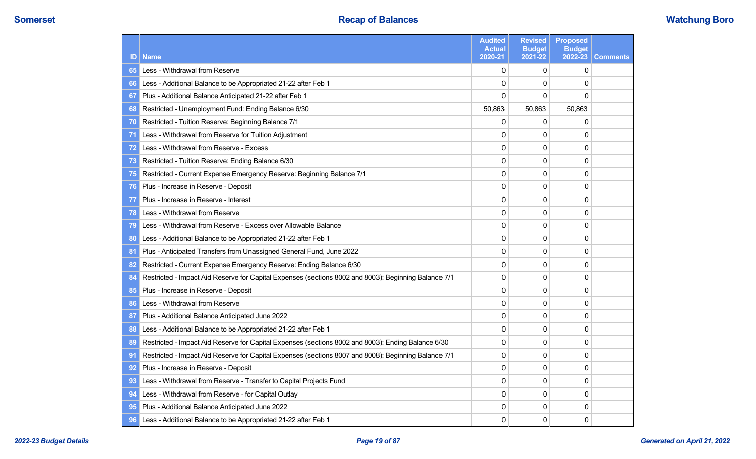# Recap of Balances

| ID | Name | Audited Actual 2020-21 | Revised Budget 2021-22 | Proposed Budget 2022-23 | Comments |
|---|---|---|---|---|---|
| 65 | Less - Withdrawal from Reserve | 0 | 0 | 0 | |
| 66 | Less - Additional Balance to be Appropriated 21-22 after Feb 1 | 0 | 0 | 0 | |
| 67 | Plus - Additional Balance Anticipated 21-22 after Feb 1 | 0 | 0 | 0 | |
| 68 | Restricted - Unemployment Fund: Ending Balance 6/30 | 50,863 | 50,863 | 50,863 | |
| 70 | Restricted - Tuition Reserve: Beginning Balance 7/1 | 0 | 0 | 0 | |
| 71 | Less - Withdrawal from Reserve for Tuition Adjustment | 0 | 0 | 0 | |
| 72 | Less - Withdrawal from Reserve - Excess | 0 | 0 | 0 | |
| 73 | Restricted - Tuition Reserve: Ending Balance 6/30 | 0 | 0 | 0 | |
| 75 | Restricted - Current Expense Emergency Reserve: Beginning Balance 7/1 | 0 | 0 | 0 | |
| 76 | Plus - Increase in Reserve - Deposit | 0 | 0 | 0 | |
| 77 | Plus - Increase in Reserve - Interest | 0 | 0 | 0 | |
| 78 | Less - Withdrawal from Reserve | 0 | 0 | 0 | |
| 79 | Less - Withdrawal from Reserve - Excess over Allowable Balance | 0 | 0 | 0 | |
| 80 | Less - Additional Balance to be Appropriated 21-22 after Feb 1 | 0 | 0 | 0 | |
| 81 | Plus - Anticipated Transfers from Unassigned General Fund, June 2022 | 0 | 0 | 0 | |
| 82 | Restricted - Current Expense Emergency Reserve: Ending Balance 6/30 | 0 | 0 | 0 | |
| 84 | Restricted - Impact Aid Reserve for Capital Expenses (sections 8002 and 8003): Beginning Balance 7/1 | 0 | 0 | 0 | |
| 85 | Plus - Increase in Reserve - Deposit | 0 | 0 | 0 | |
| 86 | Less - Withdrawal from Reserve | 0 | 0 | 0 | |
| 87 | Plus - Additional Balance Anticipated June 2022 | 0 | 0 | 0 | |
| 88 | Less - Additional Balance to be Appropriated 21-22 after Feb 1 | 0 | 0 | 0 | |
| 89 | Restricted - Impact Aid Reserve for Capital Expenses (sections 8002 and 8003): Ending Balance 6/30 | 0 | 0 | 0 | |
| 91 | Restricted - Impact Aid Reserve for Capital Expenses (sections 8007 and 8008): Beginning Balance 7/1 | 0 | 0 | 0 | |
| 92 | Plus - Increase in Reserve - Deposit | 0 | 0 | 0 | |
| 93 | Less - Withdrawal from Reserve - Transfer to Capital Projects Fund | 0 | 0 | 0 | |
| 94 | Less - Withdrawal from Reserve - for Capital Outlay | 0 | 0 | 0 | |
| 95 | Plus - Additional Balance Anticipated June 2022 | 0 | 0 | 0 | |
| 96 | Less - Additional Balance to be Appropriated 21-22 after Feb 1 | 0 | 0 | 0 | |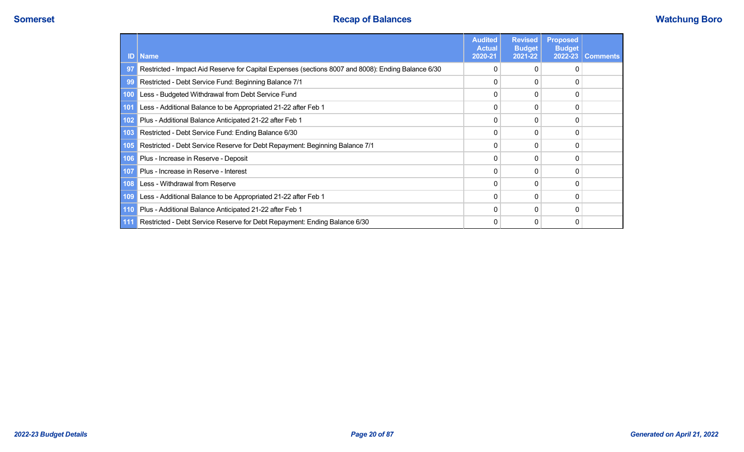# Recap of Balances

| ID | Name | Audited Actual 2020-21 | Revised Budget 2021-22 | Proposed Budget 2022-23 | Comments |
|---|---|---|---|---|---|
| 97 | Restricted - Impact Aid Reserve for Capital Expenses (sections 8007 and 8008): Ending Balance 6/30 | 0 | 0 | 0 | |
| 99 | Restricted - Debt Service Fund: Beginning Balance 7/1 | 0 | 0 | 0 | |
| 100 | Less - Budgeted Withdrawal from Debt Service Fund | 0 | 0 | 0 | |
| 101 | Less - Additional Balance to be Appropriated 21-22 after Feb 1 | 0 | 0 | 0 | |
| 102 | Plus - Additional Balance Anticipated 21-22 after Feb 1 | 0 | 0 | 0 | |
| 103 | Restricted - Debt Service Fund: Ending Balance 6/30 | 0 | 0 | 0 | |
| 105 | Restricted - Debt Service Reserve for Debt Repayment: Beginning Balance 7/1 | 0 | 0 | 0 | |
| 106 | Plus - Increase in Reserve - Deposit | 0 | 0 | 0 | |
| 107 | Plus - Increase in Reserve - Interest | 0 | 0 | 0 | |
| 108 | Less - Withdrawal from Reserve | 0 | 0 | 0 | |
| 109 | Less - Additional Balance to be Appropriated 21-22 after Feb 1 | 0 | 0 | 0 | |
| 110 | Plus - Additional Balance Anticipated 21-22 after Feb 1 | 0 | 0 | 0 | |
| 111 | Restricted - Debt Service Reserve for Debt Repayment: Ending Balance 6/30 | 0 | 0 | 0 | |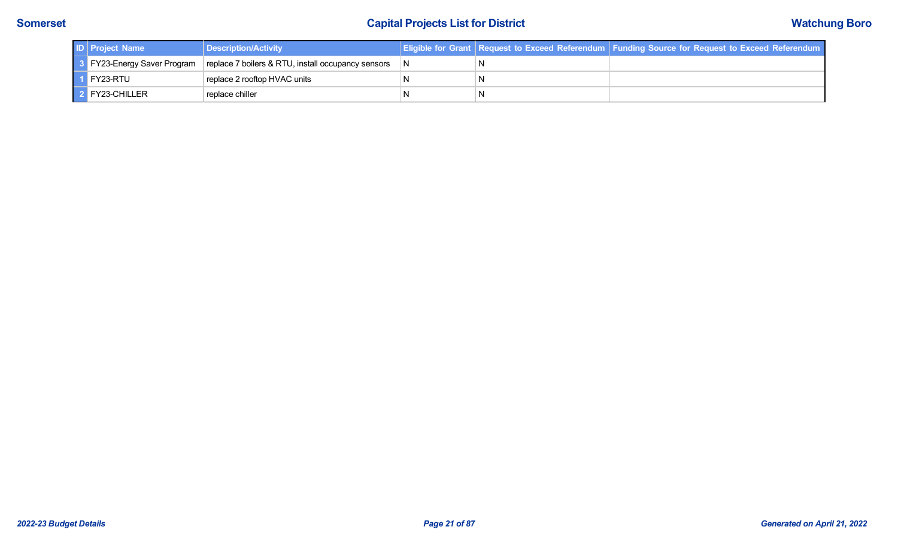## Capital Projects List for District

**Somerset** — **Watchung Boro**

| ID | Project Name | Description/Activity | Eligible for Grant | Request to Exceed Referendum | Funding Source for Request to Exceed Referendum |
|---|---|---|---|---|---|
| 3 | FY23-Energy Saver Program | replace 7 boilers & RTU, install occupancy sensors | N | N | |
| 1 | FY23-RTU | replace 2 rooftop HVAC units | N | N | |
| 2 | FY23-CHILLER | replace chiller | N | N | |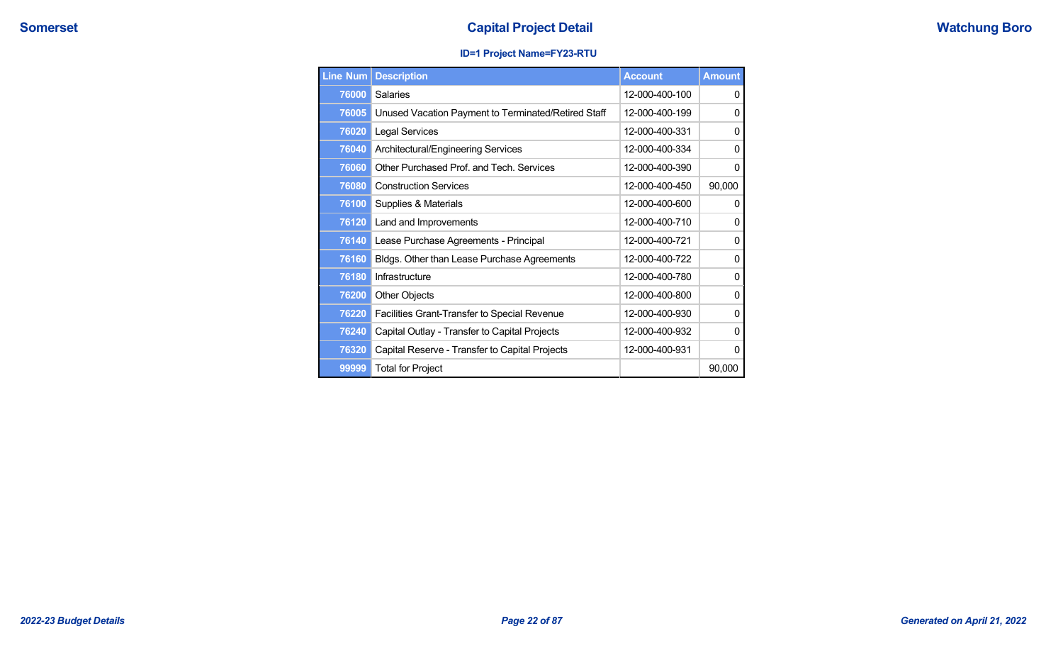# Capital Project Detail

### ID=1 Project Name=FY23-RTU

| Line Num | Description | Account | Amount |
|---|---|---|---|
| 76000 | Salaries | 12-000-400-100 | 0 |
| 76005 | Unused Vacation Payment to Terminated/Retired Staff | 12-000-400-199 | 0 |
| 76020 | Legal Services | 12-000-400-331 | 0 |
| 76040 | Architectural/Engineering Services | 12-000-400-334 | 0 |
| 76060 | Other Purchased Prof. and Tech. Services | 12-000-400-390 | 0 |
| 76080 | Construction Services | 12-000-400-450 | 90,000 |
| 76100 | Supplies & Materials | 12-000-400-600 | 0 |
| 76120 | Land and Improvements | 12-000-400-710 | 0 |
| 76140 | Lease Purchase Agreements - Principal | 12-000-400-721 | 0 |
| 76160 | Bldgs. Other than Lease Purchase Agreements | 12-000-400-722 | 0 |
| 76180 | Infrastructure | 12-000-400-780 | 0 |
| 76200 | Other Objects | 12-000-400-800 | 0 |
| 76220 | Facilities Grant-Transfer to Special Revenue | 12-000-400-930 | 0 |
| 76240 | Capital Outlay - Transfer to Capital Projects | 12-000-400-932 | 0 |
| 76320 | Capital Reserve - Transfer to Capital Projects | 12-000-400-931 | 0 |
| 99999 | Total for Project | | 90,000 |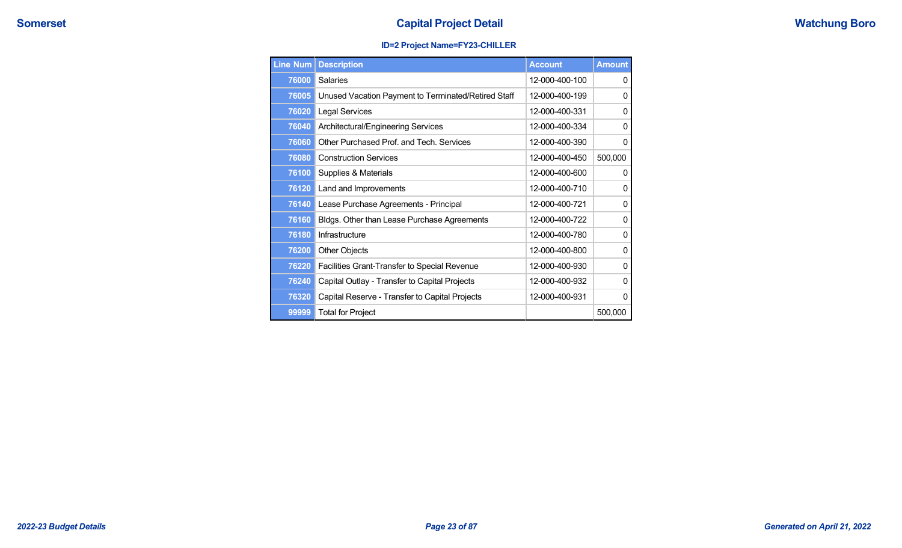# Capital Project Detail

**ID=2 Project Name=FY23-CHILLER**

| Line Num | Description | Account | Amount |
|---|---|---|---|
| 76000 | Salaries | 12-000-400-100 | 0 |
| 76005 | Unused Vacation Payment to Terminated/Retired Staff | 12-000-400-199 | 0 |
| 76020 | Legal Services | 12-000-400-331 | 0 |
| 76040 | Architectural/Engineering Services | 12-000-400-334 | 0 |
| 76060 | Other Purchased Prof. and Tech. Services | 12-000-400-390 | 0 |
| 76080 | Construction Services | 12-000-400-450 | 500,000 |
| 76100 | Supplies & Materials | 12-000-400-600 | 0 |
| 76120 | Land and Improvements | 12-000-400-710 | 0 |
| 76140 | Lease Purchase Agreements - Principal | 12-000-400-721 | 0 |
| 76160 | Bldgs. Other than Lease Purchase Agreements | 12-000-400-722 | 0 |
| 76180 | Infrastructure | 12-000-400-780 | 0 |
| 76200 | Other Objects | 12-000-400-800 | 0 |
| 76220 | Facilities Grant-Transfer to Special Revenue | 12-000-400-930 | 0 |
| 76240 | Capital Outlay - Transfer to Capital Projects | 12-000-400-932 | 0 |
| 76320 | Capital Reserve - Transfer to Capital Projects | 12-000-400-931 | 0 |
| 99999 | Total for Project | | 500,000 |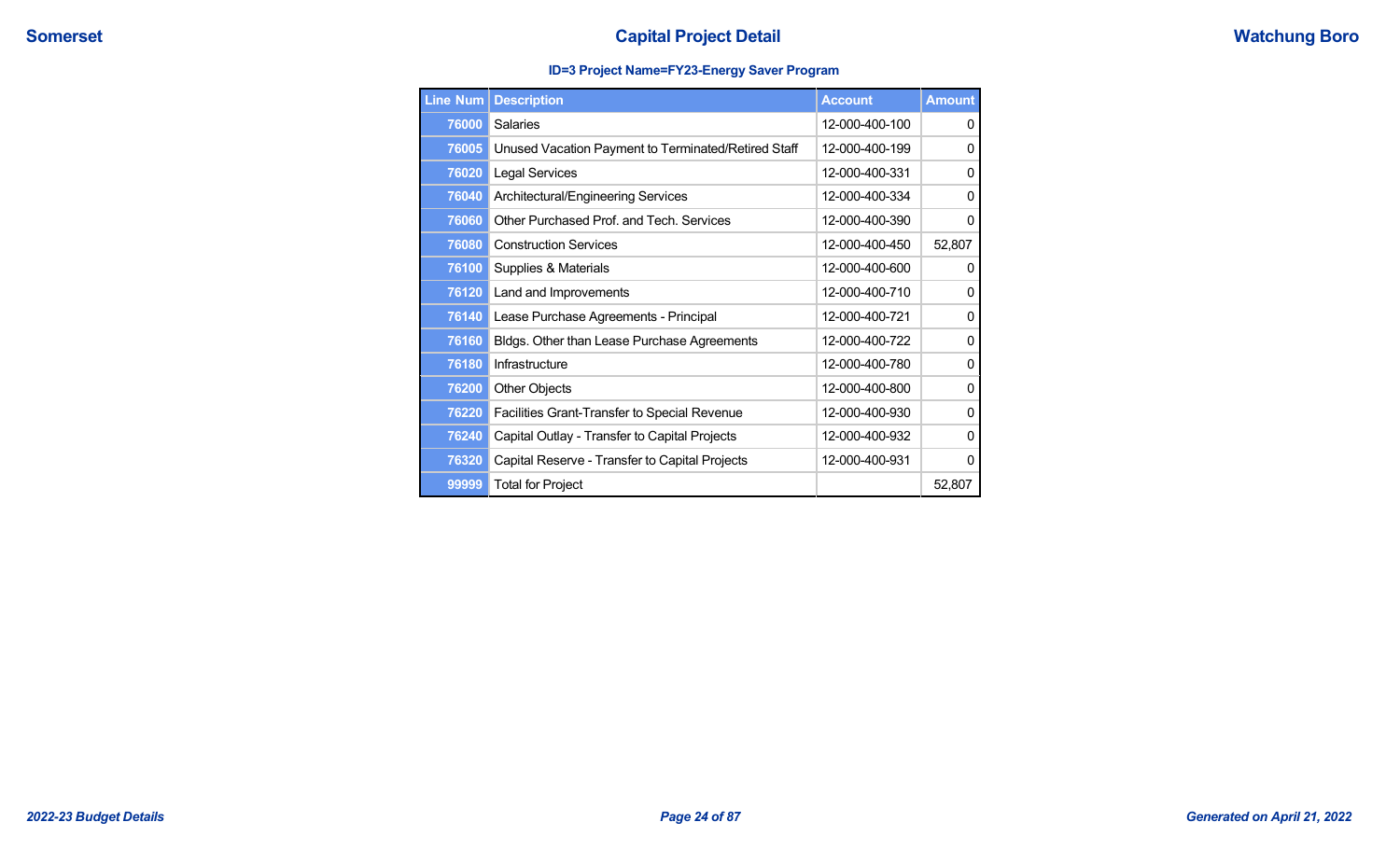# Capital Project Detail

### ID=3 Project Name=FY23-Energy Saver Program

| Line Num | Description | Account | Amount |
|---|---|---|---|
| 76000 | Salaries | 12-000-400-100 | 0 |
| 76005 | Unused Vacation Payment to Terminated/Retired Staff | 12-000-400-199 | 0 |
| 76020 | Legal Services | 12-000-400-331 | 0 |
| 76040 | Architectural/Engineering Services | 12-000-400-334 | 0 |
| 76060 | Other Purchased Prof. and Tech. Services | 12-000-400-390 | 0 |
| 76080 | Construction Services | 12-000-400-450 | 52,807 |
| 76100 | Supplies & Materials | 12-000-400-600 | 0 |
| 76120 | Land and Improvements | 12-000-400-710 | 0 |
| 76140 | Lease Purchase Agreements - Principal | 12-000-400-721 | 0 |
| 76160 | Bldgs. Other than Lease Purchase Agreements | 12-000-400-722 | 0 |
| 76180 | Infrastructure | 12-000-400-780 | 0 |
| 76200 | Other Objects | 12-000-400-800 | 0 |
| 76220 | Facilities Grant-Transfer to Special Revenue | 12-000-400-930 | 0 |
| 76240 | Capital Outlay - Transfer to Capital Projects | 12-000-400-932 | 0 |
| 76320 | Capital Reserve - Transfer to Capital Projects | 12-000-400-931 | 0 |
| 99999 | Total for Project | | 52,807 |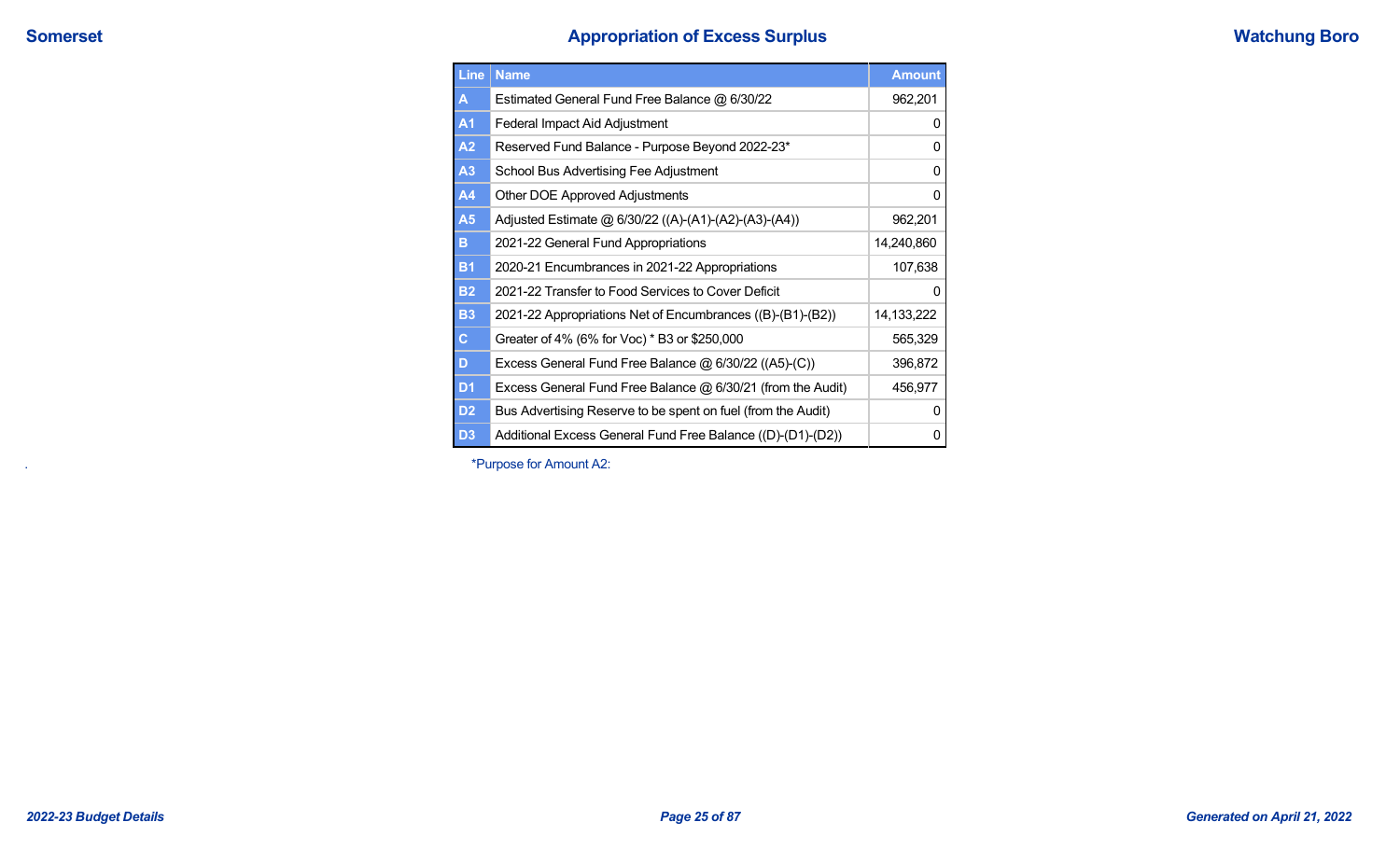## Appropriation of Excess Surplus

| Line | Name | Amount |
|---|---|---|
| A | Estimated General Fund Free Balance @ 6/30/22 | 962,201 |
| A1 | Federal Impact Aid Adjustment | 0 |
| A2 | Reserved Fund Balance - Purpose Beyond 2022-23* | 0 |
| A3 | School Bus Advertising Fee Adjustment | 0 |
| A4 | Other DOE Approved Adjustments | 0 |
| A5 | Adjusted Estimate @ 6/30/22 ((A)-(A1)-(A2)-(A3)-(A4)) | 962,201 |
| B | 2021-22 General Fund Appropriations | 14,240,860 |
| B1 | 2020-21 Encumbrances in 2021-22 Appropriations | 107,638 |
| B2 | 2021-22 Transfer to Food Services to Cover Deficit | 0 |
| B3 | 2021-22 Appropriations Net of Encumbrances ((B)-(B1)-(B2)) | 14,133,222 |
| C | Greater of 4% (6% for Voc) * B3 or $250,000 | 565,329 |
| D | Excess General Fund Free Balance @ 6/30/22 ((A5)-(C)) | 396,872 |
| D1 | Excess General Fund Free Balance @ 6/30/21 (from the Audit) | 456,977 |
| D2 | Bus Advertising Reserve to be spent on fuel (from the Audit) | 0 |
| D3 | Additional Excess General Fund Free Balance ((D)-(D1)-(D2)) | 0 |

*Purpose for Amount A2: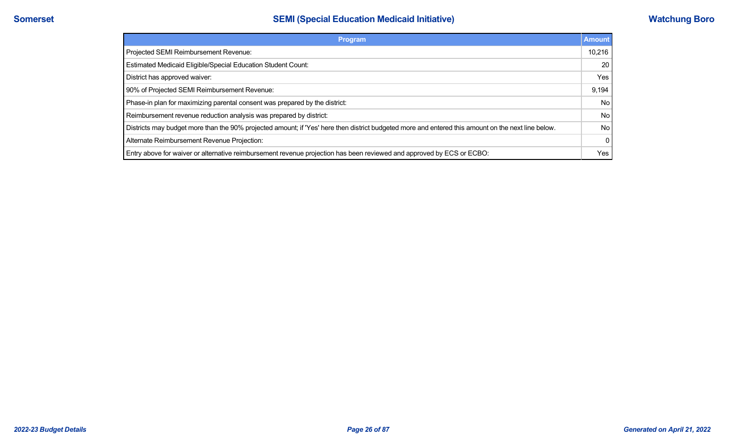# SEMI (Special Education Medicaid Initiative)

| Program | Amount |
|---|---|
| Projected SEMI Reimbursement Revenue: | 10,216 |
| Estimated Medicaid Eligible/Special Education Student Count: | 20 |
| District has approved waiver: | Yes |
| 90% of Projected SEMI Reimbursement Revenue: | 9,194 |
| Phase-in plan for maximizing parental consent was prepared by the district: | No |
| Reimbursement revenue reduction analysis was prepared by district: | No |
| Districts may budget more than the 90% projected amount; if 'Yes' here then district budgeted more and entered this amount on the next line below. | No |
| Alternate Reimbursement Revenue Projection: | 0 |
| Entry above for waiver or alternative reimbursement revenue projection has been reviewed and approved by ECS or ECBO: | Yes |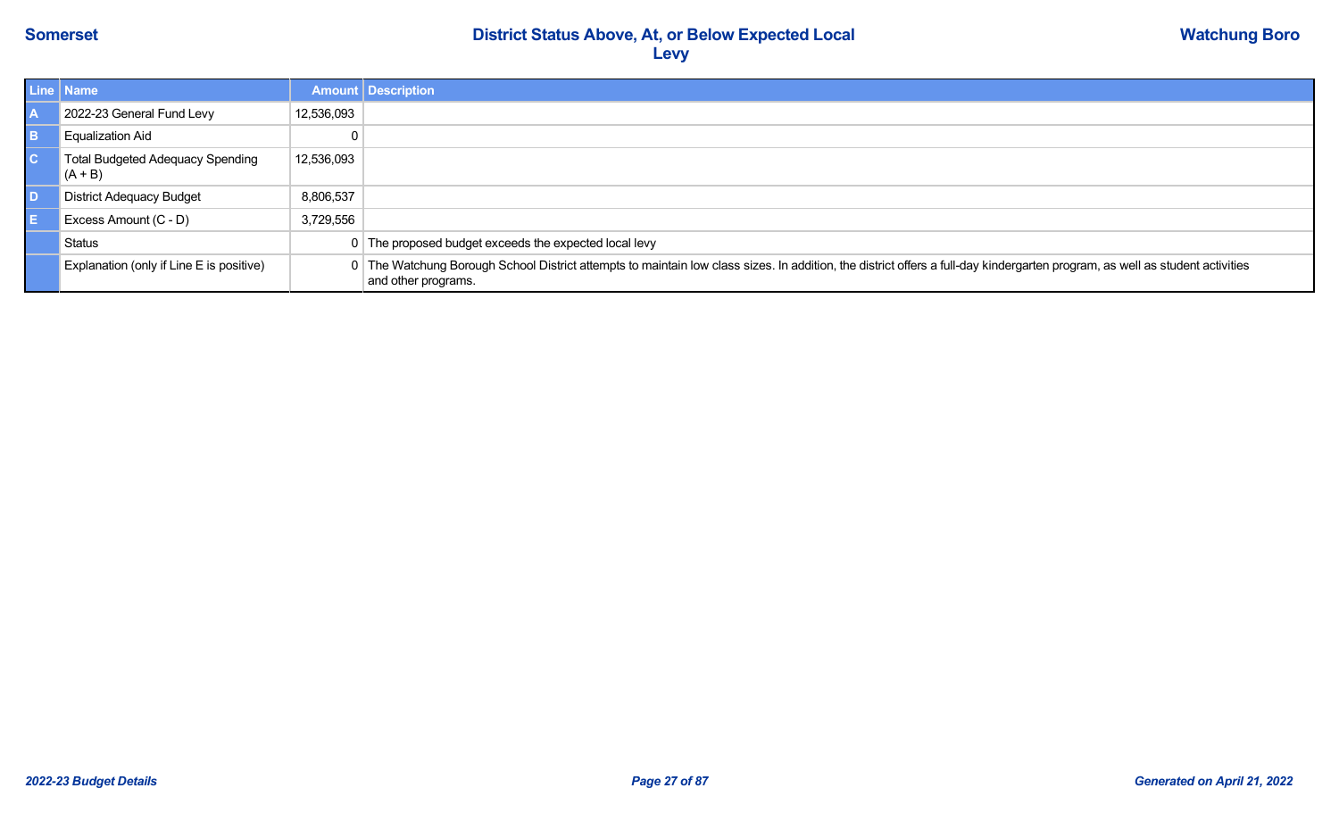Somerset | District Status Above, At, or Below Expected Local Levy | Watchung Boro

| Line | Name | Amount | Description |
|---|---|---|---|
| A | 2022-23 General Fund Levy | 12,536,093 | |
| B | Equalization Aid | 0 | |
| C | Total Budgeted Adequacy Spending (A + B) | 12,536,093 | |
| D | District Adequacy Budget | 8,806,537 | |
| E | Excess Amount (C - D) | 3,729,556 | |
| | Status | 0 | The proposed budget exceeds the expected local levy |
| | Explanation (only if Line E is positive) | 0 | The Watchung Borough School District attempts to maintain low class sizes. In addition, the district offers a full-day kindergarten program, as well as student activities and other programs. |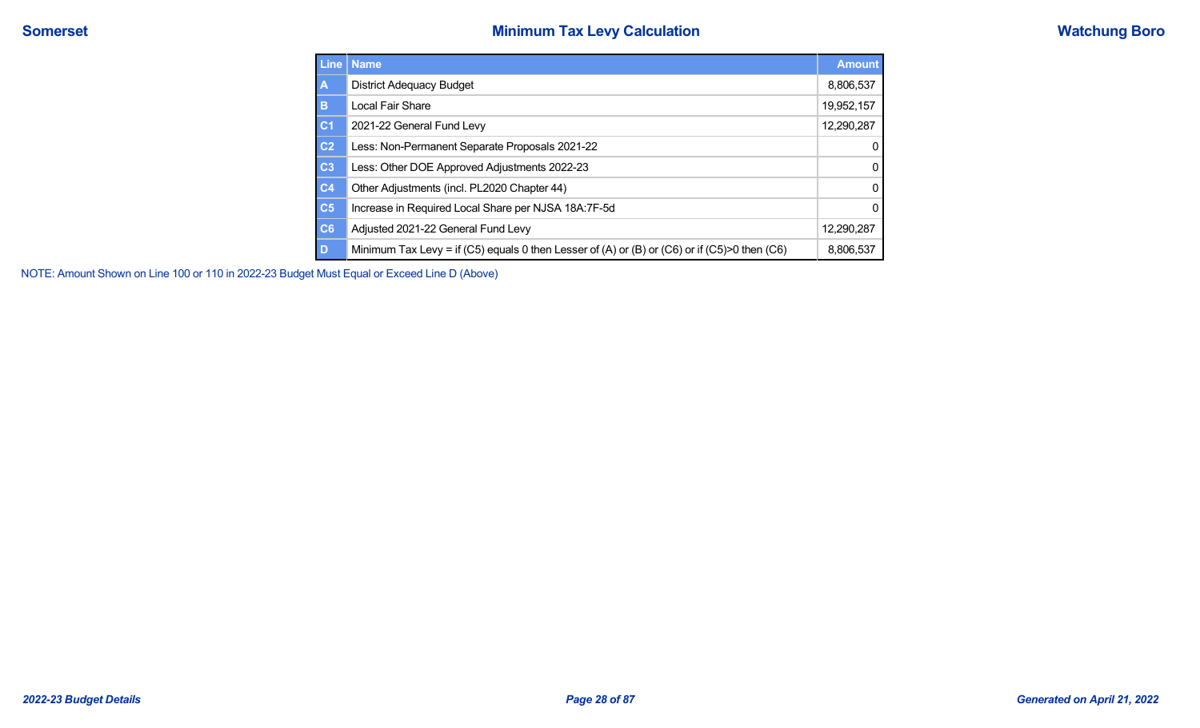# Minimum Tax Levy Calculation

Somerset — Watchung Boro

| Line | Name | Amount |
|---|---|---|
| A | District Adequacy Budget | 8,806,537 |
| B | Local Fair Share | 19,952,157 |
| C1 | 2021-22 General Fund Levy | 12,290,287 |
| C2 | Less: Non-Permanent Separate Proposals 2021-22 | 0 |
| C3 | Less: Other DOE Approved Adjustments 2022-23 | 0 |
| C4 | Other Adjustments (incl. PL2020 Chapter 44) | 0 |
| C5 | Increase in Required Local Share per NJSA 18A:7F-5d | 0 |
| C6 | Adjusted 2021-22 General Fund Levy | 12,290,287 |
| D | Minimum Tax Levy = if (C5) equals 0 then Lesser of (A) or (B) or (C6) or if (C5)>0 then (C6) | 8,806,537 |

NOTE: Amount Shown on Line 100 or 110 in 2022-23 Budget Must Equal or Exceed Line D (Above)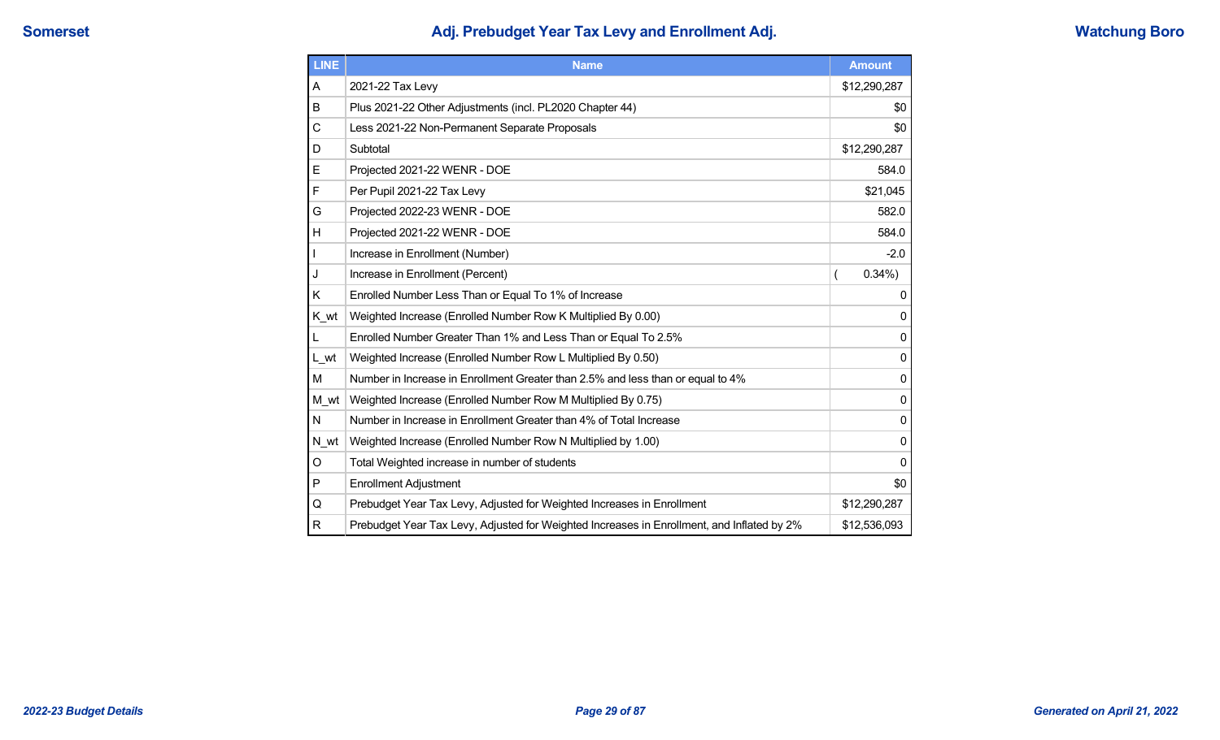Somerset

# Adj. Prebudget Year Tax Levy and Enrollment Adj.

Watchung Boro

| LINE | Name | Amount |
|---|---|---|
| A | 2021-22 Tax Levy | $12,290,287 |
| B | Plus 2021-22 Other Adjustments (incl. PL2020 Chapter 44) | $0 |
| C | Less 2021-22 Non-Permanent Separate Proposals | $0 |
| D | Subtotal | $12,290,287 |
| E | Projected 2021-22 WENR - DOE | 584.0 |
| F | Per Pupil 2021-22 Tax Levy | $21,045 |
| G | Projected 2022-23 WENR - DOE | 582.0 |
| H | Projected 2021-22 WENR - DOE | 584.0 |
| I | Increase in Enrollment (Number) | -2.0 |
| J | Increase in Enrollment (Percent) | ( 0.34%) |
| K | Enrolled Number Less Than or Equal To 1% of Increase | 0 |
| K_wt | Weighted Increase (Enrolled Number Row K Multiplied By 0.00) | 0 |
| L | Enrolled Number Greater Than 1% and Less Than or Equal To 2.5% | 0 |
| L_wt | Weighted Increase (Enrolled Number Row L Multiplied By 0.50) | 0 |
| M | Number in Increase in Enrollment Greater than 2.5% and less than or equal to 4% | 0 |
| M_wt | Weighted Increase (Enrolled Number Row M Multiplied By 0.75) | 0 |
| N | Number in Increase in Enrollment Greater than 4% of Total Increase | 0 |
| N_wt | Weighted Increase (Enrolled Number Row N Multiplied by 1.00) | 0 |
| O | Total Weighted increase in number of students | 0 |
| P | Enrollment Adjustment | $0 |
| Q | Prebudget Year Tax Levy, Adjusted for Weighted Increases in Enrollment | $12,290,287 |
| R | Prebudget Year Tax Levy, Adjusted for Weighted Increases in Enrollment, and Inflated by 2% | $12,536,093 |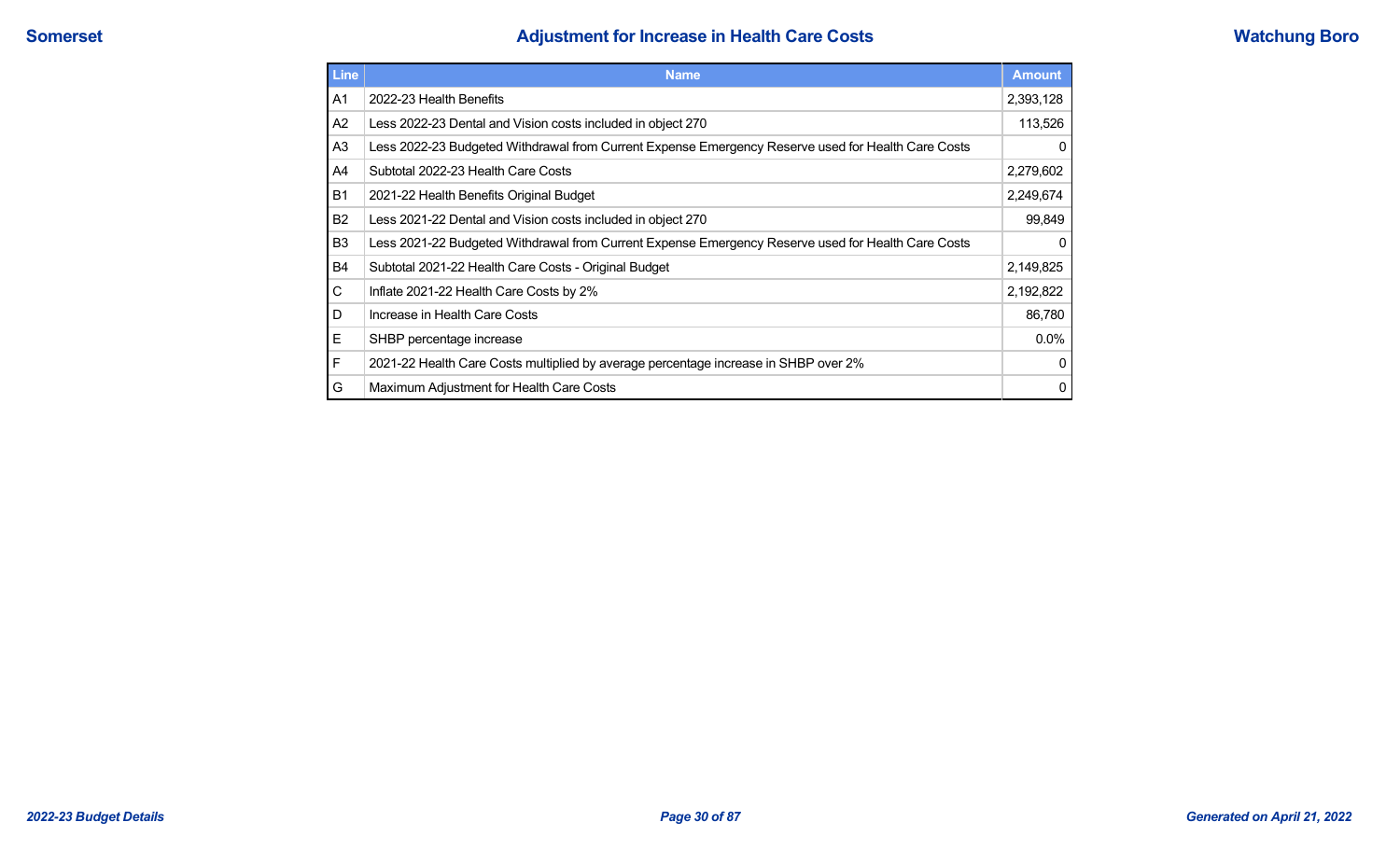# Adjustment for Increase in Health Care Costs

| Line | Name | Amount |
|---|---|---|
| A1 | 2022-23 Health Benefits | 2,393,128 |
| A2 | Less 2022-23 Dental and Vision costs included in object 270 | 113,526 |
| A3 | Less 2022-23 Budgeted Withdrawal from Current Expense Emergency Reserve used for Health Care Costs | 0 |
| A4 | Subtotal 2022-23 Health Care Costs | 2,279,602 |
| B1 | 2021-22 Health Benefits Original Budget | 2,249,674 |
| B2 | Less 2021-22 Dental and Vision costs included in object 270 | 99,849 |
| B3 | Less 2021-22 Budgeted Withdrawal from Current Expense Emergency Reserve used for Health Care Costs | 0 |
| B4 | Subtotal 2021-22 Health Care Costs - Original Budget | 2,149,825 |
| C | Inflate 2021-22 Health Care Costs by 2% | 2,192,822 |
| D | Increase in Health Care Costs | 86,780 |
| E | SHBP percentage increase | 0.0% |
| F | 2021-22 Health Care Costs multiplied by average percentage increase in SHBP over 2% | 0 |
| G | Maximum Adjustment for Health Care Costs | 0 |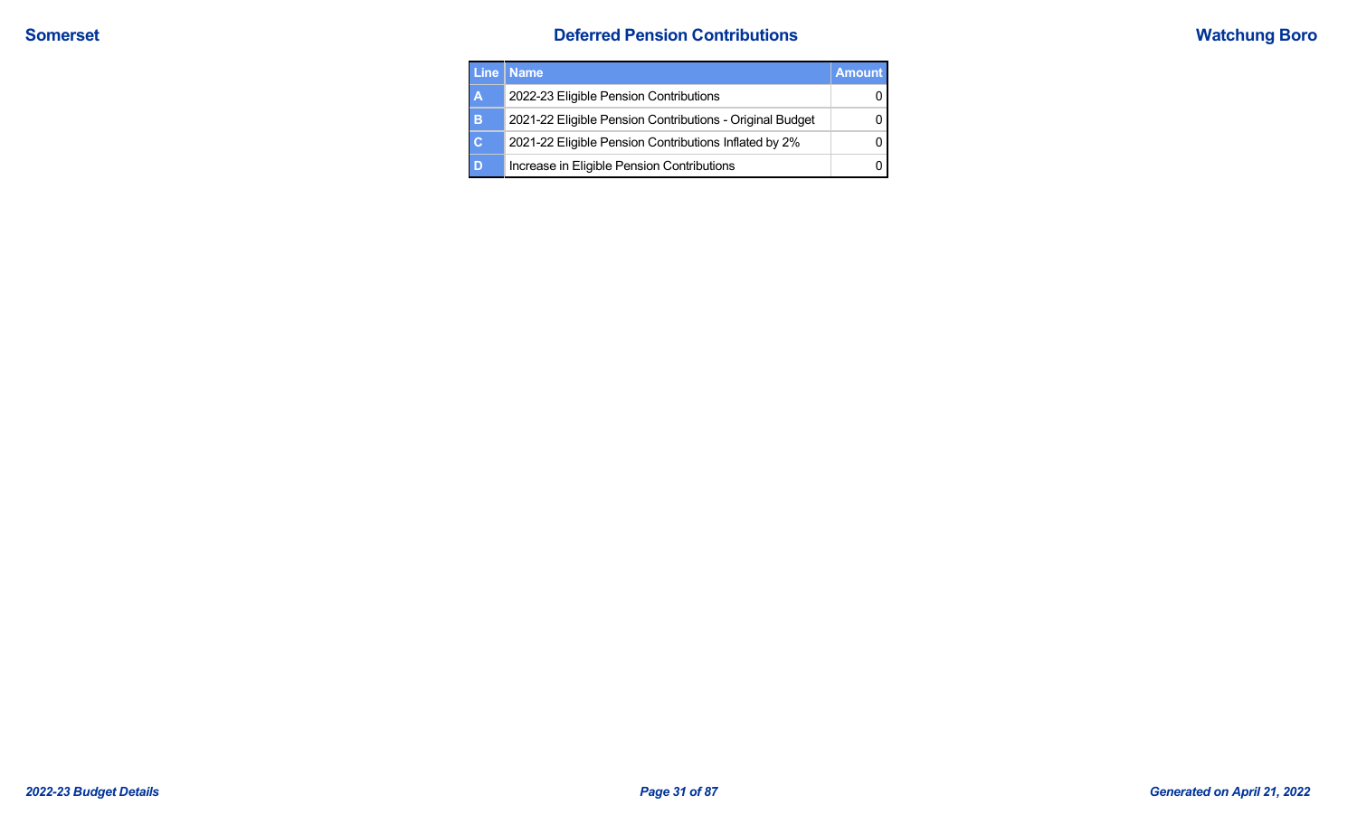# Deferred Pension Contributions

| Line | Name | Amount |
|---|---|---|
| A | 2022-23 Eligible Pension Contributions | 0 |
| B | 2021-22 Eligible Pension Contributions - Original Budget | 0 |
| C | 2021-22 Eligible Pension Contributions Inflated by 2% | 0 |
| D | Increase in Eligible Pension Contributions | 0 |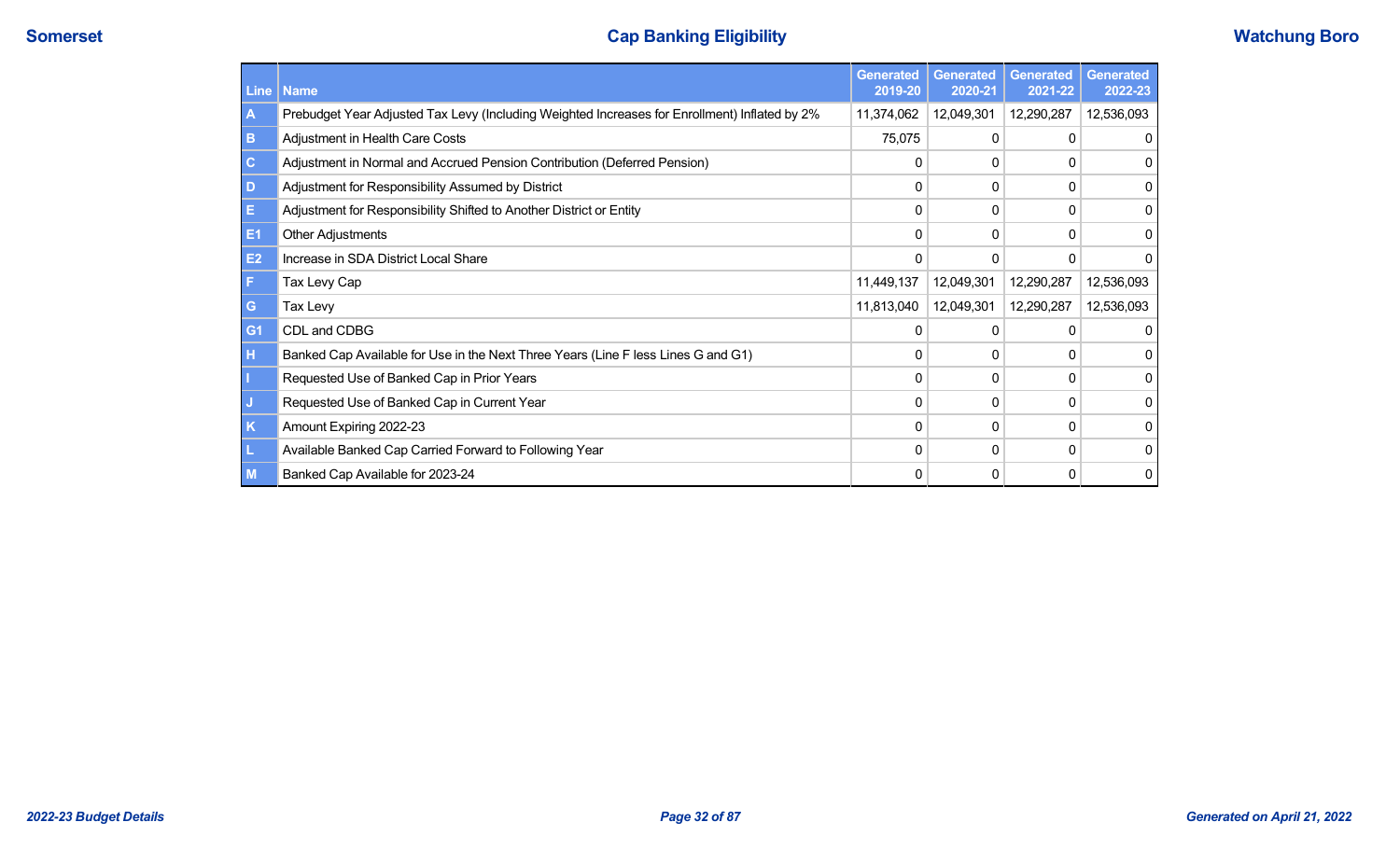Somerset

# Cap Banking Eligibility

Watchung Boro

| Line | Name | Generated 2019-20 | Generated 2020-21 | Generated 2021-22 | Generated 2022-23 |
|---|---|---|---|---|---|
| A | Prebudget Year Adjusted Tax Levy (Including Weighted Increases for Enrollment) Inflated by 2% | 11,374,062 | 12,049,301 | 12,290,287 | 12,536,093 |
| B | Adjustment in Health Care Costs | 75,075 | 0 | 0 | 0 |
| C | Adjustment in Normal and Accrued Pension Contribution (Deferred Pension) | 0 | 0 | 0 | 0 |
| D | Adjustment for Responsibility Assumed by District | 0 | 0 | 0 | 0 |
| E | Adjustment for Responsibility Shifted to Another District or Entity | 0 | 0 | 0 | 0 |
| E1 | Other Adjustments | 0 | 0 | 0 | 0 |
| E2 | Increase in SDA District Local Share | 0 | 0 | 0 | 0 |
| F | Tax Levy Cap | 11,449,137 | 12,049,301 | 12,290,287 | 12,536,093 |
| G | Tax Levy | 11,813,040 | 12,049,301 | 12,290,287 | 12,536,093 |
| G1 | CDL and CDBG | 0 | 0 | 0 | 0 |
| H | Banked Cap Available for Use in the Next Three Years (Line F less Lines G and G1) | 0 | 0 | 0 | 0 |
| I | Requested Use of Banked Cap in Prior Years | 0 | 0 | 0 | 0 |
| J | Requested Use of Banked Cap in Current Year | 0 | 0 | 0 | 0 |
| K | Amount Expiring 2022-23 | 0 | 0 | 0 | 0 |
| L | Available Banked Cap Carried Forward to Following Year | 0 | 0 | 0 | 0 |
| M | Banked Cap Available for 2023-24 | 0 | 0 | 0 | 0 |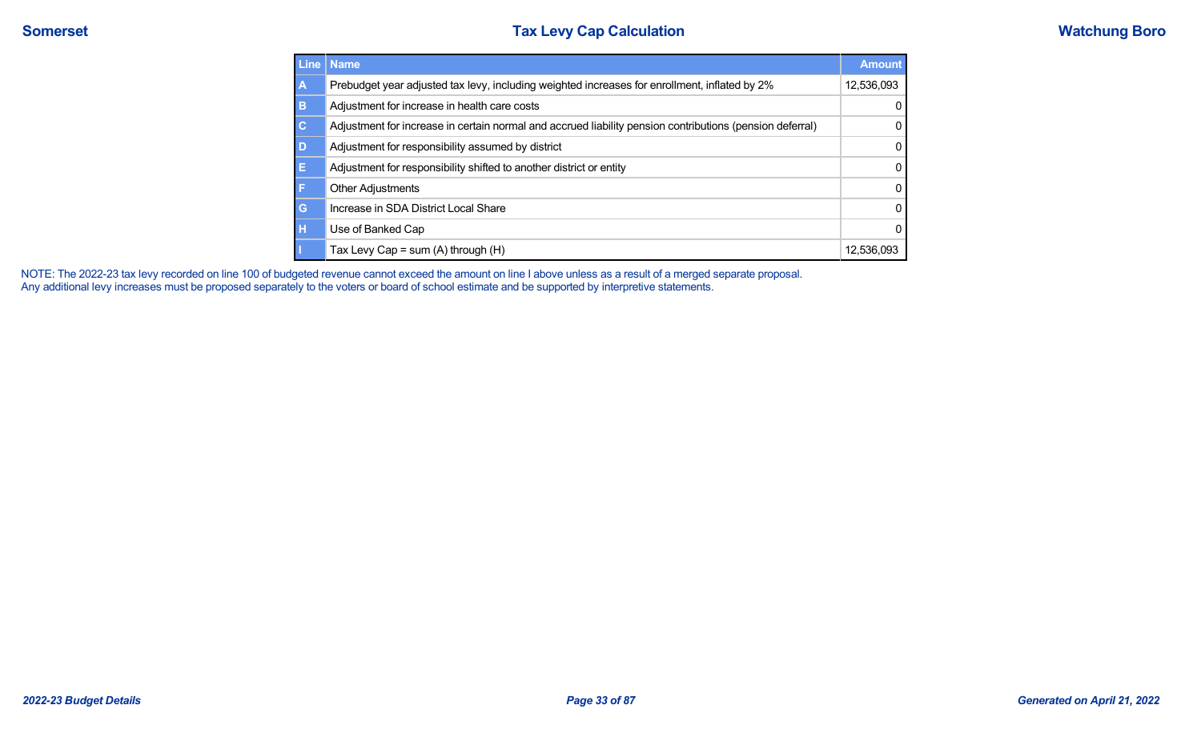# Tax Levy Cap Calculation

| Line | Name | Amount |
| --- | --- | --- |
| A | Prebudget year adjusted tax levy, including weighted increases for enrollment, inflated by 2% | 12,536,093 |
| B | Adjustment for increase in health care costs | 0 |
| C | Adjustment for increase in certain normal and accrued liability pension contributions (pension deferral) | 0 |
| D | Adjustment for responsibility assumed by district | 0 |
| E | Adjustment for responsibility shifted to another district or entity | 0 |
| F | Other Adjustments | 0 |
| G | Increase in SDA District Local Share | 0 |
| H | Use of Banked Cap | 0 |
| I | Tax Levy Cap = sum (A) through (H) | 12,536,093 |

NOTE: The 2022-23 tax levy recorded on line 100 of budgeted revenue cannot exceed the amount on line I above unless as a result of a merged separate proposal.
Any additional levy increases must be proposed separately to the voters or board of school estimate and be supported by interpretive statements.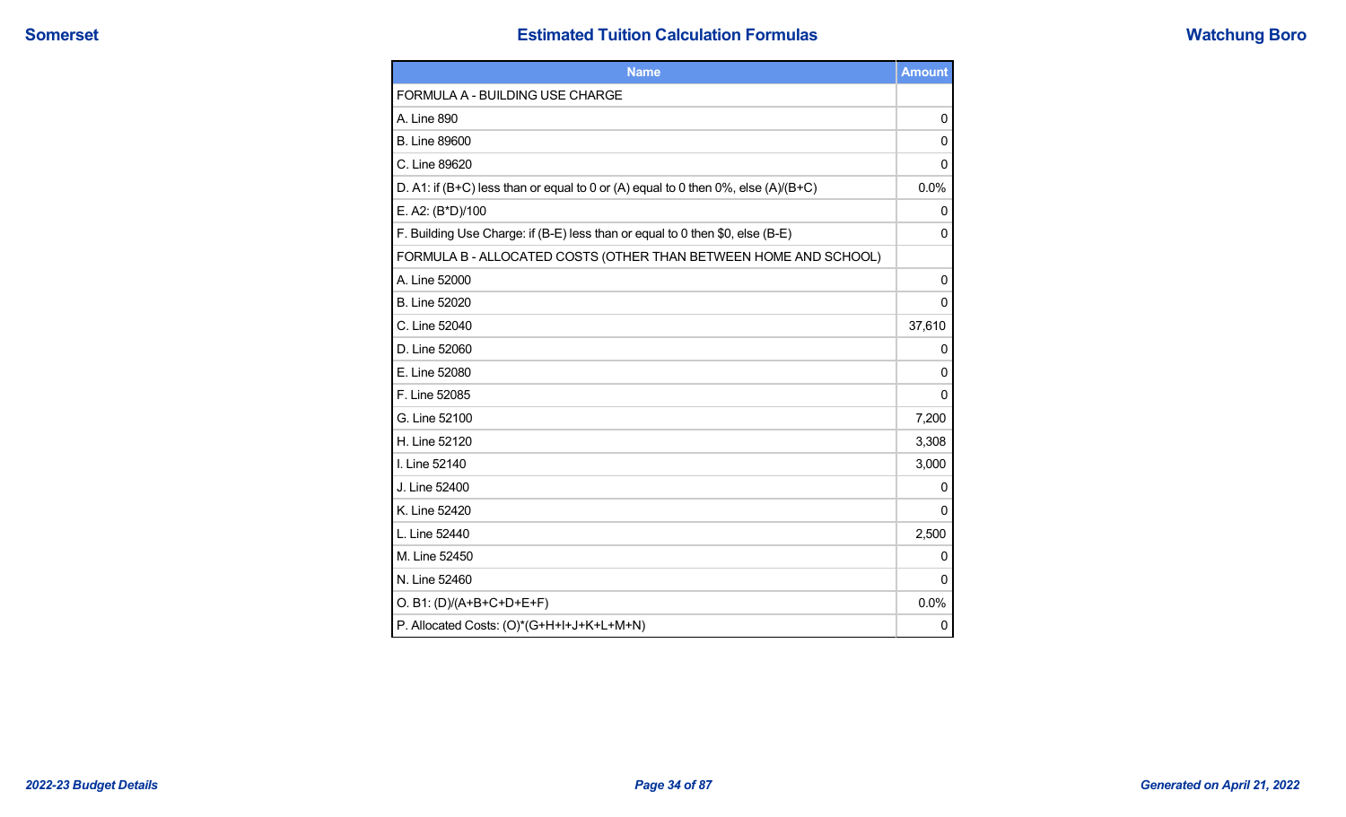# Estimated Tuition Calculation Formulas

| Name | Amount |
|---|---|
| FORMULA A - BUILDING USE CHARGE | |
| A. Line 890 | 0 |
| B. Line 89600 | 0 |
| C. Line 89620 | 0 |
| D. A1: if (B+C) less than or equal to 0 or (A) equal to 0 then 0%, else (A)/(B+C) | 0.0% |
| E. A2: (B*D)/100 | 0 |
| F. Building Use Charge: if (B-E) less than or equal to 0 then $0, else (B-E) | 0 |
| FORMULA B - ALLOCATED COSTS (OTHER THAN BETWEEN HOME AND SCHOOL) | |
| A. Line 52000 | 0 |
| B. Line 52020 | 0 |
| C. Line 52040 | 37,610 |
| D. Line 52060 | 0 |
| E. Line 52080 | 0 |
| F. Line 52085 | 0 |
| G. Line 52100 | 7,200 |
| H. Line 52120 | 3,308 |
| I. Line 52140 | 3,000 |
| J. Line 52400 | 0 |
| K. Line 52420 | 0 |
| L. Line 52440 | 2,500 |
| M. Line 52450 | 0 |
| N. Line 52460 | 0 |
| O. B1: (D)/(A+B+C+D+E+F) | 0.0% |
| P. Allocated Costs: (O)*(G+H+I+J+K+L+M+N) | 0 |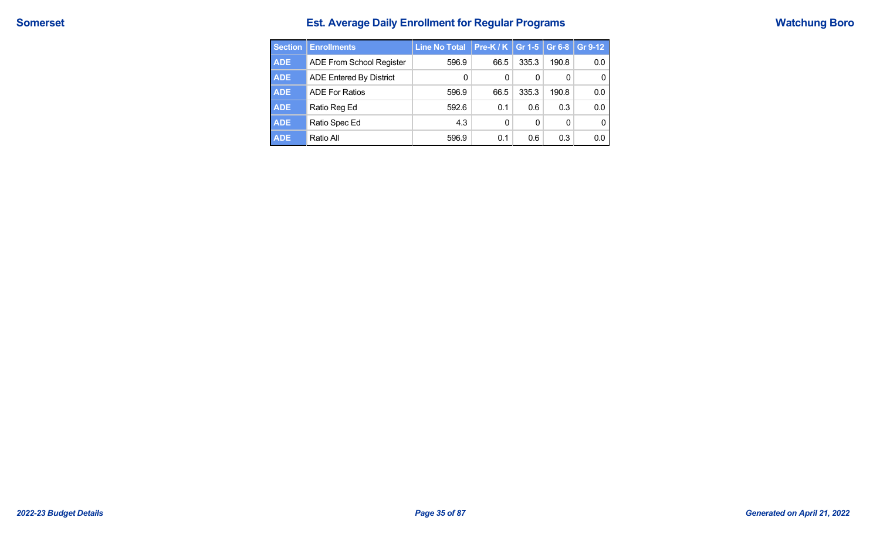# Est. Average Daily Enrollment for Regular Programs

| Section | Enrollments | Line No Total | Pre-K / K | Gr 1-5 | Gr 6-8 | Gr 9-12 |
|---|---|---|---|---|---|---|
| ADE | ADE From School Register | 596.9 | 66.5 | 335.3 | 190.8 | 0.0 |
| ADE | ADE Entered By District | 0 | 0 | 0 | 0 | 0 |
| ADE | ADE For Ratios | 596.9 | 66.5 | 335.3 | 190.8 | 0.0 |
| ADE | Ratio Reg Ed | 592.6 | 0.1 | 0.6 | 0.3 | 0.0 |
| ADE | Ratio Spec Ed | 4.3 | 0 | 0 | 0 | 0 |
| ADE | Ratio All | 596.9 | 0.1 | 0.6 | 0.3 | 0.0 |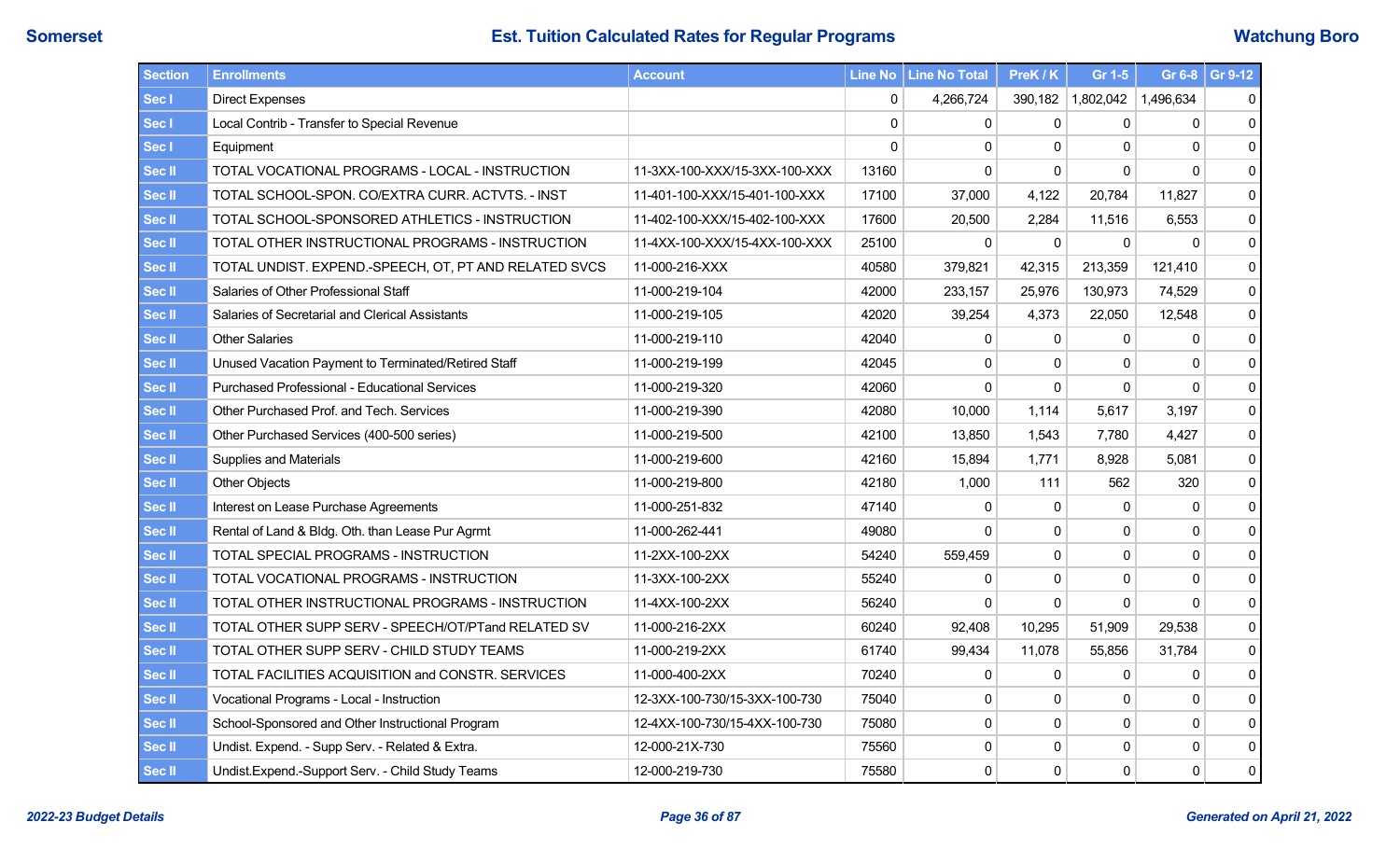# Est. Tuition Calculated Rates for Regular Programs

Somerset — Watchung Boro

| Section | Enrollments | Account | Line No | Line No Total | PreK / K | Gr 1-5 | Gr 6-8 | Gr 9-12 |
|---|---|---|---|---|---|---|---|---|
| Sec I | Direct Expenses | | 0 | 4,266,724 | 390,182 | 1,802,042 | 1,496,634 | 0 |
| Sec I | Local Contrib - Transfer to Special Revenue | | 0 | 0 | 0 | 0 | 0 | 0 |
| Sec I | Equipment | | 0 | 0 | 0 | 0 | 0 | 0 |
| Sec II | TOTAL VOCATIONAL PROGRAMS - LOCAL - INSTRUCTION | 11-3XX-100-XXX/15-3XX-100-XXX | 13160 | 0 | 0 | 0 | 0 | 0 |
| Sec II | TOTAL SCHOOL-SPON. CO/EXTRA CURR. ACTVTS. - INST | 11-401-100-XXX/15-401-100-XXX | 17100 | 37,000 | 4,122 | 20,784 | 11,827 | 0 |
| Sec II | TOTAL SCHOOL-SPONSORED ATHLETICS - INSTRUCTION | 11-402-100-XXX/15-402-100-XXX | 17600 | 20,500 | 2,284 | 11,516 | 6,553 | 0 |
| Sec II | TOTAL OTHER INSTRUCTIONAL PROGRAMS - INSTRUCTION | 11-4XX-100-XXX/15-4XX-100-XXX | 25100 | 0 | 0 | 0 | 0 | 0 |
| Sec II | TOTAL UNDIST. EXPEND.-SPEECH, OT, PT AND RELATED SVCS | 11-000-216-XXX | 40580 | 379,821 | 42,315 | 213,359 | 121,410 | 0 |
| Sec II | Salaries of Other Professional Staff | 11-000-219-104 | 42000 | 233,157 | 25,976 | 130,973 | 74,529 | 0 |
| Sec II | Salaries of Secretarial and Clerical Assistants | 11-000-219-105 | 42020 | 39,254 | 4,373 | 22,050 | 12,548 | 0 |
| Sec II | Other Salaries | 11-000-219-110 | 42040 | 0 | 0 | 0 | 0 | 0 |
| Sec II | Unused Vacation Payment to Terminated/Retired Staff | 11-000-219-199 | 42045 | 0 | 0 | 0 | 0 | 0 |
| Sec II | Purchased Professional - Educational Services | 11-000-219-320 | 42060 | 0 | 0 | 0 | 0 | 0 |
| Sec II | Other Purchased Prof. and Tech. Services | 11-000-219-390 | 42080 | 10,000 | 1,114 | 5,617 | 3,197 | 0 |
| Sec II | Other Purchased Services (400-500 series) | 11-000-219-500 | 42100 | 13,850 | 1,543 | 7,780 | 4,427 | 0 |
| Sec II | Supplies and Materials | 11-000-219-600 | 42160 | 15,894 | 1,771 | 8,928 | 5,081 | 0 |
| Sec II | Other Objects | 11-000-219-800 | 42180 | 1,000 | 111 | 562 | 320 | 0 |
| Sec II | Interest on Lease Purchase Agreements | 11-000-251-832 | 47140 | 0 | 0 | 0 | 0 | 0 |
| Sec II | Rental of Land & Bldg. Oth. than Lease Pur Agrmt | 11-000-262-441 | 49080 | 0 | 0 | 0 | 0 | 0 |
| Sec II | TOTAL SPECIAL PROGRAMS - INSTRUCTION | 11-2XX-100-2XX | 54240 | 559,459 | 0 | 0 | 0 | 0 |
| Sec II | TOTAL VOCATIONAL PROGRAMS - INSTRUCTION | 11-3XX-100-2XX | 55240 | 0 | 0 | 0 | 0 | 0 |
| Sec II | TOTAL OTHER INSTRUCTIONAL PROGRAMS - INSTRUCTION | 11-4XX-100-2XX | 56240 | 0 | 0 | 0 | 0 | 0 |
| Sec II | TOTAL OTHER SUPP SERV - SPEECH/OT/PTand RELATED SV | 11-000-216-2XX | 60240 | 92,408 | 10,295 | 51,909 | 29,538 | 0 |
| Sec II | TOTAL OTHER SUPP SERV - CHILD STUDY TEAMS | 11-000-219-2XX | 61740 | 99,434 | 11,078 | 55,856 | 31,784 | 0 |
| Sec II | TOTAL FACILITIES ACQUISITION and CONSTR. SERVICES | 11-000-400-2XX | 70240 | 0 | 0 | 0 | 0 | 0 |
| Sec II | Vocational Programs - Local - Instruction | 12-3XX-100-730/15-3XX-100-730 | 75040 | 0 | 0 | 0 | 0 | 0 |
| Sec II | School-Sponsored and Other Instructional Program | 12-4XX-100-730/15-4XX-100-730 | 75080 | 0 | 0 | 0 | 0 | 0 |
| Sec II | Undist. Expend. - Supp Serv. - Related & Extra. | 12-000-21X-730 | 75560 | 0 | 0 | 0 | 0 | 0 |
| Sec II | Undist.Expend.-Support Serv. - Child Study Teams | 12-000-219-730 | 75580 | 0 | 0 | 0 | 0 | 0 |

*2022-23 Budget Details* — *Generated on April 21, 2022*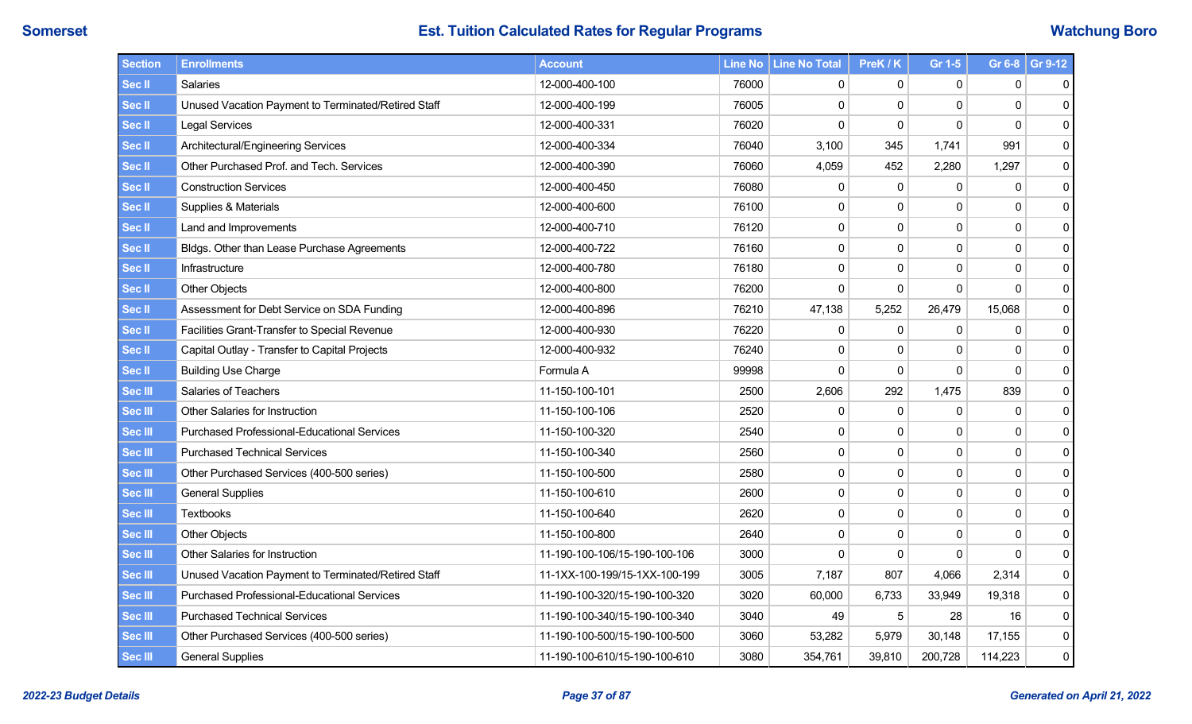# Est. Tuition Calculated Rates for Regular Programs

**Somerset** — **Watchung Boro**

| Section | Enrollments | Account | Line No | Line No Total | PreK / K | Gr 1-5 | Gr 6-8 | Gr 9-12 |
|---|---|---|---|---|---|---|---|---|
| Sec II | Salaries | 12-000-400-100 | 76000 | 0 | 0 | 0 | 0 | 0 |
| Sec II | Unused Vacation Payment to Terminated/Retired Staff | 12-000-400-199 | 76005 | 0 | 0 | 0 | 0 | 0 |
| Sec II | Legal Services | 12-000-400-331 | 76020 | 0 | 0 | 0 | 0 | 0 |
| Sec II | Architectural/Engineering Services | 12-000-400-334 | 76040 | 3,100 | 345 | 1,741 | 991 | 0 |
| Sec II | Other Purchased Prof. and Tech. Services | 12-000-400-390 | 76060 | 4,059 | 452 | 2,280 | 1,297 | 0 |
| Sec II | Construction Services | 12-000-400-450 | 76080 | 0 | 0 | 0 | 0 | 0 |
| Sec II | Supplies & Materials | 12-000-400-600 | 76100 | 0 | 0 | 0 | 0 | 0 |
| Sec II | Land and Improvements | 12-000-400-710 | 76120 | 0 | 0 | 0 | 0 | 0 |
| Sec II | Bldgs. Other than Lease Purchase Agreements | 12-000-400-722 | 76160 | 0 | 0 | 0 | 0 | 0 |
| Sec II | Infrastructure | 12-000-400-780 | 76180 | 0 | 0 | 0 | 0 | 0 |
| Sec II | Other Objects | 12-000-400-800 | 76200 | 0 | 0 | 0 | 0 | 0 |
| Sec II | Assessment for Debt Service on SDA Funding | 12-000-400-896 | 76210 | 47,138 | 5,252 | 26,479 | 15,068 | 0 |
| Sec II | Facilities Grant-Transfer to Special Revenue | 12-000-400-930 | 76220 | 0 | 0 | 0 | 0 | 0 |
| Sec II | Capital Outlay - Transfer to Capital Projects | 12-000-400-932 | 76240 | 0 | 0 | 0 | 0 | 0 |
| Sec II | Building Use Charge | Formula A | 99998 | 0 | 0 | 0 | 0 | 0 |
| Sec III | Salaries of Teachers | 11-150-100-101 | 2500 | 2,606 | 292 | 1,475 | 839 | 0 |
| Sec III | Other Salaries for Instruction | 11-150-100-106 | 2520 | 0 | 0 | 0 | 0 | 0 |
| Sec III | Purchased Professional-Educational Services | 11-150-100-320 | 2540 | 0 | 0 | 0 | 0 | 0 |
| Sec III | Purchased Technical Services | 11-150-100-340 | 2560 | 0 | 0 | 0 | 0 | 0 |
| Sec III | Other Purchased Services (400-500 series) | 11-150-100-500 | 2580 | 0 | 0 | 0 | 0 | 0 |
| Sec III | General Supplies | 11-150-100-610 | 2600 | 0 | 0 | 0 | 0 | 0 |
| Sec III | Textbooks | 11-150-100-640 | 2620 | 0 | 0 | 0 | 0 | 0 |
| Sec III | Other Objects | 11-150-100-800 | 2640 | 0 | 0 | 0 | 0 | 0 |
| Sec III | Other Salaries for Instruction | 11-190-100-106/15-190-100-106 | 3000 | 0 | 0 | 0 | 0 | 0 |
| Sec III | Unused Vacation Payment to Terminated/Retired Staff | 11-1XX-100-199/15-1XX-100-199 | 3005 | 7,187 | 807 | 4,066 | 2,314 | 0 |
| Sec III | Purchased Professional-Educational Services | 11-190-100-320/15-190-100-320 | 3020 | 60,000 | 6,733 | 33,949 | 19,318 | 0 |
| Sec III | Purchased Technical Services | 11-190-100-340/15-190-100-340 | 3040 | 49 | 5 | 28 | 16 | 0 |
| Sec III | Other Purchased Services (400-500 series) | 11-190-100-500/15-190-100-500 | 3060 | 53,282 | 5,979 | 30,148 | 17,155 | 0 |
| Sec III | General Supplies | 11-190-100-610/15-190-100-610 | 3080 | 354,761 | 39,810 | 200,728 | 114,223 | 0 |

*2022-23 Budget Details* — *Generated on April 21, 2022*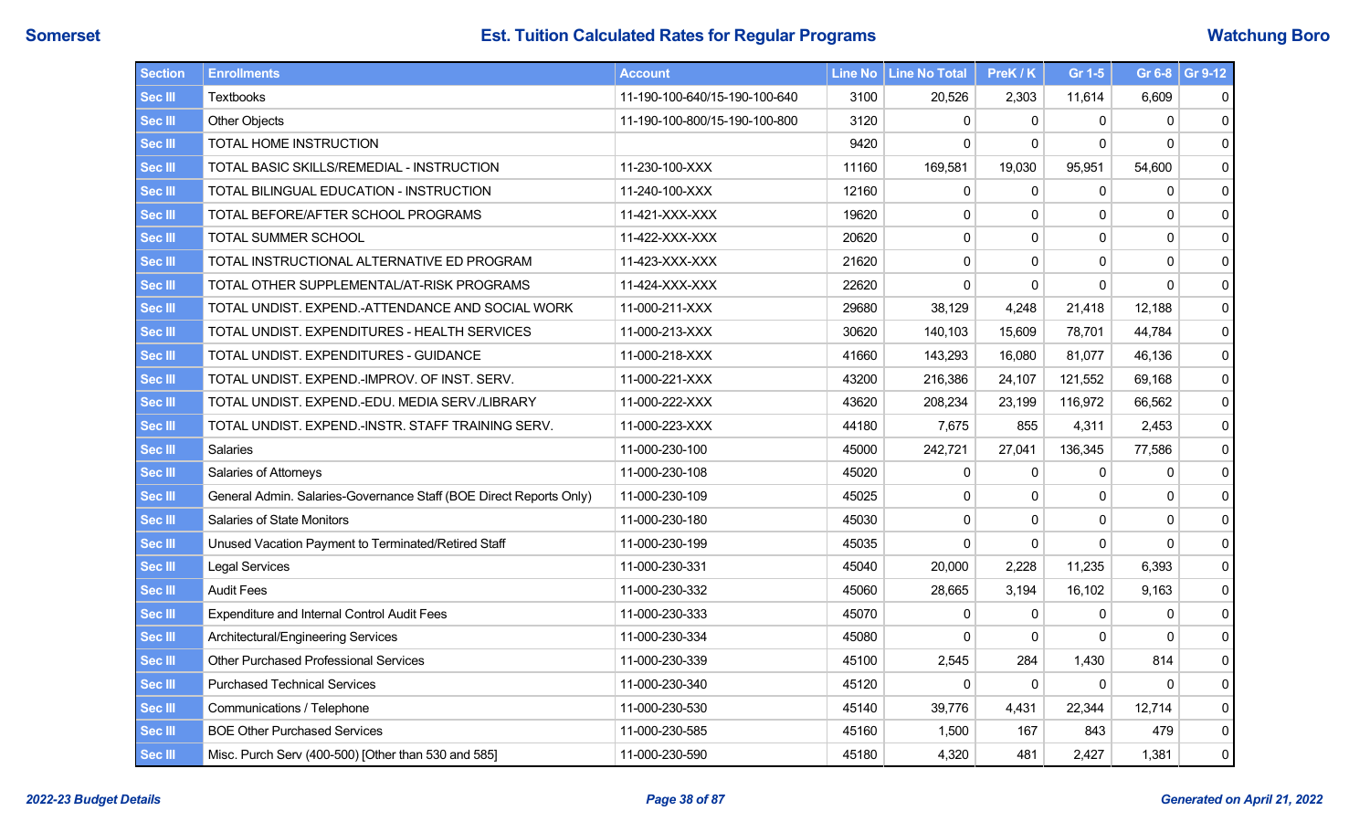## Est. Tuition Calculated Rates for Regular Programs

Somerset — Watchung Boro

| Section | Enrollments | Account | Line No | Line No Total | PreK / K | Gr 1-5 | Gr 6-8 | Gr 9-12 |
|---|---|---|---|---|---|---|---|---|
| Sec III | Textbooks | 11-190-100-640/15-190-100-640 | 3100 | 20,526 | 2,303 | 11,614 | 6,609 | 0 |
| Sec III | Other Objects | 11-190-100-800/15-190-100-800 | 3120 | 0 | 0 | 0 | 0 | 0 |
| Sec III | TOTAL HOME INSTRUCTION | | 9420 | 0 | 0 | 0 | 0 | 0 |
| Sec III | TOTAL BASIC SKILLS/REMEDIAL - INSTRUCTION | 11-230-100-XXX | 11160 | 169,581 | 19,030 | 95,951 | 54,600 | 0 |
| Sec III | TOTAL BILINGUAL EDUCATION - INSTRUCTION | 11-240-100-XXX | 12160 | 0 | 0 | 0 | 0 | 0 |
| Sec III | TOTAL BEFORE/AFTER SCHOOL PROGRAMS | 11-421-XXX-XXX | 19620 | 0 | 0 | 0 | 0 | 0 |
| Sec III | TOTAL SUMMER SCHOOL | 11-422-XXX-XXX | 20620 | 0 | 0 | 0 | 0 | 0 |
| Sec III | TOTAL INSTRUCTIONAL ALTERNATIVE ED PROGRAM | 11-423-XXX-XXX | 21620 | 0 | 0 | 0 | 0 | 0 |
| Sec III | TOTAL OTHER SUPPLEMENTAL/AT-RISK PROGRAMS | 11-424-XXX-XXX | 22620 | 0 | 0 | 0 | 0 | 0 |
| Sec III | TOTAL UNDIST. EXPEND.-ATTENDANCE AND SOCIAL WORK | 11-000-211-XXX | 29680 | 38,129 | 4,248 | 21,418 | 12,188 | 0 |
| Sec III | TOTAL UNDIST. EXPENDITURES - HEALTH SERVICES | 11-000-213-XXX | 30620 | 140,103 | 15,609 | 78,701 | 44,784 | 0 |
| Sec III | TOTAL UNDIST. EXPENDITURES - GUIDANCE | 11-000-218-XXX | 41660 | 143,293 | 16,080 | 81,077 | 46,136 | 0 |
| Sec III | TOTAL UNDIST. EXPEND.-IMPROV. OF INST. SERV. | 11-000-221-XXX | 43200 | 216,386 | 24,107 | 121,552 | 69,168 | 0 |
| Sec III | TOTAL UNDIST. EXPEND.-EDU. MEDIA SERV./LIBRARY | 11-000-222-XXX | 43620 | 208,234 | 23,199 | 116,972 | 66,562 | 0 |
| Sec III | TOTAL UNDIST. EXPEND.-INSTR. STAFF TRAINING SERV. | 11-000-223-XXX | 44180 | 7,675 | 855 | 4,311 | 2,453 | 0 |
| Sec III | Salaries | 11-000-230-100 | 45000 | 242,721 | 27,041 | 136,345 | 77,586 | 0 |
| Sec III | Salaries of Attorneys | 11-000-230-108 | 45020 | 0 | 0 | 0 | 0 | 0 |
| Sec III | General Admin. Salaries-Governance Staff (BOE Direct Reports Only) | 11-000-230-109 | 45025 | 0 | 0 | 0 | 0 | 0 |
| Sec III | Salaries of State Monitors | 11-000-230-180 | 45030 | 0 | 0 | 0 | 0 | 0 |
| Sec III | Unused Vacation Payment to Terminated/Retired Staff | 11-000-230-199 | 45035 | 0 | 0 | 0 | 0 | 0 |
| Sec III | Legal Services | 11-000-230-331 | 45040 | 20,000 | 2,228 | 11,235 | 6,393 | 0 |
| Sec III | Audit Fees | 11-000-230-332 | 45060 | 28,665 | 3,194 | 16,102 | 9,163 | 0 |
| Sec III | Expenditure and Internal Control Audit Fees | 11-000-230-333 | 45070 | 0 | 0 | 0 | 0 | 0 |
| Sec III | Architectural/Engineering Services | 11-000-230-334 | 45080 | 0 | 0 | 0 | 0 | 0 |
| Sec III | Other Purchased Professional Services | 11-000-230-339 | 45100 | 2,545 | 284 | 1,430 | 814 | 0 |
| Sec III | Purchased Technical Services | 11-000-230-340 | 45120 | 0 | 0 | 0 | 0 | 0 |
| Sec III | Communications / Telephone | 11-000-230-530 | 45140 | 39,776 | 4,431 | 22,344 | 12,714 | 0 |
| Sec III | BOE Other Purchased Services | 11-000-230-585 | 45160 | 1,500 | 167 | 843 | 479 | 0 |
| Sec III | Misc. Purch Serv (400-500) [Other than 530 and 585] | 11-000-230-590 | 45180 | 4,320 | 481 | 2,427 | 1,381 | 0 |

*2022-23 Budget Details* — *Generated on April 21, 2022*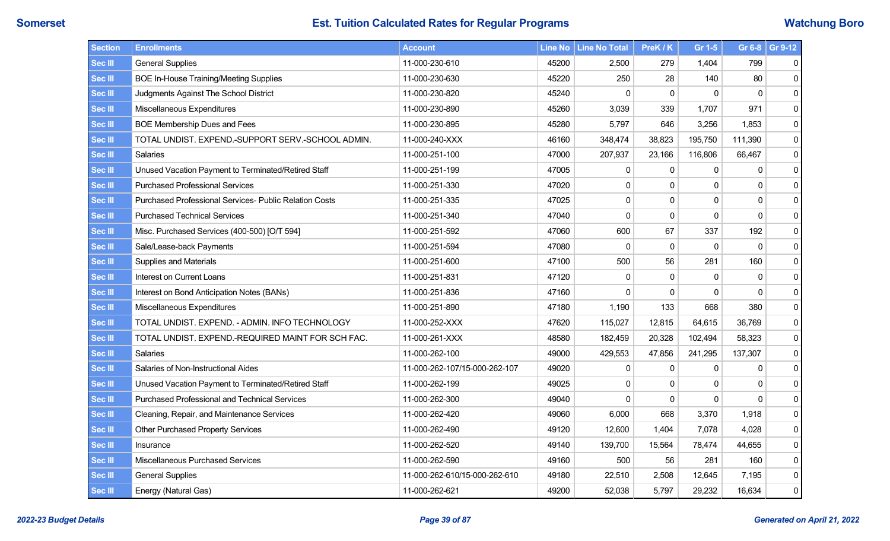# Est. Tuition Calculated Rates for Regular Programs

**Somerset** — **Watchung Boro**

| Section | Enrollments | Account | Line No | Line No Total | PreK / K | Gr 1-5 | Gr 6-8 | Gr 9-12 |
|---|---|---|---|---|---|---|---|---|
| Sec III | General Supplies | 11-000-230-610 | 45200 | 2,500 | 279 | 1,404 | 799 | 0 |
| Sec III | BOE In-House Training/Meeting Supplies | 11-000-230-630 | 45220 | 250 | 28 | 140 | 80 | 0 |
| Sec III | Judgments Against The School District | 11-000-230-820 | 45240 | 0 | 0 | 0 | 0 | 0 |
| Sec III | Miscellaneous Expenditures | 11-000-230-890 | 45260 | 3,039 | 339 | 1,707 | 971 | 0 |
| Sec III | BOE Membership Dues and Fees | 11-000-230-895 | 45280 | 5,797 | 646 | 3,256 | 1,853 | 0 |
| Sec III | TOTAL UNDIST. EXPEND.-SUPPORT SERV.-SCHOOL ADMIN. | 11-000-240-XXX | 46160 | 348,474 | 38,823 | 195,750 | 111,390 | 0 |
| Sec III | Salaries | 11-000-251-100 | 47000 | 207,937 | 23,166 | 116,806 | 66,467 | 0 |
| Sec III | Unused Vacation Payment to Terminated/Retired Staff | 11-000-251-199 | 47005 | 0 | 0 | 0 | 0 | 0 |
| Sec III | Purchased Professional Services | 11-000-251-330 | 47020 | 0 | 0 | 0 | 0 | 0 |
| Sec III | Purchased Professional Services- Public Relation Costs | 11-000-251-335 | 47025 | 0 | 0 | 0 | 0 | 0 |
| Sec III | Purchased Technical Services | 11-000-251-340 | 47040 | 0 | 0 | 0 | 0 | 0 |
| Sec III | Misc. Purchased Services (400-500) [O/T 594] | 11-000-251-592 | 47060 | 600 | 67 | 337 | 192 | 0 |
| Sec III | Sale/Lease-back Payments | 11-000-251-594 | 47080 | 0 | 0 | 0 | 0 | 0 |
| Sec III | Supplies and Materials | 11-000-251-600 | 47100 | 500 | 56 | 281 | 160 | 0 |
| Sec III | Interest on Current Loans | 11-000-251-831 | 47120 | 0 | 0 | 0 | 0 | 0 |
| Sec III | Interest on Bond Anticipation Notes (BANs) | 11-000-251-836 | 47160 | 0 | 0 | 0 | 0 | 0 |
| Sec III | Miscellaneous Expenditures | 11-000-251-890 | 47180 | 1,190 | 133 | 668 | 380 | 0 |
| Sec III | TOTAL UNDIST. EXPEND. - ADMIN. INFO TECHNOLOGY | 11-000-252-XXX | 47620 | 115,027 | 12,815 | 64,615 | 36,769 | 0 |
| Sec III | TOTAL UNDIST. EXPEND.-REQUIRED MAINT FOR SCH FAC. | 11-000-261-XXX | 48580 | 182,459 | 20,328 | 102,494 | 58,323 | 0 |
| Sec III | Salaries | 11-000-262-100 | 49000 | 429,553 | 47,856 | 241,295 | 137,307 | 0 |
| Sec III | Salaries of Non-Instructional Aides | 11-000-262-107/15-000-262-107 | 49020 | 0 | 0 | 0 | 0 | 0 |
| Sec III | Unused Vacation Payment to Terminated/Retired Staff | 11-000-262-199 | 49025 | 0 | 0 | 0 | 0 | 0 |
| Sec III | Purchased Professional and Technical Services | 11-000-262-300 | 49040 | 0 | 0 | 0 | 0 | 0 |
| Sec III | Cleaning, Repair, and Maintenance Services | 11-000-262-420 | 49060 | 6,000 | 668 | 3,370 | 1,918 | 0 |
| Sec III | Other Purchased Property Services | 11-000-262-490 | 49120 | 12,600 | 1,404 | 7,078 | 4,028 | 0 |
| Sec III | Insurance | 11-000-262-520 | 49140 | 139,700 | 15,564 | 78,474 | 44,655 | 0 |
| Sec III | Miscellaneous Purchased Services | 11-000-262-590 | 49160 | 500 | 56 | 281 | 160 | 0 |
| Sec III | General Supplies | 11-000-262-610/15-000-262-610 | 49180 | 22,510 | 2,508 | 12,645 | 7,195 | 0 |
| Sec III | Energy (Natural Gas) | 11-000-262-621 | 49200 | 52,038 | 5,797 | 29,232 | 16,634 | 0 |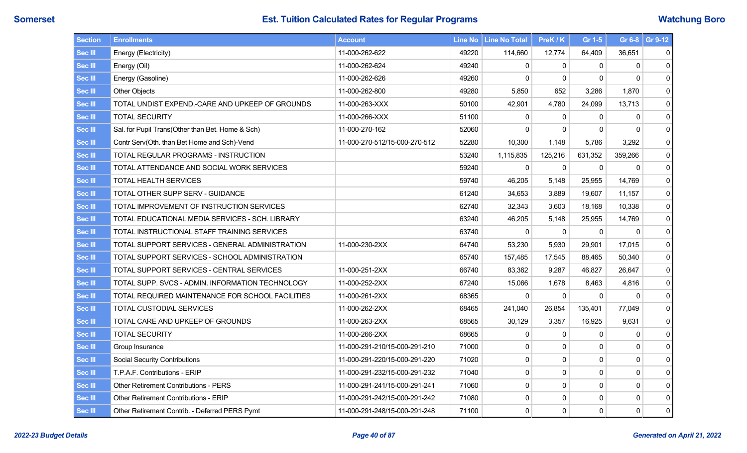# Est. Tuition Calculated Rates for Regular Programs

Somerset — Watchung Boro

| Section | Enrollments | Account | Line No | Line No Total | PreK / K | Gr 1-5 | Gr 6-8 | Gr 9-12 |
|---|---|---|---|---|---|---|---|---|
| Sec III | Energy (Electricity) | 11-000-262-622 | 49220 | 114,660 | 12,774 | 64,409 | 36,651 | 0 |
| Sec III | Energy (Oil) | 11-000-262-624 | 49240 | 0 | 0 | 0 | 0 | 0 |
| Sec III | Energy (Gasoline) | 11-000-262-626 | 49260 | 0 | 0 | 0 | 0 | 0 |
| Sec III | Other Objects | 11-000-262-800 | 49280 | 5,850 | 652 | 3,286 | 1,870 | 0 |
| Sec III | TOTAL UNDIST EXPEND.-CARE AND UPKEEP OF GROUNDS | 11-000-263-XXX | 50100 | 42,901 | 4,780 | 24,099 | 13,713 | 0 |
| Sec III | TOTAL SECURITY | 11-000-266-XXX | 51100 | 0 | 0 | 0 | 0 | 0 |
| Sec III | Sal. for Pupil Trans(Other than Bet. Home & Sch) | 11-000-270-162 | 52060 | 0 | 0 | 0 | 0 | 0 |
| Sec III | Contr Serv(Oth. than Bet Home and Sch)-Vend | 11-000-270-512/15-000-270-512 | 52280 | 10,300 | 1,148 | 5,786 | 3,292 | 0 |
| Sec III | TOTAL REGULAR PROGRAMS - INSTRUCTION | | 53240 | 1,115,835 | 125,216 | 631,352 | 359,266 | 0 |
| Sec III | TOTAL ATTENDANCE AND SOCIAL WORK SERVICES | | 59240 | 0 | 0 | 0 | 0 | 0 |
| Sec III | TOTAL HEALTH SERVICES | | 59740 | 46,205 | 5,148 | 25,955 | 14,769 | 0 |
| Sec III | TOTAL OTHER SUPP SERV - GUIDANCE | | 61240 | 34,653 | 3,889 | 19,607 | 11,157 | 0 |
| Sec III | TOTAL IMPROVEMENT OF INSTRUCTION SERVICES | | 62740 | 32,343 | 3,603 | 18,168 | 10,338 | 0 |
| Sec III | TOTAL EDUCATIONAL MEDIA SERVICES - SCH. LIBRARY | | 63240 | 46,205 | 5,148 | 25,955 | 14,769 | 0 |
| Sec III | TOTAL INSTRUCTIONAL STAFF TRAINING SERVICES | | 63740 | 0 | 0 | 0 | 0 | 0 |
| Sec III | TOTAL SUPPORT SERVICES - GENERAL ADMINISTRATION | 11-000-230-2XX | 64740 | 53,230 | 5,930 | 29,901 | 17,015 | 0 |
| Sec III | TOTAL SUPPORT SERVICES - SCHOOL ADMINISTRATION | | 65740 | 157,485 | 17,545 | 88,465 | 50,340 | 0 |
| Sec III | TOTAL SUPPORT SERVICES - CENTRAL SERVICES | 11-000-251-2XX | 66740 | 83,362 | 9,287 | 46,827 | 26,647 | 0 |
| Sec III | TOTAL SUPP. SVCS - ADMIN. INFORMATION TECHNOLOGY | 11-000-252-2XX | 67240 | 15,066 | 1,678 | 8,463 | 4,816 | 0 |
| Sec III | TOTAL REQUIRED MAINTENANCE FOR SCHOOL FACILITIES | 11-000-261-2XX | 68365 | 0 | 0 | 0 | 0 | 0 |
| Sec III | TOTAL CUSTODIAL SERVICES | 11-000-262-2XX | 68465 | 241,040 | 26,854 | 135,401 | 77,049 | 0 |
| Sec III | TOTAL CARE AND UPKEEP OF GROUNDS | 11-000-263-2XX | 68565 | 30,129 | 3,357 | 16,925 | 9,631 | 0 |
| Sec III | TOTAL SECURITY | 11-000-266-2XX | 68665 | 0 | 0 | 0 | 0 | 0 |
| Sec III | Group Insurance | 11-000-291-210/15-000-291-210 | 71000 | 0 | 0 | 0 | 0 | 0 |
| Sec III | Social Security Contributions | 11-000-291-220/15-000-291-220 | 71020 | 0 | 0 | 0 | 0 | 0 |
| Sec III | T.P.A.F. Contributions - ERIP | 11-000-291-232/15-000-291-232 | 71040 | 0 | 0 | 0 | 0 | 0 |
| Sec III | Other Retirement Contributions - PERS | 11-000-291-241/15-000-291-241 | 71060 | 0 | 0 | 0 | 0 | 0 |
| Sec III | Other Retirement Contributions - ERIP | 11-000-291-242/15-000-291-242 | 71080 | 0 | 0 | 0 | 0 | 0 |
| Sec III | Other Retirement Contrib. - Deferred PERS Pymt | 11-000-291-248/15-000-291-248 | 71100 | 0 | 0 | 0 | 0 | 0 |

*2022-23 Budget Details* — *Generated on April 21, 2022*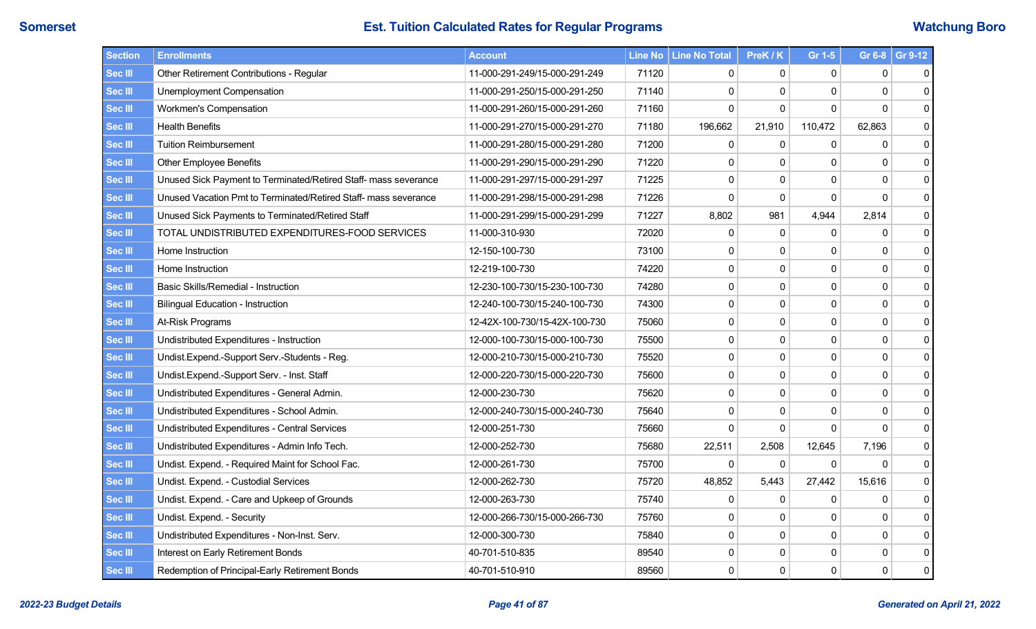# Est. Tuition Calculated Rates for Regular Programs

Somerset — Watchung Boro

| Section | Enrollments | Account | Line No | Line No Total | PreK / K | Gr 1-5 | Gr 6-8 | Gr 9-12 |
|---|---|---|---|---|---|---|---|---|
| Sec III | Other Retirement Contributions - Regular | 11-000-291-249/15-000-291-249 | 71120 | 0 | 0 | 0 | 0 | 0 |
| Sec III | Unemployment Compensation | 11-000-291-250/15-000-291-250 | 71140 | 0 | 0 | 0 | 0 | 0 |
| Sec III | Workmen's Compensation | 11-000-291-260/15-000-291-260 | 71160 | 0 | 0 | 0 | 0 | 0 |
| Sec III | Health Benefits | 11-000-291-270/15-000-291-270 | 71180 | 196,662 | 21,910 | 110,472 | 62,863 | 0 |
| Sec III | Tuition Reimbursement | 11-000-291-280/15-000-291-280 | 71200 | 0 | 0 | 0 | 0 | 0 |
| Sec III | Other Employee Benefits | 11-000-291-290/15-000-291-290 | 71220 | 0 | 0 | 0 | 0 | 0 |
| Sec III | Unused Sick Payment to Terminated/Retired Staff- mass severance | 11-000-291-297/15-000-291-297 | 71225 | 0 | 0 | 0 | 0 | 0 |
| Sec III | Unused Vacation Pmt to Terminated/Retired Staff- mass severance | 11-000-291-298/15-000-291-298 | 71226 | 0 | 0 | 0 | 0 | 0 |
| Sec III | Unused Sick Payments to Terminated/Retired Staff | 11-000-291-299/15-000-291-299 | 71227 | 8,802 | 981 | 4,944 | 2,814 | 0 |
| Sec III | TOTAL UNDISTRIBUTED EXPENDITURES-FOOD SERVICES | 11-000-310-930 | 72020 | 0 | 0 | 0 | 0 | 0 |
| Sec III | Home Instruction | 12-150-100-730 | 73100 | 0 | 0 | 0 | 0 | 0 |
| Sec III | Home Instruction | 12-219-100-730 | 74220 | 0 | 0 | 0 | 0 | 0 |
| Sec III | Basic Skills/Remedial - Instruction | 12-230-100-730/15-230-100-730 | 74280 | 0 | 0 | 0 | 0 | 0 |
| Sec III | Bilingual Education - Instruction | 12-240-100-730/15-240-100-730 | 74300 | 0 | 0 | 0 | 0 | 0 |
| Sec III | At-Risk Programs | 12-42X-100-730/15-42X-100-730 | 75060 | 0 | 0 | 0 | 0 | 0 |
| Sec III | Undistributed Expenditures - Instruction | 12-000-100-730/15-000-100-730 | 75500 | 0 | 0 | 0 | 0 | 0 |
| Sec III | Undist.Expend.-Support Serv.-Students - Reg. | 12-000-210-730/15-000-210-730 | 75520 | 0 | 0 | 0 | 0 | 0 |
| Sec III | Undist.Expend.-Support Serv. - Inst. Staff | 12-000-220-730/15-000-220-730 | 75600 | 0 | 0 | 0 | 0 | 0 |
| Sec III | Undistributed Expenditures - General Admin. | 12-000-230-730 | 75620 | 0 | 0 | 0 | 0 | 0 |
| Sec III | Undistributed Expenditures - School Admin. | 12-000-240-730/15-000-240-730 | 75640 | 0 | 0 | 0 | 0 | 0 |
| Sec III | Undistributed Expenditures - Central Services | 12-000-251-730 | 75660 | 0 | 0 | 0 | 0 | 0 |
| Sec III | Undistributed Expenditures - Admin Info Tech. | 12-000-252-730 | 75680 | 22,511 | 2,508 | 12,645 | 7,196 | 0 |
| Sec III | Undist. Expend. - Required Maint for School Fac. | 12-000-261-730 | 75700 | 0 | 0 | 0 | 0 | 0 |
| Sec III | Undist. Expend. - Custodial Services | 12-000-262-730 | 75720 | 48,852 | 5,443 | 27,442 | 15,616 | 0 |
| Sec III | Undist. Expend. - Care and Upkeep of Grounds | 12-000-263-730 | 75740 | 0 | 0 | 0 | 0 | 0 |
| Sec III | Undist. Expend. - Security | 12-000-266-730/15-000-266-730 | 75760 | 0 | 0 | 0 | 0 | 0 |
| Sec III | Undistributed Expenditures - Non-Inst. Serv. | 12-000-300-730 | 75840 | 0 | 0 | 0 | 0 | 0 |
| Sec III | Interest on Early Retirement Bonds | 40-701-510-835 | 89540 | 0 | 0 | 0 | 0 | 0 |
| Sec III | Redemption of Principal-Early Retirement Bonds | 40-701-510-910 | 89560 | 0 | 0 | 0 | 0 | 0 |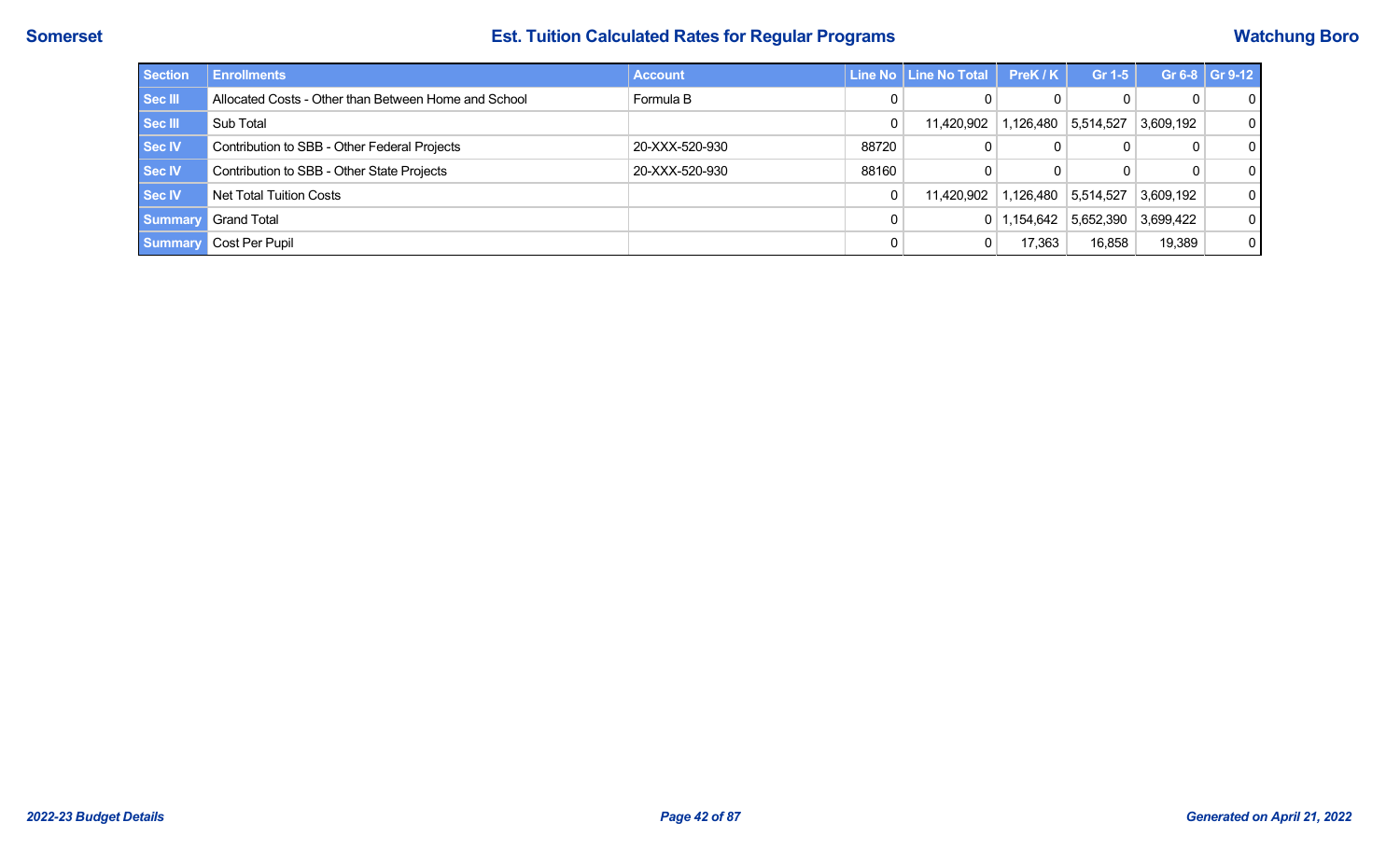| Section | Enrollments | Account | Line No | Line No Total | PreK / K | Gr 1-5 | Gr 6-8 | Gr 9-12 |
|---|---|---|---|---|---|---|---|---|
| Sec III | Allocated Costs - Other than Between Home and School | Formula B | 0 | 0 | 0 | 0 | 0 | 0 |
| Sec III | Sub Total | | 0 | 11,420,902 | 1,126,480 | 5,514,527 | 3,609,192 | 0 |
| Sec IV | Contribution to SBB - Other Federal Projects | 20-XXX-520-930 | 88720 | 0 | 0 | 0 | 0 | 0 |
| Sec IV | Contribution to SBB - Other State Projects | 20-XXX-520-930 | 88160 | 0 | 0 | 0 | 0 | 0 |
| Sec IV | Net Total Tuition Costs | | 0 | 11,420,902 | 1,126,480 | 5,514,527 | 3,609,192 | 0 |
| Summary | Grand Total | | 0 | 0 | 1,154,642 | 5,652,390 | 3,699,422 | 0 |
| Summary | Cost Per Pupil | | 0 | 0 | 17,363 | 16,858 | 19,389 | 0 |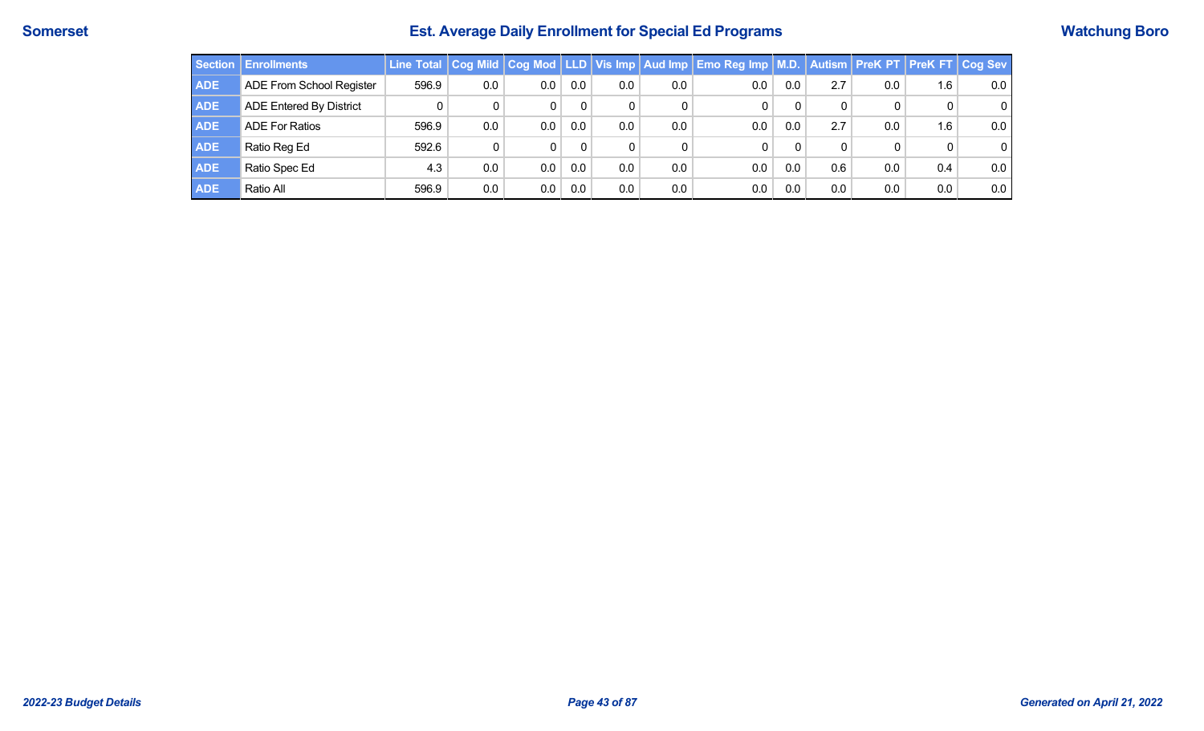Somerset

# Est. Average Daily Enrollment for Special Ed Programs

Watchung Boro

| Section | Enrollments | Line Total | Cog Mild | Cog Mod | LLD | Vis Imp | Aud Imp | Emo Reg Imp | M.D. | Autism | PreK PT | PreK FT | Cog Sev |
|---|---|---|---|---|---|---|---|---|---|---|---|---|---|
| ADE | ADE From School Register | 596.9 | 0.0 | 0.0 | 0.0 | 0.0 | 0.0 | 0.0 | 0.0 | 2.7 | 0.0 | 1.6 | 0.0 |
| ADE | ADE Entered By District | 0 | 0 | 0 | 0 | 0 | 0 | 0 | 0 | 0 | 0 | 0 | 0 |
| ADE | ADE For Ratios | 596.9 | 0.0 | 0.0 | 0.0 | 0.0 | 0.0 | 0.0 | 0.0 | 2.7 | 0.0 | 1.6 | 0.0 |
| ADE | Ratio Reg Ed | 592.6 | 0 | 0 | 0 | 0 | 0 | 0 | 0 | 0 | 0 | 0 | 0 |
| ADE | Ratio Spec Ed | 4.3 | 0.0 | 0.0 | 0.0 | 0.0 | 0.0 | 0.0 | 0.0 | 0.6 | 0.0 | 0.4 | 0.0 |
| ADE | Ratio All | 596.9 | 0.0 | 0.0 | 0.0 | 0.0 | 0.0 | 0.0 | 0.0 | 0.0 | 0.0 | 0.0 | 0.0 |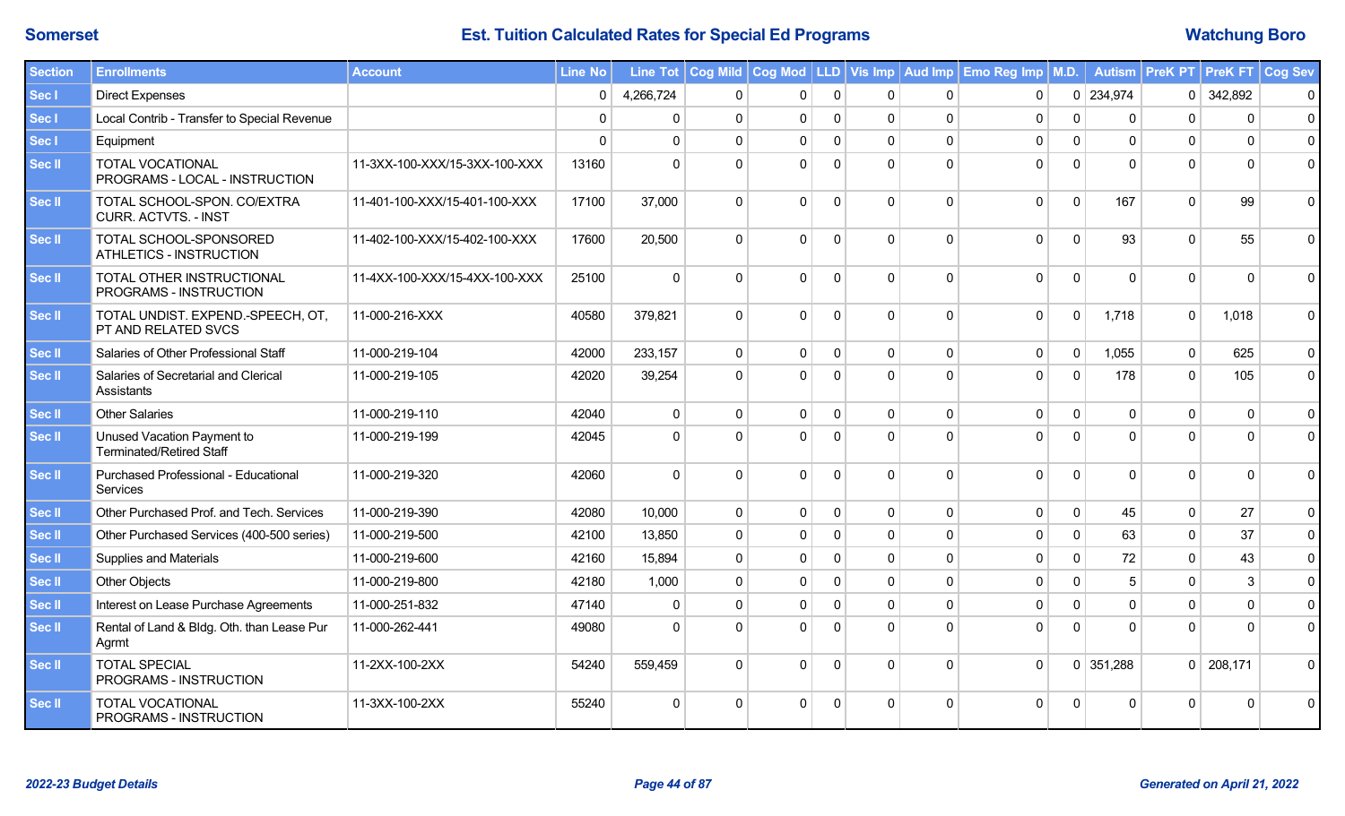**Somerset** | **Est. Tuition Calculated Rates for Special Ed Programs** | **Watchung Boro**

| Section | Enrollments | Account | Line No | Line Tot | Cog Mild | Cog Mod | LLD | Vis Imp | Aud Imp | Emo Reg Imp | M.D. | Autism | PreK PT | PreK FT | Cog Sev |
|---|---|---|---|---|---|---|---|---|---|---|---|---|---|---|---|
| Sec I | Direct Expenses | | 0 | 4,266,724 | 0 | 0 | 0 | 0 | 0 | 0 | 0 | 234,974 | 0 | 342,892 | 0 |
| Sec I | Local Contrib - Transfer to Special Revenue | | 0 | 0 | 0 | 0 | 0 | 0 | 0 | 0 | 0 | 0 | 0 | 0 | 0 |
| Sec I | Equipment | | 0 | 0 | 0 | 0 | 0 | 0 | 0 | 0 | 0 | 0 | 0 | 0 | 0 |
| Sec II | TOTAL VOCATIONAL PROGRAMS - LOCAL - INSTRUCTION | 11-3XX-100-XXX/15-3XX-100-XXX | 13160 | 0 | 0 | 0 | 0 | 0 | 0 | 0 | 0 | 0 | 0 | 0 | 0 |
| Sec II | TOTAL SCHOOL-SPON. CO/EXTRA CURR. ACTVTS. - INST | 11-401-100-XXX/15-401-100-XXX | 17100 | 37,000 | 0 | 0 | 0 | 0 | 0 | 0 | 0 | 167 | 0 | 99 | 0 |
| Sec II | TOTAL SCHOOL-SPONSORED ATHLETICS - INSTRUCTION | 11-402-100-XXX/15-402-100-XXX | 17600 | 20,500 | 0 | 0 | 0 | 0 | 0 | 0 | 0 | 93 | 0 | 55 | 0 |
| Sec II | TOTAL OTHER INSTRUCTIONAL PROGRAMS - INSTRUCTION | 11-4XX-100-XXX/15-4XX-100-XXX | 25100 | 0 | 0 | 0 | 0 | 0 | 0 | 0 | 0 | 0 | 0 | 0 | 0 |
| Sec II | TOTAL UNDIST. EXPEND.-SPEECH, OT, PT AND RELATED SVCS | 11-000-216-XXX | 40580 | 379,821 | 0 | 0 | 0 | 0 | 0 | 0 | 0 | 1,718 | 0 | 1,018 | 0 |
| Sec II | Salaries of Other Professional Staff | 11-000-219-104 | 42000 | 233,157 | 0 | 0 | 0 | 0 | 0 | 0 | 0 | 1,055 | 0 | 625 | 0 |
| Sec II | Salaries of Secretarial and Clerical Assistants | 11-000-219-105 | 42020 | 39,254 | 0 | 0 | 0 | 0 | 0 | 0 | 0 | 178 | 0 | 105 | 0 |
| Sec II | Other Salaries | 11-000-219-110 | 42040 | 0 | 0 | 0 | 0 | 0 | 0 | 0 | 0 | 0 | 0 | 0 | 0 |
| Sec II | Unused Vacation Payment to Terminated/Retired Staff | 11-000-219-199 | 42045 | 0 | 0 | 0 | 0 | 0 | 0 | 0 | 0 | 0 | 0 | 0 | 0 |
| Sec II | Purchased Professional - Educational Services | 11-000-219-320 | 42060 | 0 | 0 | 0 | 0 | 0 | 0 | 0 | 0 | 0 | 0 | 0 | 0 |
| Sec II | Other Purchased Prof. and Tech. Services | 11-000-219-390 | 42080 | 10,000 | 0 | 0 | 0 | 0 | 0 | 0 | 0 | 45 | 0 | 27 | 0 |
| Sec II | Other Purchased Services (400-500 series) | 11-000-219-500 | 42100 | 13,850 | 0 | 0 | 0 | 0 | 0 | 0 | 0 | 63 | 0 | 37 | 0 |
| Sec II | Supplies and Materials | 11-000-219-600 | 42160 | 15,894 | 0 | 0 | 0 | 0 | 0 | 0 | 0 | 72 | 0 | 43 | 0 |
| Sec II | Other Objects | 11-000-219-800 | 42180 | 1,000 | 0 | 0 | 0 | 0 | 0 | 0 | 0 | 5 | 0 | 3 | 0 |
| Sec II | Interest on Lease Purchase Agreements | 11-000-251-832 | 47140 | 0 | 0 | 0 | 0 | 0 | 0 | 0 | 0 | 0 | 0 | 0 | 0 |
| Sec II | Rental of Land & Bldg. Oth. than Lease Pur Agrmt | 11-000-262-441 | 49080 | 0 | 0 | 0 | 0 | 0 | 0 | 0 | 0 | 0 | 0 | 0 | 0 |
| Sec II | TOTAL SPECIAL PROGRAMS - INSTRUCTION | 11-2XX-100-2XX | 54240 | 559,459 | 0 | 0 | 0 | 0 | 0 | 0 | 0 | 351,288 | 0 | 208,171 | 0 |
| Sec II | TOTAL VOCATIONAL PROGRAMS - INSTRUCTION | 11-3XX-100-2XX | 55240 | 0 | 0 | 0 | 0 | 0 | 0 | 0 | 0 | 0 | 0 | 0 | 0 |

*2022-23 Budget Details* | *Generated on April 21, 2022*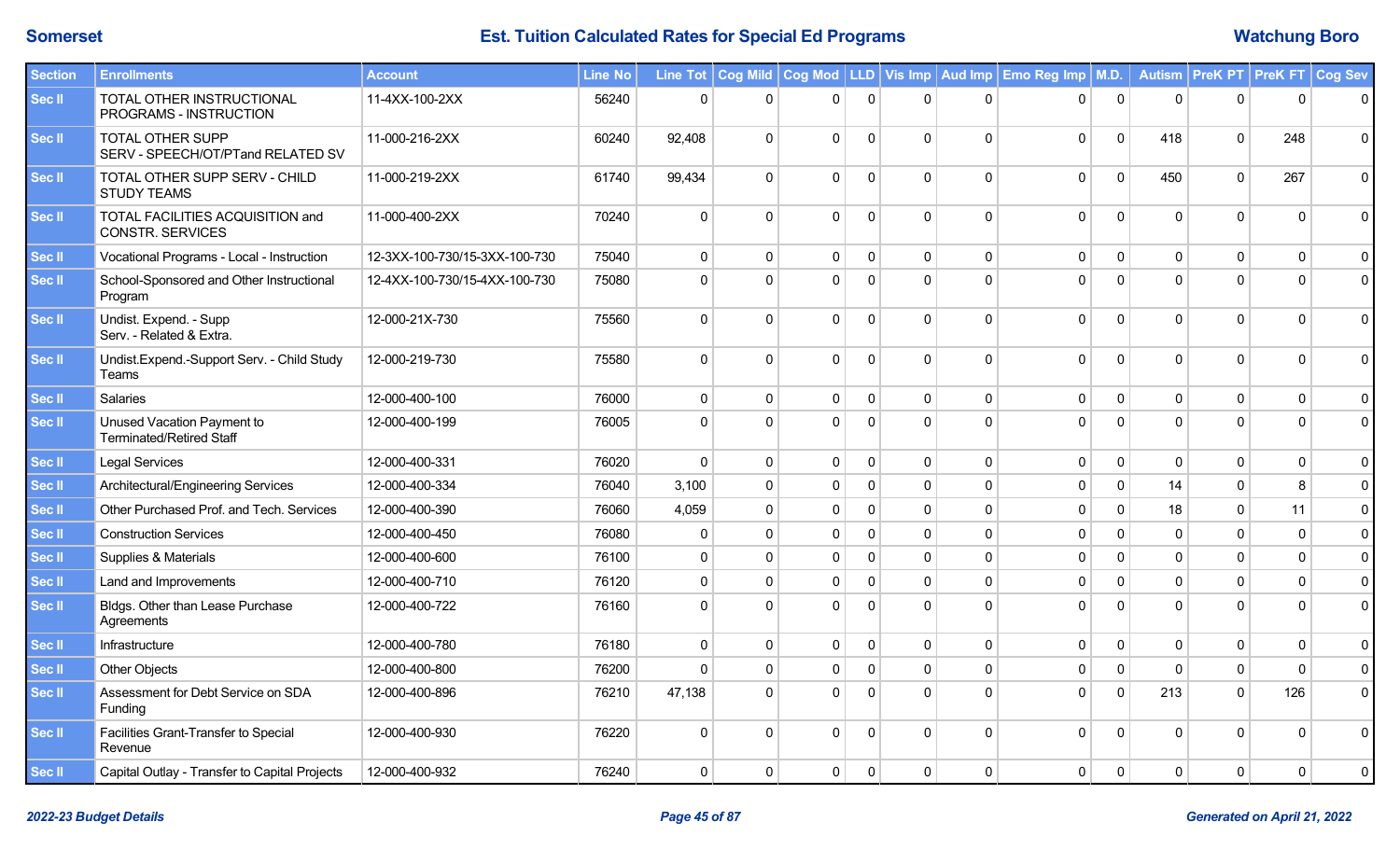# Somerset — Est. Tuition Calculated Rates for Special Ed Programs — Watchung Boro

| Section | Enrollments | Account | Line No | Line Tot | Cog Mild | Cog Mod | LLD | Vis Imp | Aud Imp | Emo Reg Imp | M.D. | Autism | PreK PT | PreK FT | Cog Sev |
|---|---|---|---|---|---|---|---|---|---|---|---|---|---|---|---|
| Sec II | TOTAL OTHER INSTRUCTIONAL PROGRAMS - INSTRUCTION | 11-4XX-100-2XX | 56240 | 0 | 0 | 0 | 0 | 0 | 0 | 0 | 0 | 0 | 0 | 0 | 0 |
| Sec II | TOTAL OTHER SUPP SERV - SPEECH/OT/PTand RELATED SV | 11-000-216-2XX | 60240 | 92,408 | 0 | 0 | 0 | 0 | 0 | 0 | 0 | 418 | 0 | 248 | 0 |
| Sec II | TOTAL OTHER SUPP SERV - CHILD STUDY TEAMS | 11-000-219-2XX | 61740 | 99,434 | 0 | 0 | 0 | 0 | 0 | 0 | 0 | 450 | 0 | 267 | 0 |
| Sec II | TOTAL FACILITIES ACQUISITION and CONSTR. SERVICES | 11-000-400-2XX | 70240 | 0 | 0 | 0 | 0 | 0 | 0 | 0 | 0 | 0 | 0 | 0 | 0 |
| Sec II | Vocational Programs - Local - Instruction | 12-3XX-100-730/15-3XX-100-730 | 75040 | 0 | 0 | 0 | 0 | 0 | 0 | 0 | 0 | 0 | 0 | 0 | 0 |
| Sec II | School-Sponsored and Other Instructional Program | 12-4XX-100-730/15-4XX-100-730 | 75080 | 0 | 0 | 0 | 0 | 0 | 0 | 0 | 0 | 0 | 0 | 0 | 0 |
| Sec II | Undist. Expend. - Supp Serv. - Related & Extra. | 12-000-21X-730 | 75560 | 0 | 0 | 0 | 0 | 0 | 0 | 0 | 0 | 0 | 0 | 0 | 0 |
| Sec II | Undist.Expend.-Support Serv. - Child Study Teams | 12-000-219-730 | 75580 | 0 | 0 | 0 | 0 | 0 | 0 | 0 | 0 | 0 | 0 | 0 | 0 |
| Sec II | Salaries | 12-000-400-100 | 76000 | 0 | 0 | 0 | 0 | 0 | 0 | 0 | 0 | 0 | 0 | 0 | 0 |
| Sec II | Unused Vacation Payment to Terminated/Retired Staff | 12-000-400-199 | 76005 | 0 | 0 | 0 | 0 | 0 | 0 | 0 | 0 | 0 | 0 | 0 | 0 |
| Sec II | Legal Services | 12-000-400-331 | 76020 | 0 | 0 | 0 | 0 | 0 | 0 | 0 | 0 | 0 | 0 | 0 | 0 |
| Sec II | Architectural/Engineering Services | 12-000-400-334 | 76040 | 3,100 | 0 | 0 | 0 | 0 | 0 | 0 | 0 | 14 | 0 | 8 | 0 |
| Sec II | Other Purchased Prof. and Tech. Services | 12-000-400-390 | 76060 | 4,059 | 0 | 0 | 0 | 0 | 0 | 0 | 0 | 18 | 0 | 11 | 0 |
| Sec II | Construction Services | 12-000-400-450 | 76080 | 0 | 0 | 0 | 0 | 0 | 0 | 0 | 0 | 0 | 0 | 0 | 0 |
| Sec II | Supplies & Materials | 12-000-400-600 | 76100 | 0 | 0 | 0 | 0 | 0 | 0 | 0 | 0 | 0 | 0 | 0 | 0 |
| Sec II | Land and Improvements | 12-000-400-710 | 76120 | 0 | 0 | 0 | 0 | 0 | 0 | 0 | 0 | 0 | 0 | 0 | 0 |
| Sec II | Bldgs. Other than Lease Purchase Agreements | 12-000-400-722 | 76160 | 0 | 0 | 0 | 0 | 0 | 0 | 0 | 0 | 0 | 0 | 0 | 0 |
| Sec II | Infrastructure | 12-000-400-780 | 76180 | 0 | 0 | 0 | 0 | 0 | 0 | 0 | 0 | 0 | 0 | 0 | 0 |
| Sec II | Other Objects | 12-000-400-800 | 76200 | 0 | 0 | 0 | 0 | 0 | 0 | 0 | 0 | 0 | 0 | 0 | 0 |
| Sec II | Assessment for Debt Service on SDA Funding | 12-000-400-896 | 76210 | 47,138 | 0 | 0 | 0 | 0 | 0 | 0 | 0 | 213 | 0 | 126 | 0 |
| Sec II | Facilities Grant-Transfer to Special Revenue | 12-000-400-930 | 76220 | 0 | 0 | 0 | 0 | 0 | 0 | 0 | 0 | 0 | 0 | 0 | 0 |
| Sec II | Capital Outlay - Transfer to Capital Projects | 12-000-400-932 | 76240 | 0 | 0 | 0 | 0 | 0 | 0 | 0 | 0 | 0 | 0 | 0 | 0 |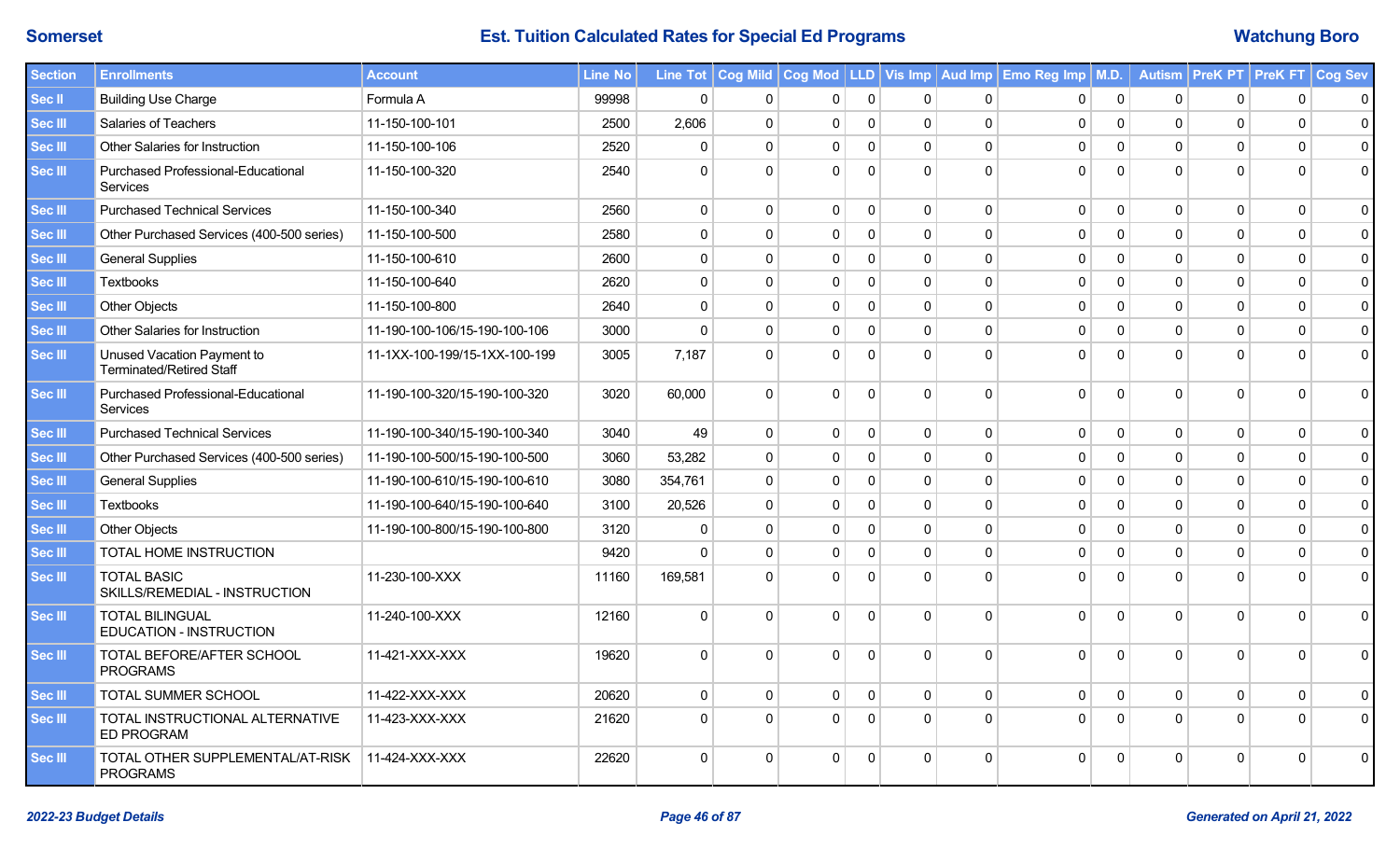# Somerset — Est. Tuition Calculated Rates for Special Ed Programs — Watchung Boro

| Section | Enrollments | Account | Line No | Line Tot | Cog Mild | Cog Mod | LLD | Vis Imp | Aud Imp | Emo Reg Imp | M.D. | Autism | PreK PT | PreK FT | Cog Sev |
|---|---|---|---|---|---|---|---|---|---|---|---|---|---|---|---|
| Sec II | Building Use Charge | Formula A | 99998 | 0 | 0 | 0 | 0 | 0 | 0 | 0 | 0 | 0 | 0 | 0 | 0 |
| Sec III | Salaries of Teachers | 11-150-100-101 | 2500 | 2,606 | 0 | 0 | 0 | 0 | 0 | 0 | 0 | 0 | 0 | 0 | 0 |
| Sec III | Other Salaries for Instruction | 11-150-100-106 | 2520 | 0 | 0 | 0 | 0 | 0 | 0 | 0 | 0 | 0 | 0 | 0 | 0 |
| Sec III | Purchased Professional-Educational Services | 11-150-100-320 | 2540 | 0 | 0 | 0 | 0 | 0 | 0 | 0 | 0 | 0 | 0 | 0 | 0 |
| Sec III | Purchased Technical Services | 11-150-100-340 | 2560 | 0 | 0 | 0 | 0 | 0 | 0 | 0 | 0 | 0 | 0 | 0 | 0 |
| Sec III | Other Purchased Services (400-500 series) | 11-150-100-500 | 2580 | 0 | 0 | 0 | 0 | 0 | 0 | 0 | 0 | 0 | 0 | 0 | 0 |
| Sec III | General Supplies | 11-150-100-610 | 2600 | 0 | 0 | 0 | 0 | 0 | 0 | 0 | 0 | 0 | 0 | 0 | 0 |
| Sec III | Textbooks | 11-150-100-640 | 2620 | 0 | 0 | 0 | 0 | 0 | 0 | 0 | 0 | 0 | 0 | 0 | 0 |
| Sec III | Other Objects | 11-150-100-800 | 2640 | 0 | 0 | 0 | 0 | 0 | 0 | 0 | 0 | 0 | 0 | 0 | 0 |
| Sec III | Other Salaries for Instruction | 11-190-100-106/15-190-100-106 | 3000 | 0 | 0 | 0 | 0 | 0 | 0 | 0 | 0 | 0 | 0 | 0 | 0 |
| Sec III | Unused Vacation Payment to Terminated/Retired Staff | 11-1XX-100-199/15-1XX-100-199 | 3005 | 7,187 | 0 | 0 | 0 | 0 | 0 | 0 | 0 | 0 | 0 | 0 | 0 |
| Sec III | Purchased Professional-Educational Services | 11-190-100-320/15-190-100-320 | 3020 | 60,000 | 0 | 0 | 0 | 0 | 0 | 0 | 0 | 0 | 0 | 0 | 0 |
| Sec III | Purchased Technical Services | 11-190-100-340/15-190-100-340 | 3040 | 49 | 0 | 0 | 0 | 0 | 0 | 0 | 0 | 0 | 0 | 0 | 0 |
| Sec III | Other Purchased Services (400-500 series) | 11-190-100-500/15-190-100-500 | 3060 | 53,282 | 0 | 0 | 0 | 0 | 0 | 0 | 0 | 0 | 0 | 0 | 0 |
| Sec III | General Supplies | 11-190-100-610/15-190-100-610 | 3080 | 354,761 | 0 | 0 | 0 | 0 | 0 | 0 | 0 | 0 | 0 | 0 | 0 |
| Sec III | Textbooks | 11-190-100-640/15-190-100-640 | 3100 | 20,526 | 0 | 0 | 0 | 0 | 0 | 0 | 0 | 0 | 0 | 0 | 0 |
| Sec III | Other Objects | 11-190-100-800/15-190-100-800 | 3120 | 0 | 0 | 0 | 0 | 0 | 0 | 0 | 0 | 0 | 0 | 0 | 0 |
| Sec III | TOTAL HOME INSTRUCTION | | 9420 | 0 | 0 | 0 | 0 | 0 | 0 | 0 | 0 | 0 | 0 | 0 | 0 |
| Sec III | TOTAL BASIC SKILLS/REMEDIAL - INSTRUCTION | 11-230-100-XXX | 11160 | 169,581 | 0 | 0 | 0 | 0 | 0 | 0 | 0 | 0 | 0 | 0 | 0 |
| Sec III | TOTAL BILINGUAL EDUCATION - INSTRUCTION | 11-240-100-XXX | 12160 | 0 | 0 | 0 | 0 | 0 | 0 | 0 | 0 | 0 | 0 | 0 | 0 |
| Sec III | TOTAL BEFORE/AFTER SCHOOL PROGRAMS | 11-421-XXX-XXX | 19620 | 0 | 0 | 0 | 0 | 0 | 0 | 0 | 0 | 0 | 0 | 0 | 0 |
| Sec III | TOTAL SUMMER SCHOOL | 11-422-XXX-XXX | 20620 | 0 | 0 | 0 | 0 | 0 | 0 | 0 | 0 | 0 | 0 | 0 | 0 |
| Sec III | TOTAL INSTRUCTIONAL ALTERNATIVE ED PROGRAM | 11-423-XXX-XXX | 21620 | 0 | 0 | 0 | 0 | 0 | 0 | 0 | 0 | 0 | 0 | 0 | 0 |
| Sec III | TOTAL OTHER SUPPLEMENTAL/AT-RISK PROGRAMS | 11-424-XXX-XXX | 22620 | 0 | 0 | 0 | 0 | 0 | 0 | 0 | 0 | 0 | 0 | 0 | 0 |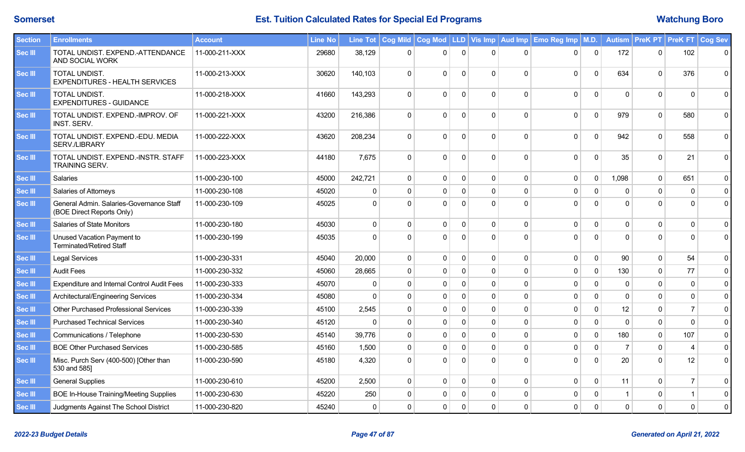Somerset — Est. Tuition Calculated Rates for Special Ed Programs — Watchung Boro

| Section | Enrollments | Account | Line No | Line Tot | Cog Mild | Cog Mod | LLD | Vis Imp | Aud Imp | Emo Reg Imp | M.D. | Autism | PreK PT | PreK FT | Cog Sev |
|---|---|---|---|---|---|---|---|---|---|---|---|---|---|---|---|
| Sec III | TOTAL UNDIST. EXPEND.-ATTENDANCE AND SOCIAL WORK | 11-000-211-XXX | 29680 | 38,129 | 0 | 0 | 0 | 0 | 0 | 0 | 0 | 172 | 0 | 102 | 0 |
| Sec III | TOTAL UNDIST. EXPENDITURES - HEALTH SERVICES | 11-000-213-XXX | 30620 | 140,103 | 0 | 0 | 0 | 0 | 0 | 0 | 0 | 634 | 0 | 376 | 0 |
| Sec III | TOTAL UNDIST. EXPENDITURES - GUIDANCE | 11-000-218-XXX | 41660 | 143,293 | 0 | 0 | 0 | 0 | 0 | 0 | 0 | 0 | 0 | 0 | 0 |
| Sec III | TOTAL UNDIST. EXPEND.-IMPROV. OF INST. SERV. | 11-000-221-XXX | 43200 | 216,386 | 0 | 0 | 0 | 0 | 0 | 0 | 0 | 979 | 0 | 580 | 0 |
| Sec III | TOTAL UNDIST. EXPEND.-EDU. MEDIA SERV./LIBRARY | 11-000-222-XXX | 43620 | 208,234 | 0 | 0 | 0 | 0 | 0 | 0 | 0 | 942 | 0 | 558 | 0 |
| Sec III | TOTAL UNDIST. EXPEND.-INSTR. STAFF TRAINING SERV. | 11-000-223-XXX | 44180 | 7,675 | 0 | 0 | 0 | 0 | 0 | 0 | 0 | 35 | 0 | 21 | 0 |
| Sec III | Salaries | 11-000-230-100 | 45000 | 242,721 | 0 | 0 | 0 | 0 | 0 | 0 | 0 | 1,098 | 0 | 651 | 0 |
| Sec III | Salaries of Attorneys | 11-000-230-108 | 45020 | 0 | 0 | 0 | 0 | 0 | 0 | 0 | 0 | 0 | 0 | 0 | 0 |
| Sec III | General Admin. Salaries-Governance Staff (BOE Direct Reports Only) | 11-000-230-109 | 45025 | 0 | 0 | 0 | 0 | 0 | 0 | 0 | 0 | 0 | 0 | 0 | 0 |
| Sec III | Salaries of State Monitors | 11-000-230-180 | 45030 | 0 | 0 | 0 | 0 | 0 | 0 | 0 | 0 | 0 | 0 | 0 | 0 |
| Sec III | Unused Vacation Payment to Terminated/Retired Staff | 11-000-230-199 | 45035 | 0 | 0 | 0 | 0 | 0 | 0 | 0 | 0 | 0 | 0 | 0 | 0 |
| Sec III | Legal Services | 11-000-230-331 | 45040 | 20,000 | 0 | 0 | 0 | 0 | 0 | 0 | 0 | 90 | 0 | 54 | 0 |
| Sec III | Audit Fees | 11-000-230-332 | 45060 | 28,665 | 0 | 0 | 0 | 0 | 0 | 0 | 0 | 130 | 0 | 77 | 0 |
| Sec III | Expenditure and Internal Control Audit Fees | 11-000-230-333 | 45070 | 0 | 0 | 0 | 0 | 0 | 0 | 0 | 0 | 0 | 0 | 0 | 0 |
| Sec III | Architectural/Engineering Services | 11-000-230-334 | 45080 | 0 | 0 | 0 | 0 | 0 | 0 | 0 | 0 | 0 | 0 | 0 | 0 |
| Sec III | Other Purchased Professional Services | 11-000-230-339 | 45100 | 2,545 | 0 | 0 | 0 | 0 | 0 | 0 | 0 | 12 | 0 | 7 | 0 |
| Sec III | Purchased Technical Services | 11-000-230-340 | 45120 | 0 | 0 | 0 | 0 | 0 | 0 | 0 | 0 | 0 | 0 | 0 | 0 |
| Sec III | Communications / Telephone | 11-000-230-530 | 45140 | 39,776 | 0 | 0 | 0 | 0 | 0 | 0 | 0 | 180 | 0 | 107 | 0 |
| Sec III | BOE Other Purchased Services | 11-000-230-585 | 45160 | 1,500 | 0 | 0 | 0 | 0 | 0 | 0 | 0 | 7 | 0 | 4 | 0 |
| Sec III | Misc. Purch Serv (400-500) [Other than 530 and 585] | 11-000-230-590 | 45180 | 4,320 | 0 | 0 | 0 | 0 | 0 | 0 | 0 | 20 | 0 | 12 | 0 |
| Sec III | General Supplies | 11-000-230-610 | 45200 | 2,500 | 0 | 0 | 0 | 0 | 0 | 0 | 0 | 11 | 0 | 7 | 0 |
| Sec III | BOE In-House Training/Meeting Supplies | 11-000-230-630 | 45220 | 250 | 0 | 0 | 0 | 0 | 0 | 0 | 0 | 1 | 0 | 1 | 0 |
| Sec III | Judgments Against The School District | 11-000-230-820 | 45240 | 0 | 0 | 0 | 0 | 0 | 0 | 0 | 0 | 0 | 0 | 0 | 0 |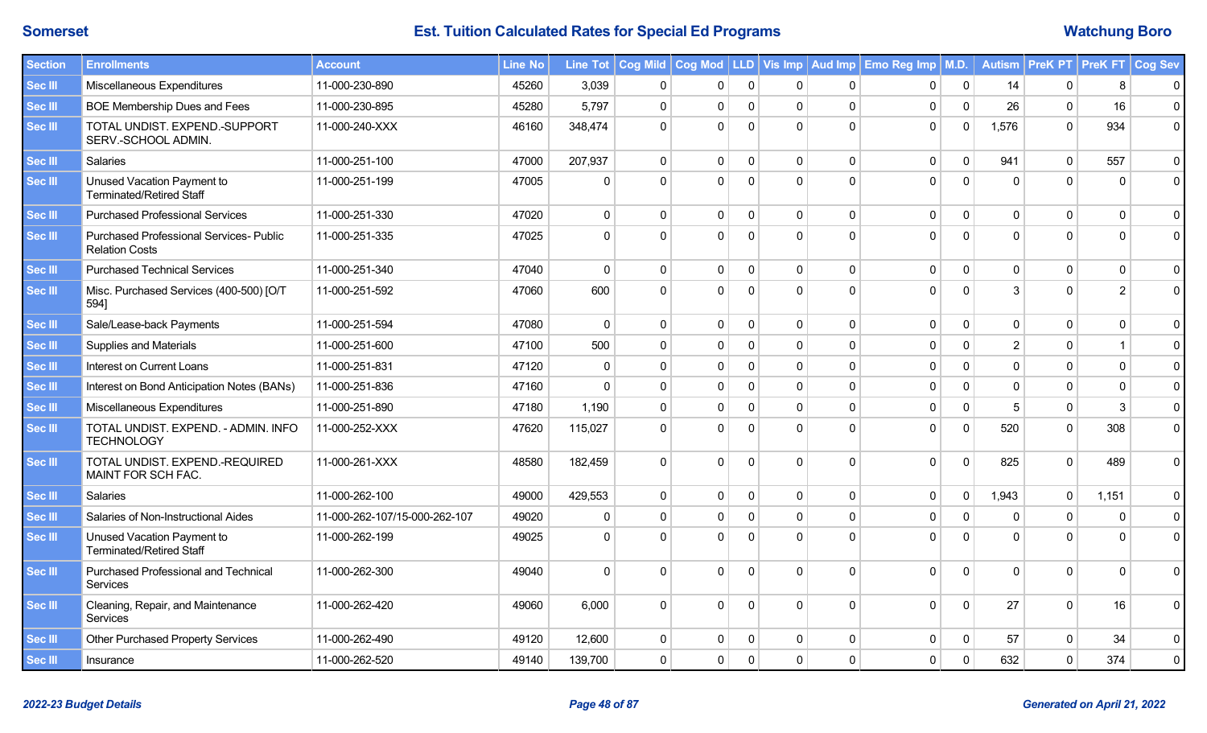Somerset | Est. Tuition Calculated Rates for Special Ed Programs | Watchung Boro

| Section | Enrollments | Account | Line No | Line Tot | Cog Mild | Cog Mod | LLD | Vis Imp | Aud Imp | Emo Reg Imp | M.D. | Autism | PreK PT | PreK FT | Cog Sev |
|---|---|---|---|---|---|---|---|---|---|---|---|---|---|---|---|
| Sec III | Miscellaneous Expenditures | 11-000-230-890 | 45260 | 3,039 | 0 | 0 | 0 | 0 | 0 | 0 | 0 | 14 | 0 | 8 | 0 |
| Sec III | BOE Membership Dues and Fees | 11-000-230-895 | 45280 | 5,797 | 0 | 0 | 0 | 0 | 0 | 0 | 0 | 26 | 0 | 16 | 0 |
| Sec III | TOTAL UNDIST. EXPEND.-SUPPORT SERV.-SCHOOL ADMIN. | 11-000-240-XXX | 46160 | 348,474 | 0 | 0 | 0 | 0 | 0 | 0 | 0 | 1,576 | 0 | 934 | 0 |
| Sec III | Salaries | 11-000-251-100 | 47000 | 207,937 | 0 | 0 | 0 | 0 | 0 | 0 | 0 | 941 | 0 | 557 | 0 |
| Sec III | Unused Vacation Payment to Terminated/Retired Staff | 11-000-251-199 | 47005 | 0 | 0 | 0 | 0 | 0 | 0 | 0 | 0 | 0 | 0 | 0 | 0 |
| Sec III | Purchased Professional Services | 11-000-251-330 | 47020 | 0 | 0 | 0 | 0 | 0 | 0 | 0 | 0 | 0 | 0 | 0 | 0 |
| Sec III | Purchased Professional Services- Public Relation Costs | 11-000-251-335 | 47025 | 0 | 0 | 0 | 0 | 0 | 0 | 0 | 0 | 0 | 0 | 0 | 0 |
| Sec III | Purchased Technical Services | 11-000-251-340 | 47040 | 0 | 0 | 0 | 0 | 0 | 0 | 0 | 0 | 0 | 0 | 0 | 0 |
| Sec III | Misc. Purchased Services (400-500) [O/T 594] | 11-000-251-592 | 47060 | 600 | 0 | 0 | 0 | 0 | 0 | 0 | 0 | 3 | 0 | 2 | 0 |
| Sec III | Sale/Lease-back Payments | 11-000-251-594 | 47080 | 0 | 0 | 0 | 0 | 0 | 0 | 0 | 0 | 0 | 0 | 0 | 0 |
| Sec III | Supplies and Materials | 11-000-251-600 | 47100 | 500 | 0 | 0 | 0 | 0 | 0 | 0 | 0 | 2 | 0 | 1 | 0 |
| Sec III | Interest on Current Loans | 11-000-251-831 | 47120 | 0 | 0 | 0 | 0 | 0 | 0 | 0 | 0 | 0 | 0 | 0 | 0 |
| Sec III | Interest on Bond Anticipation Notes (BANs) | 11-000-251-836 | 47160 | 0 | 0 | 0 | 0 | 0 | 0 | 0 | 0 | 0 | 0 | 0 | 0 |
| Sec III | Miscellaneous Expenditures | 11-000-251-890 | 47180 | 1,190 | 0 | 0 | 0 | 0 | 0 | 0 | 0 | 5 | 0 | 3 | 0 |
| Sec III | TOTAL UNDIST. EXPEND. - ADMIN. INFO TECHNOLOGY | 11-000-252-XXX | 47620 | 115,027 | 0 | 0 | 0 | 0 | 0 | 0 | 0 | 520 | 0 | 308 | 0 |
| Sec III | TOTAL UNDIST. EXPEND.-REQUIRED MAINT FOR SCH FAC. | 11-000-261-XXX | 48580 | 182,459 | 0 | 0 | 0 | 0 | 0 | 0 | 0 | 825 | 0 | 489 | 0 |
| Sec III | Salaries | 11-000-262-100 | 49000 | 429,553 | 0 | 0 | 0 | 0 | 0 | 0 | 0 | 1,943 | 0 | 1,151 | 0 |
| Sec III | Salaries of Non-Instructional Aides | 11-000-262-107/15-000-262-107 | 49020 | 0 | 0 | 0 | 0 | 0 | 0 | 0 | 0 | 0 | 0 | 0 | 0 |
| Sec III | Unused Vacation Payment to Terminated/Retired Staff | 11-000-262-199 | 49025 | 0 | 0 | 0 | 0 | 0 | 0 | 0 | 0 | 0 | 0 | 0 | 0 |
| Sec III | Purchased Professional and Technical Services | 11-000-262-300 | 49040 | 0 | 0 | 0 | 0 | 0 | 0 | 0 | 0 | 0 | 0 | 0 | 0 |
| Sec III | Cleaning, Repair, and Maintenance Services | 11-000-262-420 | 49060 | 6,000 | 0 | 0 | 0 | 0 | 0 | 0 | 0 | 27 | 0 | 16 | 0 |
| Sec III | Other Purchased Property Services | 11-000-262-490 | 49120 | 12,600 | 0 | 0 | 0 | 0 | 0 | 0 | 0 | 57 | 0 | 34 | 0 |
| Sec III | Insurance | 11-000-262-520 | 49140 | 139,700 | 0 | 0 | 0 | 0 | 0 | 0 | 0 | 632 | 0 | 374 | 0 |

*2022-23 Budget Details* | *Generated on April 21, 2022*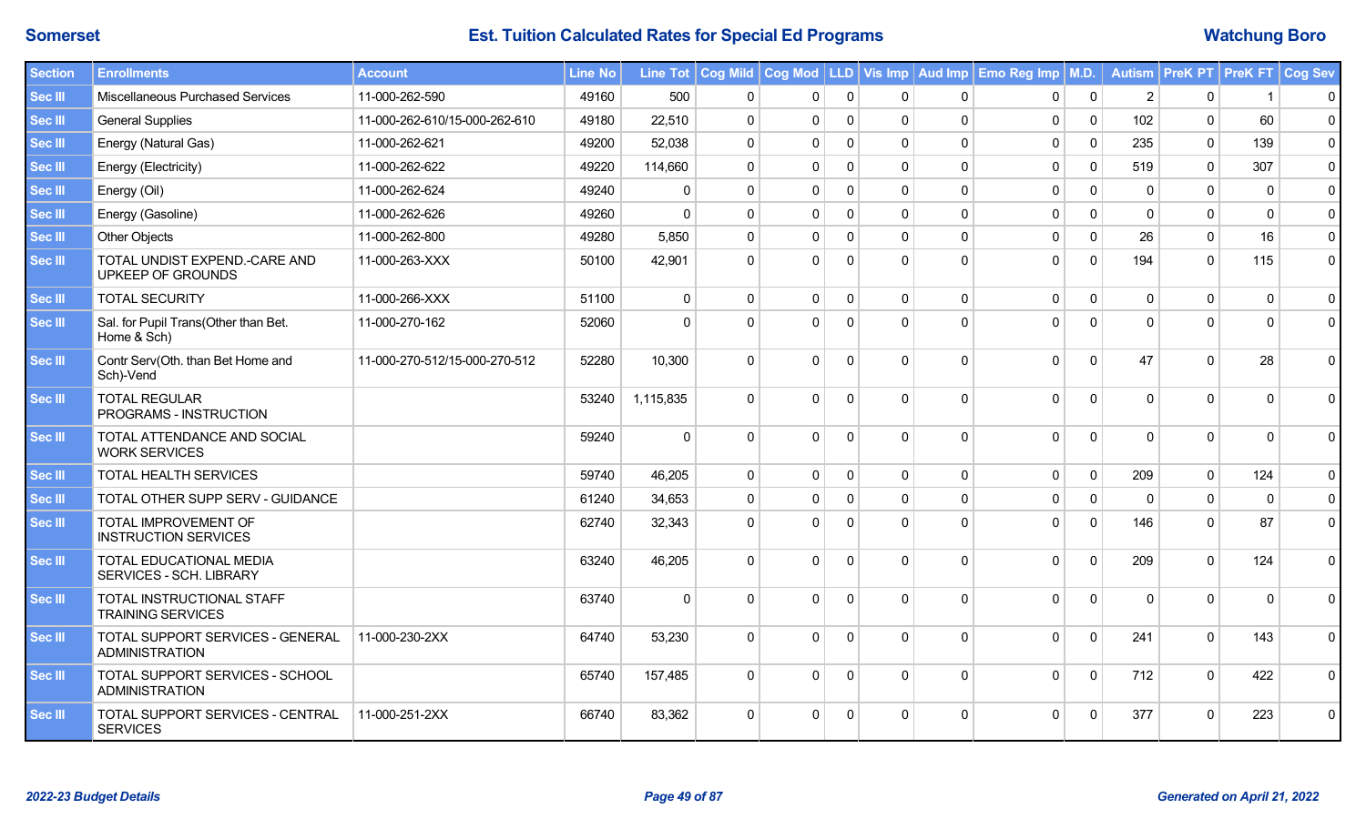# Est. Tuition Calculated Rates for Special Ed Programs

Somerset — Watchung Boro

| Section | Enrollments | Account | Line No | Line Tot | Cog Mild | Cog Mod | LLD | Vis Imp | Aud Imp | Emo Reg Imp | M.D. | Autism | PreK PT | PreK FT | Cog Sev |
|---|---|---|---|---|---|---|---|---|---|---|---|---|---|---|---|
| Sec III | Miscellaneous Purchased Services | 11-000-262-590 | 49160 | 500 | 0 | 0 | 0 | 0 | 0 | 0 | 0 | 2 | 0 | 1 | 0 |
| Sec III | General Supplies | 11-000-262-610/15-000-262-610 | 49180 | 22,510 | 0 | 0 | 0 | 0 | 0 | 0 | 0 | 102 | 0 | 60 | 0 |
| Sec III | Energy (Natural Gas) | 11-000-262-621 | 49200 | 52,038 | 0 | 0 | 0 | 0 | 0 | 0 | 0 | 235 | 0 | 139 | 0 |
| Sec III | Energy (Electricity) | 11-000-262-622 | 49220 | 114,660 | 0 | 0 | 0 | 0 | 0 | 0 | 0 | 519 | 0 | 307 | 0 |
| Sec III | Energy (Oil) | 11-000-262-624 | 49240 | 0 | 0 | 0 | 0 | 0 | 0 | 0 | 0 | 0 | 0 | 0 | 0 |
| Sec III | Energy (Gasoline) | 11-000-262-626 | 49260 | 0 | 0 | 0 | 0 | 0 | 0 | 0 | 0 | 0 | 0 | 0 | 0 |
| Sec III | Other Objects | 11-000-262-800 | 49280 | 5,850 | 0 | 0 | 0 | 0 | 0 | 0 | 0 | 26 | 0 | 16 | 0 |
| Sec III | TOTAL UNDIST EXPEND.-CARE AND UPKEEP OF GROUNDS | 11-000-263-XXX | 50100 | 42,901 | 0 | 0 | 0 | 0 | 0 | 0 | 0 | 194 | 0 | 115 | 0 |
| Sec III | TOTAL SECURITY | 11-000-266-XXX | 51100 | 0 | 0 | 0 | 0 | 0 | 0 | 0 | 0 | 0 | 0 | 0 | 0 |
| Sec III | Sal. for Pupil Trans(Other than Bet. Home & Sch) | 11-000-270-162 | 52060 | 0 | 0 | 0 | 0 | 0 | 0 | 0 | 0 | 0 | 0 | 0 | 0 |
| Sec III | Contr Serv(Oth. than Bet Home and Sch)-Vend | 11-000-270-512/15-000-270-512 | 52280 | 10,300 | 0 | 0 | 0 | 0 | 0 | 0 | 0 | 47 | 0 | 28 | 0 |
| Sec III | TOTAL REGULAR PROGRAMS - INSTRUCTION | | 53240 | 1,115,835 | 0 | 0 | 0 | 0 | 0 | 0 | 0 | 0 | 0 | 0 | 0 |
| Sec III | TOTAL ATTENDANCE AND SOCIAL WORK SERVICES | | 59240 | 0 | 0 | 0 | 0 | 0 | 0 | 0 | 0 | 0 | 0 | 0 | 0 |
| Sec III | TOTAL HEALTH SERVICES | | 59740 | 46,205 | 0 | 0 | 0 | 0 | 0 | 0 | 0 | 209 | 0 | 124 | 0 |
| Sec III | TOTAL OTHER SUPP SERV - GUIDANCE | | 61240 | 34,653 | 0 | 0 | 0 | 0 | 0 | 0 | 0 | 0 | 0 | 0 | 0 |
| Sec III | TOTAL IMPROVEMENT OF INSTRUCTION SERVICES | | 62740 | 32,343 | 0 | 0 | 0 | 0 | 0 | 0 | 0 | 146 | 0 | 87 | 0 |
| Sec III | TOTAL EDUCATIONAL MEDIA SERVICES - SCH. LIBRARY | | 63240 | 46,205 | 0 | 0 | 0 | 0 | 0 | 0 | 0 | 209 | 0 | 124 | 0 |
| Sec III | TOTAL INSTRUCTIONAL STAFF TRAINING SERVICES | | 63740 | 0 | 0 | 0 | 0 | 0 | 0 | 0 | 0 | 0 | 0 | 0 | 0 |
| Sec III | TOTAL SUPPORT SERVICES - GENERAL ADMINISTRATION | 11-000-230-2XX | 64740 | 53,230 | 0 | 0 | 0 | 0 | 0 | 0 | 0 | 241 | 0 | 143 | 0 |
| Sec III | TOTAL SUPPORT SERVICES - SCHOOL ADMINISTRATION | | 65740 | 157,485 | 0 | 0 | 0 | 0 | 0 | 0 | 0 | 712 | 0 | 422 | 0 |
| Sec III | TOTAL SUPPORT SERVICES - CENTRAL SERVICES | 11-000-251-2XX | 66740 | 83,362 | 0 | 0 | 0 | 0 | 0 | 0 | 0 | 377 | 0 | 223 | 0 |

*2022-23 Budget Details* — *Generated on April 21, 2022*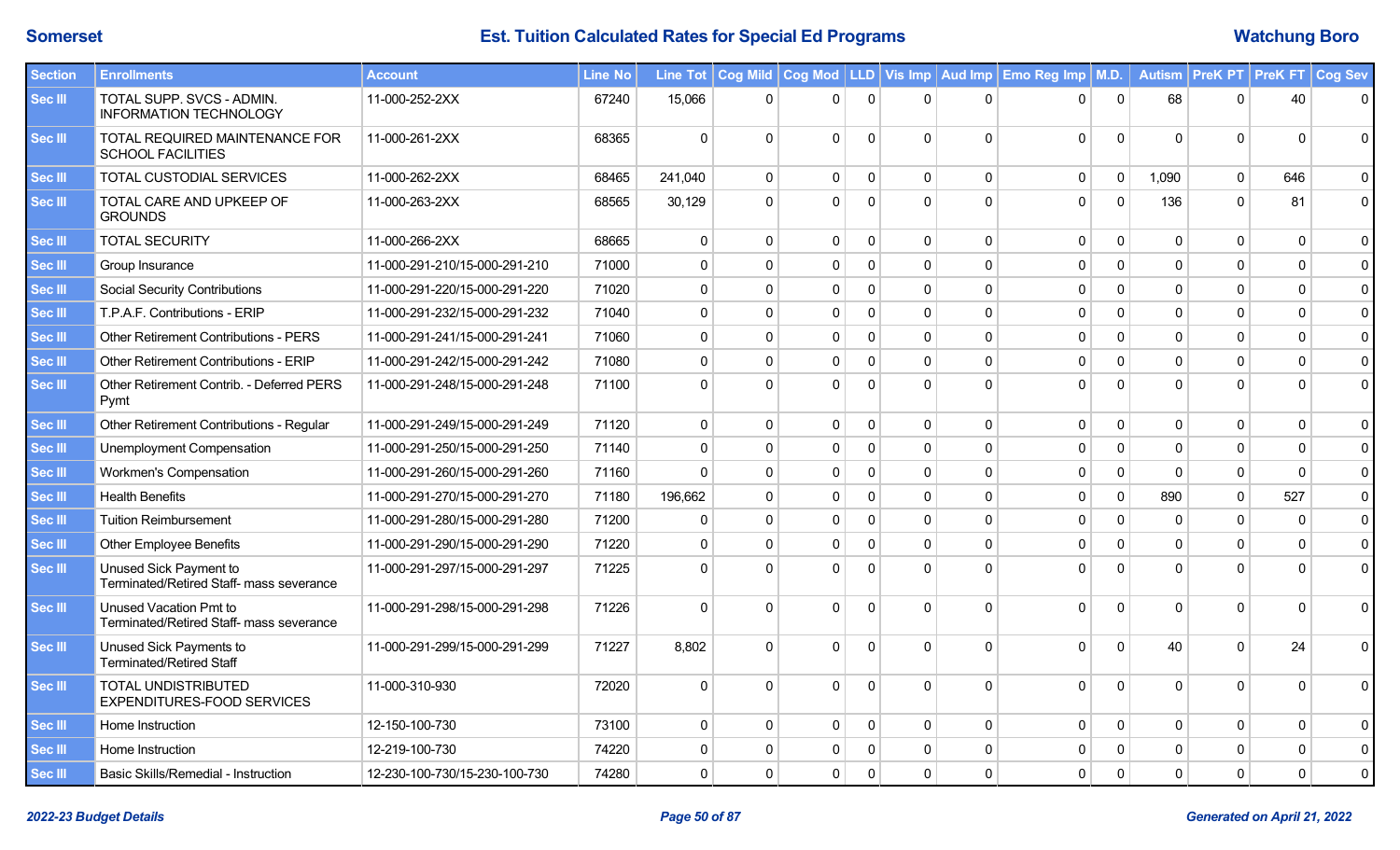## Somerset — Est. Tuition Calculated Rates for Special Ed Programs — Watchung Boro

| Section | Enrollments | Account | Line No | Line Tot | Cog Mild | Cog Mod | LLD | Vis Imp | Aud Imp | Emo Reg Imp | M.D. | Autism | PreK PT | PreK FT | Cog Sev |
|---|---|---|---|---|---|---|---|---|---|---|---|---|---|---|---|
| Sec III | TOTAL SUPP. SVCS - ADMIN. INFORMATION TECHNOLOGY | 11-000-252-2XX | 67240 | 15,066 | 0 | 0 | 0 | 0 | 0 | 0 | 0 | 68 | 0 | 40 | 0 |
| Sec III | TOTAL REQUIRED MAINTENANCE FOR SCHOOL FACILITIES | 11-000-261-2XX | 68365 | 0 | 0 | 0 | 0 | 0 | 0 | 0 | 0 | 0 | 0 | 0 | 0 |
| Sec III | TOTAL CUSTODIAL SERVICES | 11-000-262-2XX | 68465 | 241,040 | 0 | 0 | 0 | 0 | 0 | 0 | 0 | 1,090 | 0 | 646 | 0 |
| Sec III | TOTAL CARE AND UPKEEP OF GROUNDS | 11-000-263-2XX | 68565 | 30,129 | 0 | 0 | 0 | 0 | 0 | 0 | 0 | 136 | 0 | 81 | 0 |
| Sec III | TOTAL SECURITY | 11-000-266-2XX | 68665 | 0 | 0 | 0 | 0 | 0 | 0 | 0 | 0 | 0 | 0 | 0 | 0 |
| Sec III | Group Insurance | 11-000-291-210/15-000-291-210 | 71000 | 0 | 0 | 0 | 0 | 0 | 0 | 0 | 0 | 0 | 0 | 0 | 0 |
| Sec III | Social Security Contributions | 11-000-291-220/15-000-291-220 | 71020 | 0 | 0 | 0 | 0 | 0 | 0 | 0 | 0 | 0 | 0 | 0 | 0 |
| Sec III | T.P.A.F. Contributions - ERIP | 11-000-291-232/15-000-291-232 | 71040 | 0 | 0 | 0 | 0 | 0 | 0 | 0 | 0 | 0 | 0 | 0 | 0 |
| Sec III | Other Retirement Contributions - PERS | 11-000-291-241/15-000-291-241 | 71060 | 0 | 0 | 0 | 0 | 0 | 0 | 0 | 0 | 0 | 0 | 0 | 0 |
| Sec III | Other Retirement Contributions - ERIP | 11-000-291-242/15-000-291-242 | 71080 | 0 | 0 | 0 | 0 | 0 | 0 | 0 | 0 | 0 | 0 | 0 | 0 |
| Sec III | Other Retirement Contrib. - Deferred PERS Pymt | 11-000-291-248/15-000-291-248 | 71100 | 0 | 0 | 0 | 0 | 0 | 0 | 0 | 0 | 0 | 0 | 0 | 0 |
| Sec III | Other Retirement Contributions - Regular | 11-000-291-249/15-000-291-249 | 71120 | 0 | 0 | 0 | 0 | 0 | 0 | 0 | 0 | 0 | 0 | 0 | 0 |
| Sec III | Unemployment Compensation | 11-000-291-250/15-000-291-250 | 71140 | 0 | 0 | 0 | 0 | 0 | 0 | 0 | 0 | 0 | 0 | 0 | 0 |
| Sec III | Workmen's Compensation | 11-000-291-260/15-000-291-260 | 71160 | 0 | 0 | 0 | 0 | 0 | 0 | 0 | 0 | 0 | 0 | 0 | 0 |
| Sec III | Health Benefits | 11-000-291-270/15-000-291-270 | 71180 | 196,662 | 0 | 0 | 0 | 0 | 0 | 0 | 0 | 890 | 0 | 527 | 0 |
| Sec III | Tuition Reimbursement | 11-000-291-280/15-000-291-280 | 71200 | 0 | 0 | 0 | 0 | 0 | 0 | 0 | 0 | 0 | 0 | 0 | 0 |
| Sec III | Other Employee Benefits | 11-000-291-290/15-000-291-290 | 71220 | 0 | 0 | 0 | 0 | 0 | 0 | 0 | 0 | 0 | 0 | 0 | 0 |
| Sec III | Unused Sick Payment to Terminated/Retired Staff- mass severance | 11-000-291-297/15-000-291-297 | 71225 | 0 | 0 | 0 | 0 | 0 | 0 | 0 | 0 | 0 | 0 | 0 | 0 |
| Sec III | Unused Vacation Pmt to Terminated/Retired Staff- mass severance | 11-000-291-298/15-000-291-298 | 71226 | 0 | 0 | 0 | 0 | 0 | 0 | 0 | 0 | 0 | 0 | 0 | 0 |
| Sec III | Unused Sick Payments to Terminated/Retired Staff | 11-000-291-299/15-000-291-299 | 71227 | 8,802 | 0 | 0 | 0 | 0 | 0 | 0 | 0 | 40 | 0 | 24 | 0 |
| Sec III | TOTAL UNDISTRIBUTED EXPENDITURES-FOOD SERVICES | 11-000-310-930 | 72020 | 0 | 0 | 0 | 0 | 0 | 0 | 0 | 0 | 0 | 0 | 0 | 0 |
| Sec III | Home Instruction | 12-150-100-730 | 73100 | 0 | 0 | 0 | 0 | 0 | 0 | 0 | 0 | 0 | 0 | 0 | 0 |
| Sec III | Home Instruction | 12-219-100-730 | 74220 | 0 | 0 | 0 | 0 | 0 | 0 | 0 | 0 | 0 | 0 | 0 | 0 |
| Sec III | Basic Skills/Remedial - Instruction | 12-230-100-730/15-230-100-730 | 74280 | 0 | 0 | 0 | 0 | 0 | 0 | 0 | 0 | 0 | 0 | 0 | 0 |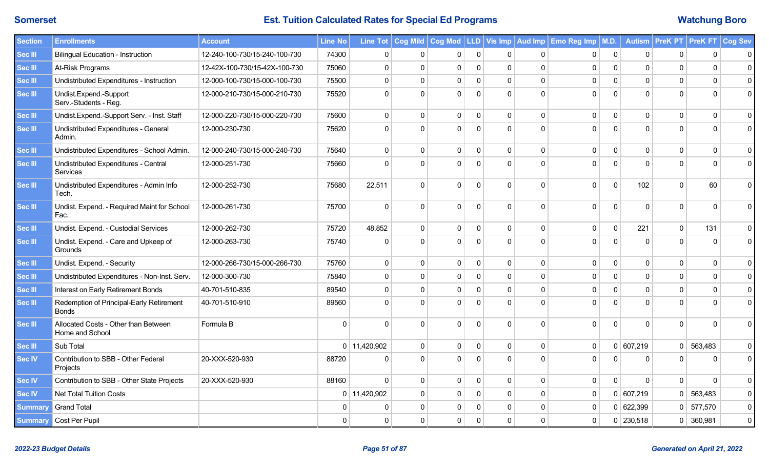**Somerset** | **Est. Tuition Calculated Rates for Special Ed Programs** | **Watchung Boro**

| Section | Enrollments | Account | Line No | Line Tot | Cog Mild | Cog Mod | LLD | Vis Imp | Aud Imp | Emo Reg Imp | M.D. | Autism | PreK PT | PreK FT | Cog Sev |
|---|---|---|---|---|---|---|---|---|---|---|---|---|---|---|---|
| Sec III | Bilingual Education - Instruction | 12-240-100-730/15-240-100-730 | 74300 | 0 | 0 | 0 | 0 | 0 | 0 | 0 | 0 | 0 | 0 | 0 | 0 |
| Sec III | At-Risk Programs | 12-42X-100-730/15-42X-100-730 | 75060 | 0 | 0 | 0 | 0 | 0 | 0 | 0 | 0 | 0 | 0 | 0 | 0 |
| Sec III | Undistributed Expenditures - Instruction | 12-000-100-730/15-000-100-730 | 75500 | 0 | 0 | 0 | 0 | 0 | 0 | 0 | 0 | 0 | 0 | 0 | 0 |
| Sec III | Undist.Expend.-Support Serv.-Students - Reg. | 12-000-210-730/15-000-210-730 | 75520 | 0 | 0 | 0 | 0 | 0 | 0 | 0 | 0 | 0 | 0 | 0 | 0 |
| Sec III | Undist.Expend.-Support Serv. - Inst. Staff | 12-000-220-730/15-000-220-730 | 75600 | 0 | 0 | 0 | 0 | 0 | 0 | 0 | 0 | 0 | 0 | 0 | 0 |
| Sec III | Undistributed Expenditures - General Admin. | 12-000-230-730 | 75620 | 0 | 0 | 0 | 0 | 0 | 0 | 0 | 0 | 0 | 0 | 0 | 0 |
| Sec III | Undistributed Expenditures - School Admin. | 12-000-240-730/15-000-240-730 | 75640 | 0 | 0 | 0 | 0 | 0 | 0 | 0 | 0 | 0 | 0 | 0 | 0 |
| Sec III | Undistributed Expenditures - Central Services | 12-000-251-730 | 75660 | 0 | 0 | 0 | 0 | 0 | 0 | 0 | 0 | 0 | 0 | 0 | 0 |
| Sec III | Undistributed Expenditures - Admin Info Tech. | 12-000-252-730 | 75680 | 22,511 | 0 | 0 | 0 | 0 | 0 | 0 | 0 | 102 | 0 | 60 | 0 |
| Sec III | Undist. Expend. - Required Maint for School Fac. | 12-000-261-730 | 75700 | 0 | 0 | 0 | 0 | 0 | 0 | 0 | 0 | 0 | 0 | 0 | 0 |
| Sec III | Undist. Expend. - Custodial Services | 12-000-262-730 | 75720 | 48,852 | 0 | 0 | 0 | 0 | 0 | 0 | 0 | 221 | 0 | 131 | 0 |
| Sec III | Undist. Expend. - Care and Upkeep of Grounds | 12-000-263-730 | 75740 | 0 | 0 | 0 | 0 | 0 | 0 | 0 | 0 | 0 | 0 | 0 | 0 |
| Sec III | Undist. Expend. - Security | 12-000-266-730/15-000-266-730 | 75760 | 0 | 0 | 0 | 0 | 0 | 0 | 0 | 0 | 0 | 0 | 0 | 0 |
| Sec III | Undistributed Expenditures - Non-Inst. Serv. | 12-000-300-730 | 75840 | 0 | 0 | 0 | 0 | 0 | 0 | 0 | 0 | 0 | 0 | 0 | 0 |
| Sec III | Interest on Early Retirement Bonds | 40-701-510-835 | 89540 | 0 | 0 | 0 | 0 | 0 | 0 | 0 | 0 | 0 | 0 | 0 | 0 |
| Sec III | Redemption of Principal-Early Retirement Bonds | 40-701-510-910 | 89560 | 0 | 0 | 0 | 0 | 0 | 0 | 0 | 0 | 0 | 0 | 0 | 0 |
| Sec III | Allocated Costs - Other than Between Home and School | Formula B | 0 | 0 | 0 | 0 | 0 | 0 | 0 | 0 | 0 | 0 | 0 | 0 | 0 |
| Sec III | Sub Total | | 0 | 11,420,902 | 0 | 0 | 0 | 0 | 0 | 0 | 0 | 607,219 | 0 | 563,483 | 0 |
| Sec IV | Contribution to SBB - Other Federal Projects | 20-XXX-520-930 | 88720 | 0 | 0 | 0 | 0 | 0 | 0 | 0 | 0 | 0 | 0 | 0 | 0 |
| Sec IV | Contribution to SBB - Other State Projects | 20-XXX-520-930 | 88160 | 0 | 0 | 0 | 0 | 0 | 0 | 0 | 0 | 0 | 0 | 0 | 0 |
| Sec IV | Net Total Tuition Costs | | 0 | 11,420,902 | 0 | 0 | 0 | 0 | 0 | 0 | 0 | 607,219 | 0 | 563,483 | 0 |
| Summary | Grand Total | | 0 | 0 | 0 | 0 | 0 | 0 | 0 | 0 | 0 | 622,399 | 0 | 577,570 | 0 |
| Summary | Cost Per Pupil | | 0 | 0 | 0 | 0 | 0 | 0 | 0 | 0 | 0 | 230,518 | 0 | 360,981 | 0 |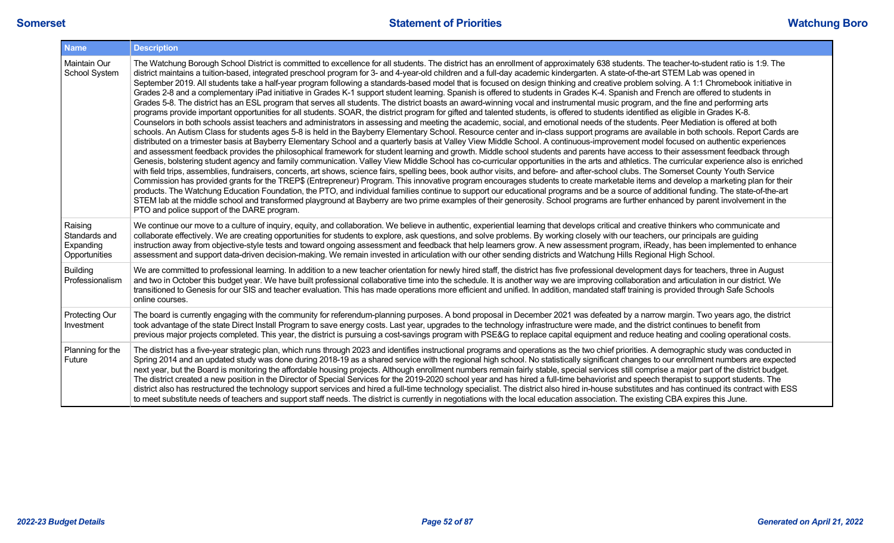| Name | Description |
|---|---|
| Maintain Our School System | The Watchung Borough School District is committed to excellence for all students. The district has an enrollment of approximately 638 students. The teacher-to-student ratio is 1:9. The district maintains a tuition-based, integrated preschool program for 3- and 4-year-old children and a full-day academic kindergarten. A state-of-the-art STEM Lab was opened in September 2019. All students take a half-year program following a standards-based model that is focused on design thinking and creative problem solving. A 1:1 Chromebook initiative in Grades 2-8 and a complementary iPad initiative in Grades K-1 support student learning. Spanish is offered to students in Grades K-4. Spanish and French are offered to students in Grades 5-8. The district has an ESL program that serves all students. The district boasts an award-winning vocal and instrumental music program, and the fine and performing arts programs provide important opportunities for all students. SOAR, the district program for gifted and talented students, is offered to students identified as eligible in Grades K-8. Counselors in both schools assist teachers and administrators in assessing and meeting the academic, social, and emotional needs of the students. Peer Mediation is offered at both schools. An Autism Class for students ages 5-8 is held in the Bayberry Elementary School. Resource center and in-class support programs are available in both schools. Report Cards are distributed on a trimester basis at Bayberry Elementary School and a quarterly basis at Valley View Middle School. A continuous-improvement model focused on authentic experiences and assessment feedback provides the philosophical framework for student learning and growth. Middle school students and parents have access to their assessment feedback through Genesis, bolstering student agency and family communication. Valley View Middle School has co-curricular opportunities in the arts and athletics. The curricular experience also is enriched with field trips, assemblies, fundraisers, concerts, art shows, science fairs, spelling bees, book author visits, and before- and after-school clubs. The Somerset County Youth Service Commission has provided grants for the TREP$ (Entrepreneur) Program. This innovative program encourages students to create marketable items and develop a marketing plan for their products. The Watchung Education Foundation, the PTO, and individual families continue to support our educational programs and be a source of additional funding. The state-of-the-art STEM lab at the middle school and transformed playground at Bayberry are two prime examples of their generosity. School programs are further enhanced by parent involvement in the PTO and police support of the DARE program. |
| Raising Standards and Expanding Opportunities | We continue our move to a culture of inquiry, equity, and collaboration. We believe in authentic, experiential learning that develops critical and creative thinkers who communicate and collaborate effectively. We are creating opportunities for students to explore, ask questions, and solve problems. By working closely with our teachers, our principals are guiding instruction away from objective-style tests and toward ongoing assessment and feedback that help learners grow. A new assessment program, iReady, has been implemented to enhance assessment and support data-driven decision-making. We remain invested in articulation with our other sending districts and Watchung Hills Regional High School. |
| Building Professionalism | We are committed to professional learning. In addition to a new teacher orientation for newly hired staff, the district has five professional development days for teachers, three in August and two in October this budget year. We have built professional collaborative time into the schedule. It is another way we are improving collaboration and articulation in our district. We transitioned to Genesis for our SIS and teacher evaluation. This has made operations more efficient and unified. In addition, mandated staff training is provided through Safe Schools online courses. |
| Protecting Our Investment | The board is currently engaging with the community for referendum-planning purposes. A bond proposal in December 2021 was defeated by a narrow margin. Two years ago, the district took advantage of the state Direct Install Program to save energy costs. Last year, upgrades to the technology infrastructure were made, and the district continues to benefit from previous major projects completed. This year, the district is pursuing a cost-savings program with PSE&G to replace capital equipment and reduce heating and cooling operational costs. |
| Planning for the Future | The district has a five-year strategic plan, which runs through 2023 and identifies instructional programs and operations as the two chief priorities. A demographic study was conducted in Spring 2014 and an updated study was done during 2018-19 as a shared service with the regional high school. No statistically significant changes to our enrollment numbers are expected next year, but the Board is monitoring the affordable housing projects. Although enrollment numbers remain fairly stable, special services still comprise a major part of the district budget. The district created a new position in the Director of Special Services for the 2019-2020 school year and has hired a full-time behaviorist and speech therapist to support students. The district also has restructured the technology support services and hired a full-time technology specialist. The district also hired in-house substitutes and has continued its contract with ESS to meet substitute needs of teachers and support staff needs. The district is currently in negotiations with the local education association. The existing CBA expires this June. |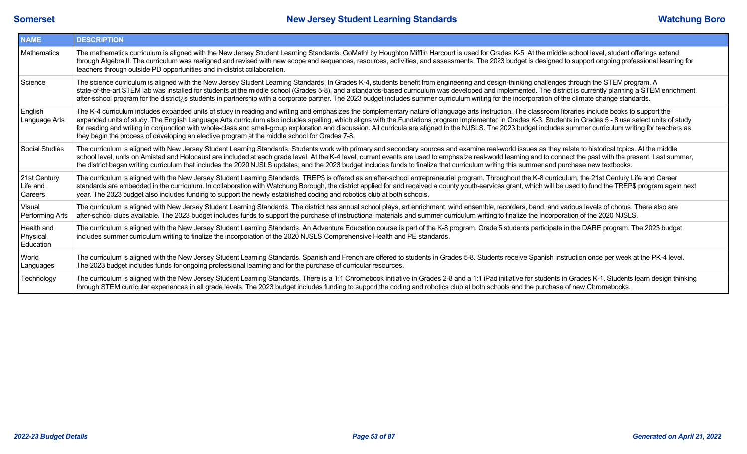| NAME | DESCRIPTION |
|---|---|
| Mathematics | The mathematics curriculum is aligned with the New Jersey Student Learning Standards. GoMath! by Houghton Mifflin Harcourt is used for Grades K-5. At the middle school level, student offerings extend through Algebra II. The curriculum was realigned and revised with new scope and sequences, resources, activities, and assessments. The 2023 budget is designed to support ongoing professional learning for teachers through outside PD opportunities and in-district collaboration. |
| Science | The science curriculum is aligned with the New Jersey Student Learning Standards. In Grades K-4, students benefit from engineering and design-thinking challenges through the STEM program. A state-of-the-art STEM lab was installed for students at the middle school (Grades 5-8), and a standards-based curriculum was developed and implemented. The district is currently planning a STEM enrichment after-school program for the district¿s students in partnership with a corporate partner. The 2023 budget includes summer curriculum writing for the incorporation of the climate change standards. |
| English Language Arts | The K-4 curriculum includes expanded units of study in reading and writing and emphasizes the complementary nature of language arts instruction. The classroom libraries include books to support the expanded units of study. The English Language Arts curriculum also includes spelling, which aligns with the Fundations program implemented in Grades K-3. Students in Grades 5 - 8 use select units of study for reading and writing in conjunction with whole-class and small-group exploration and discussion. All curricula are aligned to the NJSLS. The 2023 budget includes summer curriculum writing for teachers as they begin the process of developing an elective program at the middle school for Grades 7-8. |
| Social Studies | The curriculum is aligned with New Jersey Student Learning Standards. Students work with primary and secondary sources and examine real-world issues as they relate to historical topics. At the middle school level, units on Amistad and Holocaust are included at each grade level. At the K-4 level, current events are used to emphasize real-world learning and to connect the past with the present. Last summer, the district began writing curriculum that includes the 2020 NJSLS updates, and the 2023 budget includes funds to finalize that curriculum writing this summer and purchase new textbooks. |
| 21st Century Life and Careers | The curriculum is aligned with the New Jersey Student Learning Standards. TREP$ is offered as an after-school entrepreneurial program. Throughout the K-8 curriculum, the 21st Century Life and Career standards are embedded in the curriculum. In collaboration with Watchung Borough, the district applied for and received a county youth-services grant, which will be used to fund the TREP$ program again next year. The 2023 budget also includes funding to support the newly established coding and robotics club at both schools. |
| Visual Performing Arts | The curriculum is aligned with New Jersey Student Learning Standards. The district has annual school plays, art enrichment, wind ensemble, recorders, band, and various levels of chorus. There also are after-school clubs available. The 2023 budget includes funds to support the purchase of instructional materials and summer curriculum writing to finalize the incorporation of the 2020 NJSLS. |
| Health and Physical Education | The curriculum is aligned with the New Jersey Student Learning Standards. An Adventure Education course is part of the K-8 program. Grade 5 students participate in the DARE program. The 2023 budget includes summer curriculum writing to finalize the incorporation of the 2020 NJSLS Comprehensive Health and PE standards. |
| World Languages | The curriculum is aligned with the New Jersey Student Learning Standards. Spanish and French are offered to students in Grades 5-8. Students receive Spanish instruction once per week at the PK-4 level. The 2023 budget includes funds for ongoing professional learning and for the purchase of curricular resources. |
| Technology | The curriculum is aligned with the New Jersey Student Learning Standards. There is a 1:1 Chromebook initiative in Grades 2-8 and a 1:1 iPad initiative for students in Grades K-1. Students learn design thinking through STEM curricular experiences in all grade levels. The 2023 budget includes funding to support the coding and robotics club at both schools and the purchase of new Chromebooks. |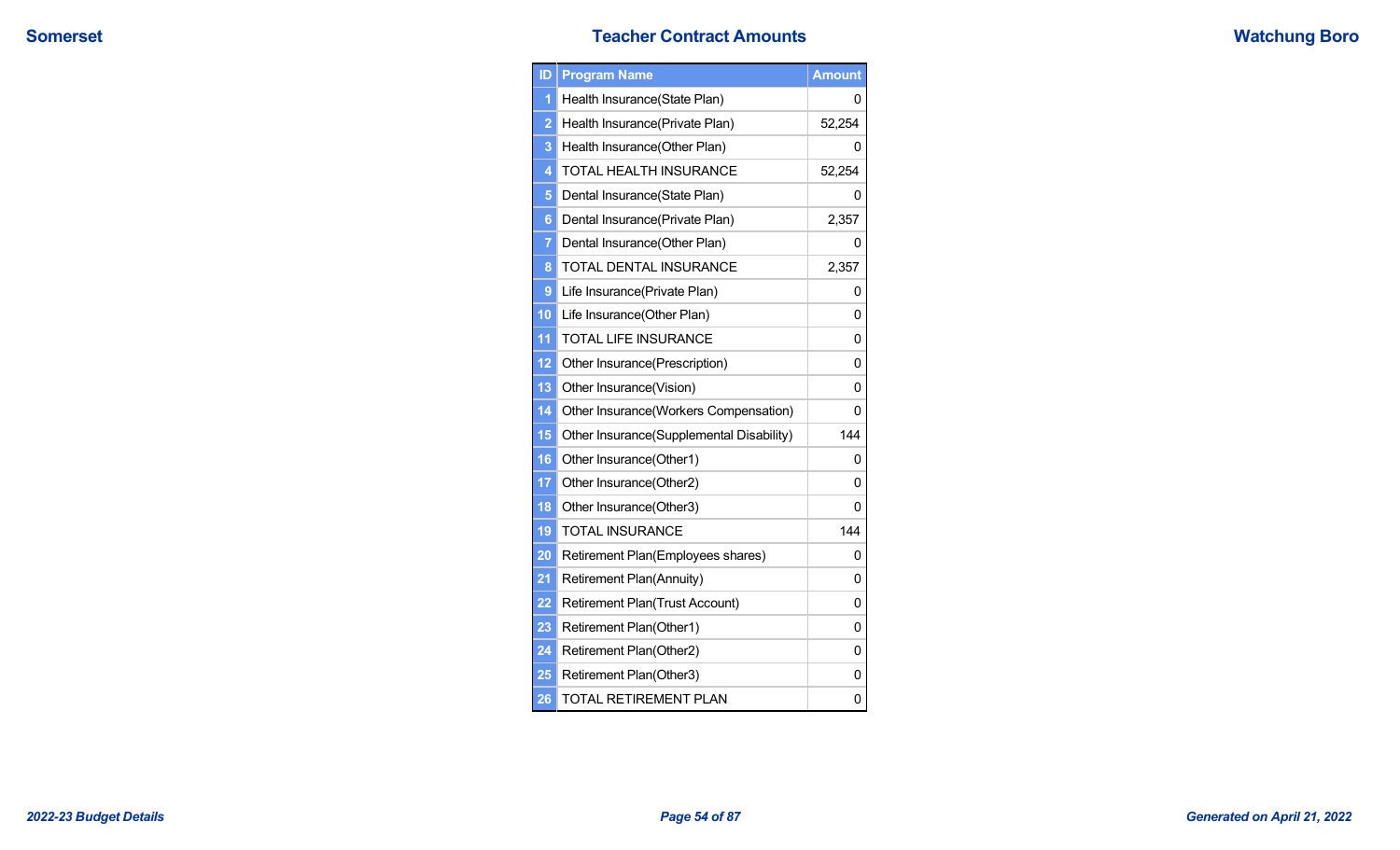# Teacher Contract Amounts

Somerset — Watchung Boro

| ID | Program Name | Amount |
|---|---|---|
| 1 | Health Insurance(State Plan) | 0 |
| 2 | Health Insurance(Private Plan) | 52,254 |
| 3 | Health Insurance(Other Plan) | 0 |
| 4 | TOTAL HEALTH INSURANCE | 52,254 |
| 5 | Dental Insurance(State Plan) | 0 |
| 6 | Dental Insurance(Private Plan) | 2,357 |
| 7 | Dental Insurance(Other Plan) | 0 |
| 8 | TOTAL DENTAL INSURANCE | 2,357 |
| 9 | Life Insurance(Private Plan) | 0 |
| 10 | Life Insurance(Other Plan) | 0 |
| 11 | TOTAL LIFE INSURANCE | 0 |
| 12 | Other Insurance(Prescription) | 0 |
| 13 | Other Insurance(Vision) | 0 |
| 14 | Other Insurance(Workers Compensation) | 0 |
| 15 | Other Insurance(Supplemental Disability) | 144 |
| 16 | Other Insurance(Other1) | 0 |
| 17 | Other Insurance(Other2) | 0 |
| 18 | Other Insurance(Other3) | 0 |
| 19 | TOTAL INSURANCE | 144 |
| 20 | Retirement Plan(Employees shares) | 0 |
| 21 | Retirement Plan(Annuity) | 0 |
| 22 | Retirement Plan(Trust Account) | 0 |
| 23 | Retirement Plan(Other1) | 0 |
| 24 | Retirement Plan(Other2) | 0 |
| 25 | Retirement Plan(Other3) | 0 |
| 26 | TOTAL RETIREMENT PLAN | 0 |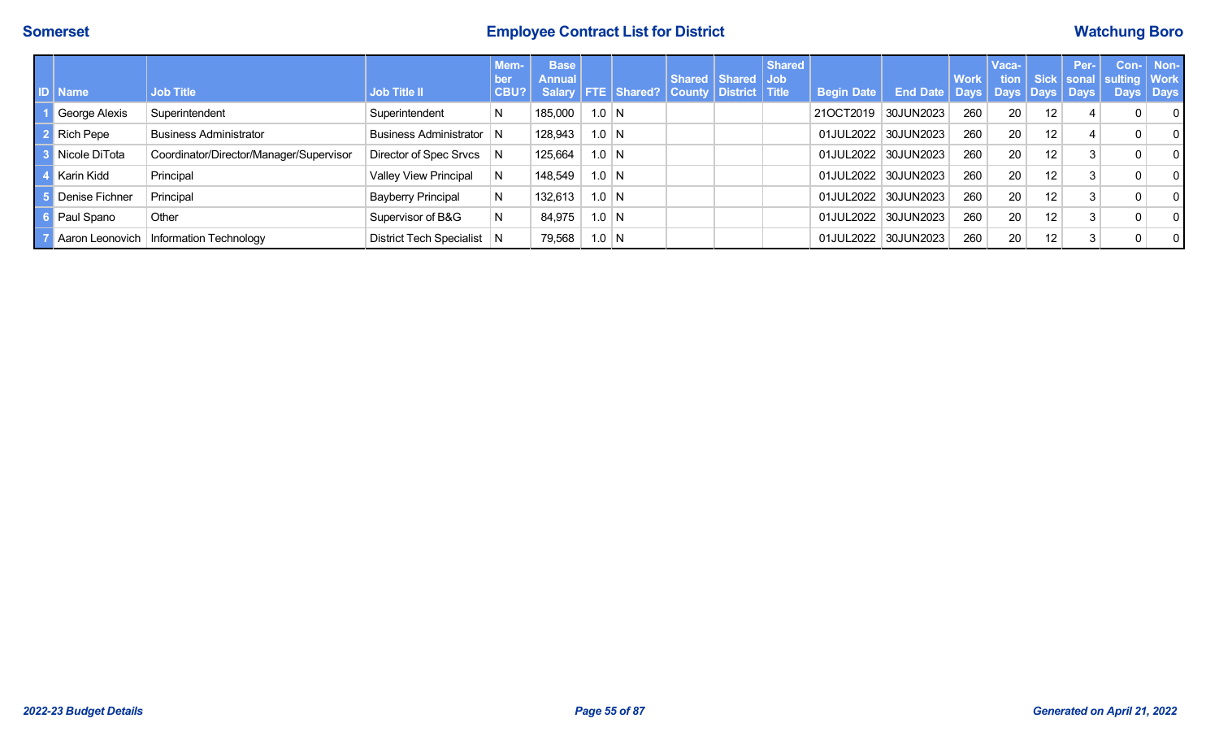# Employee Contract List for District

Somerset — Watchung Boro

| ID | Name | Job Title | Job Title II | Member CBU? | Base Annual Salary | FTE | Shared? | Shared County | Shared District | Shared Job Title | Begin Date | End Date | Work Days | Vacation Days | Sick Days | Personal Days | Consulting Days | Non-Work Days |
|---|---|---|---|---|---|---|---|---|---|---|---|---|---|---|---|---|---|---|
| 1 | George Alexis | Superintendent | Superintendent | N | 185,000 | 1.0 | N | | | | 21OCT2019 | 30JUN2023 | 260 | 20 | 12 | 4 | 0 | 0 |
| 2 | Rich Pepe | Business Administrator | Business Administrator | N | 128,943 | 1.0 | N | | | | 01JUL2022 | 30JUN2023 | 260 | 20 | 12 | 4 | 0 | 0 |
| 3 | Nicole DiTota | Coordinator/Director/Manager/Supervisor | Director of Spec Srvcs | N | 125,664 | 1.0 | N | | | | 01JUL2022 | 30JUN2023 | 260 | 20 | 12 | 3 | 0 | 0 |
| 4 | Karin Kidd | Principal | Valley View Principal | N | 148,549 | 1.0 | N | | | | 01JUL2022 | 30JUN2023 | 260 | 20 | 12 | 3 | 0 | 0 |
| 5 | Denise Fichner | Principal | Bayberry Principal | N | 132,613 | 1.0 | N | | | | 01JUL2022 | 30JUN2023 | 260 | 20 | 12 | 3 | 0 | 0 |
| 6 | Paul Spano | Other | Supervisor of B&G | N | 84,975 | 1.0 | N | | | | 01JUL2022 | 30JUN2023 | 260 | 20 | 12 | 3 | 0 | 0 |
| 7 | Aaron Leonovich | Information Technology | District Tech Specialist | N | 79,568 | 1.0 | N | | | | 01JUL2022 | 30JUN2023 | 260 | 20 | 12 | 3 | 0 | 0 |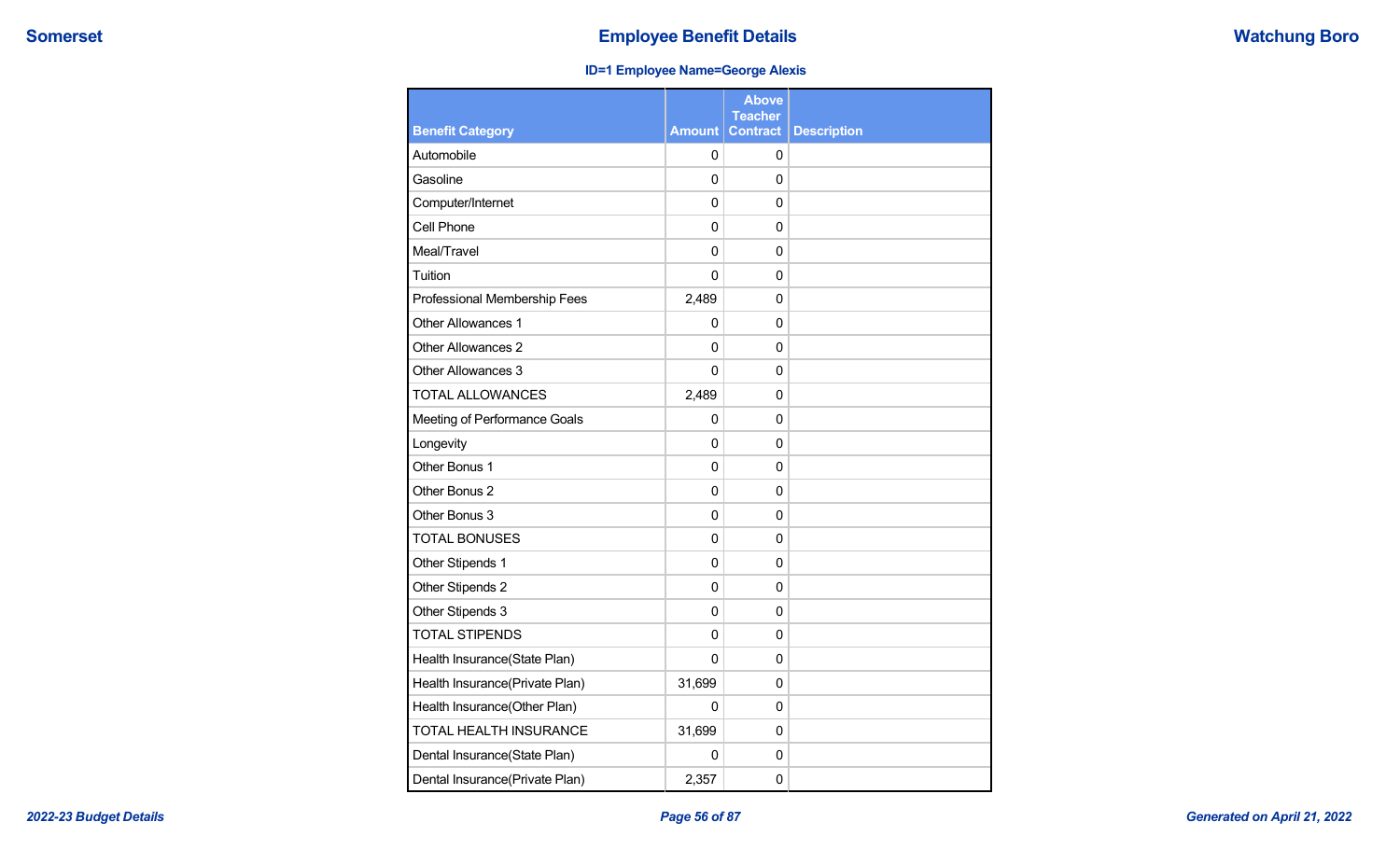# Employee Benefit Details

**ID=1 Employee Name=George Alexis**

| Benefit Category | Amount | Above Teacher Contract | Description |
|---|---|---|---|
| Automobile | 0 | 0 | |
| Gasoline | 0 | 0 | |
| Computer/Internet | 0 | 0 | |
| Cell Phone | 0 | 0 | |
| Meal/Travel | 0 | 0 | |
| Tuition | 0 | 0 | |
| Professional Membership Fees | 2,489 | 0 | |
| Other Allowances 1 | 0 | 0 | |
| Other Allowances 2 | 0 | 0 | |
| Other Allowances 3 | 0 | 0 | |
| TOTAL ALLOWANCES | 2,489 | 0 | |
| Meeting of Performance Goals | 0 | 0 | |
| Longevity | 0 | 0 | |
| Other Bonus 1 | 0 | 0 | |
| Other Bonus 2 | 0 | 0 | |
| Other Bonus 3 | 0 | 0 | |
| TOTAL BONUSES | 0 | 0 | |
| Other Stipends 1 | 0 | 0 | |
| Other Stipends 2 | 0 | 0 | |
| Other Stipends 3 | 0 | 0 | |
| TOTAL STIPENDS | 0 | 0 | |
| Health Insurance(State Plan) | 0 | 0 | |
| Health Insurance(Private Plan) | 31,699 | 0 | |
| Health Insurance(Other Plan) | 0 | 0 | |
| TOTAL HEALTH INSURANCE | 31,699 | 0 | |
| Dental Insurance(State Plan) | 0 | 0 | |
| Dental Insurance(Private Plan) | 2,357 | 0 | |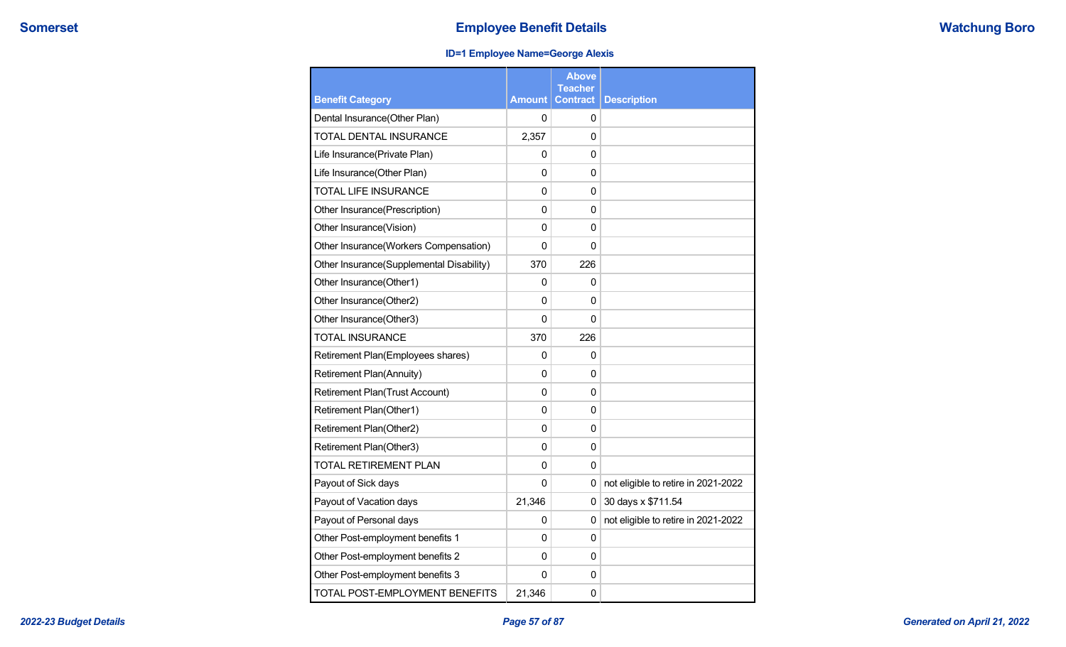## Employee Benefit Details

**ID=1 Employee Name=George Alexis**

| Benefit Category | Amount | Above Teacher Contract | Description |
|---|---|---|---|
| Dental Insurance(Other Plan) | 0 | 0 | |
| TOTAL DENTAL INSURANCE | 2,357 | 0 | |
| Life Insurance(Private Plan) | 0 | 0 | |
| Life Insurance(Other Plan) | 0 | 0 | |
| TOTAL LIFE INSURANCE | 0 | 0 | |
| Other Insurance(Prescription) | 0 | 0 | |
| Other Insurance(Vision) | 0 | 0 | |
| Other Insurance(Workers Compensation) | 0 | 0 | |
| Other Insurance(Supplemental Disability) | 370 | 226 | |
| Other Insurance(Other1) | 0 | 0 | |
| Other Insurance(Other2) | 0 | 0 | |
| Other Insurance(Other3) | 0 | 0 | |
| TOTAL INSURANCE | 370 | 226 | |
| Retirement Plan(Employees shares) | 0 | 0 | |
| Retirement Plan(Annuity) | 0 | 0 | |
| Retirement Plan(Trust Account) | 0 | 0 | |
| Retirement Plan(Other1) | 0 | 0 | |
| Retirement Plan(Other2) | 0 | 0 | |
| Retirement Plan(Other3) | 0 | 0 | |
| TOTAL RETIREMENT PLAN | 0 | 0 | |
| Payout of Sick days | 0 | 0 | not eligible to retire in 2021-2022 |
| Payout of Vacation days | 21,346 | 0 | 30 days x $711.54 |
| Payout of Personal days | 0 | 0 | not eligible to retire in 2021-2022 |
| Other Post-employment benefits 1 | 0 | 0 | |
| Other Post-employment benefits 2 | 0 | 0 | |
| Other Post-employment benefits 3 | 0 | 0 | |
| TOTAL POST-EMPLOYMENT BENEFITS | 21,346 | 0 | |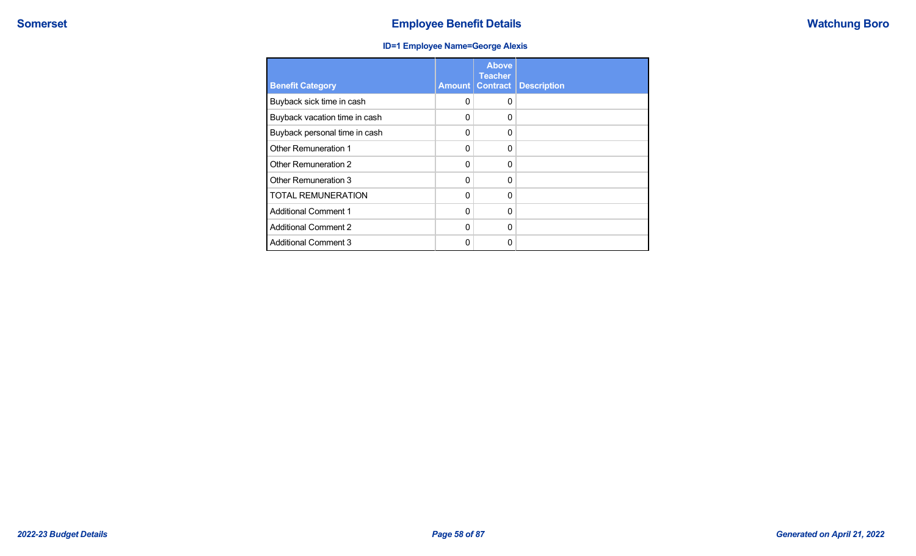# Employee Benefit Details

**ID=1 Employee Name=George Alexis**

| Benefit Category | Amount | Above Teacher Contract | Description |
|---|---|---|---|
| Buyback sick time in cash | 0 | 0 | |
| Buyback vacation time in cash | 0 | 0 | |
| Buyback personal time in cash | 0 | 0 | |
| Other Remuneration 1 | 0 | 0 | |
| Other Remuneration 2 | 0 | 0 | |
| Other Remuneration 3 | 0 | 0 | |
| TOTAL REMUNERATION | 0 | 0 | |
| Additional Comment 1 | 0 | 0 | |
| Additional Comment 2 | 0 | 0 | |
| Additional Comment 3 | 0 | 0 | |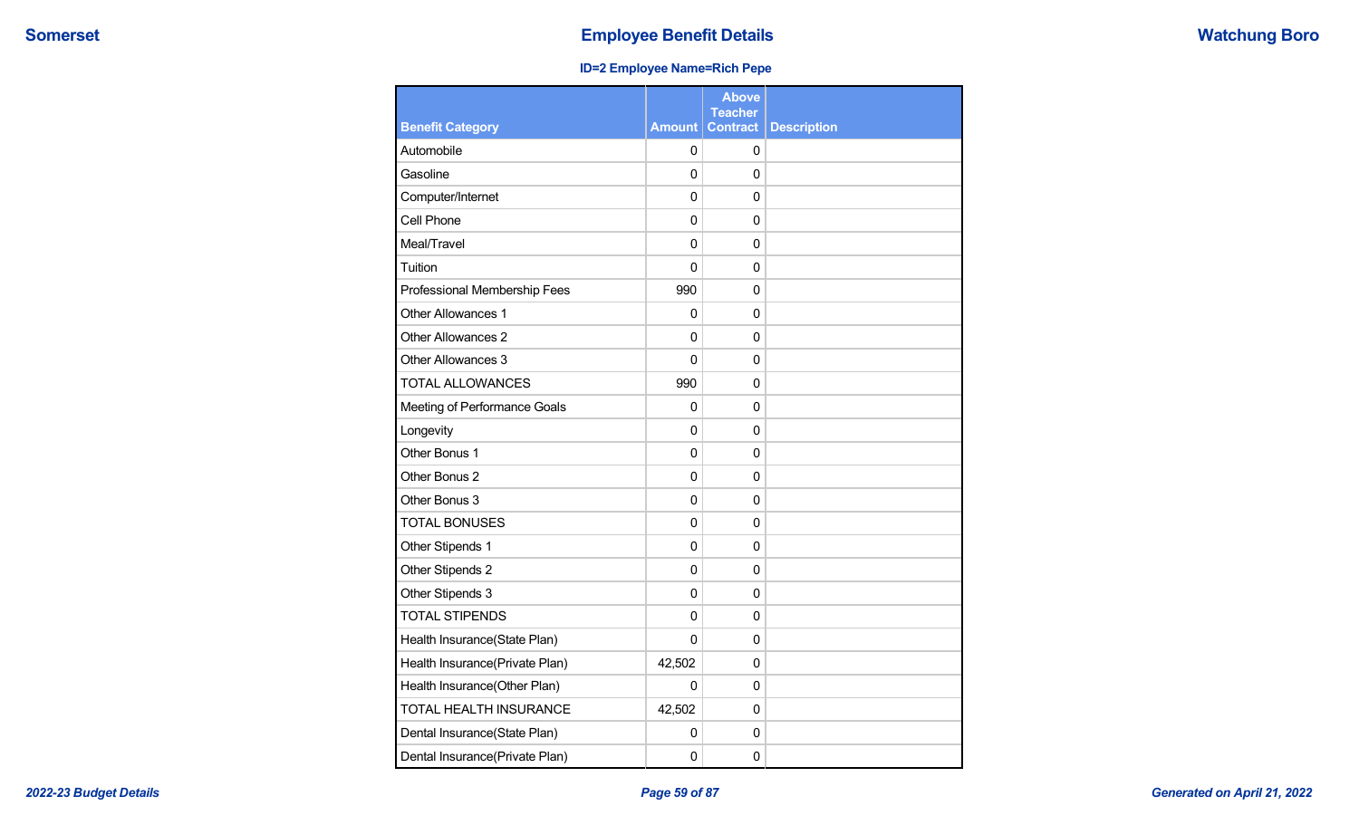## Employee Benefit Details

**ID=2 Employee Name=Rich Pepe**

| Benefit Category | Amount | Above Teacher Contract | Description |
|---|---|---|---|
| Automobile | 0 | 0 | |
| Gasoline | 0 | 0 | |
| Computer/Internet | 0 | 0 | |
| Cell Phone | 0 | 0 | |
| Meal/Travel | 0 | 0 | |
| Tuition | 0 | 0 | |
| Professional Membership Fees | 990 | 0 | |
| Other Allowances 1 | 0 | 0 | |
| Other Allowances 2 | 0 | 0 | |
| Other Allowances 3 | 0 | 0 | |
| TOTAL ALLOWANCES | 990 | 0 | |
| Meeting of Performance Goals | 0 | 0 | |
| Longevity | 0 | 0 | |
| Other Bonus 1 | 0 | 0 | |
| Other Bonus 2 | 0 | 0 | |
| Other Bonus 3 | 0 | 0 | |
| TOTAL BONUSES | 0 | 0 | |
| Other Stipends 1 | 0 | 0 | |
| Other Stipends 2 | 0 | 0 | |
| Other Stipends 3 | 0 | 0 | |
| TOTAL STIPENDS | 0 | 0 | |
| Health Insurance(State Plan) | 0 | 0 | |
| Health Insurance(Private Plan) | 42,502 | 0 | |
| Health Insurance(Other Plan) | 0 | 0 | |
| TOTAL HEALTH INSURANCE | 42,502 | 0 | |
| Dental Insurance(State Plan) | 0 | 0 | |
| Dental Insurance(Private Plan) | 0 | 0 | |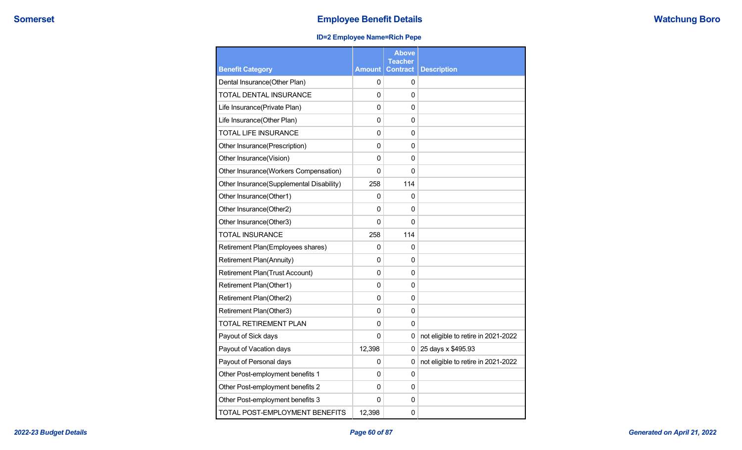## Employee Benefit Details

**ID=2 Employee Name=Rich Pepe**

| Benefit Category | Amount | Above Teacher Contract | Description |
|---|---|---|---|
| Dental Insurance(Other Plan) | 0 | 0 | |
| TOTAL DENTAL INSURANCE | 0 | 0 | |
| Life Insurance(Private Plan) | 0 | 0 | |
| Life Insurance(Other Plan) | 0 | 0 | |
| TOTAL LIFE INSURANCE | 0 | 0 | |
| Other Insurance(Prescription) | 0 | 0 | |
| Other Insurance(Vision) | 0 | 0 | |
| Other Insurance(Workers Compensation) | 0 | 0 | |
| Other Insurance(Supplemental Disability) | 258 | 114 | |
| Other Insurance(Other1) | 0 | 0 | |
| Other Insurance(Other2) | 0 | 0 | |
| Other Insurance(Other3) | 0 | 0 | |
| TOTAL INSURANCE | 258 | 114 | |
| Retirement Plan(Employees shares) | 0 | 0 | |
| Retirement Plan(Annuity) | 0 | 0 | |
| Retirement Plan(Trust Account) | 0 | 0 | |
| Retirement Plan(Other1) | 0 | 0 | |
| Retirement Plan(Other2) | 0 | 0 | |
| Retirement Plan(Other3) | 0 | 0 | |
| TOTAL RETIREMENT PLAN | 0 | 0 | |
| Payout of Sick days | 0 | 0 | not eligible to retire in 2021-2022 |
| Payout of Vacation days | 12,398 | 0 | 25 days x $495.93 |
| Payout of Personal days | 0 | 0 | not eligible to retire in 2021-2022 |
| Other Post-employment benefits 1 | 0 | 0 | |
| Other Post-employment benefits 2 | 0 | 0 | |
| Other Post-employment benefits 3 | 0 | 0 | |
| TOTAL POST-EMPLOYMENT BENEFITS | 12,398 | 0 | |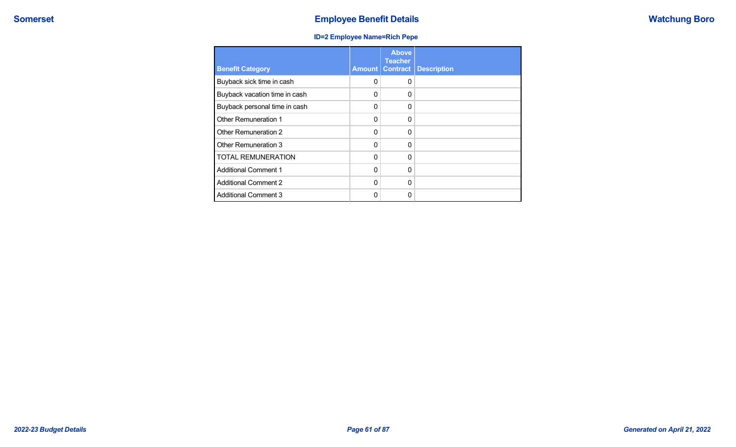# Employee Benefit Details

**ID=2 Employee Name=Rich Pepe**

| Benefit Category | Amount | Above Teacher Contract | Description |
|---|---|---|---|
| Buyback sick time in cash | 0 | 0 | |
| Buyback vacation time in cash | 0 | 0 | |
| Buyback personal time in cash | 0 | 0 | |
| Other Remuneration 1 | 0 | 0 | |
| Other Remuneration 2 | 0 | 0 | |
| Other Remuneration 3 | 0 | 0 | |
| TOTAL REMUNERATION | 0 | 0 | |
| Additional Comment 1 | 0 | 0 | |
| Additional Comment 2 | 0 | 0 | |
| Additional Comment 3 | 0 | 0 | |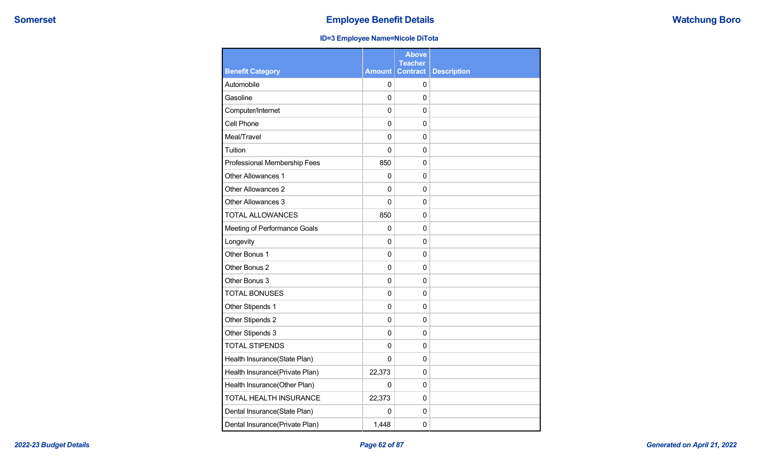# Employee Benefit Details

**ID=3 Employee Name=Nicole DiTota**

| Benefit Category | Amount | Above Teacher Contract | Description |
|---|---|---|---|
| Automobile | 0 | 0 | |
| Gasoline | 0 | 0 | |
| Computer/Internet | 0 | 0 | |
| Cell Phone | 0 | 0 | |
| Meal/Travel | 0 | 0 | |
| Tuition | 0 | 0 | |
| Professional Membership Fees | 850 | 0 | |
| Other Allowances 1 | 0 | 0 | |
| Other Allowances 2 | 0 | 0 | |
| Other Allowances 3 | 0 | 0 | |
| TOTAL ALLOWANCES | 850 | 0 | |
| Meeting of Performance Goals | 0 | 0 | |
| Longevity | 0 | 0 | |
| Other Bonus 1 | 0 | 0 | |
| Other Bonus 2 | 0 | 0 | |
| Other Bonus 3 | 0 | 0 | |
| TOTAL BONUSES | 0 | 0 | |
| Other Stipends 1 | 0 | 0 | |
| Other Stipends 2 | 0 | 0 | |
| Other Stipends 3 | 0 | 0 | |
| TOTAL STIPENDS | 0 | 0 | |
| Health Insurance(State Plan) | 0 | 0 | |
| Health Insurance(Private Plan) | 22,373 | 0 | |
| Health Insurance(Other Plan) | 0 | 0 | |
| TOTAL HEALTH INSURANCE | 22,373 | 0 | |
| Dental Insurance(State Plan) | 0 | 0 | |
| Dental Insurance(Private Plan) | 1,448 | 0 | |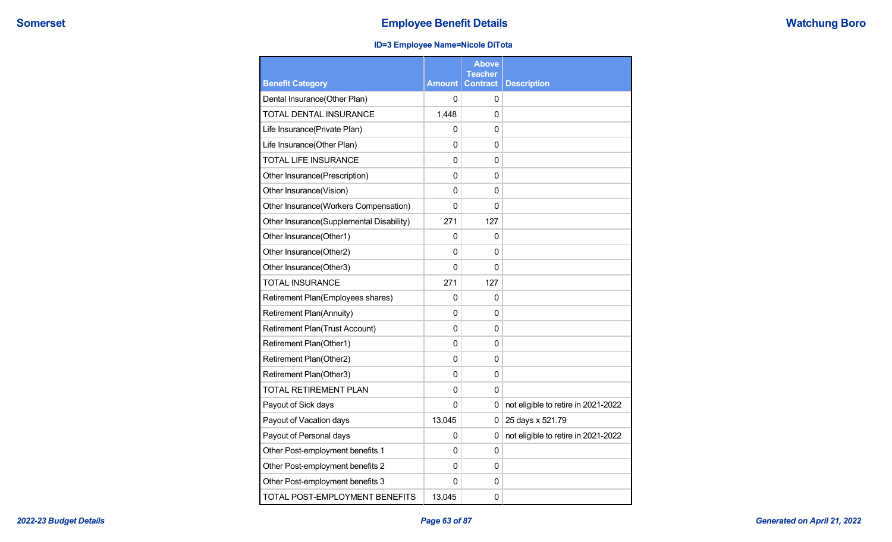# Employee Benefit Details

**ID=3 Employee Name=Nicole DiTota**

| Benefit Category | Amount | Above Teacher Contract | Description |
|---|---|---|---|
| Dental Insurance(Other Plan) | 0 | 0 | |
| TOTAL DENTAL INSURANCE | 1,448 | 0 | |
| Life Insurance(Private Plan) | 0 | 0 | |
| Life Insurance(Other Plan) | 0 | 0 | |
| TOTAL LIFE INSURANCE | 0 | 0 | |
| Other Insurance(Prescription) | 0 | 0 | |
| Other Insurance(Vision) | 0 | 0 | |
| Other Insurance(Workers Compensation) | 0 | 0 | |
| Other Insurance(Supplemental Disability) | 271 | 127 | |
| Other Insurance(Other1) | 0 | 0 | |
| Other Insurance(Other2) | 0 | 0 | |
| Other Insurance(Other3) | 0 | 0 | |
| TOTAL INSURANCE | 271 | 127 | |
| Retirement Plan(Employees shares) | 0 | 0 | |
| Retirement Plan(Annuity) | 0 | 0 | |
| Retirement Plan(Trust Account) | 0 | 0 | |
| Retirement Plan(Other1) | 0 | 0 | |
| Retirement Plan(Other2) | 0 | 0 | |
| Retirement Plan(Other3) | 0 | 0 | |
| TOTAL RETIREMENT PLAN | 0 | 0 | |
| Payout of Sick days | 0 | 0 | not eligible to retire in 2021-2022 |
| Payout of Vacation days | 13,045 | 0 | 25 days x 521.79 |
| Payout of Personal days | 0 | 0 | not eligible to retire in 2021-2022 |
| Other Post-employment benefits 1 | 0 | 0 | |
| Other Post-employment benefits 2 | 0 | 0 | |
| Other Post-employment benefits 3 | 0 | 0 | |
| TOTAL POST-EMPLOYMENT BENEFITS | 13,045 | 0 | |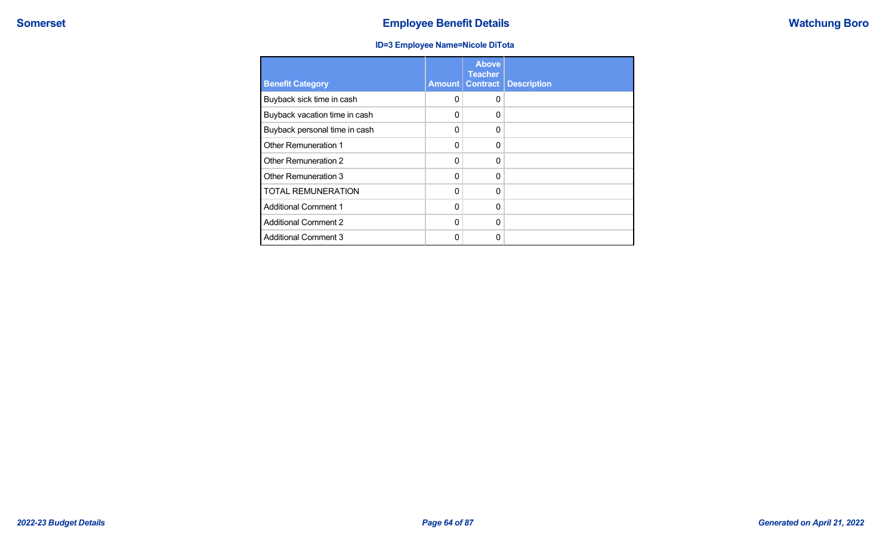# Employee Benefit Details

**Somerset** — **Watchung Boro**

### ID=3 Employee Name=Nicole DiTota

| Benefit Category | Amount | Above Teacher Contract | Description |
|---|---|---|---|
| Buyback sick time in cash | 0 | 0 | |
| Buyback vacation time in cash | 0 | 0 | |
| Buyback personal time in cash | 0 | 0 | |
| Other Remuneration 1 | 0 | 0 | |
| Other Remuneration 2 | 0 | 0 | |
| Other Remuneration 3 | 0 | 0 | |
| TOTAL REMUNERATION | 0 | 0 | |
| Additional Comment 1 | 0 | 0 | |
| Additional Comment 2 | 0 | 0 | |
| Additional Comment 3 | 0 | 0 | |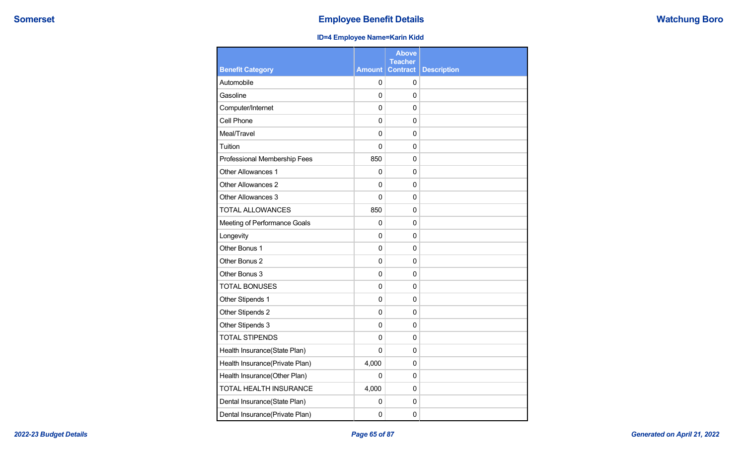## Employee Benefit Details

**ID=4 Employee Name=Karin Kidd**

| Benefit Category | Amount | Above Teacher Contract | Description |
|---|---|---|---|
| Automobile | 0 | 0 | |
| Gasoline | 0 | 0 | |
| Computer/Internet | 0 | 0 | |
| Cell Phone | 0 | 0 | |
| Meal/Travel | 0 | 0 | |
| Tuition | 0 | 0 | |
| Professional Membership Fees | 850 | 0 | |
| Other Allowances 1 | 0 | 0 | |
| Other Allowances 2 | 0 | 0 | |
| Other Allowances 3 | 0 | 0 | |
| TOTAL ALLOWANCES | 850 | 0 | |
| Meeting of Performance Goals | 0 | 0 | |
| Longevity | 0 | 0 | |
| Other Bonus 1 | 0 | 0 | |
| Other Bonus 2 | 0 | 0 | |
| Other Bonus 3 | 0 | 0 | |
| TOTAL BONUSES | 0 | 0 | |
| Other Stipends 1 | 0 | 0 | |
| Other Stipends 2 | 0 | 0 | |
| Other Stipends 3 | 0 | 0 | |
| TOTAL STIPENDS | 0 | 0 | |
| Health Insurance(State Plan) | 0 | 0 | |
| Health Insurance(Private Plan) | 4,000 | 0 | |
| Health Insurance(Other Plan) | 0 | 0 | |
| TOTAL HEALTH INSURANCE | 4,000 | 0 | |
| Dental Insurance(State Plan) | 0 | 0 | |
| Dental Insurance(Private Plan) | 0 | 0 | |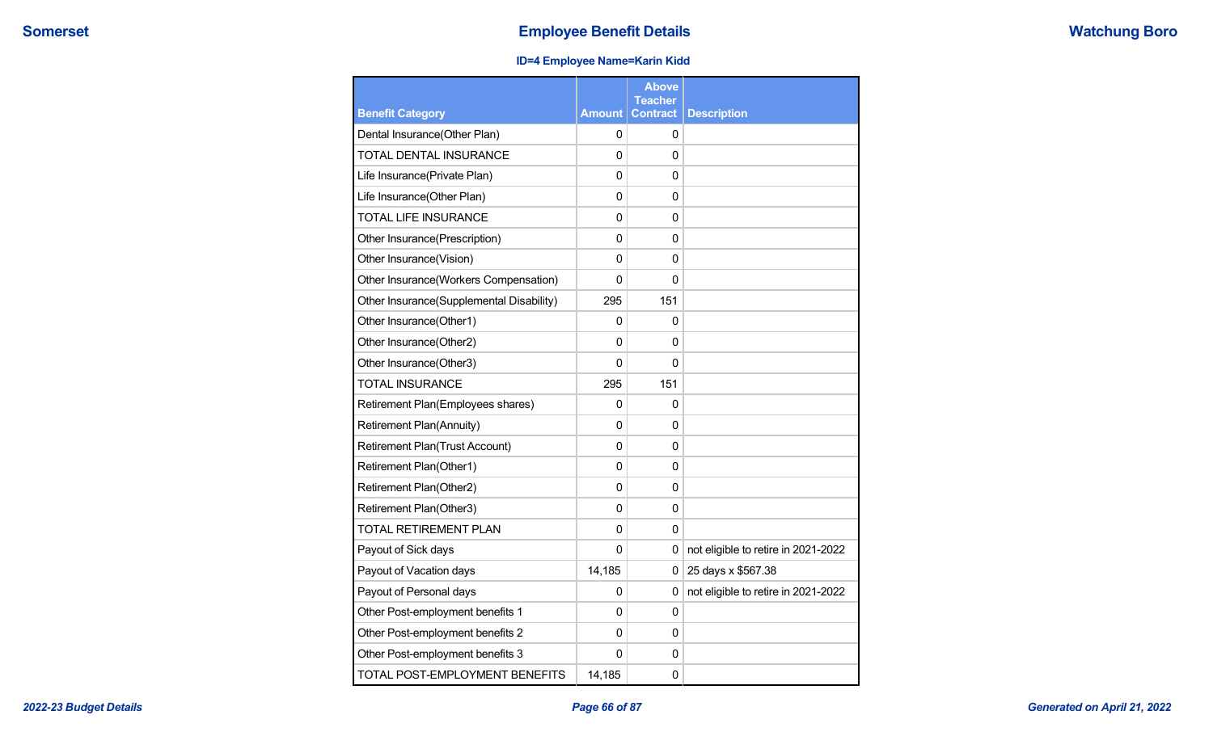## Employee Benefit Details

**ID=4 Employee Name=Karin Kidd**

| Benefit Category | Amount | Above Teacher Contract | Description |
|---|---|---|---|
| Dental Insurance(Other Plan) | 0 | 0 | |
| TOTAL DENTAL INSURANCE | 0 | 0 | |
| Life Insurance(Private Plan) | 0 | 0 | |
| Life Insurance(Other Plan) | 0 | 0 | |
| TOTAL LIFE INSURANCE | 0 | 0 | |
| Other Insurance(Prescription) | 0 | 0 | |
| Other Insurance(Vision) | 0 | 0 | |
| Other Insurance(Workers Compensation) | 0 | 0 | |
| Other Insurance(Supplemental Disability) | 295 | 151 | |
| Other Insurance(Other1) | 0 | 0 | |
| Other Insurance(Other2) | 0 | 0 | |
| Other Insurance(Other3) | 0 | 0 | |
| TOTAL INSURANCE | 295 | 151 | |
| Retirement Plan(Employees shares) | 0 | 0 | |
| Retirement Plan(Annuity) | 0 | 0 | |
| Retirement Plan(Trust Account) | 0 | 0 | |
| Retirement Plan(Other1) | 0 | 0 | |
| Retirement Plan(Other2) | 0 | 0 | |
| Retirement Plan(Other3) | 0 | 0 | |
| TOTAL RETIREMENT PLAN | 0 | 0 | |
| Payout of Sick days | 0 | 0 | not eligible to retire in 2021-2022 |
| Payout of Vacation days | 14,185 | 0 | 25 days x $567.38 |
| Payout of Personal days | 0 | 0 | not eligible to retire in 2021-2022 |
| Other Post-employment benefits 1 | 0 | 0 | |
| Other Post-employment benefits 2 | 0 | 0 | |
| Other Post-employment benefits 3 | 0 | 0 | |
| TOTAL POST-EMPLOYMENT BENEFITS | 14,185 | 0 | |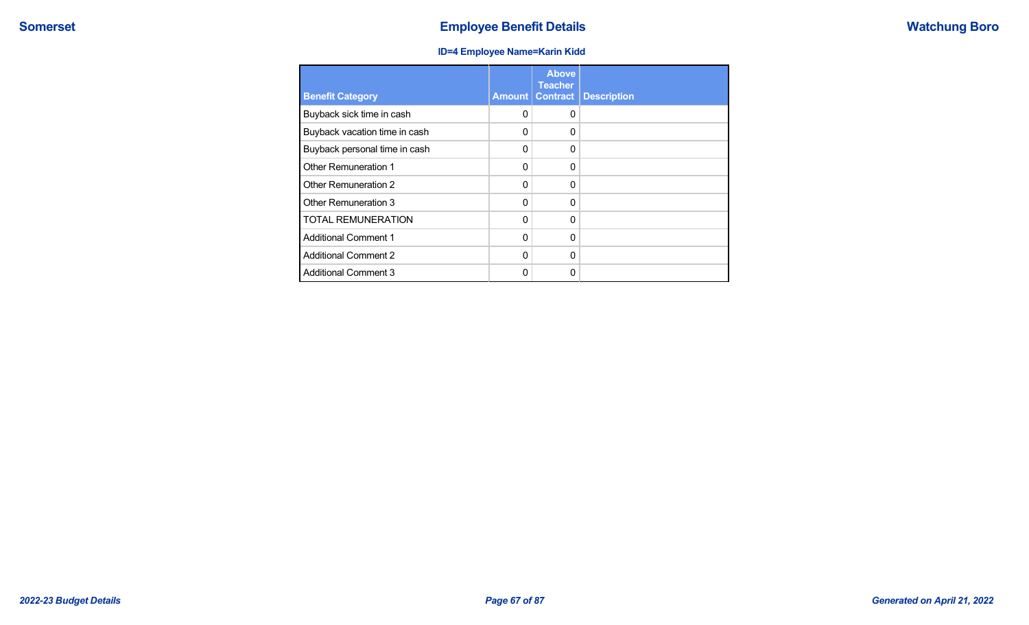# Employee Benefit Details

Somerset — Watchung Boro

### ID=4 Employee Name=Karin Kidd

| Benefit Category | Amount | Above Teacher Contract | Description |
|---|---|---|---|
| Buyback sick time in cash | 0 | 0 | |
| Buyback vacation time in cash | 0 | 0 | |
| Buyback personal time in cash | 0 | 0 | |
| Other Remuneration 1 | 0 | 0 | |
| Other Remuneration 2 | 0 | 0 | |
| Other Remuneration 3 | 0 | 0 | |
| TOTAL REMUNERATION | 0 | 0 | |
| Additional Comment 1 | 0 | 0 | |
| Additional Comment 2 | 0 | 0 | |
| Additional Comment 3 | 0 | 0 | |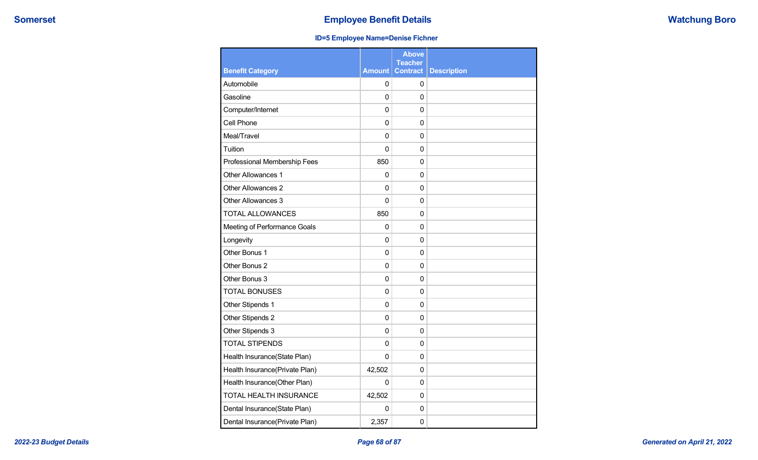## Employee Benefit Details

**ID=5 Employee Name=Denise Fichner**

| Benefit Category | Amount | Above Teacher Contract | Description |
|---|---|---|---|
| Automobile | 0 | 0 | |
| Gasoline | 0 | 0 | |
| Computer/Internet | 0 | 0 | |
| Cell Phone | 0 | 0 | |
| Meal/Travel | 0 | 0 | |
| Tuition | 0 | 0 | |
| Professional Membership Fees | 850 | 0 | |
| Other Allowances 1 | 0 | 0 | |
| Other Allowances 2 | 0 | 0 | |
| Other Allowances 3 | 0 | 0 | |
| TOTAL ALLOWANCES | 850 | 0 | |
| Meeting of Performance Goals | 0 | 0 | |
| Longevity | 0 | 0 | |
| Other Bonus 1 | 0 | 0 | |
| Other Bonus 2 | 0 | 0 | |
| Other Bonus 3 | 0 | 0 | |
| TOTAL BONUSES | 0 | 0 | |
| Other Stipends 1 | 0 | 0 | |
| Other Stipends 2 | 0 | 0 | |
| Other Stipends 3 | 0 | 0 | |
| TOTAL STIPENDS | 0 | 0 | |
| Health Insurance(State Plan) | 0 | 0 | |
| Health Insurance(Private Plan) | 42,502 | 0 | |
| Health Insurance(Other Plan) | 0 | 0 | |
| TOTAL HEALTH INSURANCE | 42,502 | 0 | |
| Dental Insurance(State Plan) | 0 | 0 | |
| Dental Insurance(Private Plan) | 2,357 | 0 | |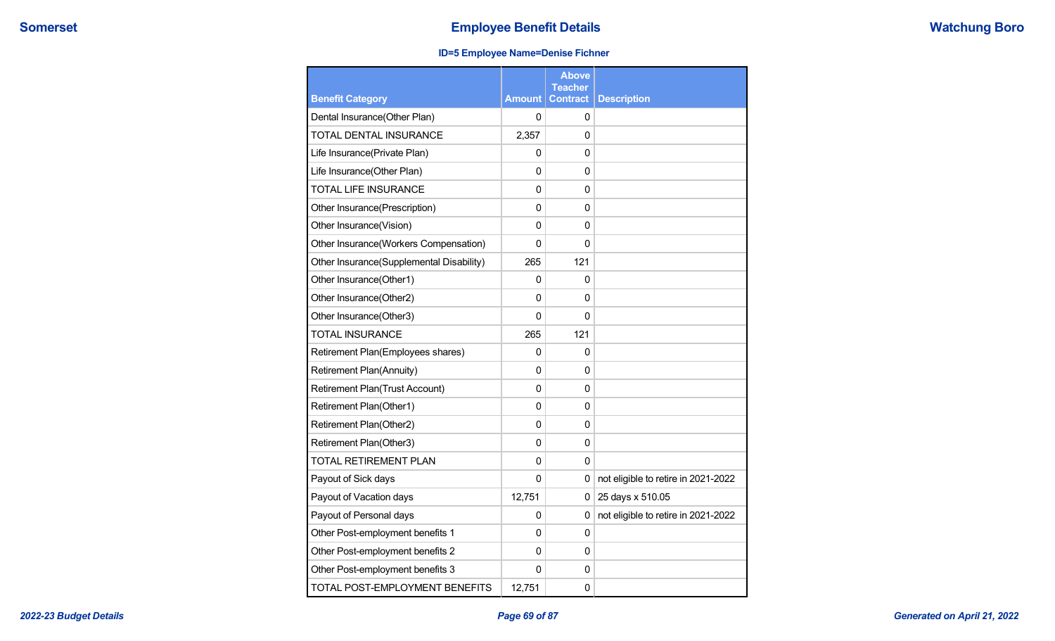# Employee Benefit Details

Somerset — Watchung Boro

**ID=5 Employee Name=Denise Fichner**

| Benefit Category | Amount | Above Teacher Contract | Description |
|---|---|---|---|
| Dental Insurance(Other Plan) | 0 | 0 | |
| TOTAL DENTAL INSURANCE | 2,357 | 0 | |
| Life Insurance(Private Plan) | 0 | 0 | |
| Life Insurance(Other Plan) | 0 | 0 | |
| TOTAL LIFE INSURANCE | 0 | 0 | |
| Other Insurance(Prescription) | 0 | 0 | |
| Other Insurance(Vision) | 0 | 0 | |
| Other Insurance(Workers Compensation) | 0 | 0 | |
| Other Insurance(Supplemental Disability) | 265 | 121 | |
| Other Insurance(Other1) | 0 | 0 | |
| Other Insurance(Other2) | 0 | 0 | |
| Other Insurance(Other3) | 0 | 0 | |
| TOTAL INSURANCE | 265 | 121 | |
| Retirement Plan(Employees shares) | 0 | 0 | |
| Retirement Plan(Annuity) | 0 | 0 | |
| Retirement Plan(Trust Account) | 0 | 0 | |
| Retirement Plan(Other1) | 0 | 0 | |
| Retirement Plan(Other2) | 0 | 0 | |
| Retirement Plan(Other3) | 0 | 0 | |
| TOTAL RETIREMENT PLAN | 0 | 0 | |
| Payout of Sick days | 0 | 0 | not eligible to retire in 2021-2022 |
| Payout of Vacation days | 12,751 | 0 | 25 days x 510.05 |
| Payout of Personal days | 0 | 0 | not eligible to retire in 2021-2022 |
| Other Post-employment benefits 1 | 0 | 0 | |
| Other Post-employment benefits 2 | 0 | 0 | |
| Other Post-employment benefits 3 | 0 | 0 | |
| TOTAL POST-EMPLOYMENT BENEFITS | 12,751 | 0 | |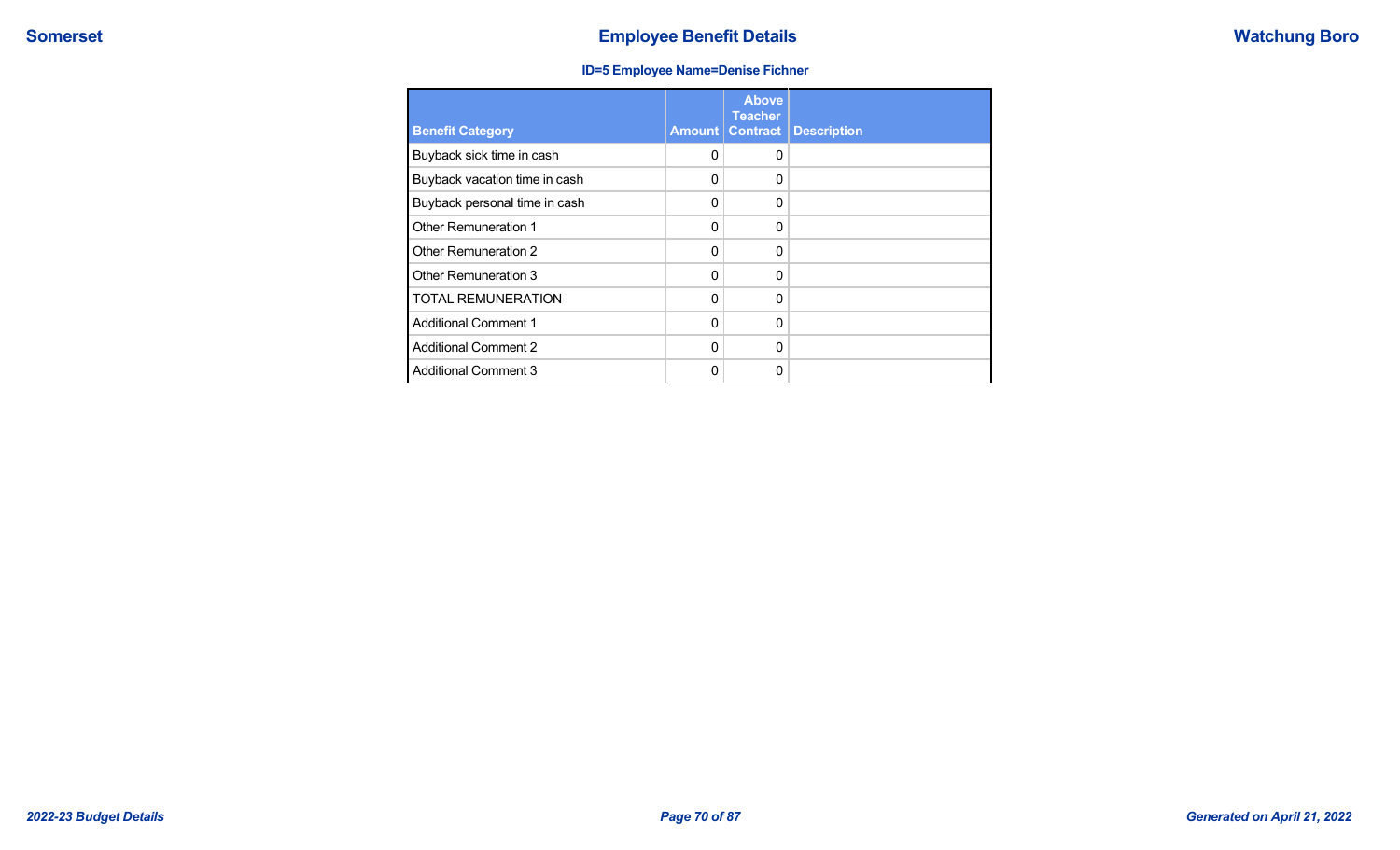ID=5 Employee Name=Denise Fichner

| Benefit Category | Amount | Above Teacher Contract | Description |
| --- | --- | --- | --- |
| Buyback sick time in cash | 0 | 0 | |
| Buyback vacation time in cash | 0 | 0 | |
| Buyback personal time in cash | 0 | 0 | |
| Other Remuneration 1 | 0 | 0 | |
| Other Remuneration 2 | 0 | 0 | |
| Other Remuneration 3 | 0 | 0 | |
| TOTAL REMUNERATION | 0 | 0 | |
| Additional Comment 1 | 0 | 0 | |
| Additional Comment 2 | 0 | 0 | |
| Additional Comment 3 | 0 | 0 | |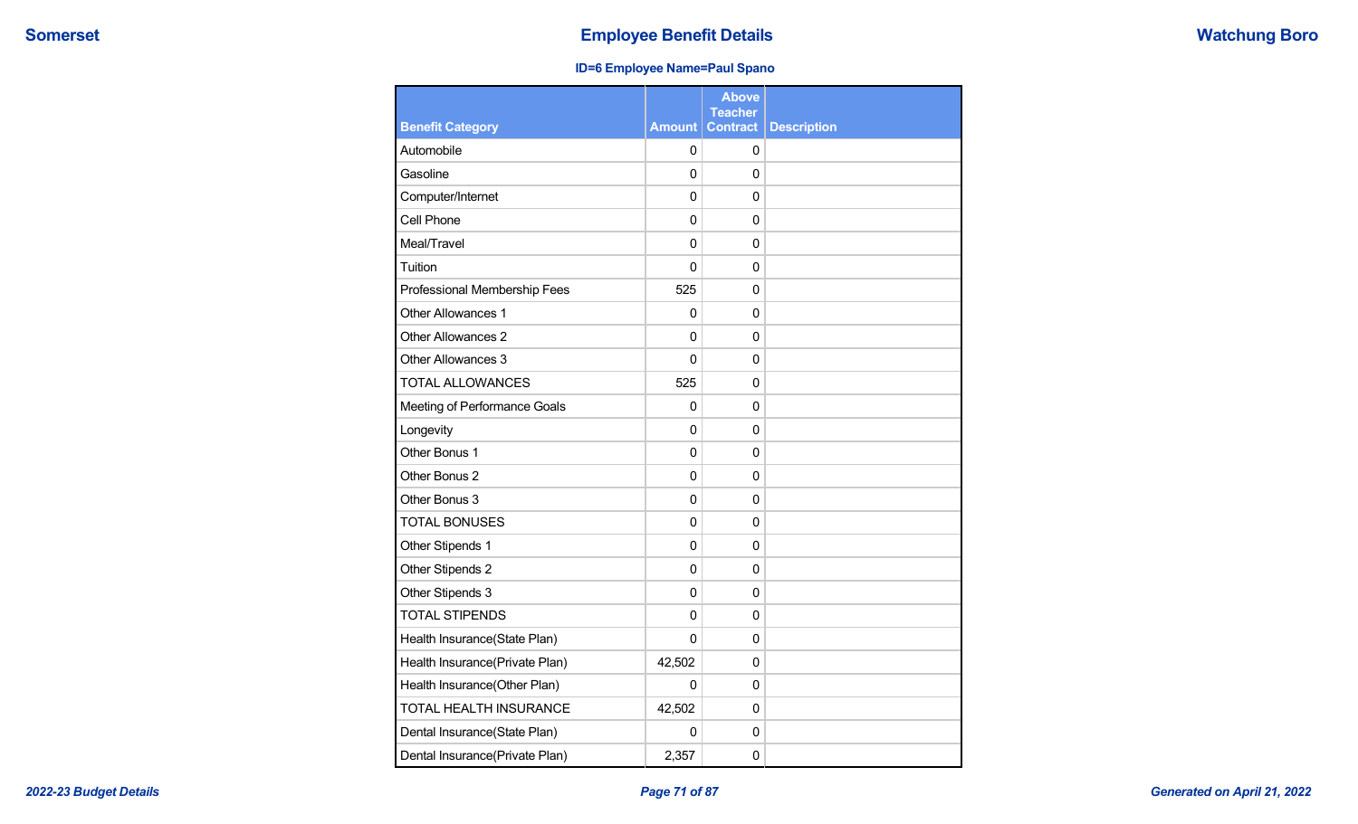## Employee Benefit Details

**ID=6 Employee Name=Paul Spano**

| Benefit Category | Amount | Above Teacher Contract | Description |
|---|---|---|---|
| Automobile | 0 | 0 | |
| Gasoline | 0 | 0 | |
| Computer/Internet | 0 | 0 | |
| Cell Phone | 0 | 0 | |
| Meal/Travel | 0 | 0 | |
| Tuition | 0 | 0 | |
| Professional Membership Fees | 525 | 0 | |
| Other Allowances 1 | 0 | 0 | |
| Other Allowances 2 | 0 | 0 | |
| Other Allowances 3 | 0 | 0 | |
| TOTAL ALLOWANCES | 525 | 0 | |
| Meeting of Performance Goals | 0 | 0 | |
| Longevity | 0 | 0 | |
| Other Bonus 1 | 0 | 0 | |
| Other Bonus 2 | 0 | 0 | |
| Other Bonus 3 | 0 | 0 | |
| TOTAL BONUSES | 0 | 0 | |
| Other Stipends 1 | 0 | 0 | |
| Other Stipends 2 | 0 | 0 | |
| Other Stipends 3 | 0 | 0 | |
| TOTAL STIPENDS | 0 | 0 | |
| Health Insurance(State Plan) | 0 | 0 | |
| Health Insurance(Private Plan) | 42,502 | 0 | |
| Health Insurance(Other Plan) | 0 | 0 | |
| TOTAL HEALTH INSURANCE | 42,502 | 0 | |
| Dental Insurance(State Plan) | 0 | 0 | |
| Dental Insurance(Private Plan) | 2,357 | 0 | |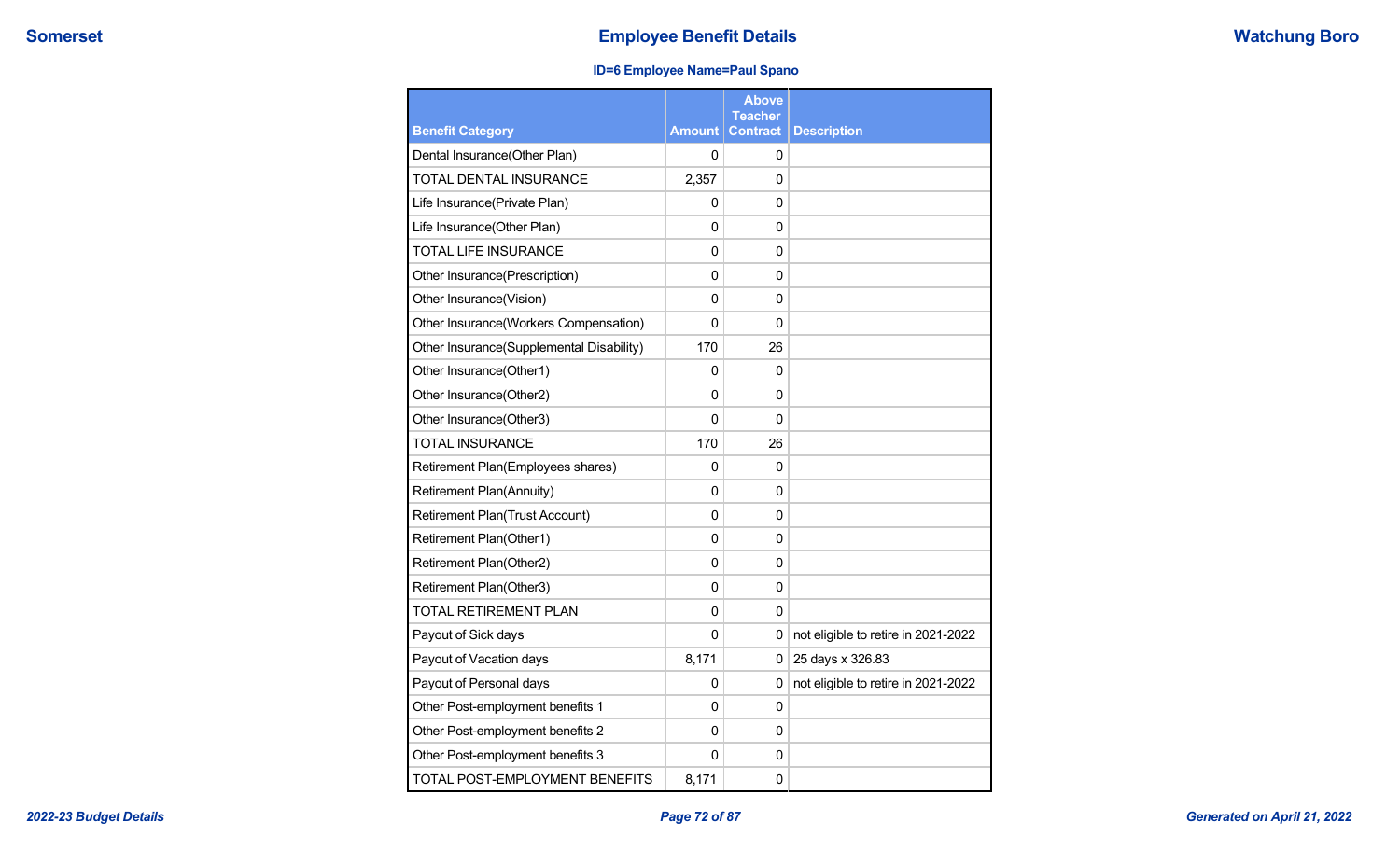## Employee Benefit Details

**ID=6 Employee Name=Paul Spano**

| Benefit Category | Amount | Above Teacher Contract | Description |
|---|---|---|---|
| Dental Insurance(Other Plan) | 0 | 0 | |
| TOTAL DENTAL INSURANCE | 2,357 | 0 | |
| Life Insurance(Private Plan) | 0 | 0 | |
| Life Insurance(Other Plan) | 0 | 0 | |
| TOTAL LIFE INSURANCE | 0 | 0 | |
| Other Insurance(Prescription) | 0 | 0 | |
| Other Insurance(Vision) | 0 | 0 | |
| Other Insurance(Workers Compensation) | 0 | 0 | |
| Other Insurance(Supplemental Disability) | 170 | 26 | |
| Other Insurance(Other1) | 0 | 0 | |
| Other Insurance(Other2) | 0 | 0 | |
| Other Insurance(Other3) | 0 | 0 | |
| TOTAL INSURANCE | 170 | 26 | |
| Retirement Plan(Employees shares) | 0 | 0 | |
| Retirement Plan(Annuity) | 0 | 0 | |
| Retirement Plan(Trust Account) | 0 | 0 | |
| Retirement Plan(Other1) | 0 | 0 | |
| Retirement Plan(Other2) | 0 | 0 | |
| Retirement Plan(Other3) | 0 | 0 | |
| TOTAL RETIREMENT PLAN | 0 | 0 | |
| Payout of Sick days | 0 | 0 | not eligible to retire in 2021-2022 |
| Payout of Vacation days | 8,171 | 0 | 25 days x 326.83 |
| Payout of Personal days | 0 | 0 | not eligible to retire in 2021-2022 |
| Other Post-employment benefits 1 | 0 | 0 | |
| Other Post-employment benefits 2 | 0 | 0 | |
| Other Post-employment benefits 3 | 0 | 0 | |
| TOTAL POST-EMPLOYMENT BENEFITS | 8,171 | 0 | |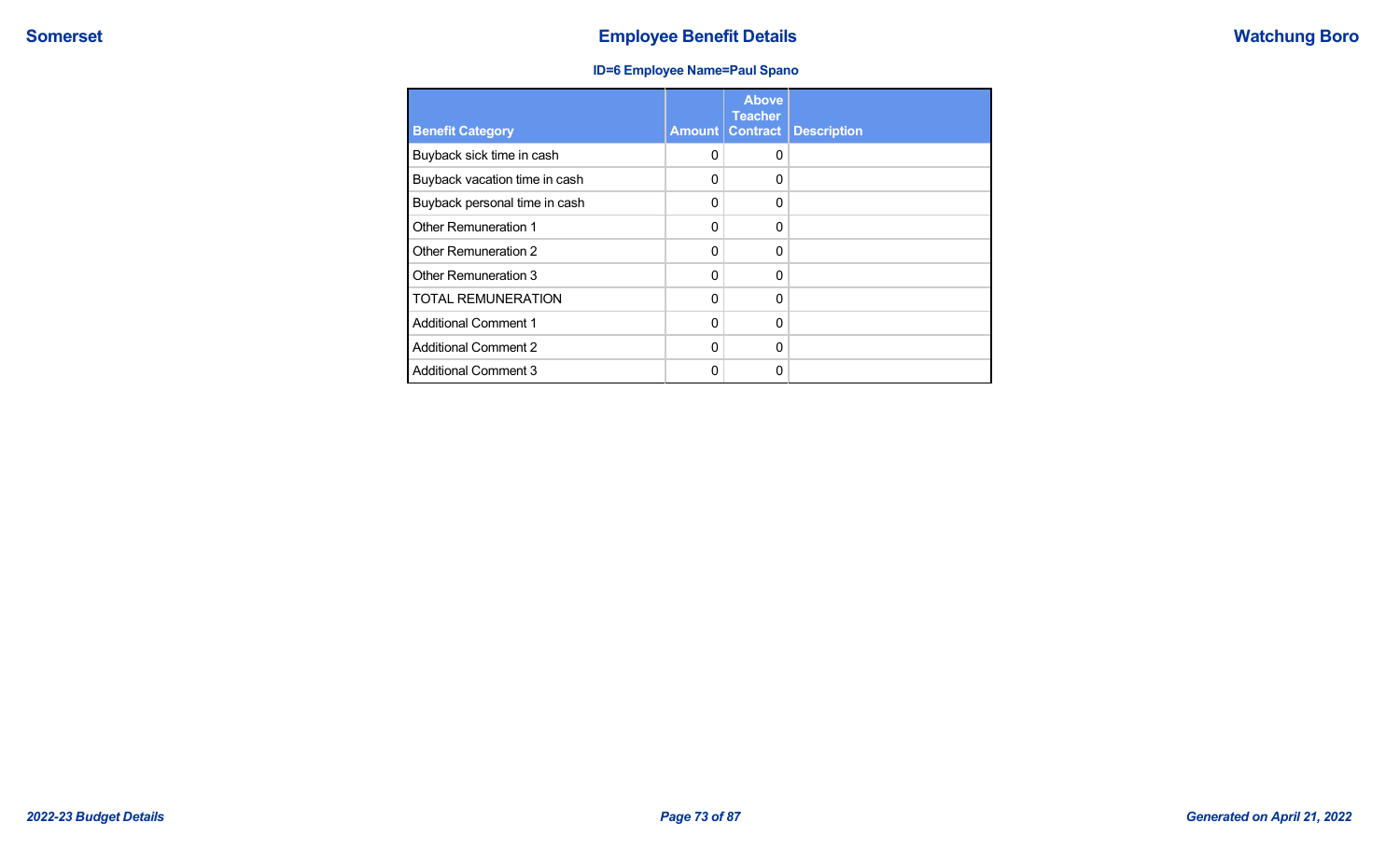Somerset

# Employee Benefit Details

Watchung Boro

### ID=6 Employee Name=Paul Spano

| Benefit Category | Amount | Above Teacher Contract | Description |
|---|---|---|---|
| Buyback sick time in cash | 0 | 0 | |
| Buyback vacation time in cash | 0 | 0 | |
| Buyback personal time in cash | 0 | 0 | |
| Other Remuneration 1 | 0 | 0 | |
| Other Remuneration 2 | 0 | 0 | |
| Other Remuneration 3 | 0 | 0 | |
| TOTAL REMUNERATION | 0 | 0 | |
| Additional Comment 1 | 0 | 0 | |
| Additional Comment 2 | 0 | 0 | |
| Additional Comment 3 | 0 | 0 | |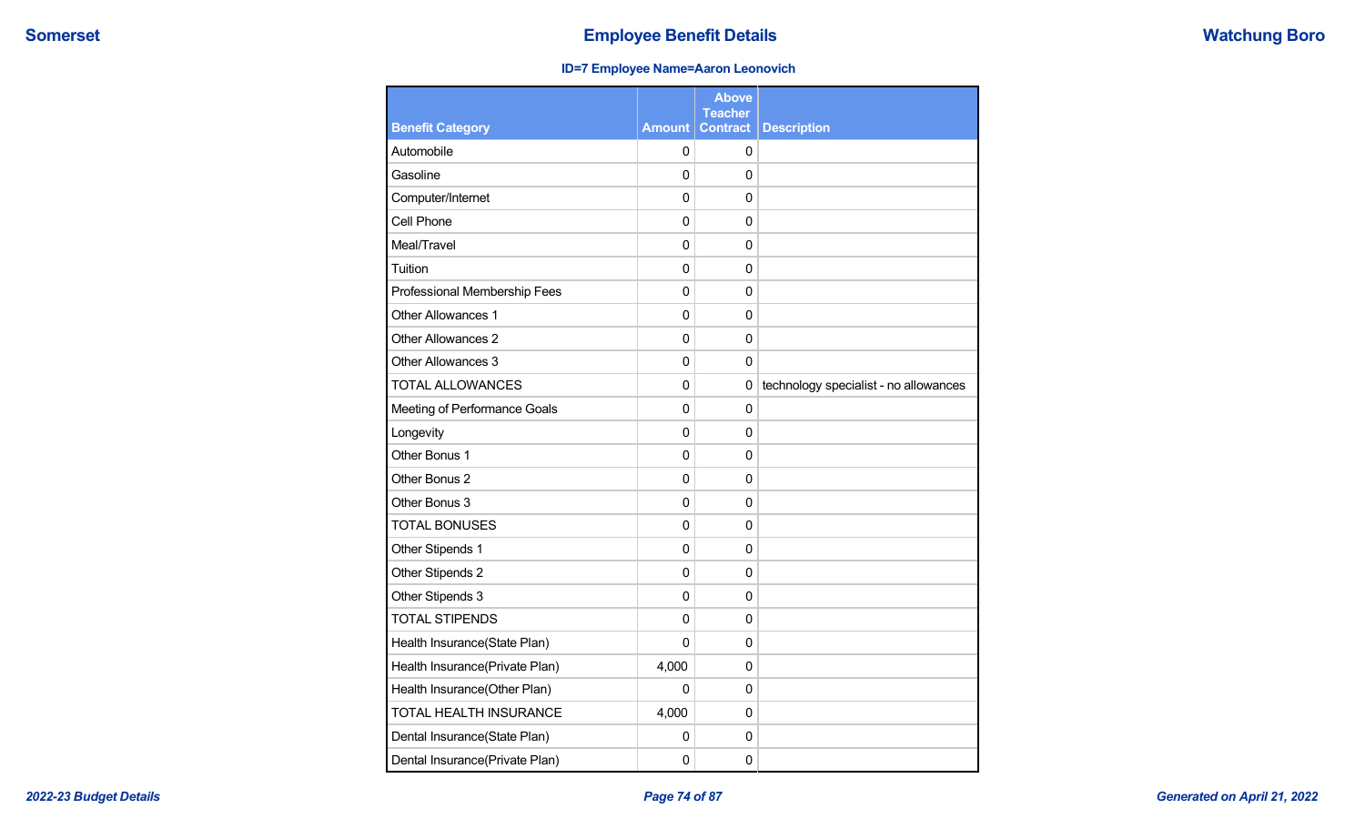## Employee Benefit Details

**ID=7 Employee Name=Aaron Leonovich**

| Benefit Category | Amount | Above Teacher Contract | Description |
|---|---|---|---|
| Automobile | 0 | 0 | |
| Gasoline | 0 | 0 | |
| Computer/Internet | 0 | 0 | |
| Cell Phone | 0 | 0 | |
| Meal/Travel | 0 | 0 | |
| Tuition | 0 | 0 | |
| Professional Membership Fees | 0 | 0 | |
| Other Allowances 1 | 0 | 0 | |
| Other Allowances 2 | 0 | 0 | |
| Other Allowances 3 | 0 | 0 | |
| TOTAL ALLOWANCES | 0 | 0 | technology specialist - no allowances |
| Meeting of Performance Goals | 0 | 0 | |
| Longevity | 0 | 0 | |
| Other Bonus 1 | 0 | 0 | |
| Other Bonus 2 | 0 | 0 | |
| Other Bonus 3 | 0 | 0 | |
| TOTAL BONUSES | 0 | 0 | |
| Other Stipends 1 | 0 | 0 | |
| Other Stipends 2 | 0 | 0 | |
| Other Stipends 3 | 0 | 0 | |
| TOTAL STIPENDS | 0 | 0 | |
| Health Insurance(State Plan) | 0 | 0 | |
| Health Insurance(Private Plan) | 4,000 | 0 | |
| Health Insurance(Other Plan) | 0 | 0 | |
| TOTAL HEALTH INSURANCE | 4,000 | 0 | |
| Dental Insurance(State Plan) | 0 | 0 | |
| Dental Insurance(Private Plan) | 0 | 0 | |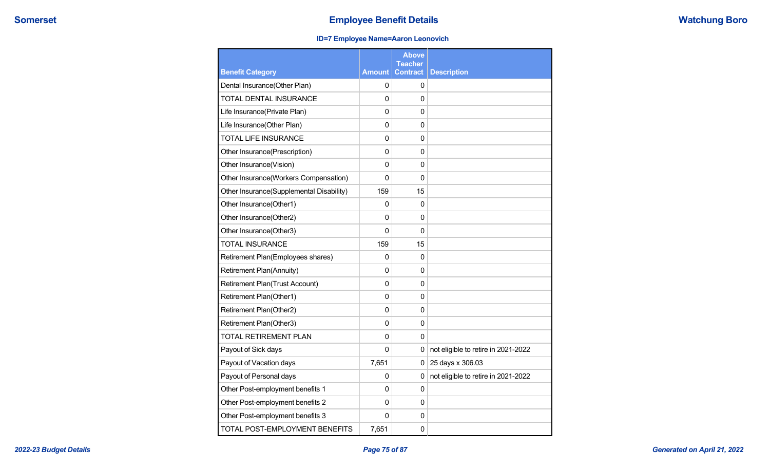## Employee Benefit Details

**ID=7 Employee Name=Aaron Leonovich**

| Benefit Category | Amount | Above Teacher Contract | Description |
|---|---|---|---|
| Dental Insurance(Other Plan) | 0 | 0 | |
| TOTAL DENTAL INSURANCE | 0 | 0 | |
| Life Insurance(Private Plan) | 0 | 0 | |
| Life Insurance(Other Plan) | 0 | 0 | |
| TOTAL LIFE INSURANCE | 0 | 0 | |
| Other Insurance(Prescription) | 0 | 0 | |
| Other Insurance(Vision) | 0 | 0 | |
| Other Insurance(Workers Compensation) | 0 | 0 | |
| Other Insurance(Supplemental Disability) | 159 | 15 | |
| Other Insurance(Other1) | 0 | 0 | |
| Other Insurance(Other2) | 0 | 0 | |
| Other Insurance(Other3) | 0 | 0 | |
| TOTAL INSURANCE | 159 | 15 | |
| Retirement Plan(Employees shares) | 0 | 0 | |
| Retirement Plan(Annuity) | 0 | 0 | |
| Retirement Plan(Trust Account) | 0 | 0 | |
| Retirement Plan(Other1) | 0 | 0 | |
| Retirement Plan(Other2) | 0 | 0 | |
| Retirement Plan(Other3) | 0 | 0 | |
| TOTAL RETIREMENT PLAN | 0 | 0 | |
| Payout of Sick days | 0 | 0 | not eligible to retire in 2021-2022 |
| Payout of Vacation days | 7,651 | 0 | 25 days x 306.03 |
| Payout of Personal days | 0 | 0 | not eligible to retire in 2021-2022 |
| Other Post-employment benefits 1 | 0 | 0 | |
| Other Post-employment benefits 2 | 0 | 0 | |
| Other Post-employment benefits 3 | 0 | 0 | |
| TOTAL POST-EMPLOYMENT BENEFITS | 7,651 | 0 | |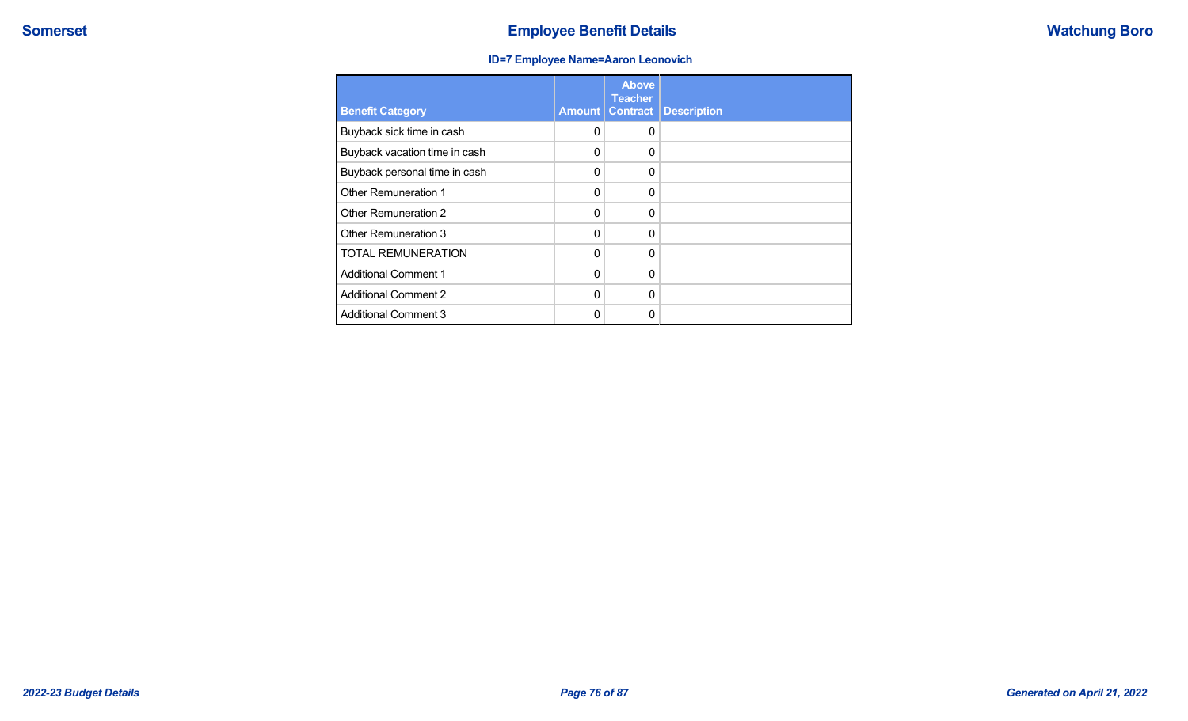## Employee Benefit Details

**ID=7 Employee Name=Aaron Leonovich**

| Benefit Category | Amount | Above Teacher Contract | Description |
|---|---|---|---|
| Buyback sick time in cash | 0 | 0 | |
| Buyback vacation time in cash | 0 | 0 | |
| Buyback personal time in cash | 0 | 0 | |
| Other Remuneration 1 | 0 | 0 | |
| Other Remuneration 2 | 0 | 0 | |
| Other Remuneration 3 | 0 | 0 | |
| TOTAL REMUNERATION | 0 | 0 | |
| Additional Comment 1 | 0 | 0 | |
| Additional Comment 2 | 0 | 0 | |
| Additional Comment 3 | 0 | 0 | |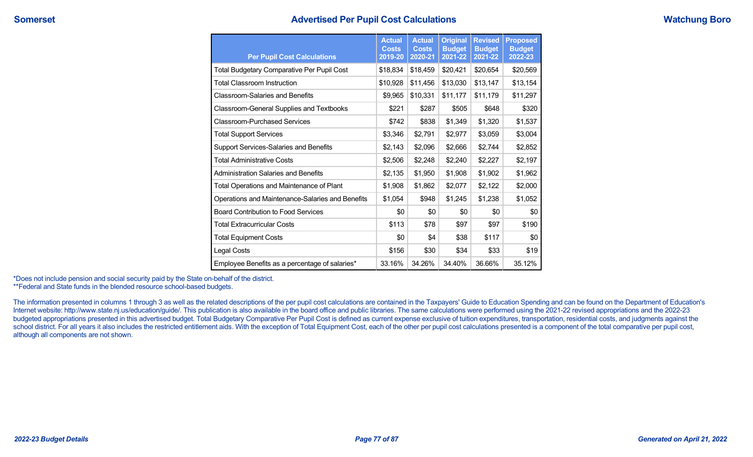Somerset

# Advertised Per Pupil Cost Calculations

Watchung Boro

| Per Pupil Cost Calculations | Actual Costs 2019-20 | Actual Costs 2020-21 | Original Budget 2021-22 | Revised Budget 2021-22 | Proposed Budget 2022-23 |
|---|---|---|---|---|---|
| Total Budgetary Comparative Per Pupil Cost | $18,834 | $18,459 | $20,421 | $20,654 | $20,569 |
| Total Classroom Instruction | $10,928 | $11,456 | $13,030 | $13,147 | $13,154 |
| Classroom-Salaries and Benefits | $9,965 | $10,331 | $11,177 | $11,179 | $11,297 |
| Classroom-General Supplies and Textbooks | $221 | $287 | $505 | $648 | $320 |
| Classroom-Purchased Services | $742 | $838 | $1,349 | $1,320 | $1,537 |
| Total Support Services | $3,346 | $2,791 | $2,977 | $3,059 | $3,004 |
| Support Services-Salaries and Benefits | $2,143 | $2,096 | $2,666 | $2,744 | $2,852 |
| Total Administrative Costs | $2,506 | $2,248 | $2,240 | $2,227 | $2,197 |
| Administration Salaries and Benefits | $2,135 | $1,950 | $1,908 | $1,902 | $1,962 |
| Total Operations and Maintenance of Plant | $1,908 | $1,862 | $2,077 | $2,122 | $2,000 |
| Operations and Maintenance-Salaries and Benefits | $1,054 | $948 | $1,245 | $1,238 | $1,052 |
| Board Contribution to Food Services | $0 | $0 | $0 | $0 | $0 |
| Total Extracurricular Costs | $113 | $78 | $97 | $97 | $190 |
| Total Equipment Costs | $0 | $4 | $38 | $117 | $0 |
| Legal Costs | $156 | $30 | $34 | $33 | $19 |
| Employee Benefits as a percentage of salaries* | 33.16% | 34.26% | 34.40% | 36.66% | 35.12% |

*Does not include pension and social security paid by the State on-behalf of the district.
**Federal and State funds in the blended resource school-based budgets.

The information presented in columns 1 through 3 as well as the related descriptions of the per pupil cost calculations are contained in the Taxpayers' Guide to Education Spending and can be found on the Department of Education's Internet website: http://www.state.nj.us/education/guide/. This publication is also available in the board office and public libraries. The same calculations were performed using the 2021-22 revised appropriations and the 2022-23 budgeted appropriations presented in this advertised budget. Total Budgetary Comparative Per Pupil Cost is defined as current expense exclusive of tuition expenditures, transportation, residential costs, and judgments against the school district. For all years it also includes the restricted entitlement aids. With the exception of Total Equipment Cost, each of the other per pupil cost calculations presented is a component of the total comparative per pupil cost, although all components are not shown.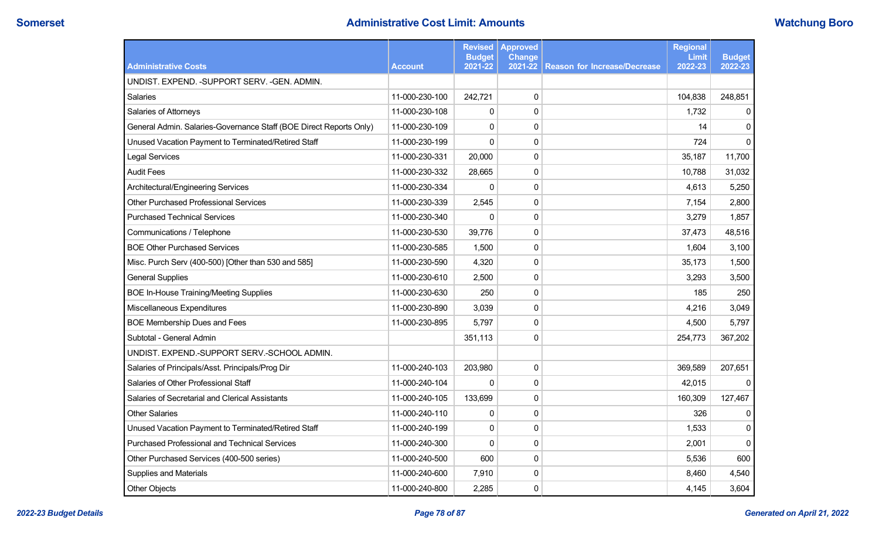# Administrative Cost Limit: Amounts

Somerset — Watchung Boro

| Administrative Costs | Account | Revised Budget 2021-22 | Approved Change 2021-22 | Reason for Increase/Decrease | Regional Limit 2022-23 | Budget 2022-23 |
|---|---|---|---|---|---|---|
| UNDIST. EXPEND. -SUPPORT SERV. -GEN. ADMIN. | | | | | | |
| Salaries | 11-000-230-100 | 242,721 | 0 | | 104,838 | 248,851 |
| Salaries of Attorneys | 11-000-230-108 | 0 | 0 | | 1,732 | 0 |
| General Admin. Salaries-Governance Staff (BOE Direct Reports Only) | 11-000-230-109 | 0 | 0 | | 14 | 0 |
| Unused Vacation Payment to Terminated/Retired Staff | 11-000-230-199 | 0 | 0 | | 724 | 0 |
| Legal Services | 11-000-230-331 | 20,000 | 0 | | 35,187 | 11,700 |
| Audit Fees | 11-000-230-332 | 28,665 | 0 | | 10,788 | 31,032 |
| Architectural/Engineering Services | 11-000-230-334 | 0 | 0 | | 4,613 | 5,250 |
| Other Purchased Professional Services | 11-000-230-339 | 2,545 | 0 | | 7,154 | 2,800 |
| Purchased Technical Services | 11-000-230-340 | 0 | 0 | | 3,279 | 1,857 |
| Communications / Telephone | 11-000-230-530 | 39,776 | 0 | | 37,473 | 48,516 |
| BOE Other Purchased Services | 11-000-230-585 | 1,500 | 0 | | 1,604 | 3,100 |
| Misc. Purch Serv (400-500) [Other than 530 and 585] | 11-000-230-590 | 4,320 | 0 | | 35,173 | 1,500 |
| General Supplies | 11-000-230-610 | 2,500 | 0 | | 3,293 | 3,500 |
| BOE In-House Training/Meeting Supplies | 11-000-230-630 | 250 | 0 | | 185 | 250 |
| Miscellaneous Expenditures | 11-000-230-890 | 3,039 | 0 | | 4,216 | 3,049 |
| BOE Membership Dues and Fees | 11-000-230-895 | 5,797 | 0 | | 4,500 | 5,797 |
| Subtotal - General Admin | | 351,113 | 0 | | 254,773 | 367,202 |
| UNDIST. EXPEND.-SUPPORT SERV.-SCHOOL ADMIN. | | | | | | |
| Salaries of Principals/Asst. Principals/Prog Dir | 11-000-240-103 | 203,980 | 0 | | 369,589 | 207,651 |
| Salaries of Other Professional Staff | 11-000-240-104 | 0 | 0 | | 42,015 | 0 |
| Salaries of Secretarial and Clerical Assistants | 11-000-240-105 | 133,699 | 0 | | 160,309 | 127,467 |
| Other Salaries | 11-000-240-110 | 0 | 0 | | 326 | 0 |
| Unused Vacation Payment to Terminated/Retired Staff | 11-000-240-199 | 0 | 0 | | 1,533 | 0 |
| Purchased Professional and Technical Services | 11-000-240-300 | 0 | 0 | | 2,001 | 0 |
| Other Purchased Services (400-500 series) | 11-000-240-500 | 600 | 0 | | 5,536 | 600 |
| Supplies and Materials | 11-000-240-600 | 7,910 | 0 | | 8,460 | 4,540 |
| Other Objects | 11-000-240-800 | 2,285 | 0 | | 4,145 | 3,604 |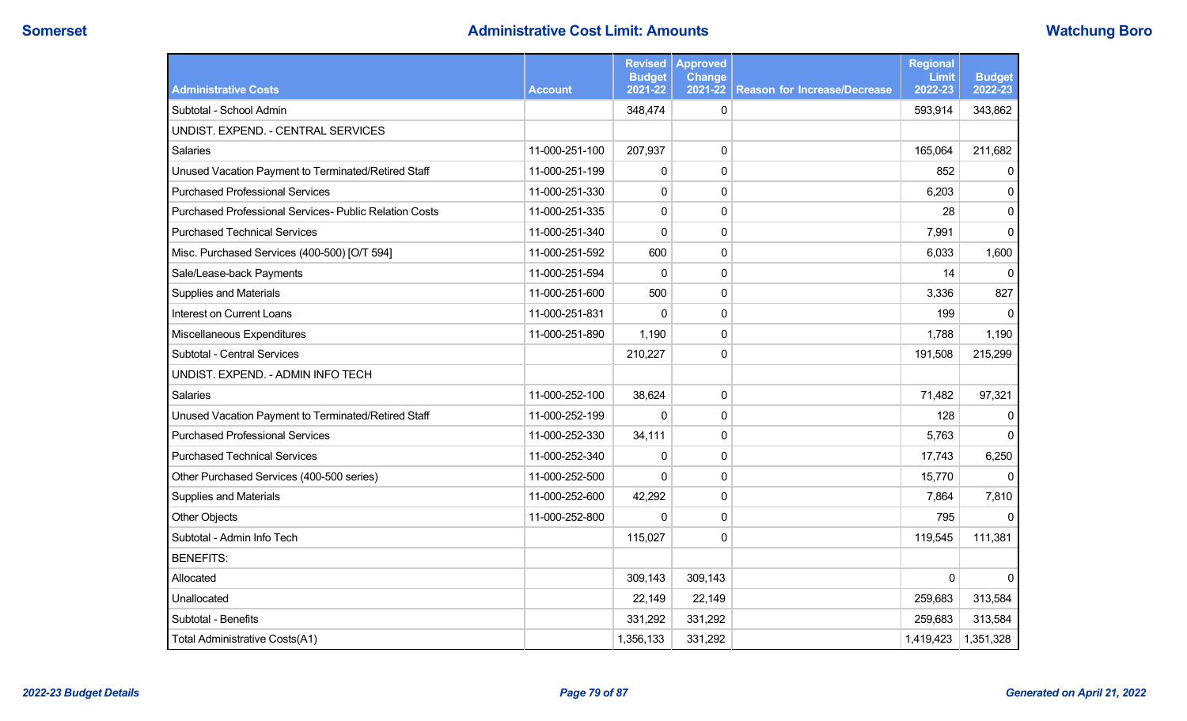## Administrative Cost Limit: Amounts

Somerset — Watchung Boro

| Administrative Costs | Account | Revised Budget 2021-22 | Approved Change 2021-22 | Reason for Increase/Decrease | Regional Limit 2022-23 | Budget 2022-23 |
|---|---|---|---|---|---|---|
| Subtotal - School Admin | | 348,474 | 0 | | 593,914 | 343,862 |
| UNDIST. EXPEND. - CENTRAL SERVICES | | | | | | |
| Salaries | 11-000-251-100 | 207,937 | 0 | | 165,064 | 211,682 |
| Unused Vacation Payment to Terminated/Retired Staff | 11-000-251-199 | 0 | 0 | | 852 | 0 |
| Purchased Professional Services | 11-000-251-330 | 0 | 0 | | 6,203 | 0 |
| Purchased Professional Services- Public Relation Costs | 11-000-251-335 | 0 | 0 | | 28 | 0 |
| Purchased Technical Services | 11-000-251-340 | 0 | 0 | | 7,991 | 0 |
| Misc. Purchased Services (400-500) [O/T 594] | 11-000-251-592 | 600 | 0 | | 6,033 | 1,600 |
| Sale/Lease-back Payments | 11-000-251-594 | 0 | 0 | | 14 | 0 |
| Supplies and Materials | 11-000-251-600 | 500 | 0 | | 3,336 | 827 |
| Interest on Current Loans | 11-000-251-831 | 0 | 0 | | 199 | 0 |
| Miscellaneous Expenditures | 11-000-251-890 | 1,190 | 0 | | 1,788 | 1,190 |
| Subtotal - Central Services | | 210,227 | 0 | | 191,508 | 215,299 |
| UNDIST. EXPEND. - ADMIN INFO TECH | | | | | | |
| Salaries | 11-000-252-100 | 38,624 | 0 | | 71,482 | 97,321 |
| Unused Vacation Payment to Terminated/Retired Staff | 11-000-252-199 | 0 | 0 | | 128 | 0 |
| Purchased Professional Services | 11-000-252-330 | 34,111 | 0 | | 5,763 | 0 |
| Purchased Technical Services | 11-000-252-340 | 0 | 0 | | 17,743 | 6,250 |
| Other Purchased Services (400-500 series) | 11-000-252-500 | 0 | 0 | | 15,770 | 0 |
| Supplies and Materials | 11-000-252-600 | 42,292 | 0 | | 7,864 | 7,810 |
| Other Objects | 11-000-252-800 | 0 | 0 | | 795 | 0 |
| Subtotal - Admin Info Tech | | 115,027 | 0 | | 119,545 | 111,381 |
| BENEFITS: | | | | | | |
| Allocated | | 309,143 | 309,143 | | 0 | 0 |
| Unallocated | | 22,149 | 22,149 | | 259,683 | 313,584 |
| Subtotal - Benefits | | 331,292 | 331,292 | | 259,683 | 313,584 |
| Total Administrative Costs(A1) | | 1,356,133 | 331,292 | | 1,419,423 | 1,351,328 |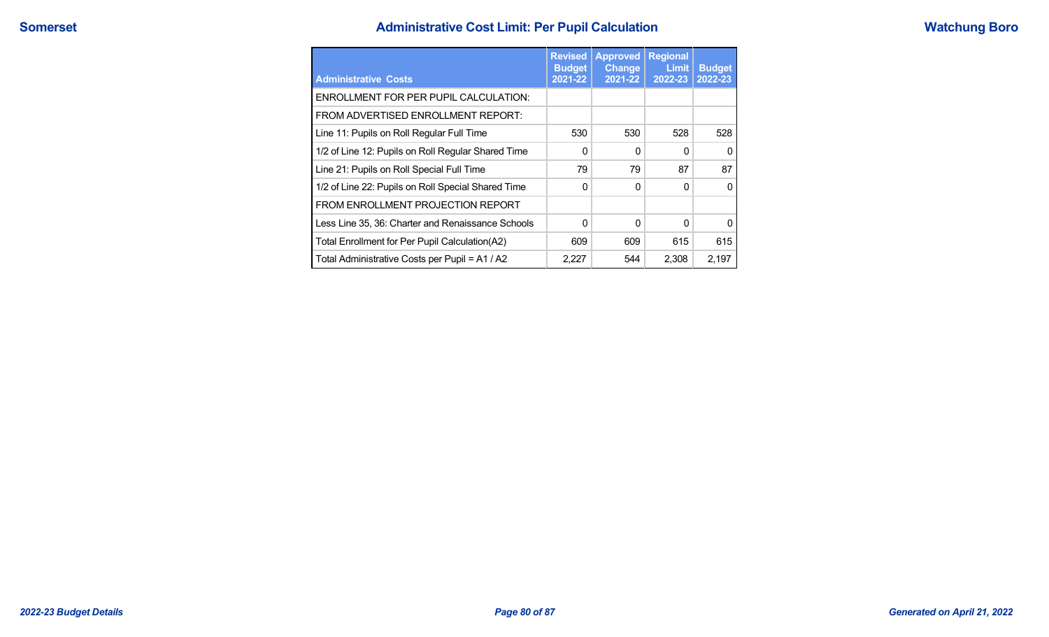# Administrative Cost Limit: Per Pupil Calculation

| Administrative Costs | Revised Budget 2021-22 | Approved Change 2021-22 | Regional Limit 2022-23 | Budget 2022-23 |
|---|---|---|---|---|
| ENROLLMENT FOR PER PUPIL CALCULATION: | | | | |
| FROM ADVERTISED ENROLLMENT REPORT: | | | | |
| Line 11: Pupils on Roll Regular Full Time | 530 | 530 | 528 | 528 |
| 1/2 of Line 12: Pupils on Roll Regular Shared Time | 0 | 0 | 0 | 0 |
| Line 21: Pupils on Roll Special Full Time | 79 | 79 | 87 | 87 |
| 1/2 of Line 22: Pupils on Roll Special Shared Time | 0 | 0 | 0 | 0 |
| FROM ENROLLMENT PROJECTION REPORT | | | | |
| Less Line 35, 36: Charter and Renaissance Schools | 0 | 0 | 0 | 0 |
| Total Enrollment for Per Pupil Calculation(A2) | 609 | 609 | 615 | 615 |
| Total Administrative Costs per Pupil = A1 / A2 | 2,227 | 544 | 2,308 | 2,197 |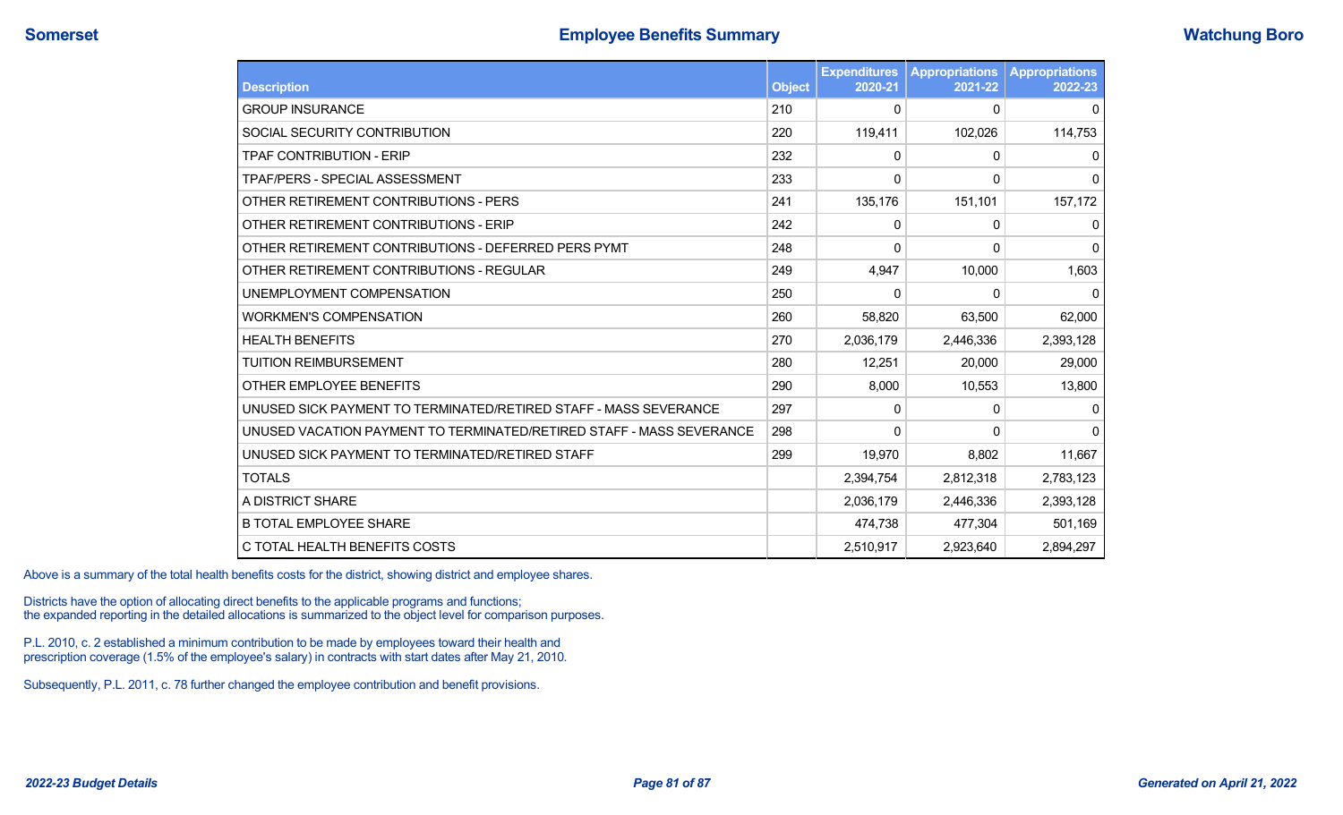# Employee Benefits Summary

| Description | Object | Expenditures 2020-21 | Appropriations 2021-22 | Appropriations 2022-23 |
|---|---|---|---|---|
| GROUP INSURANCE | 210 | 0 | 0 | 0 |
| SOCIAL SECURITY CONTRIBUTION | 220 | 119,411 | 102,026 | 114,753 |
| TPAF CONTRIBUTION - ERIP | 232 | 0 | 0 | 0 |
| TPAF/PERS - SPECIAL ASSESSMENT | 233 | 0 | 0 | 0 |
| OTHER RETIREMENT CONTRIBUTIONS - PERS | 241 | 135,176 | 151,101 | 157,172 |
| OTHER RETIREMENT CONTRIBUTIONS - ERIP | 242 | 0 | 0 | 0 |
| OTHER RETIREMENT CONTRIBUTIONS - DEFERRED PERS PYMT | 248 | 0 | 0 | 0 |
| OTHER RETIREMENT CONTRIBUTIONS - REGULAR | 249 | 4,947 | 10,000 | 1,603 |
| UNEMPLOYMENT COMPENSATION | 250 | 0 | 0 | 0 |
| WORKMEN'S COMPENSATION | 260 | 58,820 | 63,500 | 62,000 |
| HEALTH BENEFITS | 270 | 2,036,179 | 2,446,336 | 2,393,128 |
| TUITION REIMBURSEMENT | 280 | 12,251 | 20,000 | 29,000 |
| OTHER EMPLOYEE BENEFITS | 290 | 8,000 | 10,553 | 13,800 |
| UNUSED SICK PAYMENT TO TERMINATED/RETIRED STAFF - MASS SEVERANCE | 297 | 0 | 0 | 0 |
| UNUSED VACATION PAYMENT TO TERMINATED/RETIRED STAFF - MASS SEVERANCE | 298 | 0 | 0 | 0 |
| UNUSED SICK PAYMENT TO TERMINATED/RETIRED STAFF | 299 | 19,970 | 8,802 | 11,667 |
| TOTALS | | 2,394,754 | 2,812,318 | 2,783,123 |
| A DISTRICT SHARE | | 2,036,179 | 2,446,336 | 2,393,128 |
| B TOTAL EMPLOYEE SHARE | | 474,738 | 477,304 | 501,169 |
| C TOTAL HEALTH BENEFITS COSTS | | 2,510,917 | 2,923,640 | 2,894,297 |

Above is a summary of the total health benefits costs for the district, showing district and employee shares.

Districts have the option of allocating direct benefits to the applicable programs and functions;
the expanded reporting in the detailed allocations is summarized to the object level for comparison purposes.

P.L. 2010, c. 2 established a minimum contribution to be made by employees toward their health and
prescription coverage (1.5% of the employee's salary) in contracts with start dates after May 21, 2010.

Subsequently, P.L. 2011, c. 78 further changed the employee contribution and benefit provisions.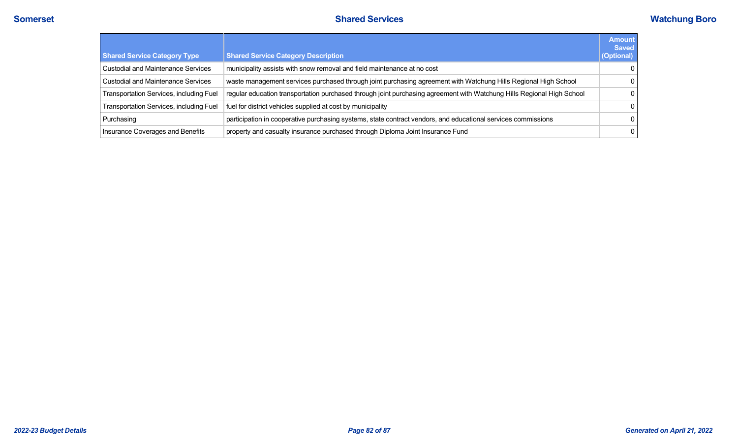| Shared Service Category Type | Shared Service Category Description | Amount Saved (Optional) |
|---|---|---|
| Custodial and Maintenance Services | municipality assists with snow removal and field maintenance at no cost | 0 |
| Custodial and Maintenance Services | waste management services purchased through joint purchasing agreement with Watchung Hills Regional High School | 0 |
| Transportation Services, including Fuel | regular education transportation purchased through joint purchasing agreement with Watchung Hills Regional High School | 0 |
| Transportation Services, including Fuel | fuel for district vehicles supplied at cost by municipality | 0 |
| Purchasing | participation in cooperative purchasing systems, state contract vendors, and educational services commissions | 0 |
| Insurance Coverages and Benefits | property and casualty insurance purchased through Diploma Joint Insurance Fund | 0 |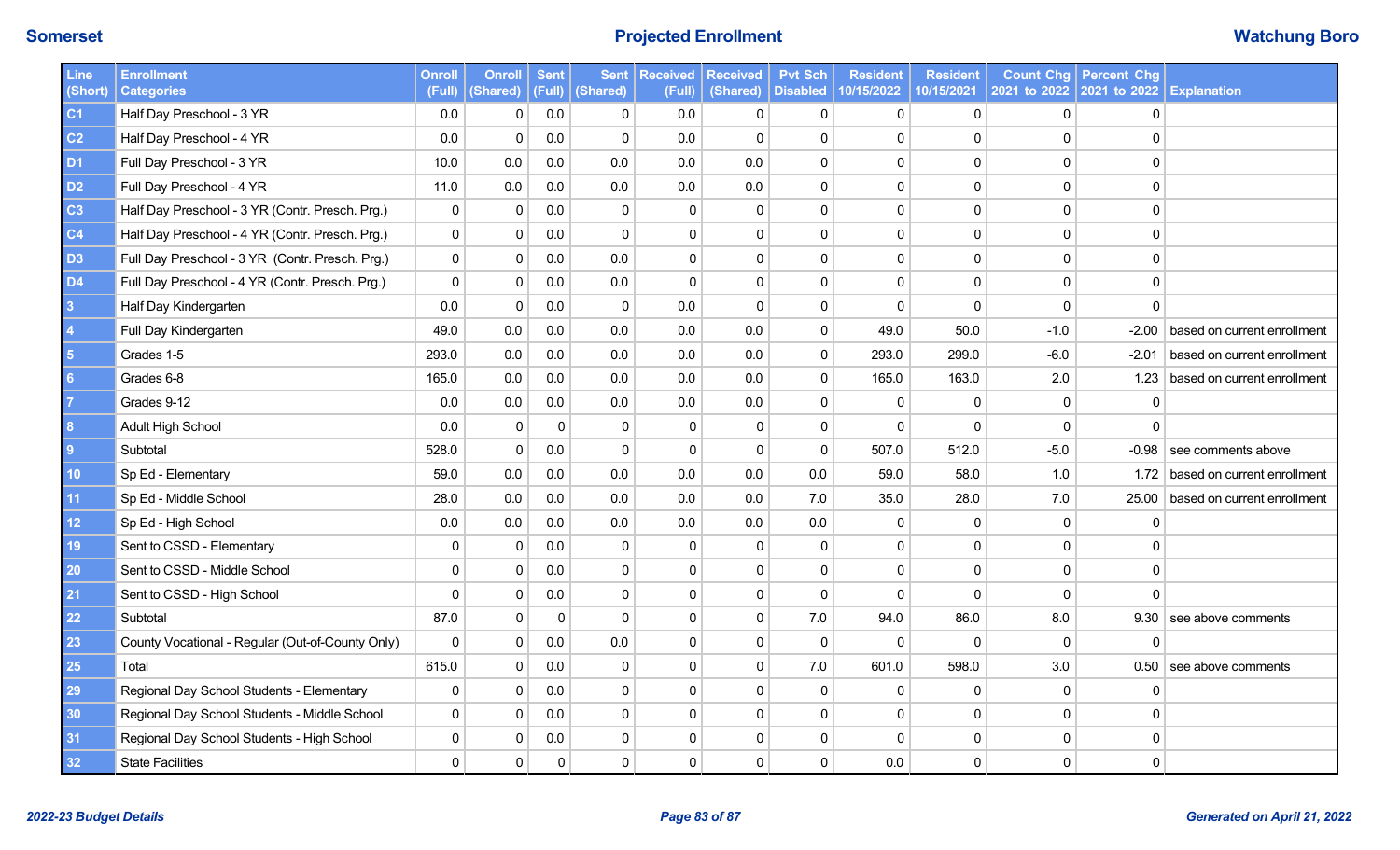Somerset

# Projected Enrollment

Watchung Boro

| Line (Short) | Enrollment Categories | Onroll (Full) | Onroll (Shared) | Sent (Full) | Sent (Shared) | Received (Full) | Received (Shared) | Pvt Sch Disabled | Resident 10/15/2022 | Resident 10/15/2021 | Count Chg 2021 to 2022 | Percent Chg 2021 to 2022 | Explanation |
|---|---|---|---|---|---|---|---|---|---|---|---|---|---|
| C1 | Half Day Preschool - 3 YR | 0.0 | 0 | 0.0 | 0 | 0.0 | 0 | 0 | 0 | 0 | 0 | 0 | |
| C2 | Half Day Preschool - 4 YR | 0.0 | 0 | 0.0 | 0 | 0.0 | 0 | 0 | 0 | 0 | 0 | 0 | |
| D1 | Full Day Preschool - 3 YR | 10.0 | 0.0 | 0.0 | 0.0 | 0.0 | 0.0 | 0 | 0 | 0 | 0 | 0 | |
| D2 | Full Day Preschool - 4 YR | 11.0 | 0.0 | 0.0 | 0.0 | 0.0 | 0.0 | 0 | 0 | 0 | 0 | 0 | |
| C3 | Half Day Preschool - 3 YR (Contr. Presch. Prg.) | 0 | 0 | 0.0 | 0 | 0 | 0 | 0 | 0 | 0 | 0 | 0 | |
| C4 | Half Day Preschool - 4 YR (Contr. Presch. Prg.) | 0 | 0 | 0.0 | 0 | 0 | 0 | 0 | 0 | 0 | 0 | 0 | |
| D3 | Full Day Preschool - 3 YR (Contr. Presch. Prg.) | 0 | 0 | 0.0 | 0.0 | 0 | 0 | 0 | 0 | 0 | 0 | 0 | |
| D4 | Full Day Preschool - 4 YR (Contr. Presch. Prg.) | 0 | 0 | 0.0 | 0.0 | 0 | 0 | 0 | 0 | 0 | 0 | 0 | |
| 3 | Half Day Kindergarten | 0.0 | 0 | 0.0 | 0 | 0.0 | 0 | 0 | 0 | 0 | 0 | 0 | |
| 4 | Full Day Kindergarten | 49.0 | 0.0 | 0.0 | 0.0 | 0.0 | 0.0 | 0 | 49.0 | 50.0 | -1.0 | -2.00 | based on current enrollment |
| 5 | Grades 1-5 | 293.0 | 0.0 | 0.0 | 0.0 | 0.0 | 0.0 | 0 | 293.0 | 299.0 | -6.0 | -2.01 | based on current enrollment |
| 6 | Grades 6-8 | 165.0 | 0.0 | 0.0 | 0.0 | 0.0 | 0.0 | 0 | 165.0 | 163.0 | 2.0 | 1.23 | based on current enrollment |
| 7 | Grades 9-12 | 0.0 | 0.0 | 0.0 | 0.0 | 0.0 | 0.0 | 0 | 0 | 0 | 0 | 0 | |
| 8 | Adult High School | 0.0 | 0 | 0 | 0 | 0 | 0 | 0 | 0 | 0 | 0 | 0 | |
| 9 | Subtotal | 528.0 | 0 | 0.0 | 0 | 0 | 0 | 0 | 507.0 | 512.0 | -5.0 | -0.98 | see comments above |
| 10 | Sp Ed - Elementary | 59.0 | 0.0 | 0.0 | 0.0 | 0.0 | 0.0 | 0.0 | 59.0 | 58.0 | 1.0 | 1.72 | based on current enrollment |
| 11 | Sp Ed - Middle School | 28.0 | 0.0 | 0.0 | 0.0 | 0.0 | 0.0 | 7.0 | 35.0 | 28.0 | 7.0 | 25.00 | based on current enrollment |
| 12 | Sp Ed - High School | 0.0 | 0.0 | 0.0 | 0.0 | 0.0 | 0.0 | 0.0 | 0 | 0 | 0 | 0 | |
| 19 | Sent to CSSD - Elementary | 0 | 0 | 0.0 | 0 | 0 | 0 | 0 | 0 | 0 | 0 | 0 | |
| 20 | Sent to CSSD - Middle School | 0 | 0 | 0.0 | 0 | 0 | 0 | 0 | 0 | 0 | 0 | 0 | |
| 21 | Sent to CSSD - High School | 0 | 0 | 0.0 | 0 | 0 | 0 | 0 | 0 | 0 | 0 | 0 | |
| 22 | Subtotal | 87.0 | 0 | 0 | 0 | 0 | 0 | 7.0 | 94.0 | 86.0 | 8.0 | 9.30 | see above comments |
| 23 | County Vocational - Regular (Out-of-County Only) | 0 | 0 | 0.0 | 0.0 | 0 | 0 | 0 | 0 | 0 | 0 | 0 | |
| 25 | Total | 615.0 | 0 | 0.0 | 0 | 0 | 0 | 7.0 | 601.0 | 598.0 | 3.0 | 0.50 | see above comments |
| 29 | Regional Day School Students - Elementary | 0 | 0 | 0.0 | 0 | 0 | 0 | 0 | 0 | 0 | 0 | 0 | |
| 30 | Regional Day School Students - Middle School | 0 | 0 | 0.0 | 0 | 0 | 0 | 0 | 0 | 0 | 0 | 0 | |
| 31 | Regional Day School Students - High School | 0 | 0 | 0.0 | 0 | 0 | 0 | 0 | 0 | 0 | 0 | 0 | |
| 32 | State Facilities | 0 | 0 | 0 | 0 | 0 | 0 | 0 | 0.0 | 0 | 0 | 0 | |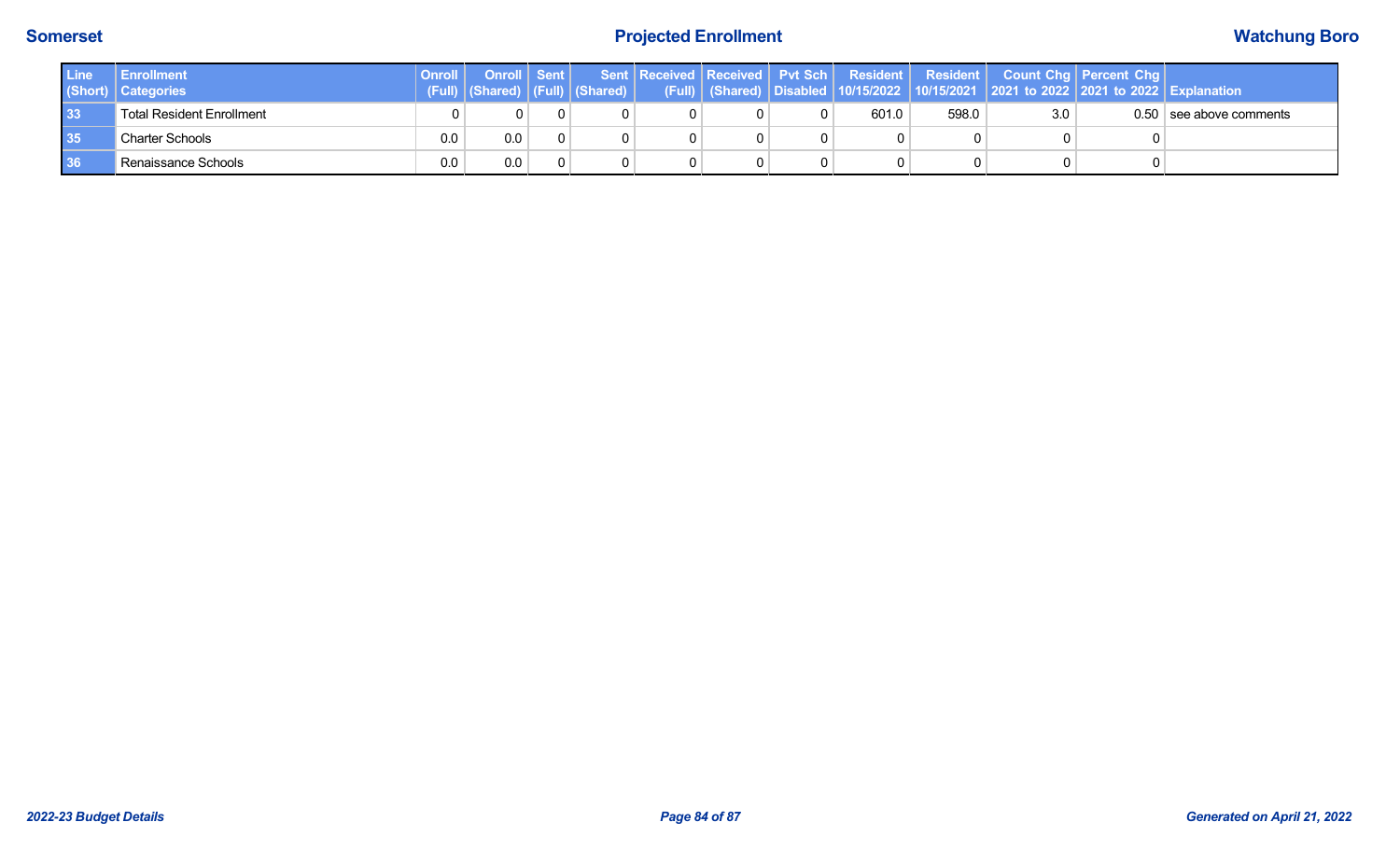| Line (Short) | Enrollment Categories | Onroll (Full) | Onroll (Shared) | Sent (Full) | Sent (Shared) | Received (Full) | Received (Shared) | Pvt Sch Disabled | Resident 10/15/2022 | Resident 10/15/2021 | Count Chg 2021 to 2022 | Percent Chg 2021 to 2022 | Explanation |
|---|---|---|---|---|---|---|---|---|---|---|---|---|---|
| 33 | Total Resident Enrollment | 0 | 0 | 0 | 0 | 0 | 0 | 0 | 601.0 | 598.0 | 3.0 | 0.50 | see above comments |
| 35 | Charter Schools | 0.0 | 0.0 | 0 | 0 | 0 | 0 | 0 | 0 | 0 | 0 | 0 | |
| 36 | Renaissance Schools | 0.0 | 0.0 | 0 | 0 | 0 | 0 | 0 | 0 | 0 | 0 | 0 | |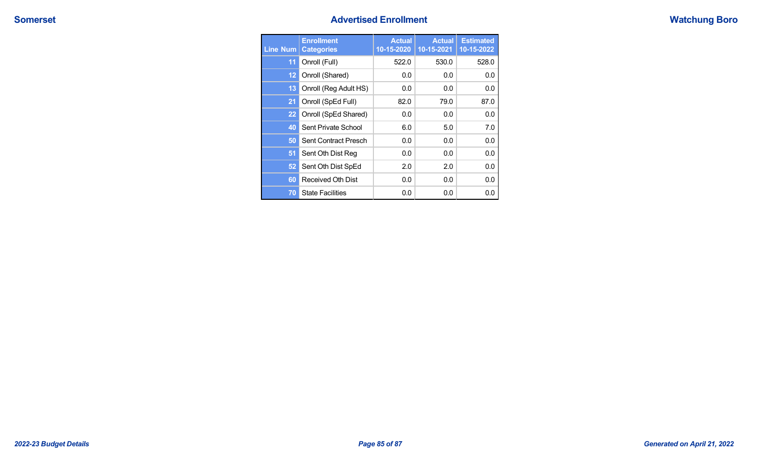Somerset

## Advertised Enrollment

Watchung Boro

| Line Num | Enrollment Categories | Actual 10-15-2020 | Actual 10-15-2021 | Estimated 10-15-2022 |
|---|---|---|---|---|
| 11 | Onroll (Full) | 522.0 | 530.0 | 528.0 |
| 12 | Onroll (Shared) | 0.0 | 0.0 | 0.0 |
| 13 | Onroll (Reg Adult HS) | 0.0 | 0.0 | 0.0 |
| 21 | Onroll (SpEd Full) | 82.0 | 79.0 | 87.0 |
| 22 | Onroll (SpEd Shared) | 0.0 | 0.0 | 0.0 |
| 40 | Sent Private School | 6.0 | 5.0 | 7.0 |
| 50 | Sent Contract Presch | 0.0 | 0.0 | 0.0 |
| 51 | Sent Oth Dist Reg | 0.0 | 0.0 | 0.0 |
| 52 | Sent Oth Dist SpEd | 2.0 | 2.0 | 0.0 |
| 60 | Received Oth Dist | 0.0 | 0.0 | 0.0 |
| 70 | State Facilities | 0.0 | 0.0 | 0.0 |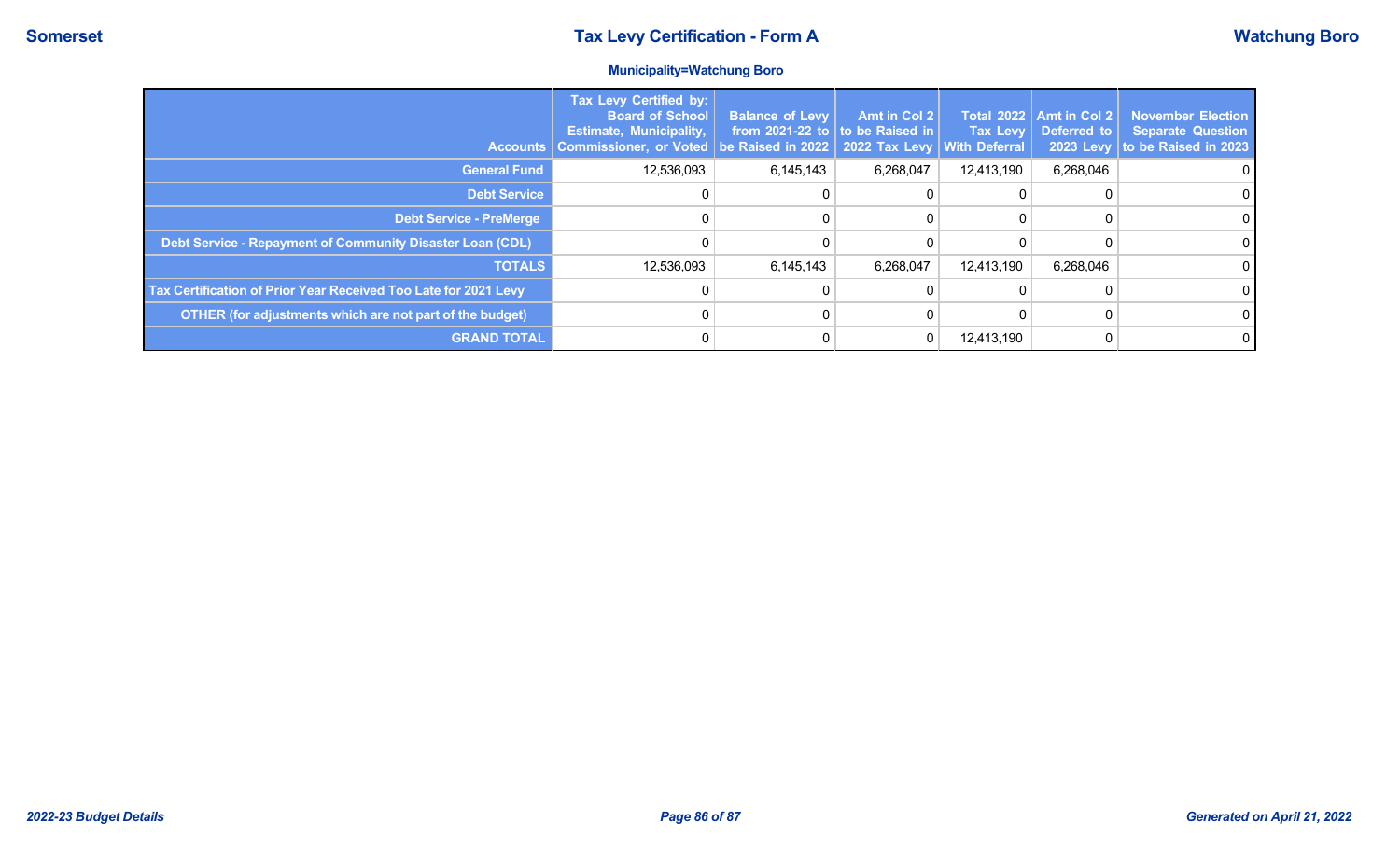# Tax Levy Certification - Form A

Somerset — Watchung Boro

**Municipality=Watchung Boro**

| Accounts | Tax Levy Certified by: Board of School Estimate, Municipality, Commissioner, or Voted | Balance of Levy from 2021-22 to be Raised in 2022 | Amt in Col 2 to be Raised in 2022 Tax Levy | Total 2022 Tax Levy With Deferral | Amt in Col 2 Deferred to 2023 Levy | November Election Separate Question to be Raised in 2023 |
|---|---|---|---|---|---|---|
| General Fund | 12,536,093 | 6,145,143 | 6,268,047 | 12,413,190 | 6,268,046 | 0 |
| Debt Service | 0 | 0 | 0 | 0 | 0 | 0 |
| Debt Service - PreMerge | 0 | 0 | 0 | 0 | 0 | 0 |
| Debt Service - Repayment of Community Disaster Loan (CDL) | 0 | 0 | 0 | 0 | 0 | 0 |
| TOTALS | 12,536,093 | 6,145,143 | 6,268,047 | 12,413,190 | 6,268,046 | 0 |
| Tax Certification of Prior Year Received Too Late for 2021 Levy | 0 | 0 | 0 | 0 | 0 | 0 |
| OTHER (for adjustments which are not part of the budget) | 0 | 0 | 0 | 0 | 0 | 0 |
| GRAND TOTAL | 0 | 0 | 0 | 12,413,190 | 0 | 0 |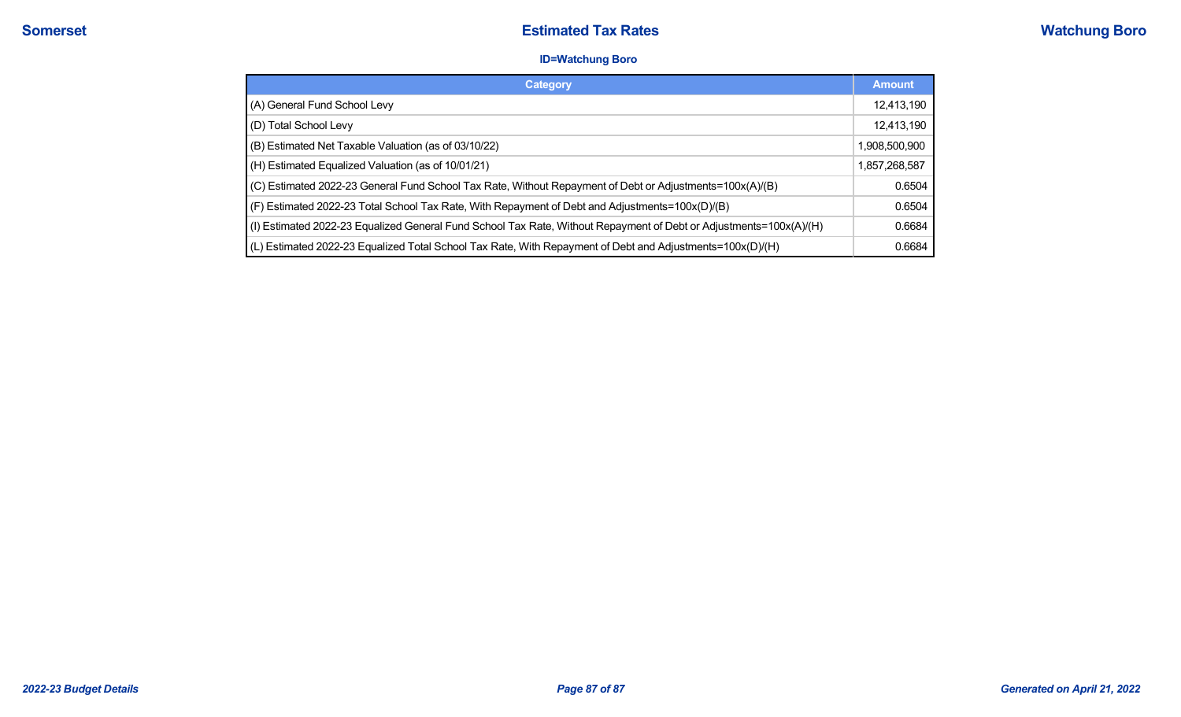Somerset

## Estimated Tax Rates

Watchung Boro

**ID=Watchung Boro**

| Category | Amount |
|---|---|
| (A) General Fund School Levy | 12,413,190 |
| (D) Total School Levy | 12,413,190 |
| (B) Estimated Net Taxable Valuation (as of 03/10/22) | 1,908,500,900 |
| (H) Estimated Equalized Valuation (as of 10/01/21) | 1,857,268,587 |
| (C) Estimated 2022-23 General Fund School Tax Rate, Without Repayment of Debt or Adjustments=100x(A)/(B) | 0.6504 |
| (F) Estimated 2022-23 Total School Tax Rate, With Repayment of Debt and Adjustments=100x(D)/(B) | 0.6504 |
| (I) Estimated 2022-23 Equalized General Fund School Tax Rate, Without Repayment of Debt or Adjustments=100x(A)/(H) | 0.6684 |
| (L) Estimated 2022-23 Equalized Total School Tax Rate, With Repayment of Debt and Adjustments=100x(D)/(H) | 0.6684 |